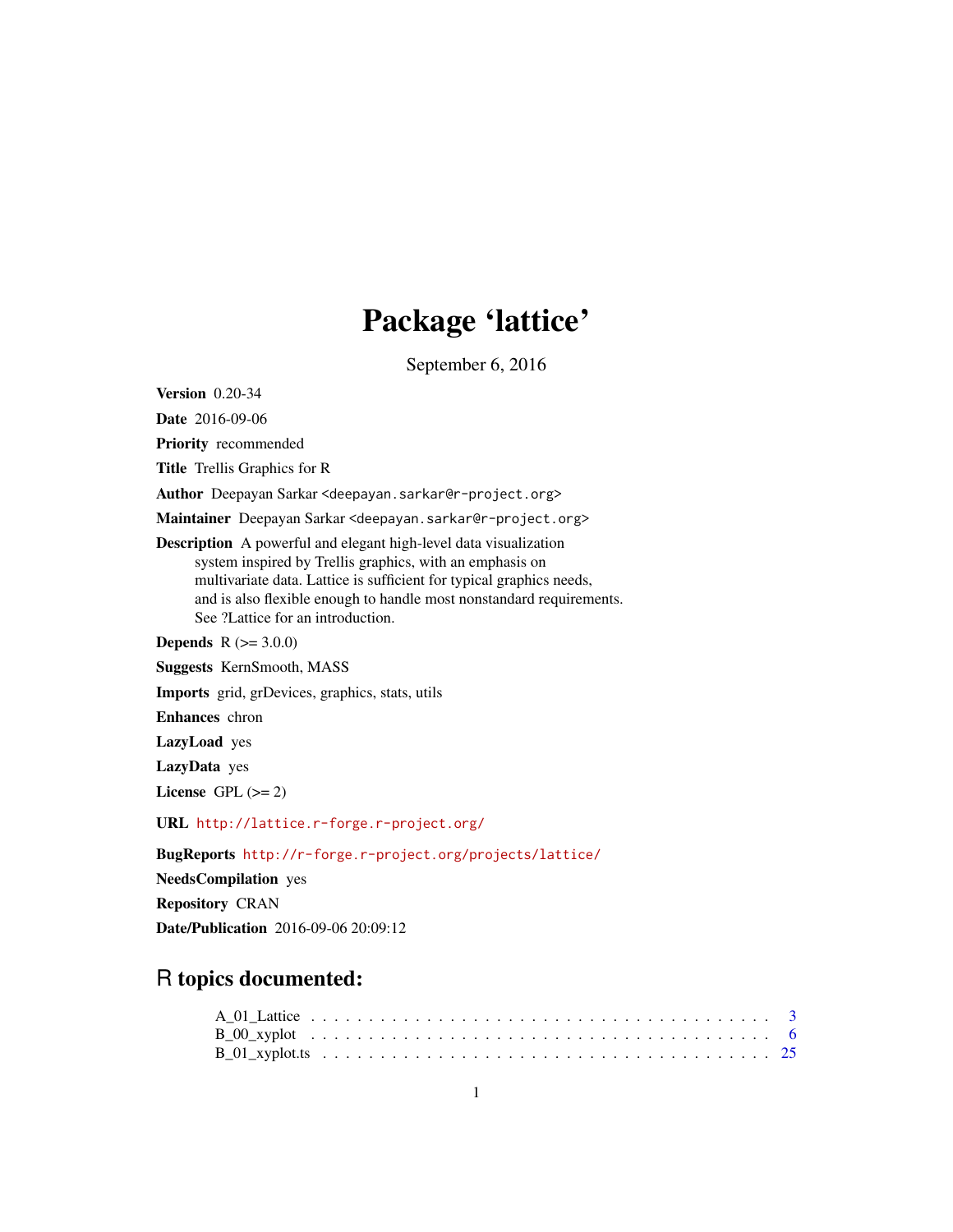# Package 'lattice'

September 6, 2016

**Version** 0.20-34

**Date** 2016-09-06

**Priority** recommended

**Title** Trellis Graphics for R

**Author** Deepayan Sarkar <deepayan.sarkar@r-project.org>

**Maintainer** Deepayan Sarkar <deepayan.sarkar@r-project.org>

**Description** A powerful and elegant high-level data visualization system inspired by Trellis graphics, with an emphasis on multivariate data. Lattice is sufficient for typical graphics needs, and is also flexible enough to handle most nonstandard requirements. See ?Lattice for an introduction.

**Depends** R (>= 3.0.0)

**Suggests** KernSmooth, MASS

**Imports** grid, grDevices, graphics, stats, utils

**Enhances** chron

**LazyLoad** yes

**LazyData** yes

**License** GPL (>= 2)

**URL** http://lattice.r-forge.r-project.org/

**BugReports** http://r-forge.r-project.org/projects/lattice/

**NeedsCompilation** yes

**Repository** CRAN

**Date/Publication** 2016-09-06 20:09:12

## R topics documented:

A_01_Lattice . . . . . . . . . . . . . . . . . . . . . . . . . . . . . . . . . . . . . . . . 3
B_00_xyplot . . . . . . . . . . . . . . . . . . . . . . . . . . . . . . . . . . . . . . . . 6
B_01_xyplot.ts . . . . . . . . . . . . . . . . . . . . . . . . . . . . . . . . . . . . . . . 25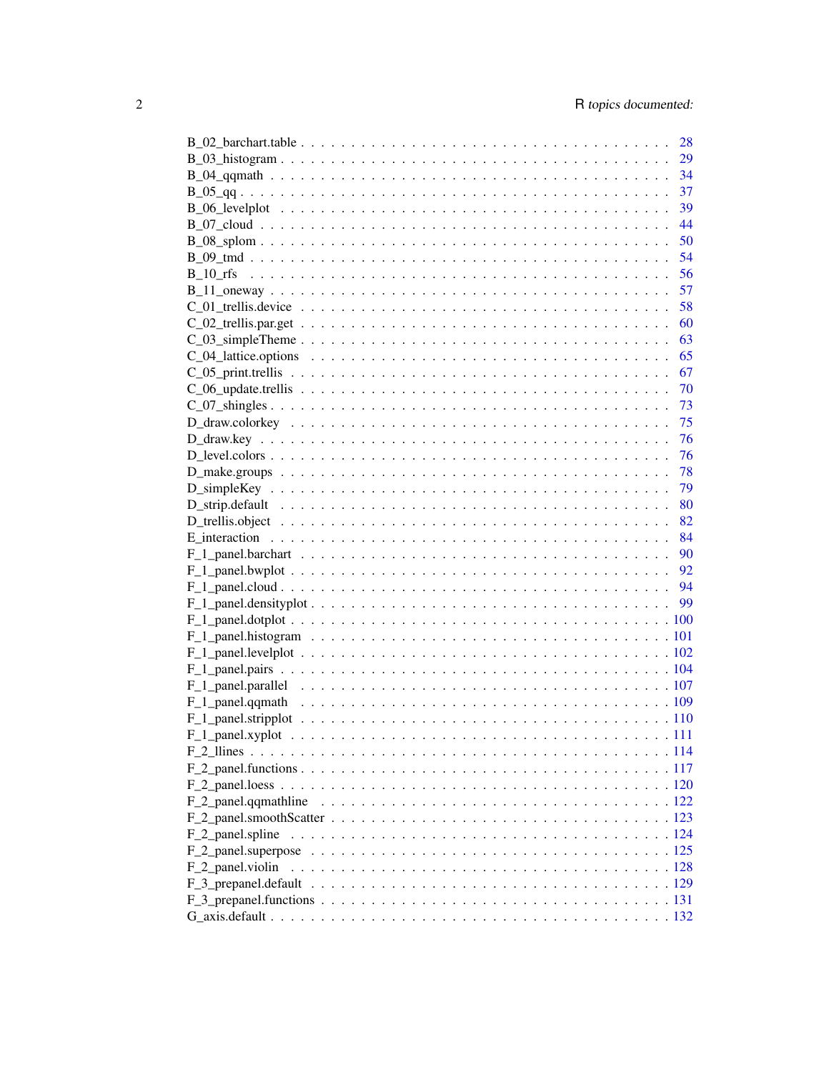B_02_barchart.table . . . . . . . . . . . . . . . . . . . . . . . . . . . . . . . . . . . 28
B_03_histogram . . . . . . . . . . . . . . . . . . . . . . . . . . . . . . . . . . . . . 29
B_04_qqmath . . . . . . . . . . . . . . . . . . . . . . . . . . . . . . . . . . . . . . 34
B_05_qq . . . . . . . . . . . . . . . . . . . . . . . . . . . . . . . . . . . . . . . . 37
B_06_levelplot . . . . . . . . . . . . . . . . . . . . . . . . . . . . . . . . . . . . 39
B_07_cloud . . . . . . . . . . . . . . . . . . . . . . . . . . . . . . . . . . . . . . 44
B_08_splom . . . . . . . . . . . . . . . . . . . . . . . . . . . . . . . . . . . . . . 50
B_09_tmd . . . . . . . . . . . . . . . . . . . . . . . . . . . . . . . . . . . . . . . 54
B_10_rfs . . . . . . . . . . . . . . . . . . . . . . . . . . . . . . . . . . . . . . . 56
B_11_oneway . . . . . . . . . . . . . . . . . . . . . . . . . . . . . . . . . . . . . 57
C_01_trellis.device . . . . . . . . . . . . . . . . . . . . . . . . . . . . . . . . . . 58
C_02_trellis.par.get . . . . . . . . . . . . . . . . . . . . . . . . . . . . . . . . . 60
C_03_simpleTheme . . . . . . . . . . . . . . . . . . . . . . . . . . . . . . . . . . 63
C_04_lattice.options . . . . . . . . . . . . . . . . . . . . . . . . . . . . . . . . . 65
C_05_print.trellis . . . . . . . . . . . . . . . . . . . . . . . . . . . . . . . . . . 67
C_06_update.trellis . . . . . . . . . . . . . . . . . . . . . . . . . . . . . . . . . 70
C_07_shingles . . . . . . . . . . . . . . . . . . . . . . . . . . . . . . . . . . . . 73
D_draw.colorkey . . . . . . . . . . . . . . . . . . . . . . . . . . . . . . . . . . . 75
D_draw.key . . . . . . . . . . . . . . . . . . . . . . . . . . . . . . . . . . . . . . 76
D_level.colors . . . . . . . . . . . . . . . . . . . . . . . . . . . . . . . . . . . . 76
D_make.groups . . . . . . . . . . . . . . . . . . . . . . . . . . . . . . . . . . . . 78
D_simpleKey . . . . . . . . . . . . . . . . . . . . . . . . . . . . . . . . . . . . . 79
D_strip.default . . . . . . . . . . . . . . . . . . . . . . . . . . . . . . . . . . . 80
D_trellis.object . . . . . . . . . . . . . . . . . . . . . . . . . . . . . . . . . . . 82
E_interaction . . . . . . . . . . . . . . . . . . . . . . . . . . . . . . . . . . . . 84
F_1_panel.barchart . . . . . . . . . . . . . . . . . . . . . . . . . . . . . . . . . 90
F_1_panel.bwplot . . . . . . . . . . . . . . . . . . . . . . . . . . . . . . . . . . 92
F_1_panel.cloud . . . . . . . . . . . . . . . . . . . . . . . . . . . . . . . . . . . 94
F_1_panel.densityplot . . . . . . . . . . . . . . . . . . . . . . . . . . . . . . . . 99
F_1_panel.dotplot . . . . . . . . . . . . . . . . . . . . . . . . . . . . . . . . . . 100
F_1_panel.histogram . . . . . . . . . . . . . . . . . . . . . . . . . . . . . . . . . 101
F_1_panel.levelplot . . . . . . . . . . . . . . . . . . . . . . . . . . . . . . . . . 102
F_1_panel.pairs . . . . . . . . . . . . . . . . . . . . . . . . . . . . . . . . . . . 104
F_1_panel.parallel . . . . . . . . . . . . . . . . . . . . . . . . . . . . . . . . . . 107
F_1_panel.qqmath . . . . . . . . . . . . . . . . . . . . . . . . . . . . . . . . . . 109
F_1_panel.stripplot . . . . . . . . . . . . . . . . . . . . . . . . . . . . . . . . . 110
F_1_panel.xyplot . . . . . . . . . . . . . . . . . . . . . . . . . . . . . . . . . . 111
F_2_llines . . . . . . . . . . . . . . . . . . . . . . . . . . . . . . . . . . . . . . 114
F_2_panel.functions . . . . . . . . . . . . . . . . . . . . . . . . . . . . . . . . . 117
F_2_panel.loess . . . . . . . . . . . . . . . . . . . . . . . . . . . . . . . . . . . 120
F_2_panel.qqmathline . . . . . . . . . . . . . . . . . . . . . . . . . . . . . . . . 122
F_2_panel.smoothScatter . . . . . . . . . . . . . . . . . . . . . . . . . . . . . . . 123
F_2_panel.spline . . . . . . . . . . . . . . . . . . . . . . . . . . . . . . . . . . . 124
F_2_panel.superpose . . . . . . . . . . . . . . . . . . . . . . . . . . . . . . . . . 125
F_2_panel.violin . . . . . . . . . . . . . . . . . . . . . . . . . . . . . . . . . . . 128
F_3_prepanel.default . . . . . . . . . . . . . . . . . . . . . . . . . . . . . . . . . 129
F_3_prepanel.functions . . . . . . . . . . . . . . . . . . . . . . . . . . . . . . . . 131
G_axis.default . . . . . . . . . . . . . . . . . . . . . . . . . . . . . . . . . . . . 132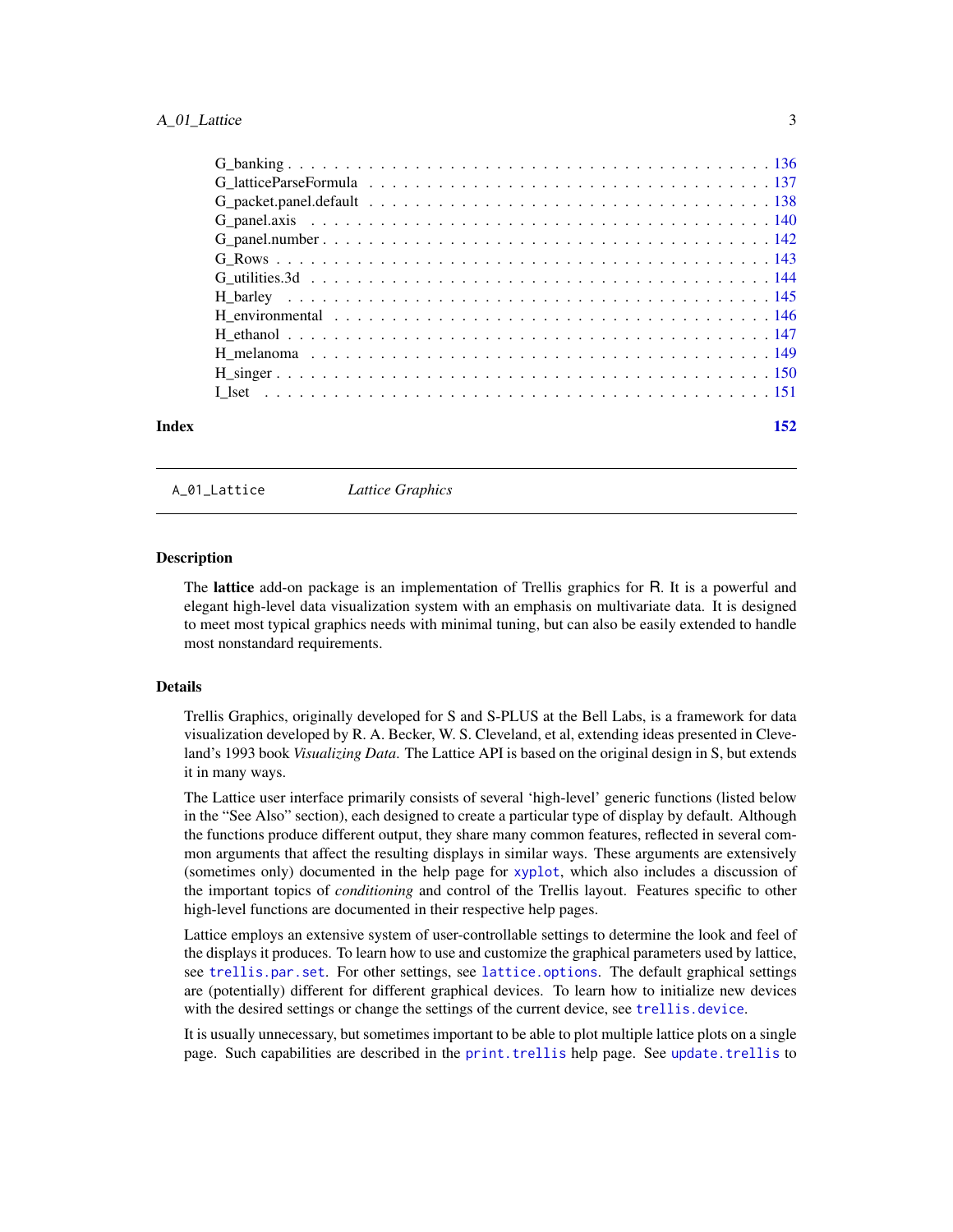G_banking . . . . . . . . . . . . . . . . . . . . . . . . . . . . . . . . . . . . . . . . . 136
G_latticeParseFormula . . . . . . . . . . . . . . . . . . . . . . . . . . . . . . . . . . . 137
G_packet.panel.default . . . . . . . . . . . . . . . . . . . . . . . . . . . . . . . . . . . 138
G_panel.axis . . . . . . . . . . . . . . . . . . . . . . . . . . . . . . . . . . . . . . . . 140
G_panel.number . . . . . . . . . . . . . . . . . . . . . . . . . . . . . . . . . . . . . . . 142
G_Rows . . . . . . . . . . . . . . . . . . . . . . . . . . . . . . . . . . . . . . . . . . . 143
G_utilities.3d . . . . . . . . . . . . . . . . . . . . . . . . . . . . . . . . . . . . . . . 144
H_barley . . . . . . . . . . . . . . . . . . . . . . . . . . . . . . . . . . . . . . . . . . 145
H_environmental . . . . . . . . . . . . . . . . . . . . . . . . . . . . . . . . . . . . . . 146
H_ethanol . . . . . . . . . . . . . . . . . . . . . . . . . . . . . . . . . . . . . . . . . 147
H_melanoma . . . . . . . . . . . . . . . . . . . . . . . . . . . . . . . . . . . . . . . . 149
H_singer . . . . . . . . . . . . . . . . . . . . . . . . . . . . . . . . . . . . . . . . . . 150
I_lset . . . . . . . . . . . . . . . . . . . . . . . . . . . . . . . . . . . . . . . . . . . 151

**Index** **152**

---

`A_01_Lattice` *Lattice Graphics*

---

## Description

The **lattice** add-on package is an implementation of Trellis graphics for R. It is a powerful and elegant high-level data visualization system with an emphasis on multivariate data. It is designed to meet most typical graphics needs with minimal tuning, but can also be easily extended to handle most nonstandard requirements.

## Details

Trellis Graphics, originally developed for S and S-PLUS at the Bell Labs, is a framework for data visualization developed by R. A. Becker, W. S. Cleveland, et al, extending ideas presented in Cleveland's 1993 book *Visualizing Data*. The Lattice API is based on the original design in S, but extends it in many ways.

The Lattice user interface primarily consists of several 'high-level' generic functions (listed below in the "See Also" section), each designed to create a particular type of display by default. Although the functions produce different output, they share many common features, reflected in several common arguments that affect the resulting displays in similar ways. These arguments are extensively (sometimes only) documented in the help page for `xyplot`, which also includes a discussion of the important topics of *conditioning* and control of the Trellis layout. Features specific to other high-level functions are documented in their respective help pages.

Lattice employs an extensive system of user-controllable settings to determine the look and feel of the displays it produces. To learn how to use and customize the graphical parameters used by lattice, see `trellis.par.set`. For other settings, see `lattice.options`. The default graphical settings are (potentially) different for different graphical devices. To learn how to initialize new devices with the desired settings or change the settings of the current device, see `trellis.device`.

It is usually unnecessary, but sometimes important to be able to plot multiple lattice plots on a single page. Such capabilities are described in the `print.trellis` help page. See `update.trellis` to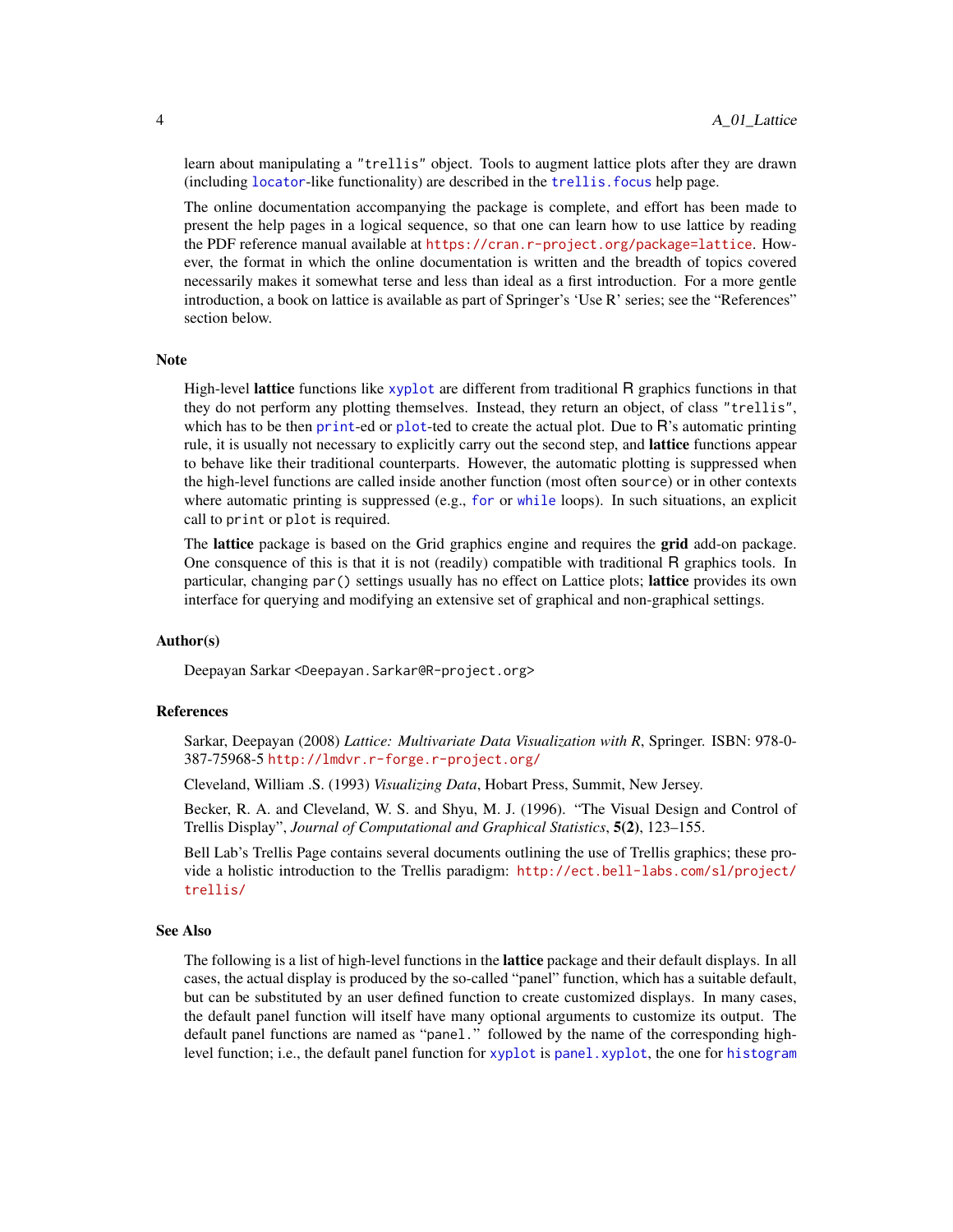learn about manipulating a "trellis" object. Tools to augment lattice plots after they are drawn (including `locator`-like functionality) are described in the `trellis.focus` help page.

The online documentation accompanying the package is complete, and effort has been made to present the help pages in a logical sequence, so that one can learn how to use lattice by reading the PDF reference manual available at https://cran.r-project.org/package=lattice. However, the format in which the online documentation is written and the breadth of topics covered necessarily makes it somewhat terse and less than ideal as a first introduction. For a more gentle introduction, a book on lattice is available as part of Springer's 'Use R' series; see the "References" section below.

## Note

High-level **lattice** functions like `xyplot` are different from traditional R graphics functions in that they do not perform any plotting themselves. Instead, they return an object, of class "trellis", which has to be then `print`-ed or `plot`-ted to create the actual plot. Due to R's automatic printing rule, it is usually not necessary to explicitly carry out the second step, and **lattice** functions appear to behave like their traditional counterparts. However, the automatic plotting is suppressed when the high-level functions are called inside another function (most often `source`) or in other contexts where automatic printing is suppressed (e.g., `for` or `while` loops). In such situations, an explicit call to `print` or `plot` is required.

The **lattice** package is based on the Grid graphics engine and requires the **grid** add-on package. One consquence of this is that it is not (readily) compatible with traditional R graphics tools. In particular, changing `par()` settings usually has no effect on Lattice plots; **lattice** provides its own interface for querying and modifying an extensive set of graphical and non-graphical settings.

## Author(s)

Deepayan Sarkar <Deepayan.Sarkar@R-project.org>

## References

Sarkar, Deepayan (2008) *Lattice: Multivariate Data Visualization with R*, Springer. ISBN: 978-0-387-75968-5 http://lmdvr.r-forge.r-project.org/

Cleveland, William .S. (1993) *Visualizing Data*, Hobart Press, Summit, New Jersey.

Becker, R. A. and Cleveland, W. S. and Shyu, M. J. (1996). "The Visual Design and Control of Trellis Display", *Journal of Computational and Graphical Statistics*, **5(2)**, 123–155.

Bell Lab's Trellis Page contains several documents outlining the use of Trellis graphics; these provide a holistic introduction to the Trellis paradigm: http://ect.bell-labs.com/sl/project/trellis/

## See Also

The following is a list of high-level functions in the **lattice** package and their default displays. In all cases, the actual display is produced by the so-called "panel" function, which has a suitable default, but can be substituted by an user defined function to create customized displays. In many cases, the default panel function will itself have many optional arguments to customize its output. The default panel functions are named as "`panel.`" followed by the name of the corresponding high-level function; i.e., the default panel function for `xyplot` is `panel.xyplot`, the one for `histogram`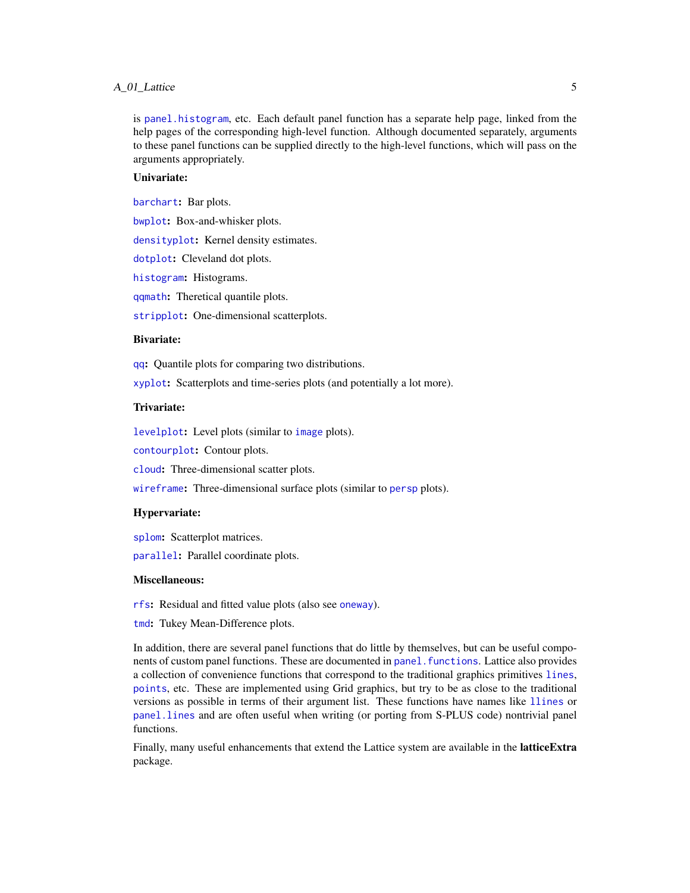is `panel.histogram`, etc. Each default panel function has a separate help page, linked from the help pages of the corresponding high-level function. Although documented separately, arguments to these panel functions can be supplied directly to the high-level functions, which will pass on the arguments appropriately.

**Univariate:**

`barchart`**:** Bar plots.

`bwplot`**:** Box-and-whisker plots.

`densityplot`**:** Kernel density estimates.

`dotplot`**:** Cleveland dot plots.

`histogram`**:** Histograms.

`qqmath`**:** Theretical quantile plots.

`stripplot`**:** One-dimensional scatterplots.

**Bivariate:**

`qq`**:** Quantile plots for comparing two distributions.

`xyplot`**:** Scatterplots and time-series plots (and potentially a lot more).

**Trivariate:**

`levelplot`**:** Level plots (similar to `image` plots).

`contourplot`**:** Contour plots.

`cloud`**:** Three-dimensional scatter plots.

`wireframe`**:** Three-dimensional surface plots (similar to `persp` plots).

**Hypervariate:**

`splom`**:** Scatterplot matrices.

`parallel`**:** Parallel coordinate plots.

**Miscellaneous:**

`rfs`**:** Residual and fitted value plots (also see `oneway`).

`tmd`**:** Tukey Mean-Difference plots.

In addition, there are several panel functions that do little by themselves, but can be useful components of custom panel functions. These are documented in `panel.functions`. Lattice also provides a collection of convenience functions that correspond to the traditional graphics primitives `lines`, `points`, etc. These are implemented using Grid graphics, but try to be as close to the traditional versions as possible in terms of their argument list. These functions have names like `llines` or `panel.lines` and are often useful when writing (or porting from S-PLUS code) nontrivial panel functions.

Finally, many useful enhancements that extend the Lattice system are available in the **latticeExtra** package.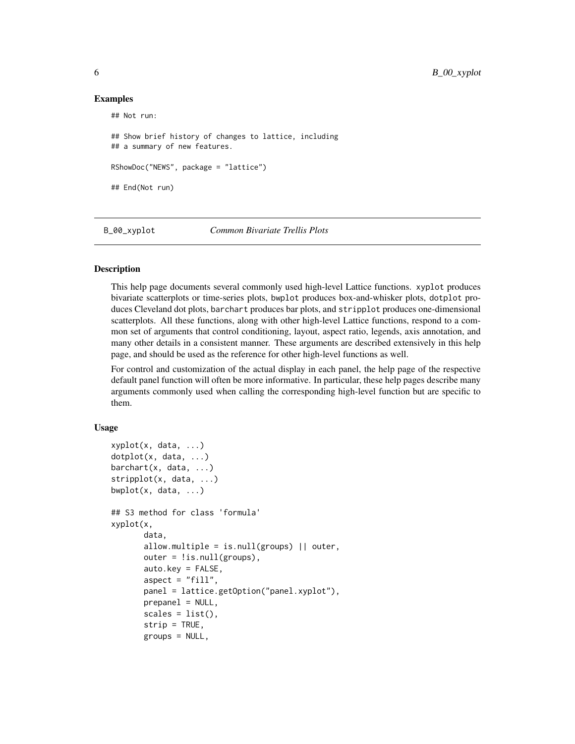### Examples

```
## Not run:

## Show brief history of changes to lattice, including
## a summary of new features.

RShowDoc("NEWS", package = "lattice")

## End(Not run)
```

---

## B_00_xyplot *Common Bivariate Trellis Plots*

---

### Description

This help page documents several commonly used high-level Lattice functions. `xyplot` produces bivariate scatterplots or time-series plots, `bwplot` produces box-and-whisker plots, `dotplot` produces Cleveland dot plots, `barchart` produces bar plots, and `stripplot` produces one-dimensional scatterplots. All these functions, along with other high-level Lattice functions, respond to a common set of arguments that control conditioning, layout, aspect ratio, legends, axis annotation, and many other details in a consistent manner. These arguments are described extensively in this help page, and should be used as the reference for other high-level functions as well.

For control and customization of the actual display in each panel, the help page of the respective default panel function will often be more informative. In particular, these help pages describe many arguments commonly used when calling the corresponding high-level function but are specific to them.

### Usage

```
xyplot(x, data, ...)
dotplot(x, data, ...)
barchart(x, data, ...)
stripplot(x, data, ...)
bwplot(x, data, ...)

## S3 method for class 'formula'
xyplot(x,
       data,
       allow.multiple = is.null(groups) || outer,
       outer = !is.null(groups),
       auto.key = FALSE,
       aspect = "fill",
       panel = lattice.getOption("panel.xyplot"),
       prepanel = NULL,
       scales = list(),
       strip = TRUE,
       groups = NULL,
```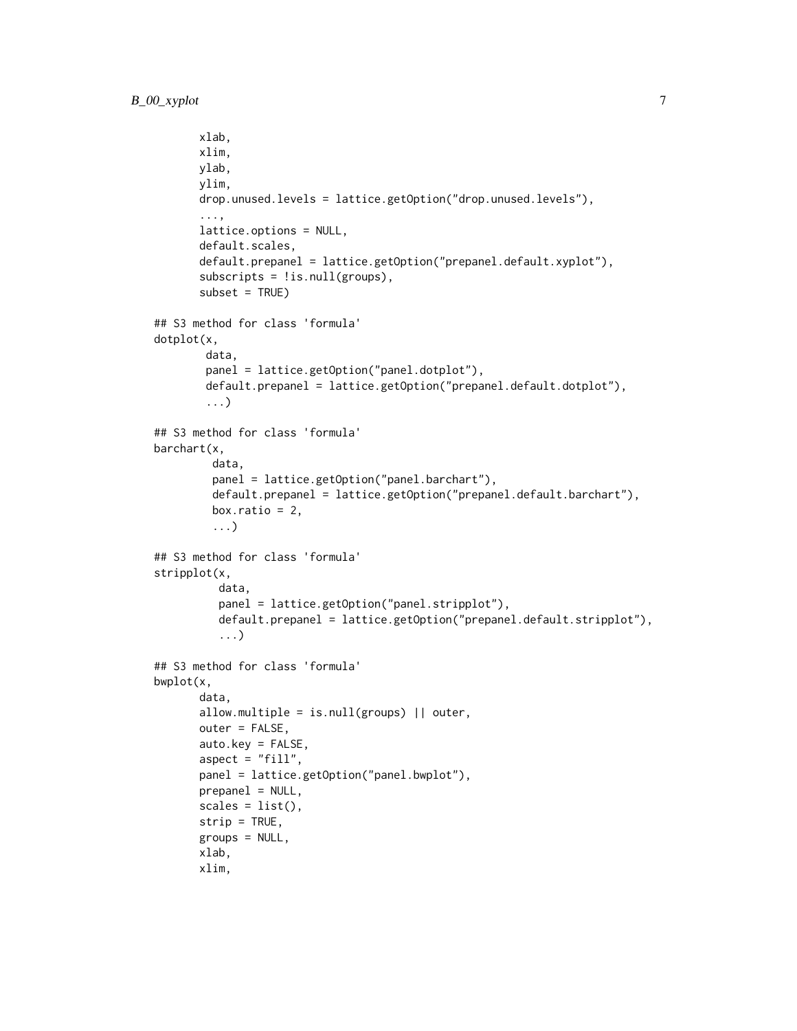```
       xlab,
       xlim,
       ylab,
       ylim,
       drop.unused.levels = lattice.getOption("drop.unused.levels"),
       ...,
       lattice.options = NULL,
       default.scales,
       default.prepanel = lattice.getOption("prepanel.default.xyplot"),
       subscripts = !is.null(groups),
       subset = TRUE)

## S3 method for class 'formula'
dotplot(x,
        data,
        panel = lattice.getOption("panel.dotplot"),
        default.prepanel = lattice.getOption("prepanel.default.dotplot"),
        ...)

## S3 method for class 'formula'
barchart(x,
         data,
         panel = lattice.getOption("panel.barchart"),
         default.prepanel = lattice.getOption("prepanel.default.barchart"),
         box.ratio = 2,
         ...)

## S3 method for class 'formula'
stripplot(x,
          data,
          panel = lattice.getOption("panel.stripplot"),
          default.prepanel = lattice.getOption("prepanel.default.stripplot"),
          ...)

## S3 method for class 'formula'
bwplot(x,
       data,
       allow.multiple = is.null(groups) || outer,
       outer = FALSE,
       auto.key = FALSE,
       aspect = "fill",
       panel = lattice.getOption("panel.bwplot"),
       prepanel = NULL,
       scales = list(),
       strip = TRUE,
       groups = NULL,
       xlab,
       xlim,
```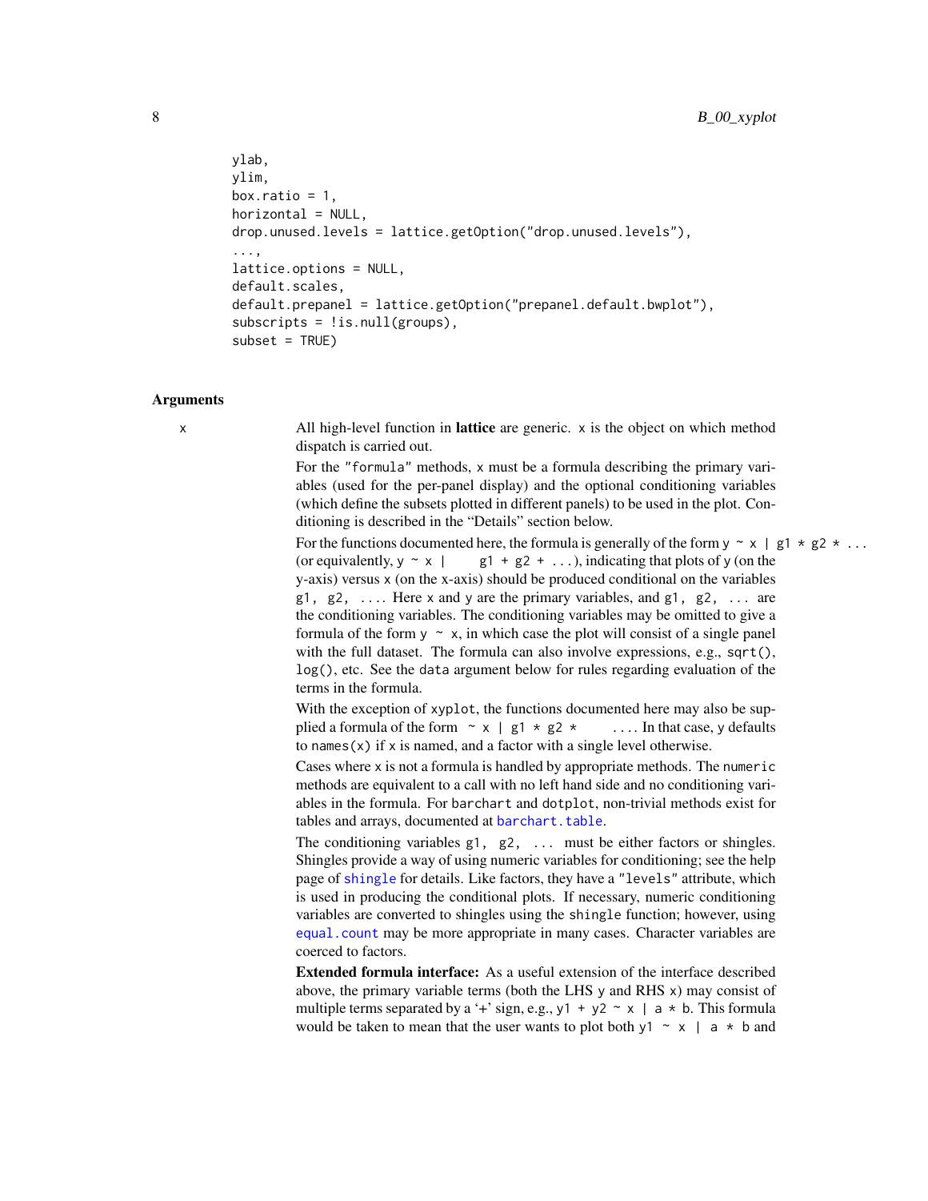```
ylab,
ylim,
box.ratio = 1,
horizontal = NULL,
drop.unused.levels = lattice.getOption("drop.unused.levels"),
...,
lattice.options = NULL,
default.scales,
default.prepanel = lattice.getOption("prepanel.default.bwplot"),
subscripts = !is.null(groups),
subset = TRUE)
```

## Arguments

`x` 

All high-level function in **lattice** are generic. `x` is the object on which method dispatch is carried out.

For the `"formula"` methods, `x` must be a formula describing the primary variables (used for the per-panel display) and the optional conditioning variables (which define the subsets plotted in different panels) to be used in the plot. Conditioning is described in the "Details" section below.

For the functions documented here, the formula is generally of the form `y ~ x | g1 * g2 * ...` (or equivalently, `y ~ x | g1 + g2 + ...`), indicating that plots of `y` (on the y-axis) versus `x` (on the x-axis) should be produced conditional on the variables `g1, g2, ...`. Here `x` and `y` are the primary variables, and `g1, g2, ...` are the conditioning variables. The conditioning variables may be omitted to give a formula of the form `y ~ x`, in which case the plot will consist of a single panel with the full dataset. The formula can also involve expressions, e.g., `sqrt()`, `log()`, etc. See the `data` argument below for rules regarding evaluation of the terms in the formula.

With the exception of `xyplot`, the functions documented here may also be supplied a formula of the form `~ x | g1 * g2 * ...`. In that case, `y` defaults to `names(x)` if `x` is named, and a factor with a single level otherwise.

Cases where `x` is not a formula is handled by appropriate methods. The `numeric` methods are equivalent to a call with no left hand side and no conditioning variables in the formula. For `barchart` and `dotplot`, non-trivial methods exist for tables and arrays, documented at `barchart.table`.

The conditioning variables `g1, g2, ...` must be either factors or shingles. Shingles provide a way of using numeric variables for conditioning; see the help page of `shingle` for details. Like factors, they have a `"levels"` attribute, which is used in producing the conditional plots. If necessary, numeric conditioning variables are converted to shingles using the `shingle` function; however, using `equal.count` may be more appropriate in many cases. Character variables are coerced to factors.

**Extended formula interface:** As a useful extension of the interface described above, the primary variable terms (both the LHS `y` and RHS `x`) may consist of multiple terms separated by a '+' sign, e.g., `y1 + y2 ~ x | a * b`. This formula would be taken to mean that the user wants to plot both `y1 ~ x | a * b` and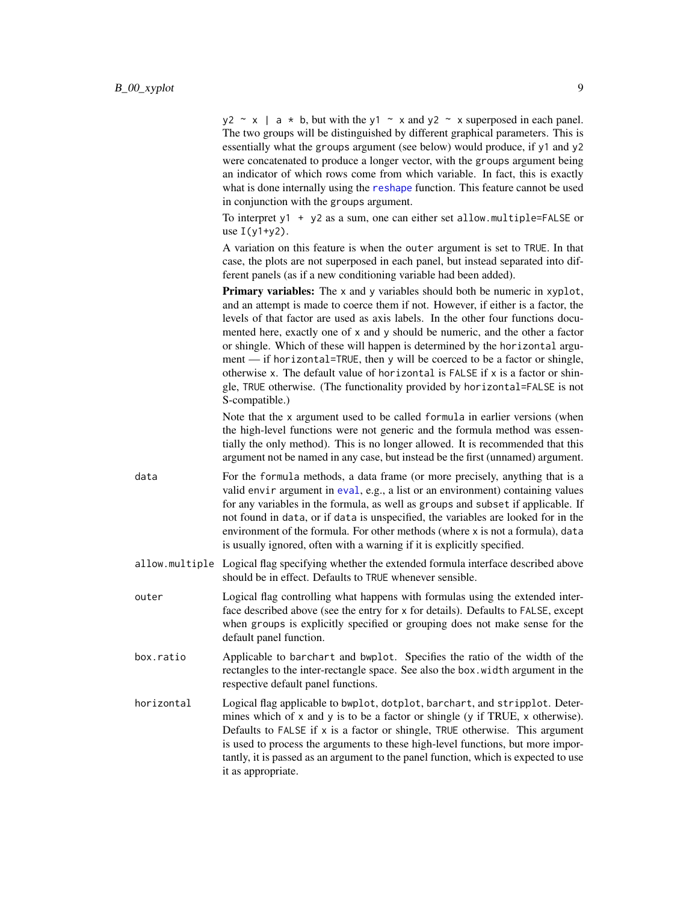`y2 ~ x | a * b`, but with the `y1 ~ x` and `y2 ~ x` superposed in each panel. The two groups will be distinguished by different graphical parameters. This is essentially what the `groups` argument (see below) would produce, if `y1` and `y2` were concatenated to produce a longer vector, with the `groups` argument being an indicator of which rows come from which variable. In fact, this is exactly what is done internally using the `reshape` function. This feature cannot be used in conjunction with the `groups` argument.

To interpret `y1 + y2` as a sum, one can either set `allow.multiple=FALSE` or use `I(y1+y2)`.

A variation on this feature is when the `outer` argument is set to `TRUE`. In that case, the plots are not superposed in each panel, but instead separated into different panels (as if a new conditioning variable had been added).

**Primary variables:** The `x` and `y` variables should both be numeric in `xyplot`, and an attempt is made to coerce them if not. However, if either is a factor, the levels of that factor are used as axis labels. In the other four functions documented here, exactly one of `x` and `y` should be numeric, and the other a factor or shingle. Which of these will happen is determined by the `horizontal` argument — if `horizontal=TRUE`, then `y` will be coerced to be a factor or shingle, otherwise `x`. The default value of `horizontal` is `FALSE` if `x` is a factor or shingle, `TRUE` otherwise. (The functionality provided by `horizontal=FALSE` is not S-compatible.)

Note that the `x` argument used to be called `formula` in earlier versions (when the high-level functions were not generic and the formula method was essentially the only method). This is no longer allowed. It is recommended that this argument not be named in any case, but instead be the first (unnamed) argument.

`data`
: For the `formula` methods, a data frame (or more precisely, anything that is a valid `envir` argument in `eval`, e.g., a list or an environment) containing values for any variables in the formula, as well as `groups` and `subset` if applicable. If not found in `data`, or if `data` is unspecified, the variables are looked for in the environment of the formula. For other methods (where `x` is not a formula), `data` is usually ignored, often with a warning if it is explicitly specified.

`allow.multiple`
: Logical flag specifying whether the extended formula interface described above should be in effect. Defaults to `TRUE` whenever sensible.

`outer`
: Logical flag controlling what happens with formulas using the extended interface described above (see the entry for `x` for details). Defaults to `FALSE`, except when `groups` is explicitly specified or grouping does not make sense for the default panel function.

`box.ratio`
: Applicable to `barchart` and `bwplot`. Specifies the ratio of the width of the rectangles to the inter-rectangle space. See also the `box.width` argument in the respective default panel functions.

`horizontal`
: Logical flag applicable to `bwplot`, `dotplot`, `barchart`, and `stripplot`. Determines which of `x` and `y` is to be a factor or shingle (`y` if TRUE, `x` otherwise). Defaults to `FALSE` if `x` is a factor or shingle, `TRUE` otherwise. This argument is used to process the arguments to these high-level functions, but more importantly, it is passed as an argument to the panel function, which is expected to use it as appropriate.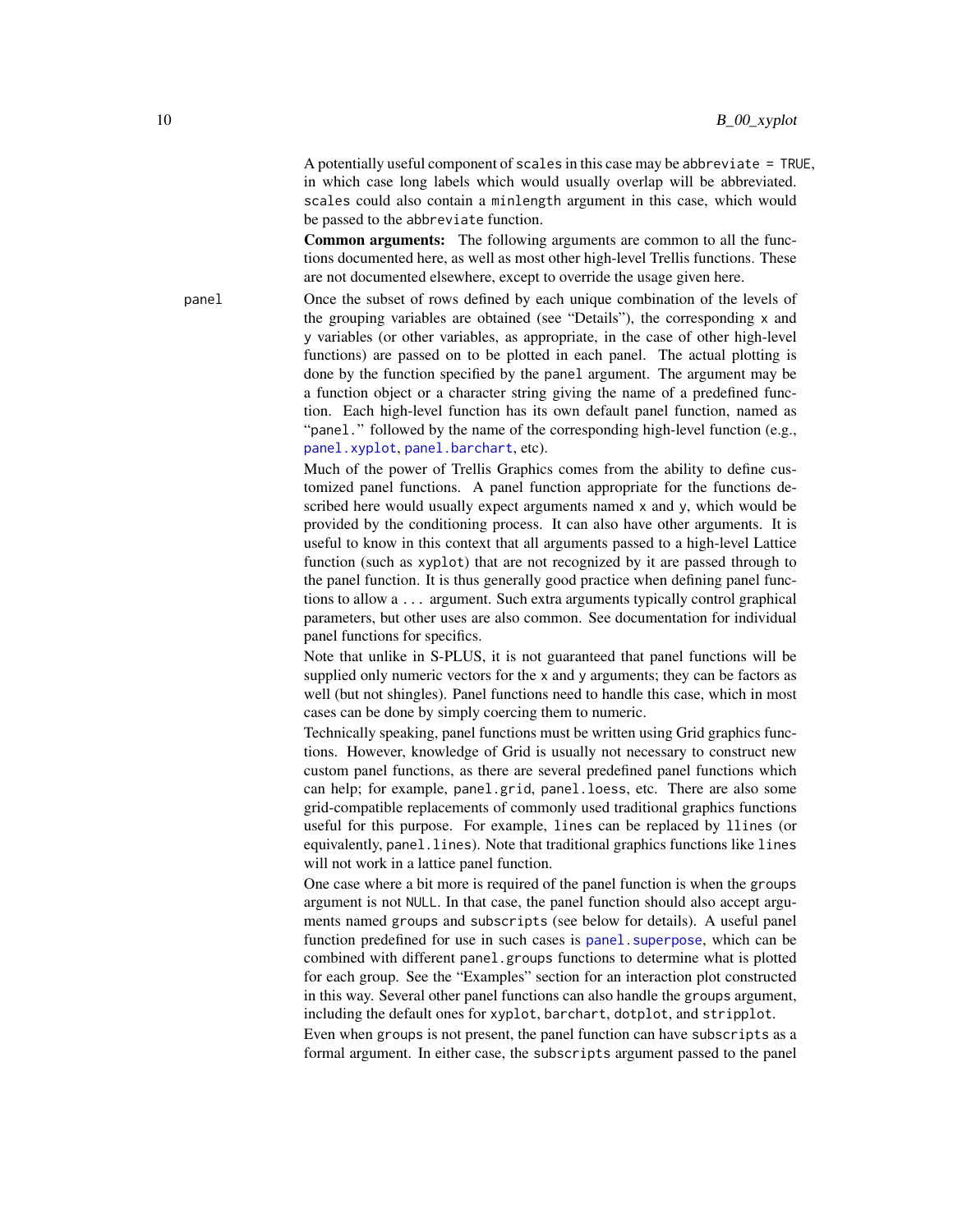A potentially useful component of `scales` in this case may be `abbreviate = TRUE`, in which case long labels which would usually overlap will be abbreviated. `scales` could also contain a `minlength` argument in this case, which would be passed to the `abbreviate` function.

**Common arguments:** The following arguments are common to all the functions documented here, as well as most other high-level Trellis functions. These are not documented elsewhere, except to override the usage given here.

`panel` Once the subset of rows defined by each unique combination of the levels of the grouping variables are obtained (see "Details"), the corresponding `x` and `y` variables (or other variables, as appropriate, in the case of other high-level functions) are passed on to be plotted in each panel. The actual plotting is done by the function specified by the `panel` argument. The argument may be a function object or a character string giving the name of a predefined function. Each high-level function has its own default panel function, named as "`panel.`" followed by the name of the corresponding high-level function (e.g., `panel.xyplot`, `panel.barchart`, etc).

Much of the power of Trellis Graphics comes from the ability to define customized panel functions. A panel function appropriate for the functions described here would usually expect arguments named `x` and `y`, which would be provided by the conditioning process. It can also have other arguments. It is useful to know in this context that all arguments passed to a high-level Lattice function (such as `xyplot`) that are not recognized by it are passed through to the panel function. It is thus generally good practice when defining panel functions to allow a `...` argument. Such extra arguments typically control graphical parameters, but other uses are also common. See documentation for individual panel functions for specifics.

Note that unlike in S-PLUS, it is not guaranteed that panel functions will be supplied only numeric vectors for the `x` and `y` arguments; they can be factors as well (but not shingles). Panel functions need to handle this case, which in most cases can be done by simply coercing them to numeric.

Technically speaking, panel functions must be written using Grid graphics functions. However, knowledge of Grid is usually not necessary to construct new custom panel functions, as there are several predefined panel functions which can help; for example, `panel.grid`, `panel.loess`, etc. There are also some grid-compatible replacements of commonly used traditional graphics functions useful for this purpose. For example, `lines` can be replaced by `llines` (or equivalently, `panel.lines`). Note that traditional graphics functions like `lines` will not work in a lattice panel function.

One case where a bit more is required of the panel function is when the `groups` argument is not `NULL`. In that case, the panel function should also accept arguments named `groups` and `subscripts` (see below for details). A useful panel function predefined for use in such cases is `panel.superpose`, which can be combined with different `panel.groups` functions to determine what is plotted for each group. See the "Examples" section for an interaction plot constructed in this way. Several other panel functions can also handle the `groups` argument, including the default ones for `xyplot`, `barchart`, `dotplot`, and `stripplot`.

Even when `groups` is not present, the panel function can have `subscripts` as a formal argument. In either case, the `subscripts` argument passed to the panel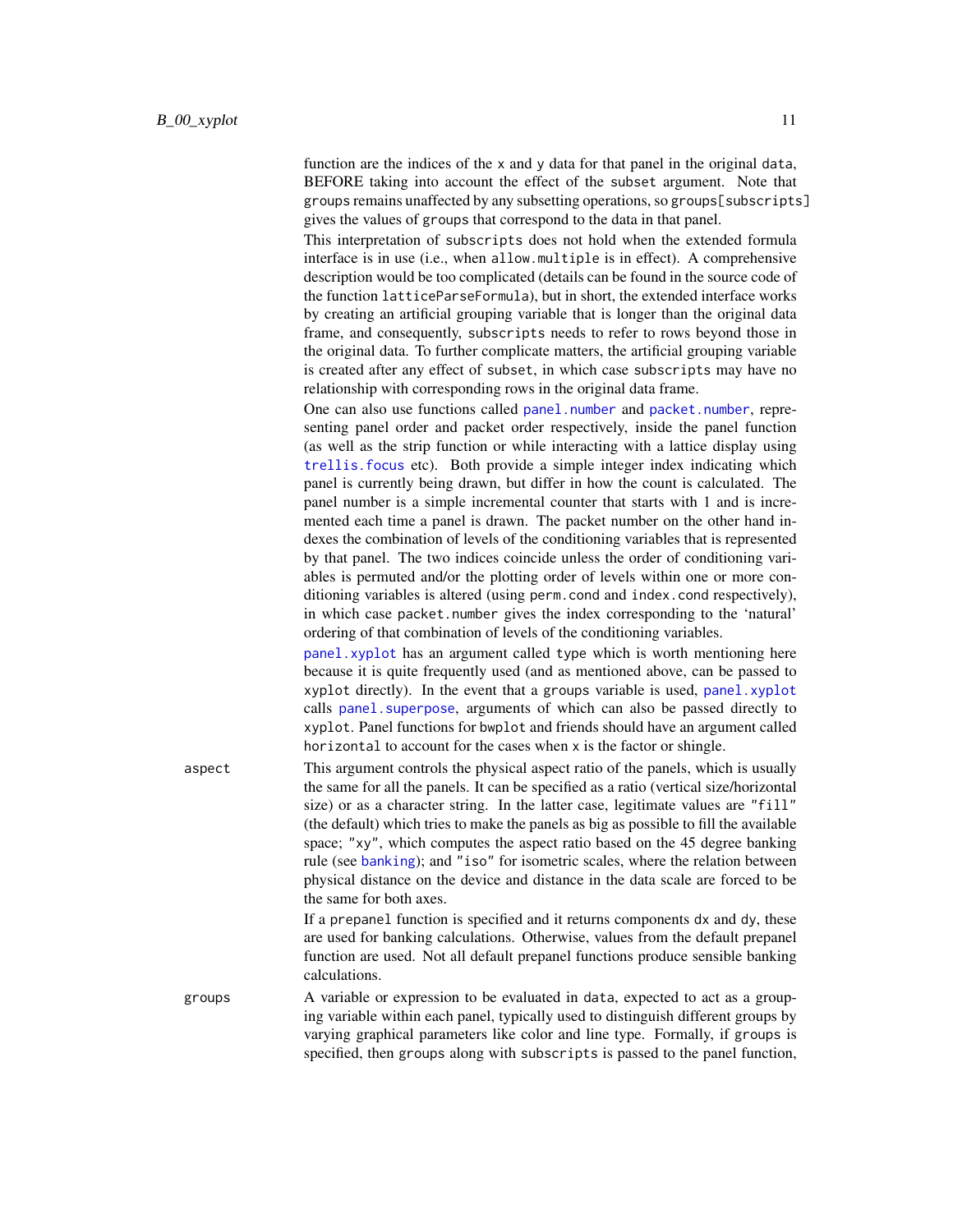function are the indices of the `x` and `y` data for that panel in the original `data`, BEFORE taking into account the effect of the `subset` argument. Note that `groups` remains unaffected by any subsetting operations, so `groups[subscripts]` gives the values of `groups` that correspond to the data in that panel.

This interpretation of `subscripts` does not hold when the extended formula interface is in use (i.e., when `allow.multiple` is in effect). A comprehensive description would be too complicated (details can be found in the source code of the function `latticeParseFormula`), but in short, the extended interface works by creating an artificial grouping variable that is longer than the original data frame, and consequently, `subscripts` needs to refer to rows beyond those in the original data. To further complicate matters, the artificial grouping variable is created after any effect of `subset`, in which case `subscripts` may have no relationship with corresponding rows in the original data frame.

One can also use functions called `panel.number` and `packet.number`, representing panel order and packet order respectively, inside the panel function (as well as the strip function or while interacting with a lattice display using `trellis.focus` etc). Both provide a simple integer index indicating which panel is currently being drawn, but differ in how the count is calculated. The panel number is a simple incremental counter that starts with 1 and is incremented each time a panel is drawn. The packet number on the other hand indexes the combination of levels of the conditioning variables that is represented by that panel. The two indices coincide unless the order of conditioning variables is permuted and/or the plotting order of levels within one or more conditioning variables is altered (using `perm.cond` and `index.cond` respectively), in which case `packet.number` gives the index corresponding to the 'natural' ordering of that combination of levels of the conditioning variables.

`panel.xyplot` has an argument called `type` which is worth mentioning here because it is quite frequently used (and as mentioned above, can be passed to `xyplot` directly). In the event that a `groups` variable is used, `panel.xyplot` calls `panel.superpose`, arguments of which can also be passed directly to `xyplot`. Panel functions for `bwplot` and friends should have an argument called `horizontal` to account for the cases when `x` is the factor or shingle.

`aspect`
: This argument controls the physical aspect ratio of the panels, which is usually the same for all the panels. It can be specified as a ratio (vertical size/horizontal size) or as a character string. In the latter case, legitimate values are `"fill"` (the default) which tries to make the panels as big as possible to fill the available space; `"xy"`, which computes the aspect ratio based on the 45 degree banking rule (see `banking`); and `"iso"` for isometric scales, where the relation between physical distance on the device and distance in the data scale are forced to be the same for both axes.

  If a `prepanel` function is specified and it returns components `dx` and `dy`, these are used for banking calculations. Otherwise, values from the default prepanel function are used. Not all default prepanel functions produce sensible banking calculations.

`groups`
: A variable or expression to be evaluated in `data`, expected to act as a grouping variable within each panel, typically used to distinguish different groups by varying graphical parameters like color and line type. Formally, if `groups` is specified, then `groups` along with `subscripts` is passed to the panel function,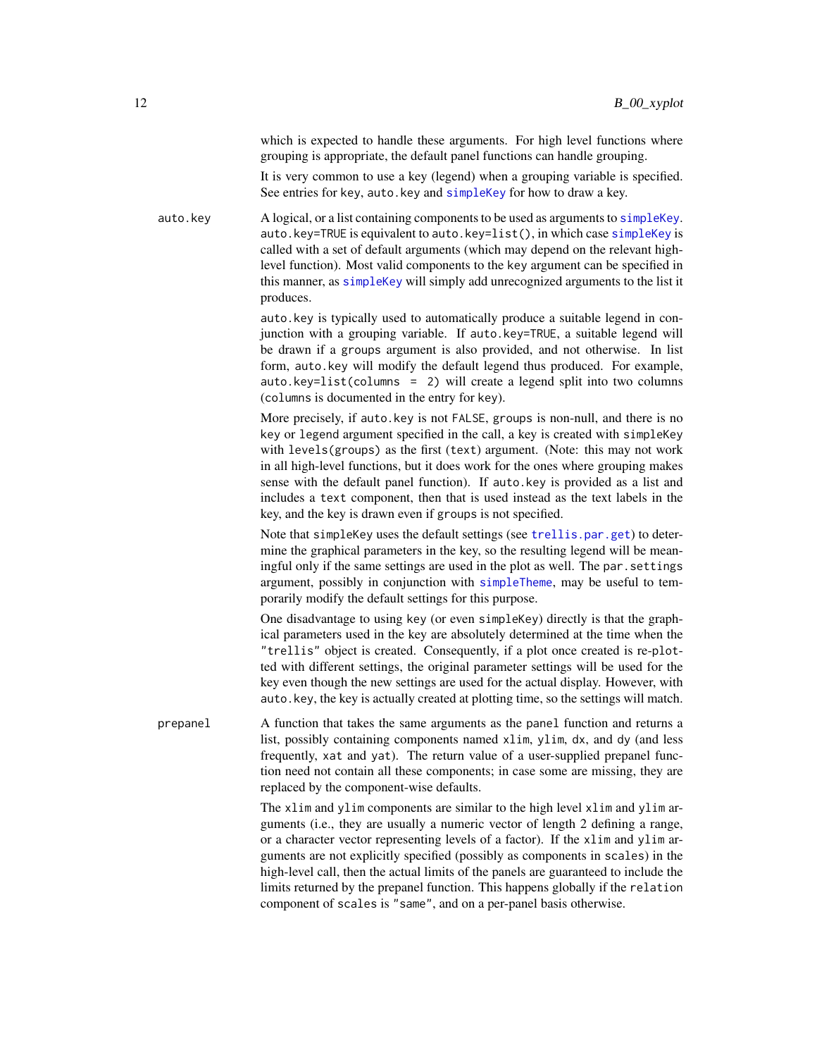which is expected to handle these arguments. For high level functions where grouping is appropriate, the default panel functions can handle grouping.

It is very common to use a key (legend) when a grouping variable is specified. See entries for `key`, `auto.key` and `simpleKey` for how to draw a key.

`auto.key`
: A logical, or a list containing components to be used as arguments to `simpleKey`. `auto.key=TRUE` is equivalent to `auto.key=list()`, in which case `simpleKey` is called with a set of default arguments (which may depend on the relevant high-level function). Most valid components to the `key` argument can be specified in this manner, as `simpleKey` will simply add unrecognized arguments to the list it produces.

  `auto.key` is typically used to automatically produce a suitable legend in conjunction with a grouping variable. If `auto.key=TRUE`, a suitable legend will be drawn if a `groups` argument is also provided, and not otherwise. In list form, `auto.key` will modify the default legend thus produced. For example, `auto.key=list(columns = 2)` will create a legend split into two columns (`columns` is documented in the entry for `key`).

  More precisely, if `auto.key` is not `FALSE`, `groups` is non-null, and there is no `key` or `legend` argument specified in the call, a key is created with `simpleKey` with `levels(groups)` as the first (`text`) argument. (Note: this may not work in all high-level functions, but it does work for the ones where grouping makes sense with the default panel function). If `auto.key` is provided as a list and includes a `text` component, then that is used instead as the text labels in the key, and the key is drawn even if `groups` is not specified.

  Note that `simpleKey` uses the default settings (see `trellis.par.get`) to determine the graphical parameters in the key, so the resulting legend will be meaningful only if the same settings are used in the plot as well. The `par.settings` argument, possibly in conjunction with `simpleTheme`, may be useful to temporarily modify the default settings for this purpose.

  One disadvantage to using `key` (or even `simpleKey`) directly is that the graphical parameters used in the key are absolutely determined at the time when the `"trellis"` object is created. Consequently, if a plot once created is re-plotted with different settings, the original parameter settings will be used for the key even though the new settings are used for the actual display. However, with `auto.key`, the key is actually created at plotting time, so the settings will match.

`prepanel`
: A function that takes the same arguments as the `panel` function and returns a list, possibly containing components named `xlim`, `ylim`, `dx`, and `dy` (and less frequently, `xat` and `yat`). The return value of a user-supplied prepanel function need not contain all these components; in case some are missing, they are replaced by the component-wise defaults.

  The `xlim` and `ylim` components are similar to the high level `xlim` and `ylim` arguments (i.e., they are usually a numeric vector of length 2 defining a range, or a character vector representing levels of a factor). If the `xlim` and `ylim` arguments are not explicitly specified (possibly as components in `scales`) in the high-level call, then the actual limits of the panels are guaranteed to include the limits returned by the prepanel function. This happens globally if the `relation` component of `scales` is `"same"`, and on a per-panel basis otherwise.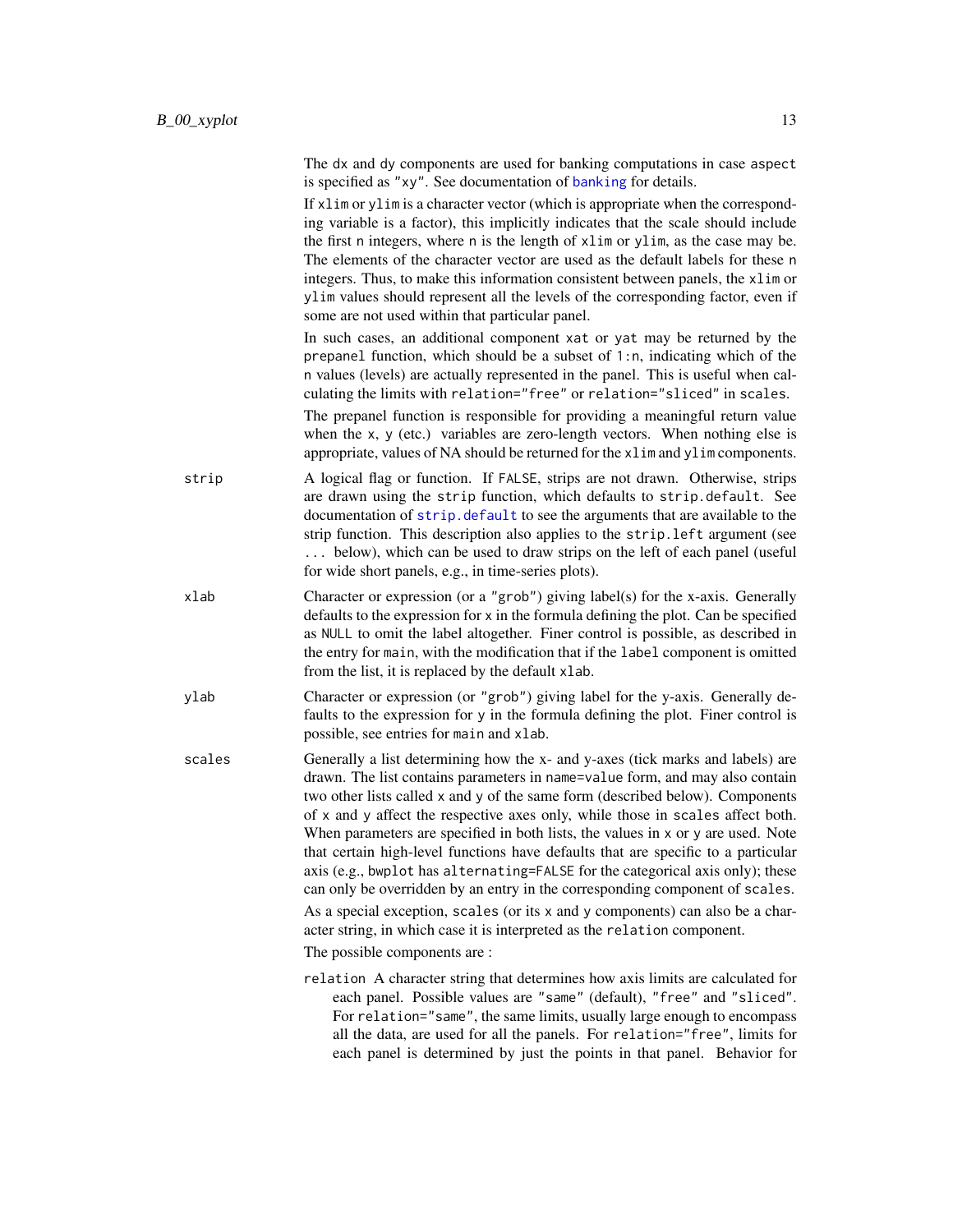The `dx` and `dy` components are used for banking computations in case `aspect` is specified as `"xy"`. See documentation of `banking` for details.

If `xlim` or `ylim` is a character vector (which is appropriate when the corresponding variable is a factor), this implicitly indicates that the scale should include the first `n` integers, where `n` is the length of `xlim` or `ylim`, as the case may be. The elements of the character vector are used as the default labels for these `n` integers. Thus, to make this information consistent between panels, the `xlim` or `ylim` values should represent all the levels of the corresponding factor, even if some are not used within that particular panel.

In such cases, an additional component `xat` or `yat` may be returned by the `prepanel` function, which should be a subset of `1:n`, indicating which of the `n` values (levels) are actually represented in the panel. This is useful when calculating the limits with `relation="free"` or `relation="sliced"` in `scales`.

The prepanel function is responsible for providing a meaningful return value when the `x`, `y` (etc.) variables are zero-length vectors. When nothing else is appropriate, values of NA should be returned for the `xlim` and `ylim` components.

`strip`
: A logical flag or function. If `FALSE`, strips are not drawn. Otherwise, strips are drawn using the `strip` function, which defaults to `strip.default`. See documentation of `strip.default` to see the arguments that are available to the strip function. This description also applies to the `strip.left` argument (see `...` below), which can be used to draw strips on the left of each panel (useful for wide short panels, e.g., in time-series plots).

`xlab`
: Character or expression (or a `"grob"`) giving label(s) for the x-axis. Generally defaults to the expression for `x` in the formula defining the plot. Can be specified as `NULL` to omit the label altogether. Finer control is possible, as described in the entry for `main`, with the modification that if the `label` component is omitted from the list, it is replaced by the default `xlab`.

`ylab`
: Character or expression (or `"grob"`) giving label for the y-axis. Generally defaults to the expression for `y` in the formula defining the plot. Finer control is possible, see entries for `main` and `xlab`.

`scales`
: Generally a list determining how the x- and y-axes (tick marks and labels) are drawn. The list contains parameters in `name=value` form, and may also contain two other lists called `x` and `y` of the same form (described below). Components of `x` and `y` affect the respective axes only, while those in `scales` affect both. When parameters are specified in both lists, the values in `x` or `y` are used. Note that certain high-level functions have defaults that are specific to a particular axis (e.g., `bwplot` has `alternating=FALSE` for the categorical axis only); these can only be overridden by an entry in the corresponding component of `scales`.

  As a special exception, `scales` (or its `x` and `y` components) can also be a character string, in which case it is interpreted as the `relation` component.

  The possible components are :

  `relation` A character string that determines how axis limits are calculated for each panel. Possible values are `"same"` (default), `"free"` and `"sliced"`. For `relation="same"`, the same limits, usually large enough to encompass all the data, are used for all the panels. For `relation="free"`, limits for each panel is determined by just the points in that panel. Behavior for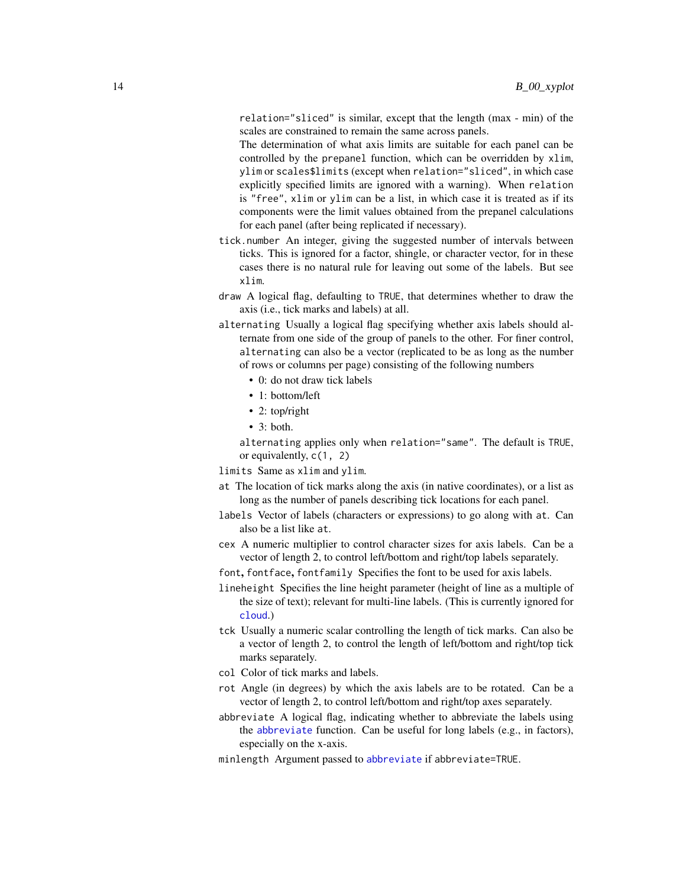relation="sliced" is similar, except that the length (max - min) of the scales are constrained to remain the same across panels.

The determination of what axis limits are suitable for each panel can be controlled by the `prepanel` function, which can be overridden by `xlim`, `ylim` or `scales$limits` (except when relation="sliced", in which case explicitly specified limits are ignored with a warning). When `relation` is "free", `xlim` or `ylim` can be a list, in which case it is treated as if its components were the limit values obtained from the prepanel calculations for each panel (after being replicated if necessary).

`tick.number` An integer, giving the suggested number of intervals between ticks. This is ignored for a factor, shingle, or character vector, for in these cases there is no natural rule for leaving out some of the labels. But see `xlim`.

`draw` A logical flag, defaulting to `TRUE`, that determines whether to draw the axis (i.e., tick marks and labels) at all.

`alternating` Usually a logical flag specifying whether axis labels should alternate from one side of the group of panels to the other. For finer control, `alternating` can also be a vector (replicated to be as long as the number of rows or columns per page) consisting of the following numbers

- 0: do not draw tick labels
- 1: bottom/left
- 2: top/right
- 3: both.

`alternating` applies only when relation="same". The default is `TRUE`, or equivalently, `c(1, 2)`

`limits` Same as `xlim` and `ylim`.

`at` The location of tick marks along the axis (in native coordinates), or a list as long as the number of panels describing tick locations for each panel.

`labels` Vector of labels (characters or expressions) to go along with `at`. Can also be a list like `at`.

`cex` A numeric multiplier to control character sizes for axis labels. Can be a vector of length 2, to control left/bottom and right/top labels separately.

`font`, `fontface`, `fontfamily` Specifies the font to be used for axis labels.

`lineheight` Specifies the line height parameter (height of line as a multiple of the size of text); relevant for multi-line labels. (This is currently ignored for `cloud`.)

`tck` Usually a numeric scalar controlling the length of tick marks. Can also be a vector of length 2, to control the length of left/bottom and right/top tick marks separately.

`col` Color of tick marks and labels.

`rot` Angle (in degrees) by which the axis labels are to be rotated. Can be a vector of length 2, to control left/bottom and right/top axes separately.

`abbreviate` A logical flag, indicating whether to abbreviate the labels using the `abbreviate` function. Can be useful for long labels (e.g., in factors), especially on the x-axis.

`minlength` Argument passed to `abbreviate` if `abbreviate=TRUE`.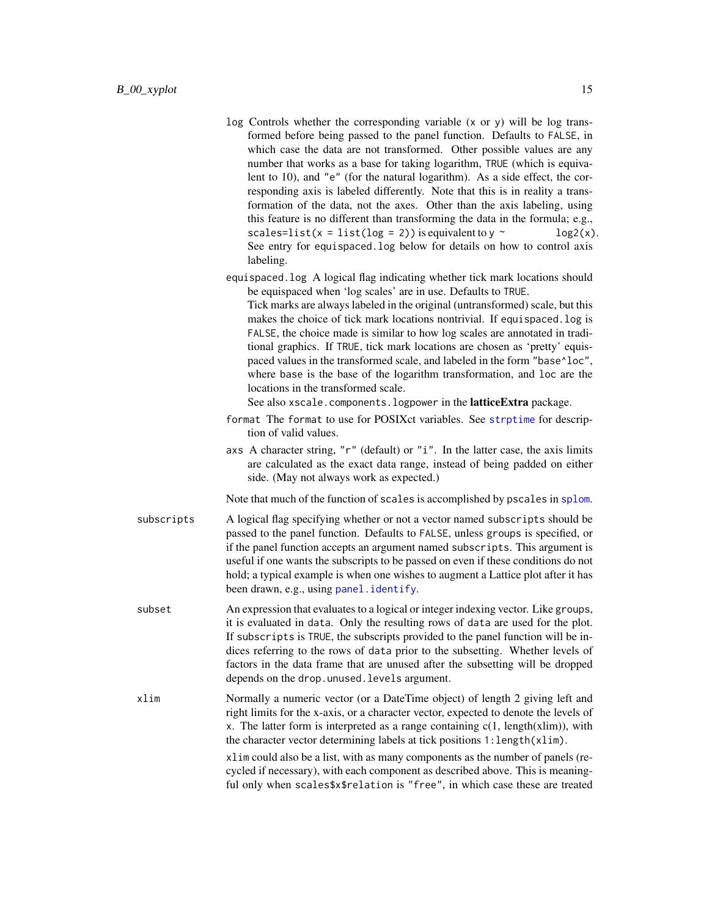`log` Controls whether the corresponding variable (x or y) will be log transformed before being passed to the panel function. Defaults to `FALSE`, in which case the data are not transformed. Other possible values are any number that works as a base for taking logarithm, `TRUE` (which is equivalent to 10), and `"e"` (for the natural logarithm). As a side effect, the corresponding axis is labeled differently. Note that this is in reality a transformation of the data, not the axes. Other than the axis labeling, using this feature is no different than transforming the data in the formula; e.g., `scales=list(x = list(log = 2))` is equivalent to `y ~ log2(x)`. See entry for `equispaced.log` below for details on how to control axis labeling.

`equispaced.log` A logical flag indicating whether tick mark locations should be equispaced when 'log scales' are in use. Defaults to `TRUE`.
Tick marks are always labeled in the original (untransformed) scale, but this makes the choice of tick mark locations nontrivial. If `equispaced.log` is `FALSE`, the choice made is similar to how log scales are annotated in traditional graphics. If `TRUE`, tick mark locations are chosen as 'pretty' equispaced values in the transformed scale, and labeled in the form `"base^loc"`, where `base` is the base of the logarithm transformation, and `loc` are the locations in the transformed scale.
See also `xscale.components.logpower` in the **latticeExtra** package.

`format` The `format` to use for POSIXct variables. See `strptime` for description of valid values.

`axs` A character string, `"r"` (default) or `"i"`. In the latter case, the axis limits are calculated as the exact data range, instead of being padded on either side. (May not always work as expected.)

Note that much of the function of `scales` is accomplished by `pscales` in `splom`.

`subscripts` A logical flag specifying whether or not a vector named `subscripts` should be passed to the panel function. Defaults to `FALSE`, unless `groups` is specified, or if the panel function accepts an argument named `subscripts`. This argument is useful if one wants the subscripts to be passed on even if these conditions do not hold; a typical example is when one wishes to augment a Lattice plot after it has been drawn, e.g., using `panel.identify`.

`subset` An expression that evaluates to a logical or integer indexing vector. Like `groups`, it is evaluated in `data`. Only the resulting rows of `data` are used for the plot. If `subscripts` is `TRUE`, the subscripts provided to the panel function will be indices referring to the rows of `data` prior to the subsetting. Whether levels of factors in the data frame that are unused after the subsetting will be dropped depends on the `drop.unused.levels` argument.

`xlim` Normally a numeric vector (or a DateTime object) of length 2 giving left and right limits for the x-axis, or a character vector, expected to denote the levels of `x`. The latter form is interpreted as a range containing c(1, length(xlim)), with the character vector determining labels at tick positions `1:length(xlim)`.

`xlim` could also be a list, with as many components as the number of panels (recycled if necessary), with each component as described above. This is meaningful only when `scales$x$relation` is `"free"`, in which case these are treated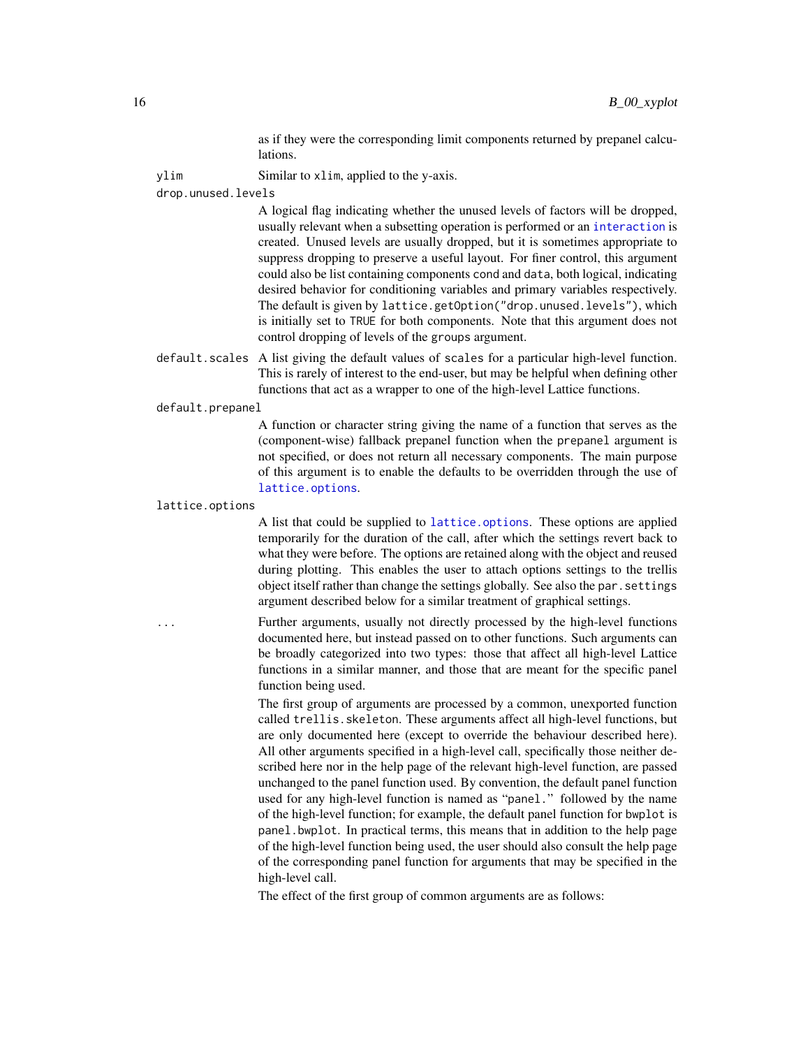as if they were the corresponding limit components returned by prepanel calculations.

`ylim` Similar to `xlim`, applied to the y-axis.

`drop.unused.levels`
A logical flag indicating whether the unused levels of factors will be dropped, usually relevant when a subsetting operation is performed or an `interaction` is created. Unused levels are usually dropped, but it is sometimes appropriate to suppress dropping to preserve a useful layout. For finer control, this argument could also be list containing components `cond` and `data`, both logical, indicating desired behavior for conditioning variables and primary variables respectively. The default is given by `lattice.getOption("drop.unused.levels")`, which is initially set to `TRUE` for both components. Note that this argument does not control dropping of levels of the `groups` argument.

`default.scales` A list giving the default values of `scales` for a particular high-level function. This is rarely of interest to the end-user, but may be helpful when defining other functions that act as a wrapper to one of the high-level Lattice functions.

`default.prepanel`
A function or character string giving the name of a function that serves as the (component-wise) fallback prepanel function when the `prepanel` argument is not specified, or does not return all necessary components. The main purpose of this argument is to enable the defaults to be overridden through the use of `lattice.options`.

`lattice.options`
A list that could be supplied to `lattice.options`. These options are applied temporarily for the duration of the call, after which the settings revert back to what they were before. The options are retained along with the object and reused during plotting. This enables the user to attach options settings to the trellis object itself rather than change the settings globally. See also the `par.settings` argument described below for a similar treatment of graphical settings.

`...` Further arguments, usually not directly processed by the high-level functions documented here, but instead passed on to other functions. Such arguments can be broadly categorized into two types: those that affect all high-level Lattice functions in a similar manner, and those that are meant for the specific panel function being used.

The first group of arguments are processed by a common, unexported function called `trellis.skeleton`. These arguments affect all high-level functions, but are only documented here (except to override the behaviour described here). All other arguments specified in a high-level call, specifically those neither described here nor in the help page of the relevant high-level function, are passed unchanged to the panel function used. By convention, the default panel function used for any high-level function is named as "`panel.`" followed by the name of the high-level function; for example, the default panel function for `bwplot` is `panel.bwplot`. In practical terms, this means that in addition to the help page of the high-level function being used, the user should also consult the help page of the corresponding panel function for arguments that may be specified in the high-level call.

The effect of the first group of common arguments are as follows: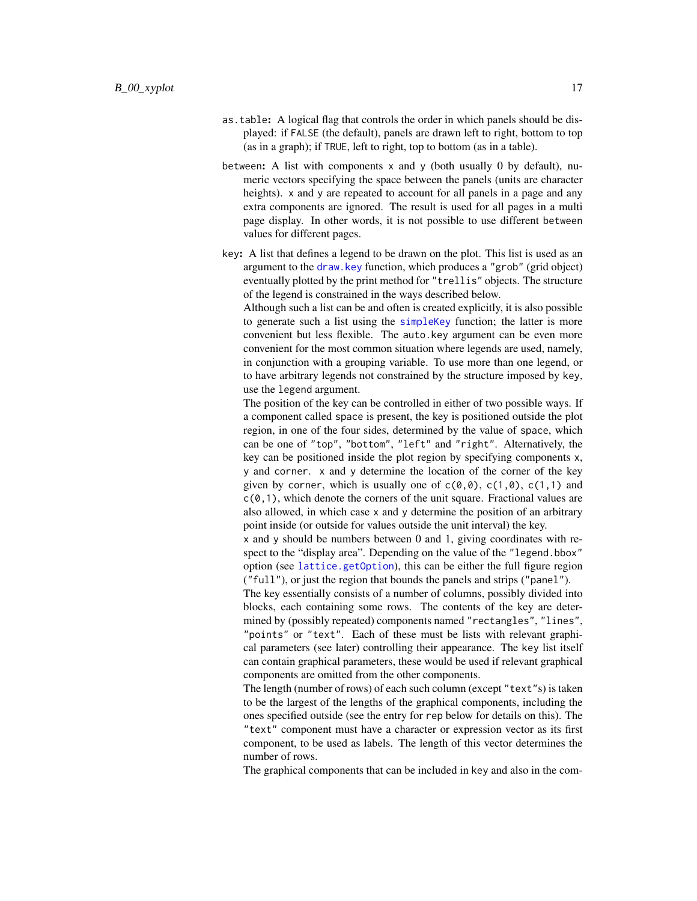`as.table`**:** A logical flag that controls the order in which panels should be displayed: if `FALSE` (the default), panels are drawn left to right, bottom to top (as in a graph); if `TRUE`, left to right, top to bottom (as in a table).

`between`**:** A list with components `x` and `y` (both usually 0 by default), numeric vectors specifying the space between the panels (units are character heights). `x` and `y` are repeated to account for all panels in a page and any extra components are ignored. The result is used for all pages in a multi page display. In other words, it is not possible to use different `between` values for different pages.

`key`**:** A list that defines a legend to be drawn on the plot. This list is used as an argument to the `draw.key` function, which produces a `"grob"` (grid object) eventually plotted by the print method for `"trellis"` objects. The structure of the legend is constrained in the ways described below.

Although such a list can be and often is created explicitly, it is also possible to generate such a list using the `simpleKey` function; the latter is more convenient but less flexible. The `auto.key` argument can be even more convenient for the most common situation where legends are used, namely, in conjunction with a grouping variable. To use more than one legend, or to have arbitrary legends not constrained by the structure imposed by `key`, use the `legend` argument.

The position of the key can be controlled in either of two possible ways. If a component called `space` is present, the key is positioned outside the plot region, in one of the four sides, determined by the value of `space`, which can be one of `"top"`, `"bottom"`, `"left"` and `"right"`. Alternatively, the key can be positioned inside the plot region by specifying components `x`, `y` and `corner`. `x` and `y` determine the location of the corner of the key given by `corner`, which is usually one of `c(0,0)`, `c(1,0)`, `c(1,1)` and `c(0,1)`, which denote the corners of the unit square. Fractional values are also allowed, in which case `x` and `y` determine the position of an arbitrary point inside (or outside for values outside the unit interval) the key.

`x` and `y` should be numbers between 0 and 1, giving coordinates with respect to the "display area". Depending on the value of the `"legend.bbox"` option (see `lattice.getOption`), this can be either the full figure region (`"full"`), or just the region that bounds the panels and strips (`"panel"`).

The key essentially consists of a number of columns, possibly divided into blocks, each containing some rows. The contents of the key are determined by (possibly repeated) components named `"rectangles"`, `"lines"`, `"points"` or `"text"`. Each of these must be lists with relevant graphical parameters (see later) controlling their appearance. The `key` list itself can contain graphical parameters, these would be used if relevant graphical components are omitted from the other components.

The length (number of rows) of each such column (except `"text"`s) is taken to be the largest of the lengths of the graphical components, including the ones specified outside (see the entry for `rep` below for details on this). The `"text"` component must have a character or expression vector as its first component, to be used as labels. The length of this vector determines the number of rows.

The graphical components that can be included in `key` and also in the com-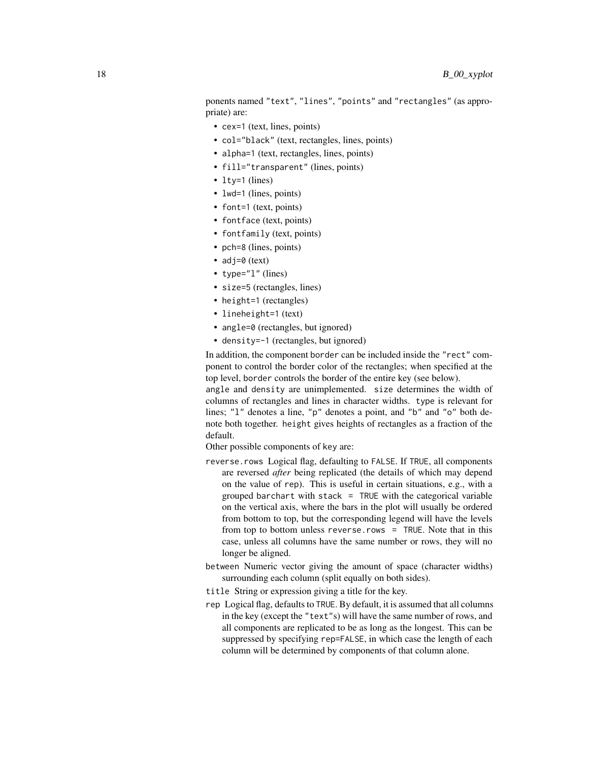ponents named "text", "lines", "points" and "rectangles" (as appropriate) are:

- `cex=1` (text, lines, points)
- `col="black"` (text, rectangles, lines, points)
- `alpha=1` (text, rectangles, lines, points)
- `fill="transparent"` (lines, points)
- `lty=1` (lines)
- `lwd=1` (lines, points)
- `font=1` (text, points)
- `fontface` (text, points)
- `fontfamily` (text, points)
- `pch=8` (lines, points)
- `adj=0` (text)
- `type="l"` (lines)
- `size=5` (rectangles, lines)
- `height=1` (rectangles)
- `lineheight=1` (text)
- `angle=0` (rectangles, but ignored)
- `density=-1` (rectangles, but ignored)

In addition, the component `border` can be included inside the "rect" component to control the border color of the rectangles; when specified at the top level, `border` controls the border of the entire key (see below).

`angle` and `density` are unimplemented. `size` determines the width of columns of rectangles and lines in character widths. `type` is relevant for lines; "l" denotes a line, "p" denotes a point, and "b" and "o" both denote both together. `height` gives heights of rectangles as a fraction of the default.

Other possible components of `key` are:

`reverse.rows` Logical flag, defaulting to `FALSE`. If `TRUE`, all components are reversed *after* being replicated (the details of which may depend on the value of `rep`). This is useful in certain situations, e.g., with a grouped `barchart` with `stack = TRUE` with the categorical variable on the vertical axis, where the bars in the plot will usually be ordered from bottom to top, but the corresponding legend will have the levels from top to bottom unless `reverse.rows = TRUE`. Note that in this case, unless all columns have the same number or rows, they will no longer be aligned.

`between` Numeric vector giving the amount of space (character widths) surrounding each column (split equally on both sides).

`title` String or expression giving a title for the key.

`rep` Logical flag, defaults to `TRUE`. By default, it is assumed that all columns in the key (except the "text"s) will have the same number of rows, and all components are replicated to be as long as the longest. This can be suppressed by specifying `rep=FALSE`, in which case the length of each column will be determined by components of that column alone.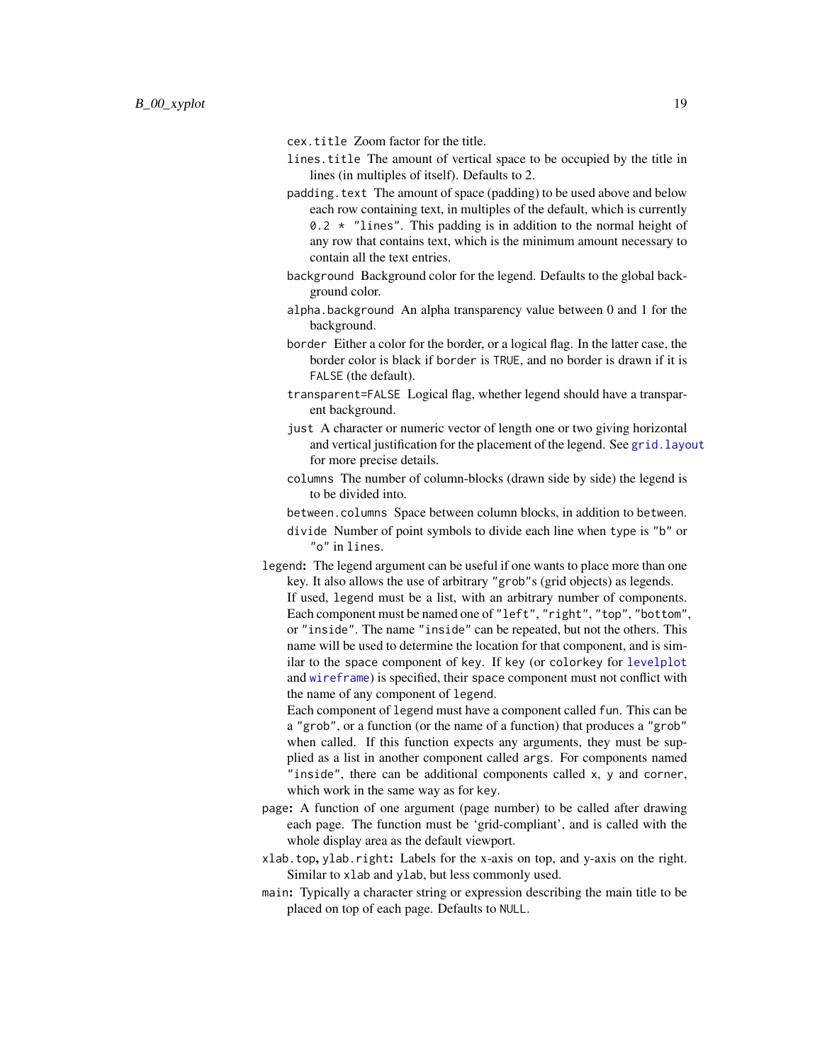`cex.title` Zoom factor for the title.

`lines.title` The amount of vertical space to be occupied by the title in lines (in multiples of itself). Defaults to 2.

`padding.text` The amount of space (padding) to be used above and below each row containing text, in multiples of the default, which is currently `0.2 * "lines"`. This padding is in addition to the normal height of any row that contains text, which is the minimum amount necessary to contain all the text entries.

`background` Background color for the legend. Defaults to the global background color.

`alpha.background` An alpha transparency value between 0 and 1 for the background.

`border` Either a color for the border, or a logical flag. In the latter case, the border color is black if `border` is `TRUE`, and no border is drawn if it is `FALSE` (the default).

`transparent=FALSE` Logical flag, whether legend should have a transparent background.

`just` A character or numeric vector of length one or two giving horizontal and vertical justification for the placement of the legend. See `grid.layout` for more precise details.

`columns` The number of column-blocks (drawn side by side) the legend is to be divided into.

`between.columns` Space between column blocks, in addition to `between`.

`divide` Number of point symbols to divide each line when `type` is `"b"` or `"o"` in `lines`.

**`legend`:** The legend argument can be useful if one wants to place more than one key. It also allows the use of arbitrary `"grob"`s (grid objects) as legends.

If used, `legend` must be a list, with an arbitrary number of components. Each component must be named one of `"left"`, `"right"`, `"top"`, `"bottom"`, or `"inside"`. The name `"inside"` can be repeated, but not the others. This name will be used to determine the location for that component, and is similar to the `space` component of `key`. If `key` (or `colorkey` for `levelplot` and `wireframe`) is specified, their `space` component must not conflict with the name of any component of `legend`.

Each component of `legend` must have a component called `fun`. This can be a `"grob"`, or a function (or the name of a function) that produces a `"grob"` when called. If this function expects any arguments, they must be supplied as a list in another component called `args`. For components named `"inside"`, there can be additional components called `x`, `y` and `corner`, which work in the same way as for `key`.

**`page`:** A function of one argument (page number) to be called after drawing each page. The function must be 'grid-compliant', and is called with the whole display area as the default viewport.

**`xlab.top`, `ylab.right`:** Labels for the x-axis on top, and y-axis on the right. Similar to `xlab` and `ylab`, but less commonly used.

**`main`:** Typically a character string or expression describing the main title to be placed on top of each page. Defaults to `NULL`.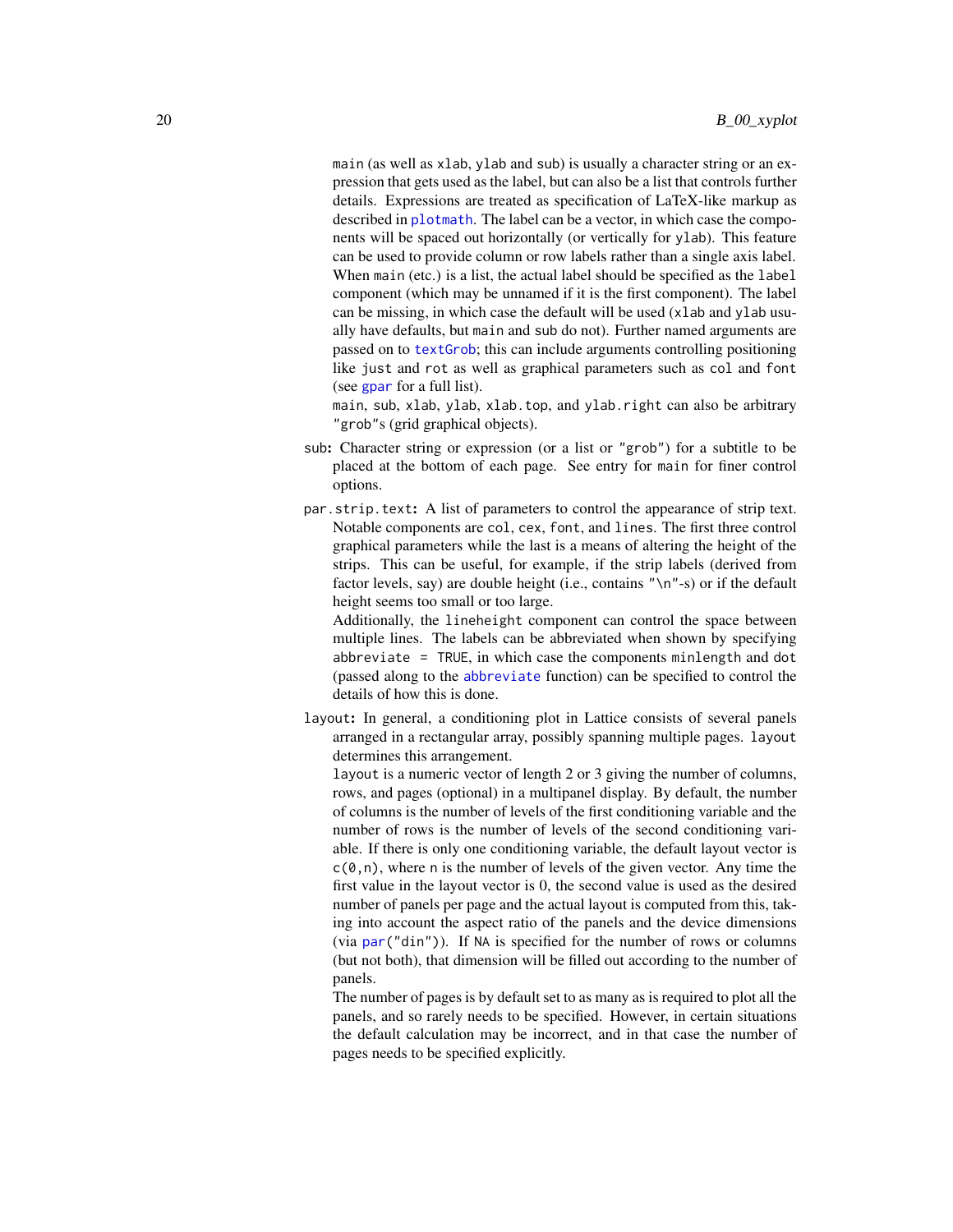main (as well as xlab, ylab and sub) is usually a character string or an expression that gets used as the label, but can also be a list that controls further details. Expressions are treated as specification of LaTeX-like markup as described in plotmath. The label can be a vector, in which case the components will be spaced out horizontally (or vertically for ylab). This feature can be used to provide column or row labels rather than a single axis label. When main (etc.) is a list, the actual label should be specified as the label component (which may be unnamed if it is the first component). The label can be missing, in which case the default will be used (xlab and ylab usually have defaults, but main and sub do not). Further named arguments are passed on to textGrob; this can include arguments controlling positioning like just and rot as well as graphical parameters such as col and font (see gpar for a full list).

main, sub, xlab, ylab, xlab.top, and ylab.right can also be arbitrary "grob"s (grid graphical objects).

**sub:** Character string or expression (or a list or "grob") for a subtitle to be placed at the bottom of each page. See entry for main for finer control options.

**par.strip.text:** A list of parameters to control the appearance of strip text. Notable components are col, cex, font, and lines. The first three control graphical parameters while the last is a means of altering the height of the strips. This can be useful, for example, if the strip labels (derived from factor levels, say) are double height (i.e., contains "\n"-s) or if the default height seems too small or too large.

Additionally, the lineheight component can control the space between multiple lines. The labels can be abbreviated when shown by specifying abbreviate = TRUE, in which case the components minlength and dot (passed along to the abbreviate function) can be specified to control the details of how this is done.

**layout:** In general, a conditioning plot in Lattice consists of several panels arranged in a rectangular array, possibly spanning multiple pages. layout determines this arrangement.

layout is a numeric vector of length 2 or 3 giving the number of columns, rows, and pages (optional) in a multipanel display. By default, the number of columns is the number of levels of the first conditioning variable and the number of rows is the number of levels of the second conditioning variable. If there is only one conditioning variable, the default layout vector is c(0,n), where n is the number of levels of the given vector. Any time the first value in the layout vector is 0, the second value is used as the desired number of panels per page and the actual layout is computed from this, taking into account the aspect ratio of the panels and the device dimensions (via par("din")). If NA is specified for the number of rows or columns (but not both), that dimension will be filled out according to the number of panels.

The number of pages is by default set to as many as is required to plot all the panels, and so rarely needs to be specified. However, in certain situations the default calculation may be incorrect, and in that case the number of pages needs to be specified explicitly.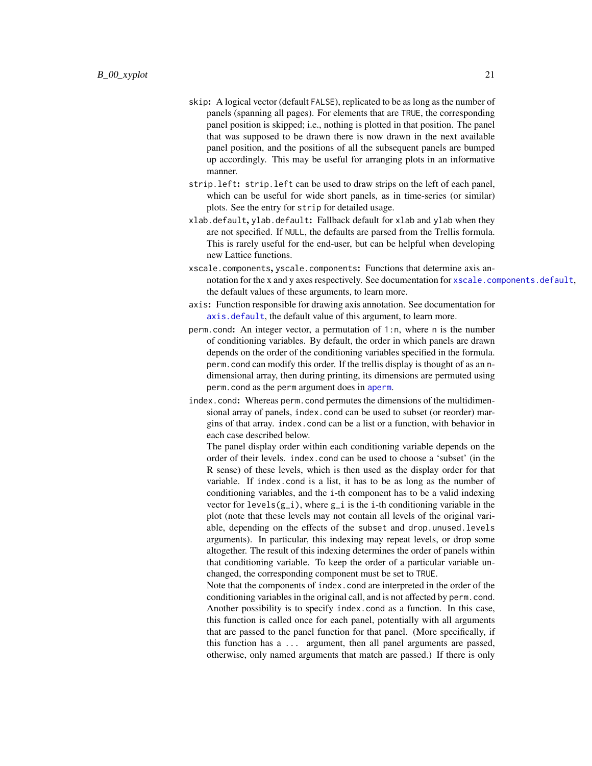`skip`: A logical vector (default `FALSE`), replicated to be as long as the number of panels (spanning all pages). For elements that are `TRUE`, the corresponding panel position is skipped; i.e., nothing is plotted in that position. The panel that was supposed to be drawn there is now drawn in the next available panel position, and the positions of all the subsequent panels are bumped up accordingly. This may be useful for arranging plots in an informative manner.

`strip.left`: `strip.left` can be used to draw strips on the left of each panel, which can be useful for wide short panels, as in time-series (or similar) plots. See the entry for `strip` for detailed usage.

`xlab.default`, `ylab.default`: Fallback default for `xlab` and `ylab` when they are not specified. If `NULL`, the defaults are parsed from the Trellis formula. This is rarely useful for the end-user, but can be helpful when developing new Lattice functions.

`xscale.components`, `yscale.components`: Functions that determine axis annotation for the x and y axes respectively. See documentation for `xscale.components.default`, the default values of these arguments, to learn more.

`axis`: Function responsible for drawing axis annotation. See documentation for `axis.default`, the default value of this argument, to learn more.

`perm.cond`: An integer vector, a permutation of `1:n`, where `n` is the number of conditioning variables. By default, the order in which panels are drawn depends on the order of the conditioning variables specified in the formula. `perm.cond` can modify this order. If the trellis display is thought of as an `n`-dimensional array, then during printing, its dimensions are permuted using `perm.cond` as the `perm` argument does in `aperm`.

`index.cond`: Whereas `perm.cond` permutes the dimensions of the multidimensional array of panels, `index.cond` can be used to subset (or reorder) margins of that array. `index.cond` can be a list or a function, with behavior in each case described below.

The panel display order within each conditioning variable depends on the order of their levels. `index.cond` can be used to choose a 'subset' (in the R sense) of these levels, which is then used as the display order for that variable. If `index.cond` is a list, it has to be as long as the number of conditioning variables, and the `i`-th component has to be a valid indexing vector for `levels(g_i)`, where `g_i` is the `i`-th conditioning variable in the plot (note that these levels may not contain all levels of the original variable, depending on the effects of the `subset` and `drop.unused.levels` arguments). In particular, this indexing may repeat levels, or drop some altogether. The result of this indexing determines the order of panels within that conditioning variable. To keep the order of a particular variable unchanged, the corresponding component must be set to `TRUE`.

Note that the components of `index.cond` are interpreted in the order of the conditioning variables in the original call, and is not affected by `perm.cond`. Another possibility is to specify `index.cond` as a function. In this case, this function is called once for each panel, potentially with all arguments that are passed to the panel function for that panel. (More specifically, if this function has a `...` argument, then all panel arguments are passed, otherwise, only named arguments that match are passed.) If there is only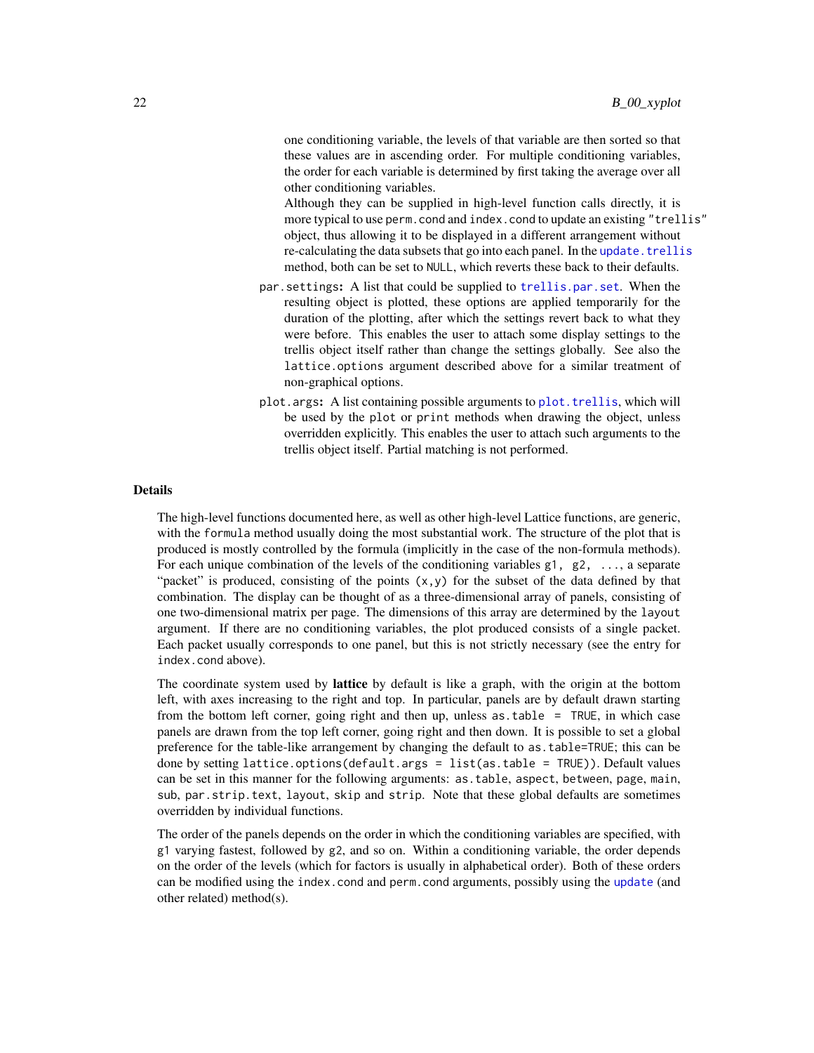one conditioning variable, the levels of that variable are then sorted so that these values are in ascending order. For multiple conditioning variables, the order for each variable is determined by first taking the average over all other conditioning variables.

Although they can be supplied in high-level function calls directly, it is more typical to use `perm.cond` and `index.cond` to update an existing `"trellis"` object, thus allowing it to be displayed in a different arrangement without re-calculating the data subsets that go into each panel. In the `update.trellis` method, both can be set to `NULL`, which reverts these back to their defaults.

`par.settings`: A list that could be supplied to `trellis.par.set`. When the resulting object is plotted, these options are applied temporarily for the duration of the plotting, after which the settings revert back to what they were before. This enables the user to attach some display settings to the trellis object itself rather than change the settings globally. See also the `lattice.options` argument described above for a similar treatment of non-graphical options.

`plot.args`: A list containing possible arguments to `plot.trellis`, which will be used by the `plot` or `print` methods when drawing the object, unless overridden explicitly. This enables the user to attach such arguments to the trellis object itself. Partial matching is not performed.

## Details

The high-level functions documented here, as well as other high-level Lattice functions, are generic, with the `formula` method usually doing the most substantial work. The structure of the plot that is produced is mostly controlled by the formula (implicitly in the case of the non-formula methods). For each unique combination of the levels of the conditioning variables `g1, g2, ...`, a separate "packet" is produced, consisting of the points `(x,y)` for the subset of the data defined by that combination. The display can be thought of as a three-dimensional array of panels, consisting of one two-dimensional matrix per page. The dimensions of this array are determined by the `layout` argument. If there are no conditioning variables, the plot produced consists of a single packet. Each packet usually corresponds to one panel, but this is not strictly necessary (see the entry for `index.cond` above).

The coordinate system used by **lattice** by default is like a graph, with the origin at the bottom left, with axes increasing to the right and top. In particular, panels are by default drawn starting from the bottom left corner, going right and then up, unless `as.table = TRUE`, in which case panels are drawn from the top left corner, going right and then down. It is possible to set a global preference for the table-like arrangement by changing the default to `as.table=TRUE`; this can be done by setting `lattice.options(default.args = list(as.table = TRUE))`. Default values can be set in this manner for the following arguments: `as.table`, `aspect`, `between`, `page`, `main`, `sub`, `par.strip.text`, `layout`, `skip` and `strip`. Note that these global defaults are sometimes overridden by individual functions.

The order of the panels depends on the order in which the conditioning variables are specified, with `g1` varying fastest, followed by `g2`, and so on. Within a conditioning variable, the order depends on the order of the levels (which for factors is usually in alphabetical order). Both of these orders can be modified using the `index.cond` and `perm.cond` arguments, possibly using the `update` (and other related) method(s).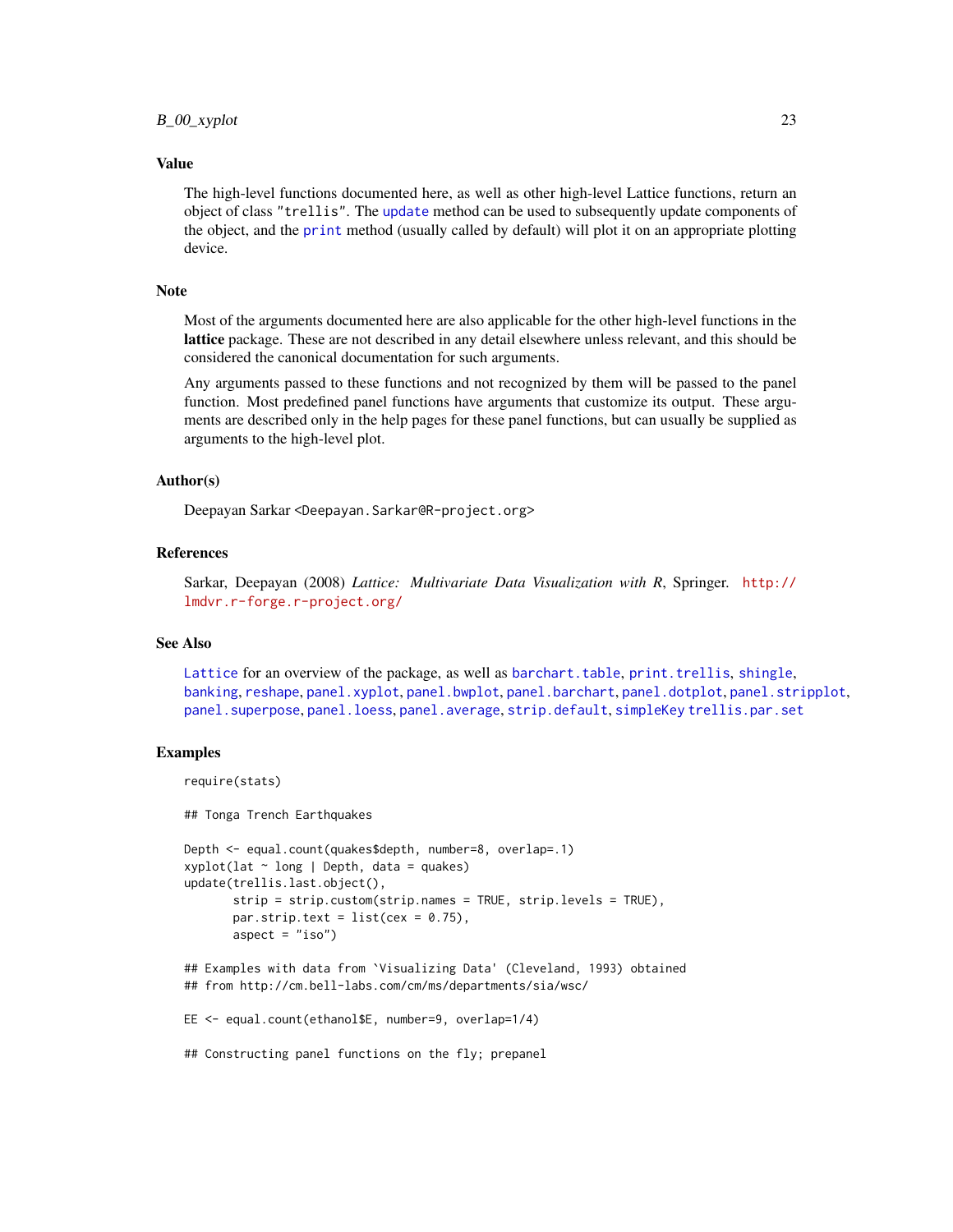### Value

The high-level functions documented here, as well as other high-level Lattice functions, return an object of class "trellis". The update method can be used to subsequently update components of the object, and the print method (usually called by default) will plot it on an appropriate plotting device.

### Note

Most of the arguments documented here are also applicable for the other high-level functions in the **lattice** package. These are not described in any detail elsewhere unless relevant, and this should be considered the canonical documentation for such arguments.

Any arguments passed to these functions and not recognized by them will be passed to the panel function. Most predefined panel functions have arguments that customize its output. These arguments are described only in the help pages for these panel functions, but can usually be supplied as arguments to the high-level plot.

### Author(s)

Deepayan Sarkar <Deepayan.Sarkar@R-project.org>

### References

Sarkar, Deepayan (2008) *Lattice: Multivariate Data Visualization with R*, Springer. http://lmdvr.r-forge.r-project.org/

### See Also

Lattice for an overview of the package, as well as barchart.table, print.trellis, shingle, banking, reshape, panel.xyplot, panel.bwplot, panel.barchart, panel.dotplot, panel.stripplot, panel.superpose, panel.loess, panel.average, strip.default, simpleKey trellis.par.set

### Examples

```
require(stats)

## Tonga Trench Earthquakes

Depth <- equal.count(quakes$depth, number=8, overlap=.1)
xyplot(lat ~ long | Depth, data = quakes)
update(trellis.last.object(),
       strip = strip.custom(strip.names = TRUE, strip.levels = TRUE),
       par.strip.text = list(cex = 0.75),
       aspect = "iso")

## Examples with data from `Visualizing Data' (Cleveland, 1993) obtained
## from http://cm.bell-labs.com/cm/ms/departments/sia/wsc/

EE <- equal.count(ethanol$E, number=9, overlap=1/4)

## Constructing panel functions on the fly; prepanel
```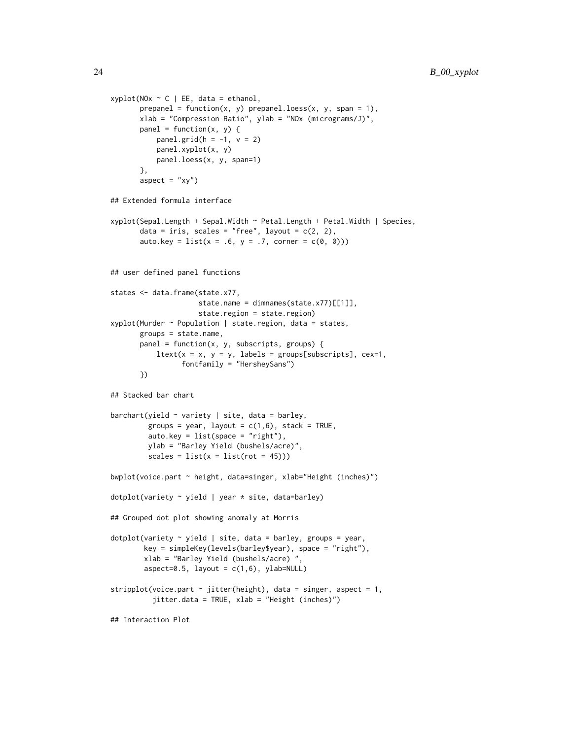```
xyplot(NOx ~ C | EE, data = ethanol,
       prepanel = function(x, y) prepanel.loess(x, y, span = 1),
       xlab = "Compression Ratio", ylab = "NOx (micrograms/J)",
       panel = function(x, y) {
           panel.grid(h = -1, v = 2)
           panel.xyplot(x, y)
           panel.loess(x, y, span=1)
       },
       aspect = "xy")

## Extended formula interface

xyplot(Sepal.Length + Sepal.Width ~ Petal.Length + Petal.Width | Species,
       data = iris, scales = "free", layout = c(2, 2),
       auto.key = list(x = .6, y = .7, corner = c(0, 0)))


## user defined panel functions

states <- data.frame(state.x77,
                     state.name = dimnames(state.x77)[[1]],
                     state.region = state.region)
xyplot(Murder ~ Population | state.region, data = states,
       groups = state.name,
       panel = function(x, y, subscripts, groups) {
           ltext(x = x, y = y, labels = groups[subscripts], cex=1,
                 fontfamily = "HersheySans")
       })

## Stacked bar chart

barchart(yield ~ variety | site, data = barley,
         groups = year, layout = c(1,6), stack = TRUE,
         auto.key = list(space = "right"),
         ylab = "Barley Yield (bushels/acre)",
         scales = list(x = list(rot = 45)))

bwplot(voice.part ~ height, data=singer, xlab="Height (inches)")

dotplot(variety ~ yield | year * site, data=barley)

## Grouped dot plot showing anomaly at Morris

dotplot(variety ~ yield | site, data = barley, groups = year,
        key = simpleKey(levels(barley$year), space = "right"),
        xlab = "Barley Yield (bushels/acre) ",
        aspect=0.5, layout = c(1,6), ylab=NULL)

stripplot(voice.part ~ jitter(height), data = singer, aspect = 1,
          jitter.data = TRUE, xlab = "Height (inches)")

## Interaction Plot
```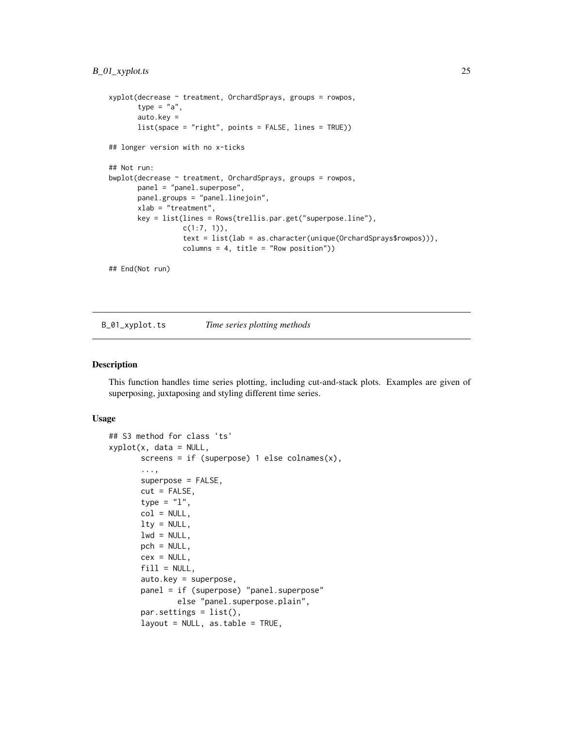```
xyplot(decrease ~ treatment, OrchardSprays, groups = rowpos,
       type = "a",
       auto.key =
       list(space = "right", points = FALSE, lines = TRUE))

## longer version with no x-ticks

## Not run:
bwplot(decrease ~ treatment, OrchardSprays, groups = rowpos,
       panel = "panel.superpose",
       panel.groups = "panel.linejoin",
       xlab = "treatment",
       key = list(lines = Rows(trellis.par.get("superpose.line"),
                  c(1:7, 1)),
                  text = list(lab = as.character(unique(OrchardSprays$rowpos))),
                  columns = 4, title = "Row position"))

## End(Not run)
```

## B_01_xyplot.ts    *Time series plotting methods*

### Description

This function handles time series plotting, including cut-and-stack plots. Examples are given of superposing, juxtaposing and styling different time series.

### Usage

```
## S3 method for class 'ts'
xyplot(x, data = NULL,
       screens = if (superpose) 1 else colnames(x),
       ...,
       superpose = FALSE,
       cut = FALSE,
       type = "l",
       col = NULL,
       lty = NULL,
       lwd = NULL,
       pch = NULL,
       cex = NULL,
       fill = NULL,
       auto.key = superpose,
       panel = if (superpose) "panel.superpose"
               else "panel.superpose.plain",
       par.settings = list(),
       layout = NULL, as.table = TRUE,
```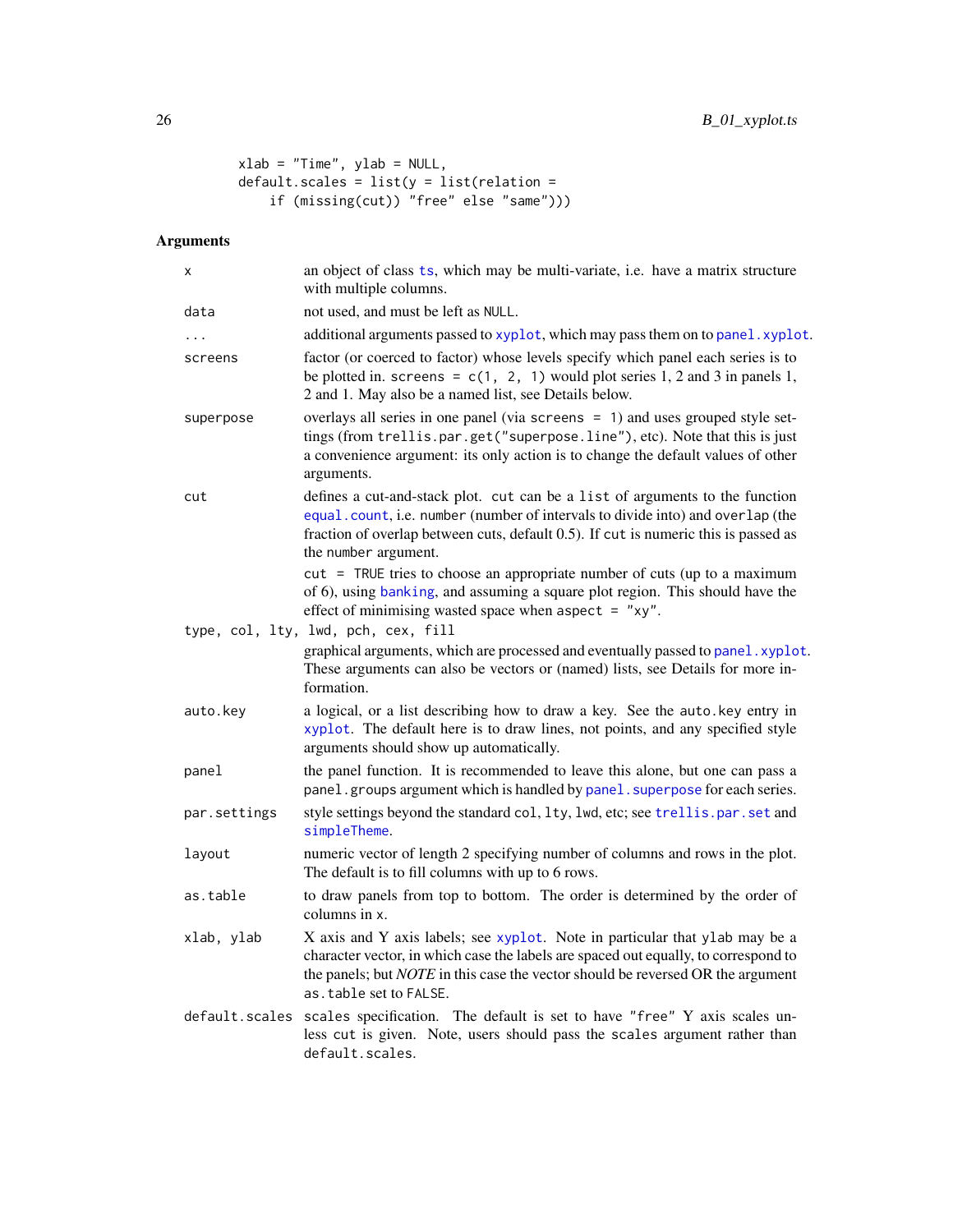```
        xlab = "Time", ylab = NULL,
        default.scales = list(y = list(relation =
            if (missing(cut)) "free" else "same")))
```

## Arguments

| | |
|---|---|
| `x` | an object of class `ts`, which may be multi-variate, i.e. have a matrix structure with multiple columns. |
| `data` | not used, and must be left as `NULL`. |
| `...` | additional arguments passed to `xyplot`, which may pass them on to `panel.xyplot`. |
| `screens` | factor (or coerced to factor) whose levels specify which panel each series is to be plotted in. `screens = c(1, 2, 1)` would plot series 1, 2 and 3 in panels 1, 2 and 1. May also be a named list, see Details below. |
| `superpose` | overlays all series in one panel (via `screens = 1`) and uses grouped style settings (from `trellis.par.get("superpose.line")`, etc). Note that this is just a convenience argument: its only action is to change the default values of other arguments. |
| `cut` | defines a cut-and-stack plot. `cut` can be a `list` of arguments to the function `equal.count`, i.e. `number` (number of intervals to divide into) and `overlap` (the fraction of overlap between cuts, default 0.5). If `cut` is numeric this is passed as the `number` argument. `cut = TRUE` tries to choose an appropriate number of cuts (up to a maximum of 6), using `banking`, and assuming a square plot region. This should have the effect of minimising wasted space when `aspect = "xy"`. |
| `type, col, lty, lwd, pch, cex, fill` | graphical arguments, which are processed and eventually passed to `panel.xyplot`. These arguments can also be vectors or (named) lists, see Details for more information. |
| `auto.key` | a logical, or a list describing how to draw a key. See the `auto.key` entry in `xyplot`. The default here is to draw lines, not points, and any specified style arguments should show up automatically. |
| `panel` | the panel function. It is recommended to leave this alone, but one can pass a `panel.groups` argument which is handled by `panel.superpose` for each series. |
| `par.settings` | style settings beyond the standard `col`, `lty`, `lwd`, etc; see `trellis.par.set` and `simpleTheme`. |
| `layout` | numeric vector of length 2 specifying number of columns and rows in the plot. The default is to fill columns with up to 6 rows. |
| `as.table` | to draw panels from top to bottom. The order is determined by the order of columns in `x`. |
| `xlab, ylab` | X axis and Y axis labels; see `xyplot`. Note in particular that `ylab` may be a character vector, in which case the labels are spaced out equally, to correspond to the panels; but *NOTE* in this case the vector should be reversed OR the argument `as.table` set to `FALSE`. |
| `default.scales` | scales specification. The default is set to have `"free"` Y axis scales unless `cut` is given. Note, users should pass the `scales` argument rather than `default.scales`. |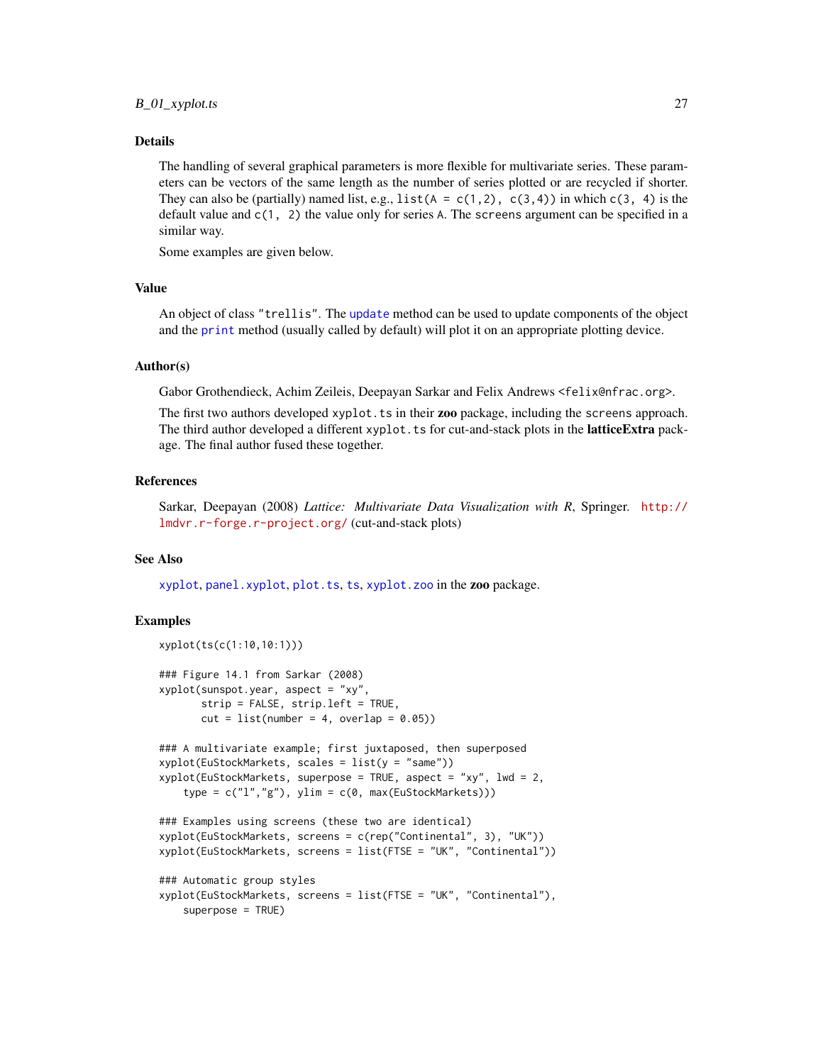## Details

The handling of several graphical parameters is more flexible for multivariate series. These parameters can be vectors of the same length as the number of series plotted or are recycled if shorter. They can also be (partially) named list, e.g., `list(A = c(1,2), c(3,4))` in which `c(3, 4)` is the default value and `c(1, 2)` the value only for series `A`. The `screens` argument can be specified in a similar way.

Some examples are given below.

## Value

An object of class `"trellis"`. The `update` method can be used to update components of the object and the `print` method (usually called by default) will plot it on an appropriate plotting device.

## Author(s)

Gabor Grothendieck, Achim Zeileis, Deepayan Sarkar and Felix Andrews <felix@nfrac.org>.

The first two authors developed `xyplot.ts` in their **zoo** package, including the `screens` approach. The third author developed a different `xyplot.ts` for cut-and-stack plots in the **latticeExtra** package. The final author fused these together.

## References

Sarkar, Deepayan (2008) *Lattice: Multivariate Data Visualization with R*, Springer. http://lmdvr.r-forge.r-project.org/ (cut-and-stack plots)

## See Also

`xyplot`, `panel.xyplot`, `plot.ts`, `ts`, `xyplot.zoo` in the **zoo** package.

## Examples

```
xyplot(ts(c(1:10,10:1)))

### Figure 14.1 from Sarkar (2008)
xyplot(sunspot.year, aspect = "xy",
       strip = FALSE, strip.left = TRUE,
       cut = list(number = 4, overlap = 0.05))

### A multivariate example; first juxtaposed, then superposed
xyplot(EuStockMarkets, scales = list(y = "same"))
xyplot(EuStockMarkets, superpose = TRUE, aspect = "xy", lwd = 2,
    type = c("l","g"), ylim = c(0, max(EuStockMarkets)))

### Examples using screens (these two are identical)
xyplot(EuStockMarkets, screens = c(rep("Continental", 3), "UK"))
xyplot(EuStockMarkets, screens = list(FTSE = "UK", "Continental"))

### Automatic group styles
xyplot(EuStockMarkets, screens = list(FTSE = "UK", "Continental"),
    superpose = TRUE)
```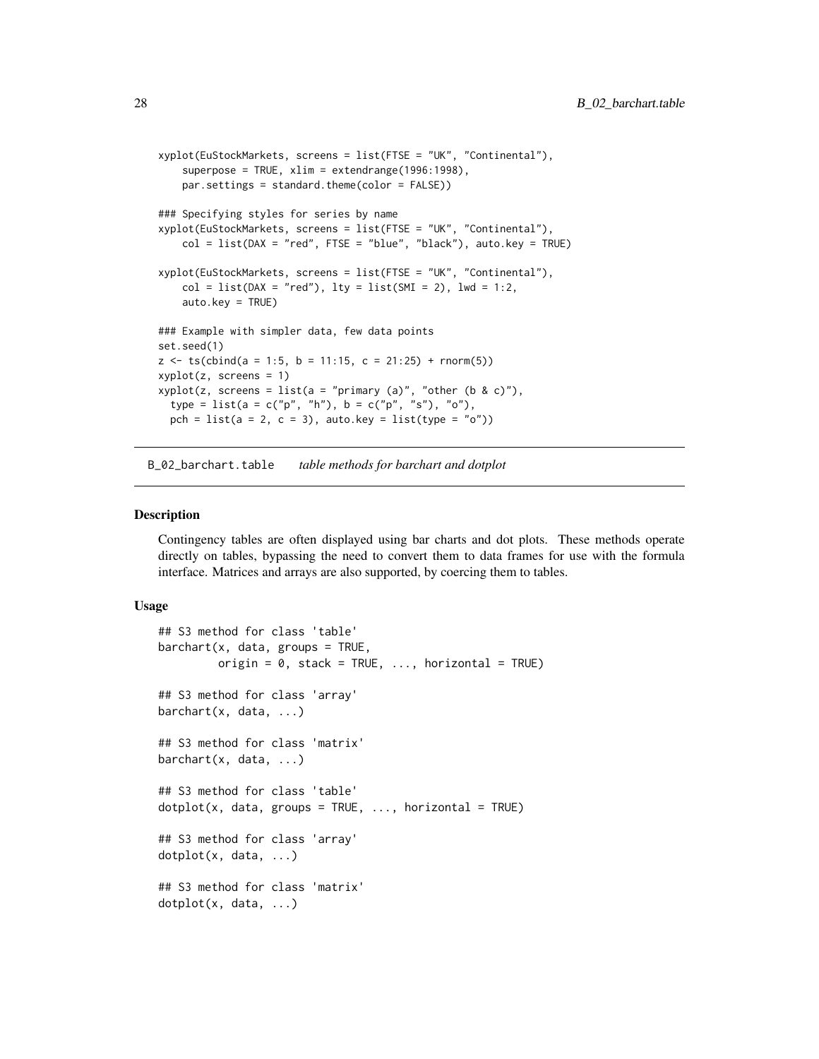```
xyplot(EuStockMarkets, screens = list(FTSE = "UK", "Continental"),
    superpose = TRUE, xlim = extendrange(1996:1998),
    par.settings = standard.theme(color = FALSE))

### Specifying styles for series by name
xyplot(EuStockMarkets, screens = list(FTSE = "UK", "Continental"),
    col = list(DAX = "red", FTSE = "blue", "black"), auto.key = TRUE)

xyplot(EuStockMarkets, screens = list(FTSE = "UK", "Continental"),
    col = list(DAX = "red"), lty = list(SMI = 2), lwd = 1:2,
    auto.key = TRUE)

### Example with simpler data, few data points
set.seed(1)
z <- ts(cbind(a = 1:5, b = 11:15, c = 21:25) + rnorm(5))
xyplot(z, screens = 1)
xyplot(z, screens = list(a = "primary (a)", "other (b & c)"),
  type = list(a = c("p", "h"), b = c("p", "s"), "o"),
  pch = list(a = 2, c = 3), auto.key = list(type = "o"))
```

---

# B_02_barchart.table    *table methods for barchart and dotplot*

## Description

Contingency tables are often displayed using bar charts and dot plots. These methods operate directly on tables, bypassing the need to convert them to data frames for use with the formula interface. Matrices and arrays are also supported, by coercing them to tables.

## Usage

```
## S3 method for class 'table'
barchart(x, data, groups = TRUE,
         origin = 0, stack = TRUE, ..., horizontal = TRUE)

## S3 method for class 'array'
barchart(x, data, ...)

## S3 method for class 'matrix'
barchart(x, data, ...)

## S3 method for class 'table'
dotplot(x, data, groups = TRUE, ..., horizontal = TRUE)

## S3 method for class 'array'
dotplot(x, data, ...)

## S3 method for class 'matrix'
dotplot(x, data, ...)
```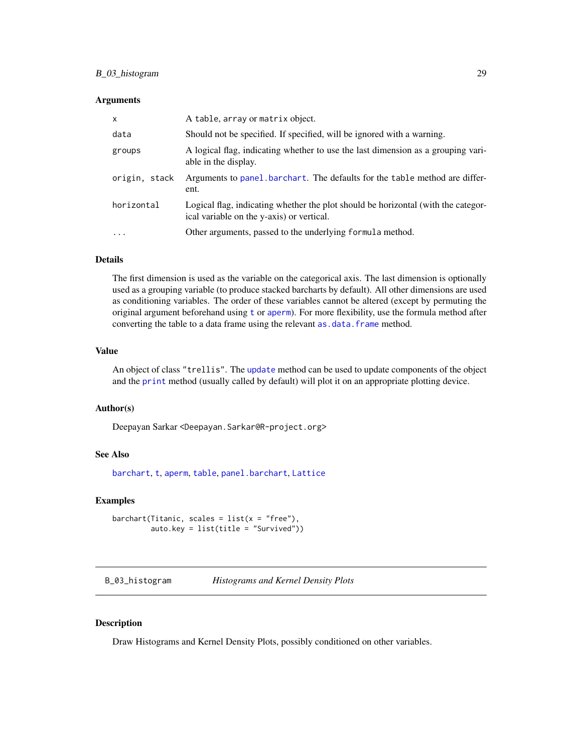### Arguments

| | |
|---|---|
| `x` | A `table`, `array` or `matrix` object. |
| `data` | Should not be specified. If specified, will be ignored with a warning. |
| `groups` | A logical flag, indicating whether to use the last dimension as a grouping variable in the display. |
| `origin, stack` | Arguments to `panel.barchart`. The defaults for the `table` method are different. |
| `horizontal` | Logical flag, indicating whether the plot should be horizontal (with the categorical variable on the y-axis) or vertical. |
| `...` | Other arguments, passed to the underlying `formula` method. |

### Details

The first dimension is used as the variable on the categorical axis. The last dimension is optionally used as a grouping variable (to produce stacked barcharts by default). All other dimensions are used as conditioning variables. The order of these variables cannot be altered (except by permuting the original argument beforehand using `t` or `aperm`). For more flexibility, use the formula method after converting the table to a data frame using the relevant `as.data.frame` method.

### Value

An object of class `"trellis"`. The `update` method can be used to update components of the object and the `print` method (usually called by default) will plot it on an appropriate plotting device.

### Author(s)

Deepayan Sarkar `<Deepayan.Sarkar@R-project.org>`

### See Also

`barchart`, `t`, `aperm`, `table`, `panel.barchart`, `Lattice`

### Examples

```
barchart(Titanic, scales = list(x = "free"),
         auto.key = list(title = "Survived"))
```

---

## `B_03_histogram` *Histograms and Kernel Density Plots*

---

### Description

Draw Histograms and Kernel Density Plots, possibly conditioned on other variables.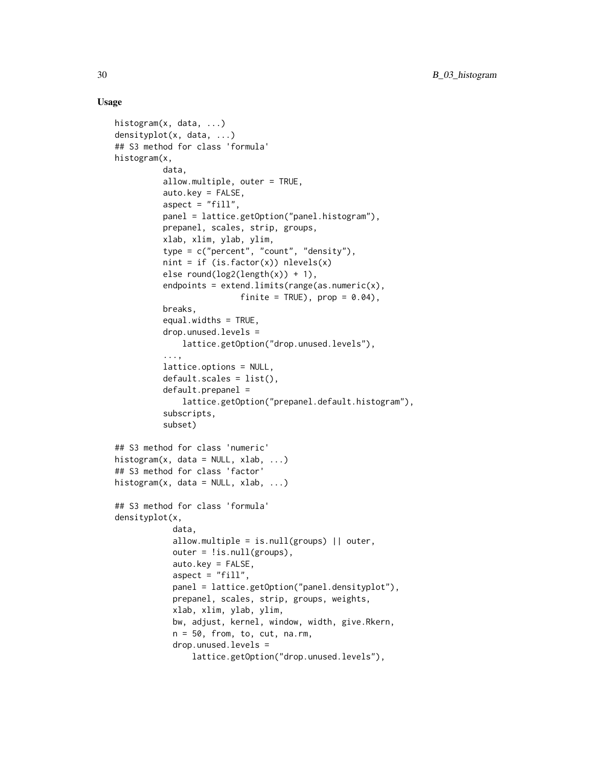### Usage

```
histogram(x, data, ...)
densityplot(x, data, ...)
## S3 method for class 'formula'
histogram(x,
          data,
          allow.multiple, outer = TRUE,
          auto.key = FALSE,
          aspect = "fill",
          panel = lattice.getOption("panel.histogram"),
          prepanel, scales, strip, groups,
          xlab, xlim, ylab, ylim,
          type = c("percent", "count", "density"),
          nint = if (is.factor(x)) nlevels(x)
          else round(log2(length(x)) + 1),
          endpoints = extend.limits(range(as.numeric(x),
                          finite = TRUE), prop = 0.04),
          breaks,
          equal.widths = TRUE,
          drop.unused.levels =
              lattice.getOption("drop.unused.levels"),
          ...,
          lattice.options = NULL,
          default.scales = list(),
          default.prepanel =
              lattice.getOption("prepanel.default.histogram"),
          subscripts,
          subset)

## S3 method for class 'numeric'
histogram(x, data = NULL, xlab, ...)
## S3 method for class 'factor'
histogram(x, data = NULL, xlab, ...)

## S3 method for class 'formula'
densityplot(x,
            data,
            allow.multiple = is.null(groups) || outer,
            outer = !is.null(groups),
            auto.key = FALSE,
            aspect = "fill",
            panel = lattice.getOption("panel.densityplot"),
            prepanel, scales, strip, groups, weights,
            xlab, xlim, ylab, ylim,
            bw, adjust, kernel, window, width, give.Rkern,
            n = 50, from, to, cut, na.rm,
            drop.unused.levels =
                lattice.getOption("drop.unused.levels"),
```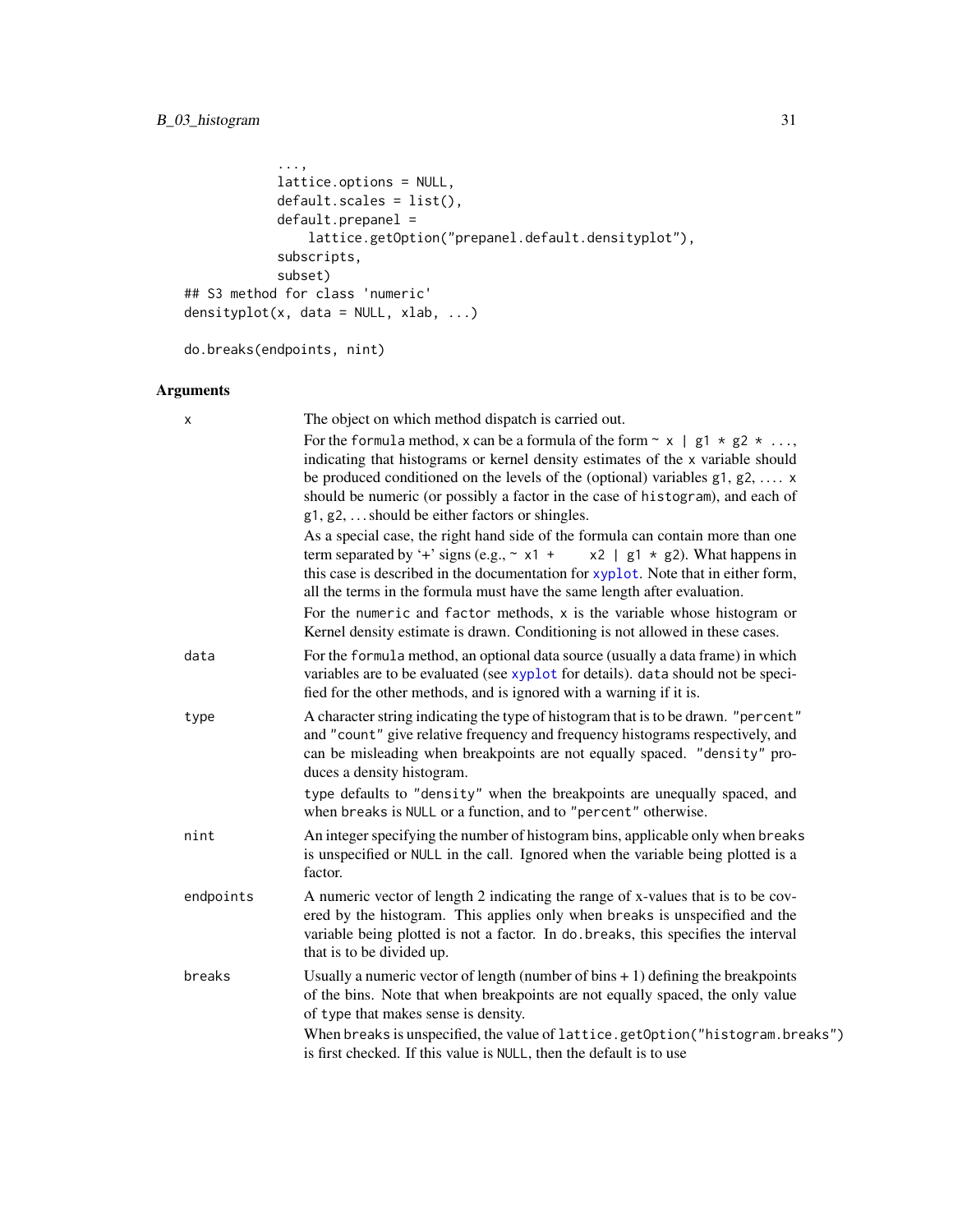```
            ...,
            lattice.options = NULL,
            default.scales = list(),
            default.prepanel =
                lattice.getOption("prepanel.default.densityplot"),
            subscripts,
            subset)
## S3 method for class 'numeric'
densityplot(x, data = NULL, xlab, ...)

do.breaks(endpoints, nint)
```

## Arguments

`x` — The object on which method dispatch is carried out.

For the `formula` method, `x` can be a formula of the form `~ x | g1 * g2 * ...`, indicating that histograms or kernel density estimates of the `x` variable should be produced conditioned on the levels of the (optional) variables `g1`, `g2`, .... `x` should be numeric (or possibly a factor in the case of `histogram`), and each of `g1`, `g2`, ... should be either factors or shingles.

As a special case, the right hand side of the formula can contain more than one term separated by '+' signs (e.g., `~ x1 + x2 | g1 * g2`). What happens in this case is described in the documentation for `xyplot`. Note that in either form, all the terms in the formula must have the same length after evaluation.

For the `numeric` and `factor` methods, `x` is the variable whose histogram or Kernel density estimate is drawn. Conditioning is not allowed in these cases.

`data` — For the `formula` method, an optional data source (usually a data frame) in which variables are to be evaluated (see `xyplot` for details). `data` should not be specified for the other methods, and is ignored with a warning if it is.

`type` — A character string indicating the type of histogram that is to be drawn. `"percent"` and `"count"` give relative frequency and frequency histograms respectively, and can be misleading when breakpoints are not equally spaced. `"density"` produces a density histogram.

`type` defaults to `"density"` when the breakpoints are unequally spaced, and when `breaks` is `NULL` or a function, and to `"percent"` otherwise.

`nint` — An integer specifying the number of histogram bins, applicable only when `breaks` is unspecified or `NULL` in the call. Ignored when the variable being plotted is a factor.

`endpoints` — A numeric vector of length 2 indicating the range of x-values that is to be covered by the histogram. This applies only when `breaks` is unspecified and the variable being plotted is not a factor. In `do.breaks`, this specifies the interval that is to be divided up.

`breaks` — Usually a numeric vector of length (number of bins + 1) defining the breakpoints of the bins. Note that when breakpoints are not equally spaced, the only value of `type` that makes sense is density.

When `breaks` is unspecified, the value of `lattice.getOption("histogram.breaks")` is first checked. If this value is `NULL`, then the default is to use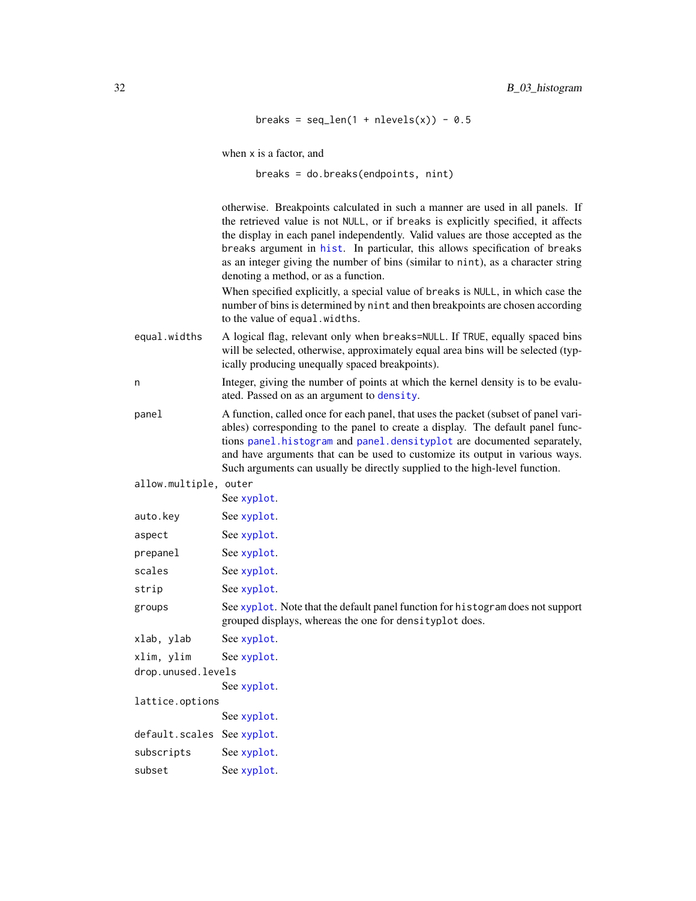```
breaks = seq_len(1 + nlevels(x)) - 0.5
```

when x is a factor, and

```
breaks = do.breaks(endpoints, nint)
```

otherwise. Breakpoints calculated in such a manner are used in all panels. If the retrieved value is not NULL, or if breaks is explicitly specified, it affects the display in each panel independently. Valid values are those accepted as the breaks argument in hist. In particular, this allows specification of breaks as an integer giving the number of bins (similar to nint), as a character string denoting a method, or as a function.

When specified explicitly, a special value of breaks is NULL, in which case the number of bins is determined by nint and then breakpoints are chosen according to the value of equal.widths.

**equal.widths** A logical flag, relevant only when breaks=NULL. If TRUE, equally spaced bins will be selected, otherwise, approximately equal area bins will be selected (typically producing unequally spaced breakpoints).

**n** Integer, giving the number of points at which the kernel density is to be evaluated. Passed on as an argument to density.

**panel** A function, called once for each panel, that uses the packet (subset of panel variables) corresponding to the panel to create a display. The default panel functions panel.histogram and panel.densityplot are documented separately, and have arguments that can be used to customize its output in various ways. Such arguments can usually be directly supplied to the high-level function.

**allow.multiple, outer** See xyplot.

**auto.key** See xyplot.

**aspect** See xyplot.

**prepanel** See xyplot.

**scales** See xyplot.

**strip** See xyplot.

**groups** See xyplot. Note that the default panel function for histogram does not support grouped displays, whereas the one for densityplot does.

**xlab, ylab** See xyplot.

**xlim, ylim** See xyplot.

**drop.unused.levels** See xyplot.

**lattice.options** See xyplot.

**default.scales** See xyplot.

**subscripts** See xyplot.

**subset** See xyplot.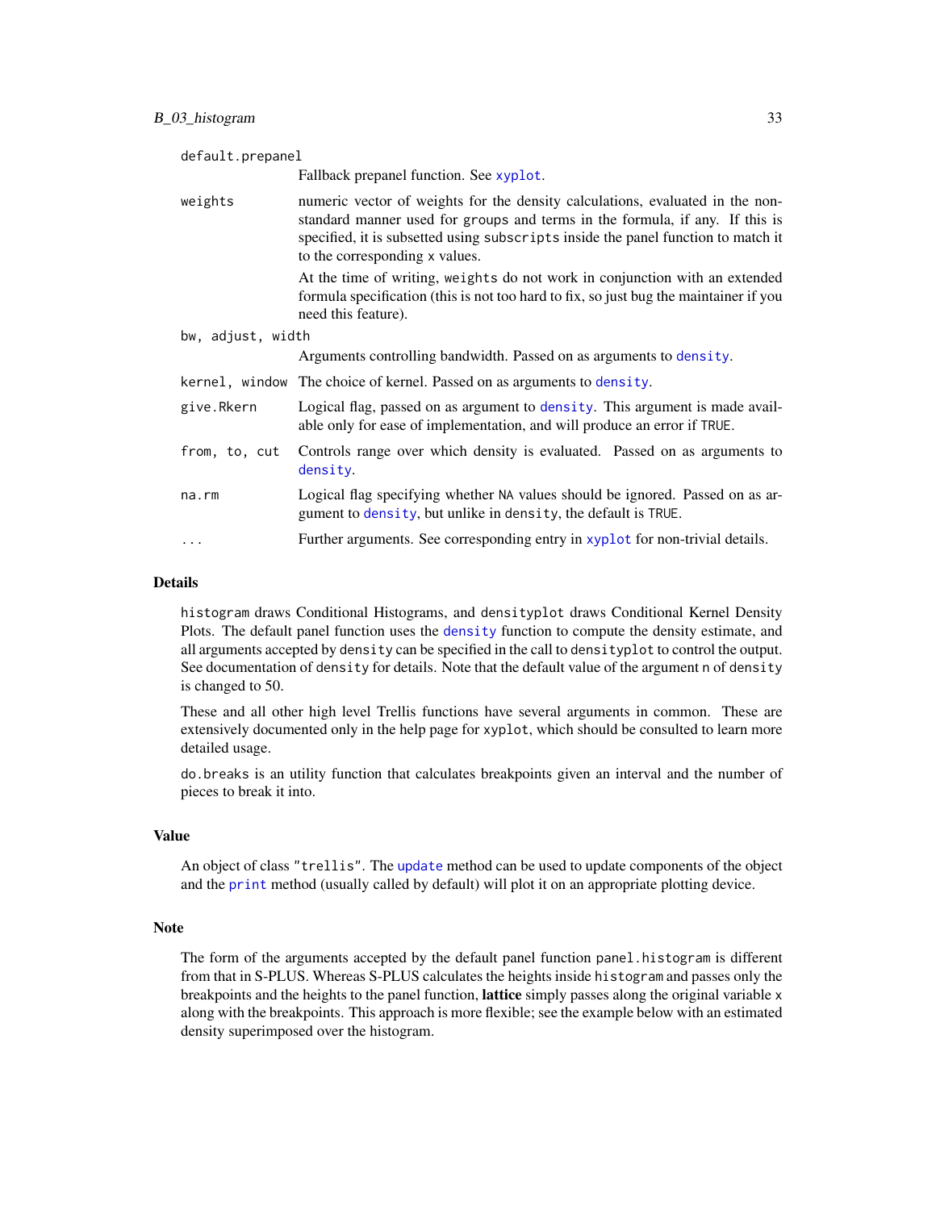`default.prepanel`
: Fallback prepanel function. See `xyplot`.

`weights`
: numeric vector of weights for the density calculations, evaluated in the non-standard manner used for `groups` and terms in the formula, if any. If this is specified, it is subsetted using `subscripts` inside the panel function to match it to the corresponding `x` values.

  At the time of writing, `weights` do not work in conjunction with an extended formula specification (this is not too hard to fix, so just bug the maintainer if you need this feature).

`bw, adjust, width`
: Arguments controlling bandwidth. Passed on as arguments to `density`.

`kernel, window`
: The choice of kernel. Passed on as arguments to `density`.

`give.Rkern`
: Logical flag, passed on as argument to `density`. This argument is made available only for ease of implementation, and will produce an error if `TRUE`.

`from, to, cut`
: Controls range over which density is evaluated. Passed on as arguments to `density`.

`na.rm`
: Logical flag specifying whether `NA` values should be ignored. Passed on as argument to `density`, but unlike in `density`, the default is `TRUE`.

`...`
: Further arguments. See corresponding entry in `xyplot` for non-trivial details.

## Details

`histogram` draws Conditional Histograms, and `densityplot` draws Conditional Kernel Density Plots. The default panel function uses the `density` function to compute the density estimate, and all arguments accepted by `density` can be specified in the call to `densityplot` to control the output. See documentation of `density` for details. Note that the default value of the argument `n` of `density` is changed to 50.

These and all other high level Trellis functions have several arguments in common. These are extensively documented only in the help page for `xyplot`, which should be consulted to learn more detailed usage.

`do.breaks` is an utility function that calculates breakpoints given an interval and the number of pieces to break it into.

## Value

An object of class `"trellis"`. The `update` method can be used to update components of the object and the `print` method (usually called by default) will plot it on an appropriate plotting device.

## Note

The form of the arguments accepted by the default panel function `panel.histogram` is different from that in S-PLUS. Whereas S-PLUS calculates the heights inside `histogram` and passes only the breakpoints and the heights to the panel function, **lattice** simply passes along the original variable `x` along with the breakpoints. This approach is more flexible; see the example below with an estimated density superimposed over the histogram.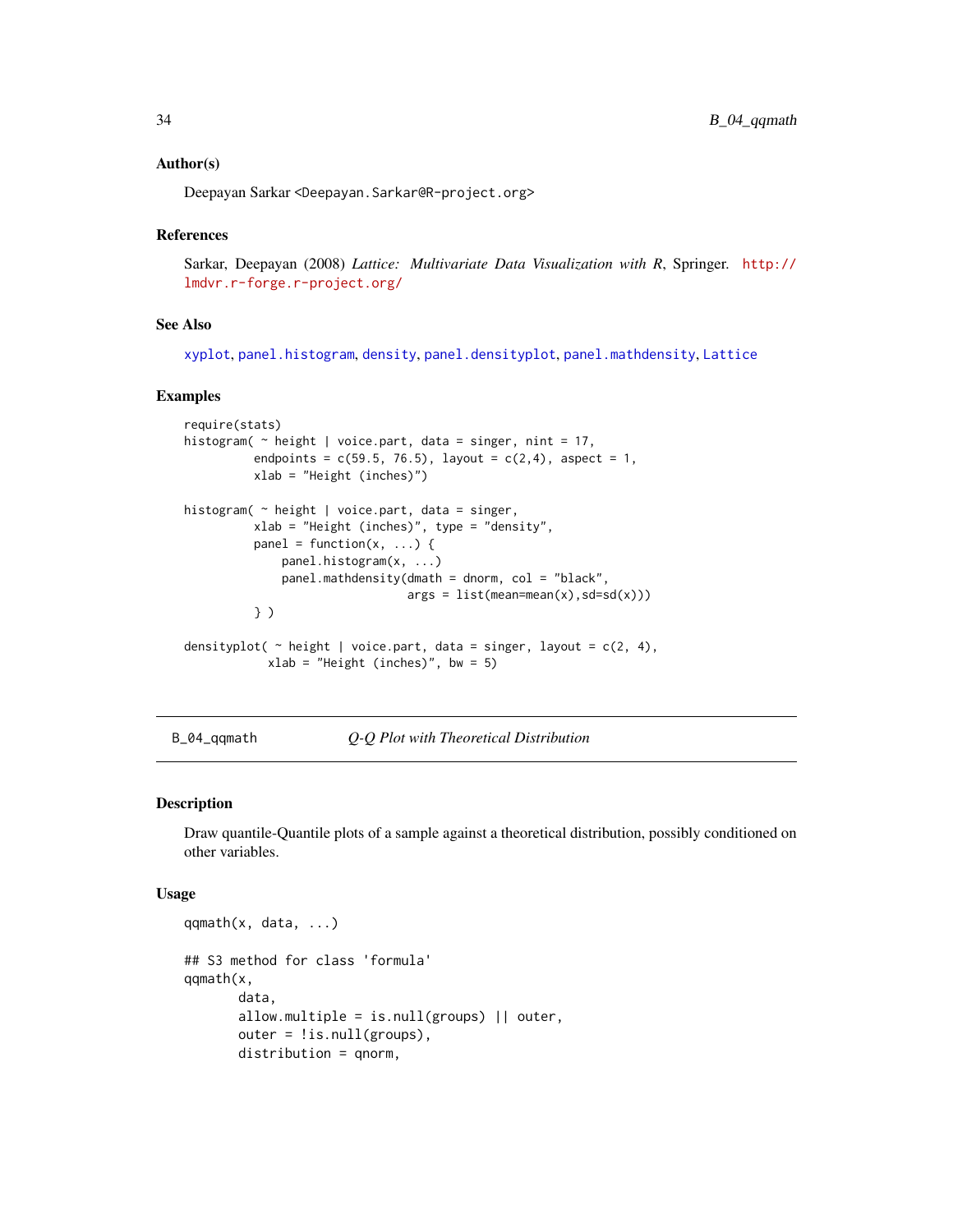### Author(s)

Deepayan Sarkar <Deepayan.Sarkar@R-project.org>

### References

Sarkar, Deepayan (2008) *Lattice: Multivariate Data Visualization with R*, Springer. http://lmdvr.r-forge.r-project.org/

### See Also

xyplot, panel.histogram, density, panel.densityplot, panel.mathdensity, Lattice

### Examples

```
require(stats)
histogram( ~ height | voice.part, data = singer, nint = 17,
          endpoints = c(59.5, 76.5), layout = c(2,4), aspect = 1,
          xlab = "Height (inches)")

histogram( ~ height | voice.part, data = singer,
          xlab = "Height (inches)", type = "density",
          panel = function(x, ...) {
              panel.histogram(x, ...)
              panel.mathdensity(dmath = dnorm, col = "black",
                                args = list(mean=mean(x),sd=sd(x)))
          } )

densityplot( ~ height | voice.part, data = singer, layout = c(2, 4),
            xlab = "Height (inches)", bw = 5)
```

---

## B_04_qqmath — *Q-Q Plot with Theoretical Distribution*

### Description

Draw quantile-Quantile plots of a sample against a theoretical distribution, possibly conditioned on other variables.

### Usage

```
qqmath(x, data, ...)

## S3 method for class 'formula'
qqmath(x,
       data,
       allow.multiple = is.null(groups) || outer,
       outer = !is.null(groups),
       distribution = qnorm,
```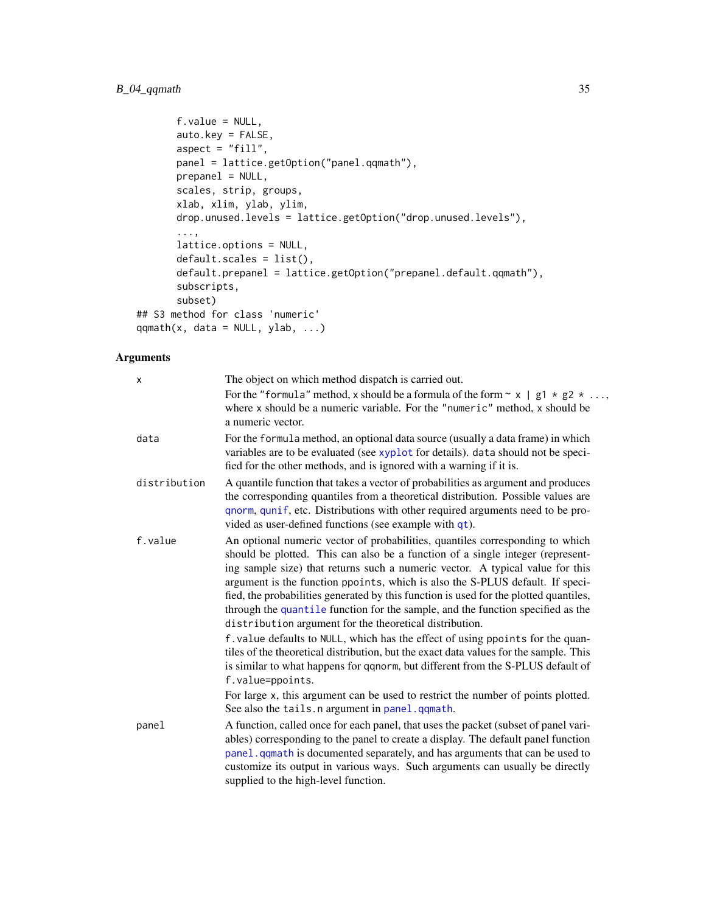```
        f.value = NULL,
        auto.key = FALSE,
        aspect = "fill",
        panel = lattice.getOption("panel.qqmath"),
        prepanel = NULL,
        scales, strip, groups,
        xlab, xlim, ylab, ylim,
        drop.unused.levels = lattice.getOption("drop.unused.levels"),
        ...,
        lattice.options = NULL,
        default.scales = list(),
        default.prepanel = lattice.getOption("prepanel.default.qqmath"),
        subscripts,
        subset)
## S3 method for class 'numeric'
qqmath(x, data = NULL, ylab, ...)
```

### Arguments

`x` — The object on which method dispatch is carried out.

For the `"formula"` method, `x` should be a formula of the form `~ x | g1 * g2 * ...`, where `x` should be a numeric variable. For the `"numeric"` method, `x` should be a numeric vector.

`data` — For the `formula` method, an optional data source (usually a data frame) in which variables are to be evaluated (see `xyplot` for details). `data` should not be specified for the other methods, and is ignored with a warning if it is.

`distribution` — A quantile function that takes a vector of probabilities as argument and produces the corresponding quantiles from a theoretical distribution. Possible values are `qnorm`, `qunif`, etc. Distributions with other required arguments need to be provided as user-defined functions (see example with `qt`).

`f.value` — An optional numeric vector of probabilities, quantiles corresponding to which should be plotted. This can also be a function of a single integer (representing sample size) that returns such a numeric vector. A typical value for this argument is the function `ppoints`, which is also the S-PLUS default. If specified, the probabilities generated by this function is used for the plotted quantiles, through the `quantile` function for the sample, and the function specified as the `distribution` argument for the theoretical distribution.

`f.value` defaults to `NULL`, which has the effect of using `ppoints` for the quantiles of the theoretical distribution, but the exact data values for the sample. This is similar to what happens for `qqnorm`, but different from the S-PLUS default of `f.value=ppoints`.

For large `x`, this argument can be used to restrict the number of points plotted. See also the `tails.n` argument in `panel.qqmath`.

`panel` — A function, called once for each panel, that uses the packet (subset of panel variables) corresponding to the panel to create a display. The default panel function `panel.qqmath` is documented separately, and has arguments that can be used to customize its output in various ways. Such arguments can usually be directly supplied to the high-level function.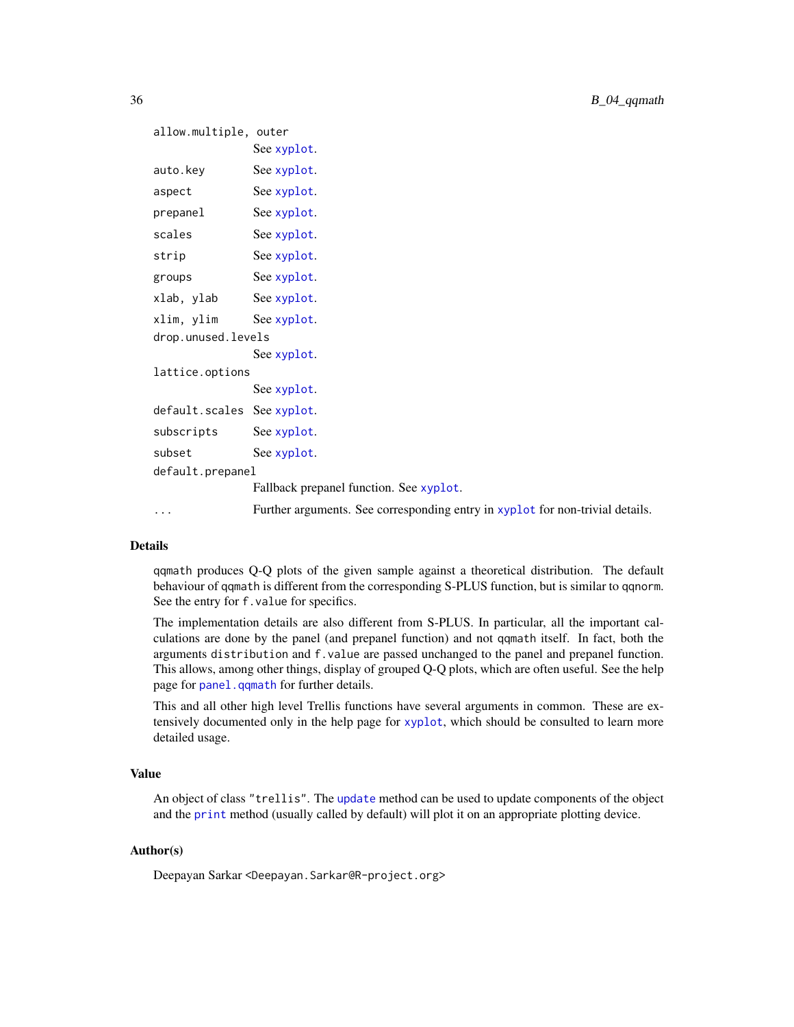| | |
|---|---|
| `allow.multiple, outer` | See `xyplot`. |
| `auto.key` | See `xyplot`. |
| `aspect` | See `xyplot`. |
| `prepanel` | See `xyplot`. |
| `scales` | See `xyplot`. |
| `strip` | See `xyplot`. |
| `groups` | See `xyplot`. |
| `xlab, ylab` | See `xyplot`. |
| `xlim, ylim` | See `xyplot`. |
| `drop.unused.levels` | See `xyplot`. |
| `lattice.options` | See `xyplot`. |
| `default.scales` | See `xyplot`. |
| `subscripts` | See `xyplot`. |
| `subset` | See `xyplot`. |
| `default.prepanel` | Fallback prepanel function. See `xyplot`. |
| `...` | Further arguments. See corresponding entry in `xyplot` for non-trivial details. |

## Details

`qqmath` produces Q-Q plots of the given sample against a theoretical distribution. The default behaviour of `qqmath` is different from the corresponding S-PLUS function, but is similar to `qqnorm`. See the entry for `f.value` for specifics.

The implementation details are also different from S-PLUS. In particular, all the important calculations are done by the panel (and prepanel function) and not `qqmath` itself. In fact, both the arguments `distribution` and `f.value` are passed unchanged to the panel and prepanel function. This allows, among other things, display of grouped Q-Q plots, which are often useful. See the help page for `panel.qqmath` for further details.

This and all other high level Trellis functions have several arguments in common. These are extensively documented only in the help page for `xyplot`, which should be consulted to learn more detailed usage.

## Value

An object of class `"trellis"`. The `update` method can be used to update components of the object and the `print` method (usually called by default) will plot it on an appropriate plotting device.

## Author(s)

Deepayan Sarkar <Deepayan.Sarkar@R-project.org>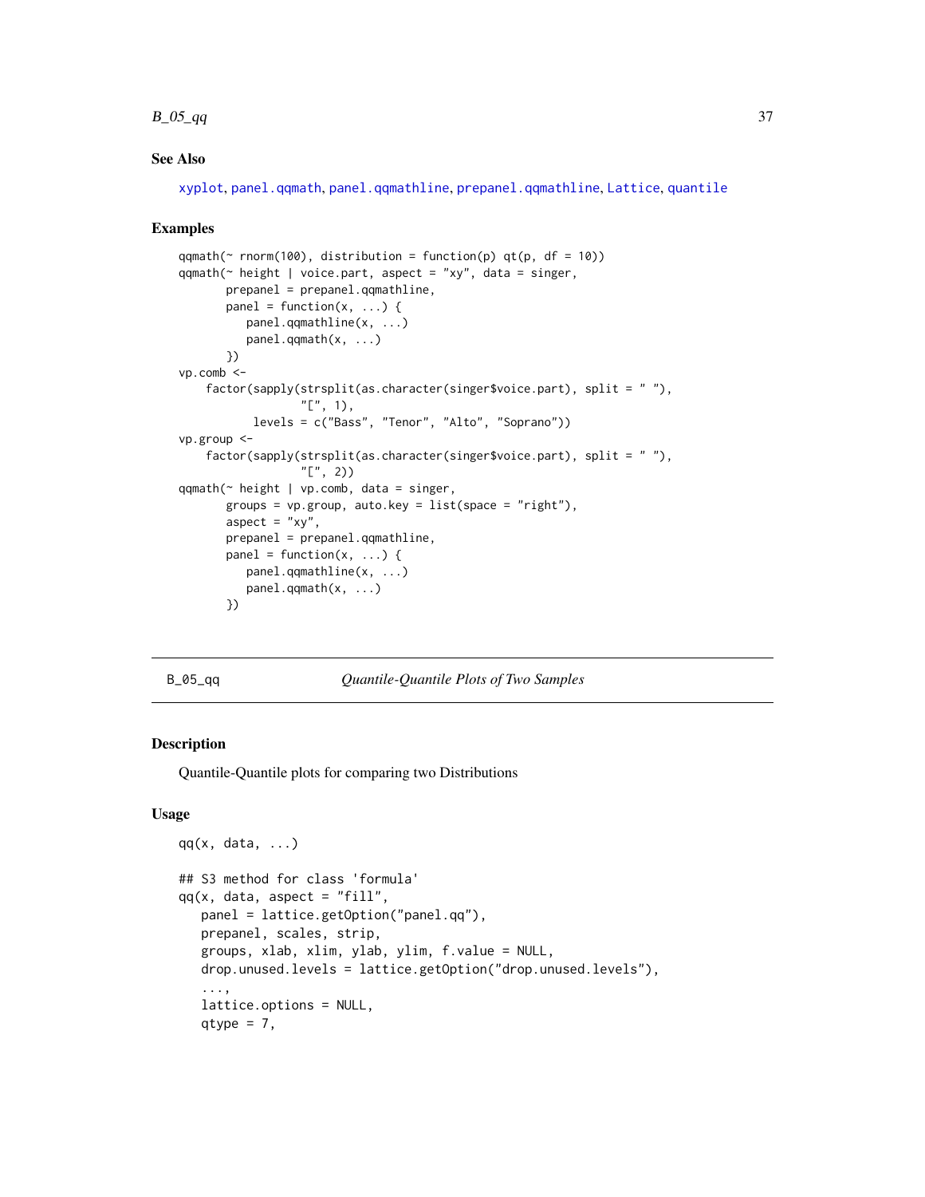### See Also

xyplot, panel.qqmath, panel.qqmathline, prepanel.qqmathline, Lattice, quantile

### Examples

```
qqmath(~ rnorm(100), distribution = function(p) qt(p, df = 10))
qqmath(~ height | voice.part, aspect = "xy", data = singer,
       prepanel = prepanel.qqmathline,
       panel = function(x, ...) {
          panel.qqmathline(x, ...)
          panel.qqmath(x, ...)
       })
vp.comb <-
    factor(sapply(strsplit(as.character(singer$voice.part), split = " "),
                  "[", 1),
           levels = c("Bass", "Tenor", "Alto", "Soprano"))
vp.group <-
    factor(sapply(strsplit(as.character(singer$voice.part), split = " "),
                  "[", 2))
qqmath(~ height | vp.comb, data = singer,
       groups = vp.group, auto.key = list(space = "right"),
       aspect = "xy",
       prepanel = prepanel.qqmathline,
       panel = function(x, ...) {
          panel.qqmathline(x, ...)
          panel.qqmath(x, ...)
       })
```

---

## B_05_qq — *Quantile-Quantile Plots of Two Samples*

---

### Description

Quantile-Quantile plots for comparing two Distributions

### Usage

```
qq(x, data, ...)

## S3 method for class 'formula'
qq(x, data, aspect = "fill",
   panel = lattice.getOption("panel.qq"),
   prepanel, scales, strip,
   groups, xlab, xlim, ylab, ylim, f.value = NULL,
   drop.unused.levels = lattice.getOption("drop.unused.levels"),
   ...,
   lattice.options = NULL,
   qtype = 7,
```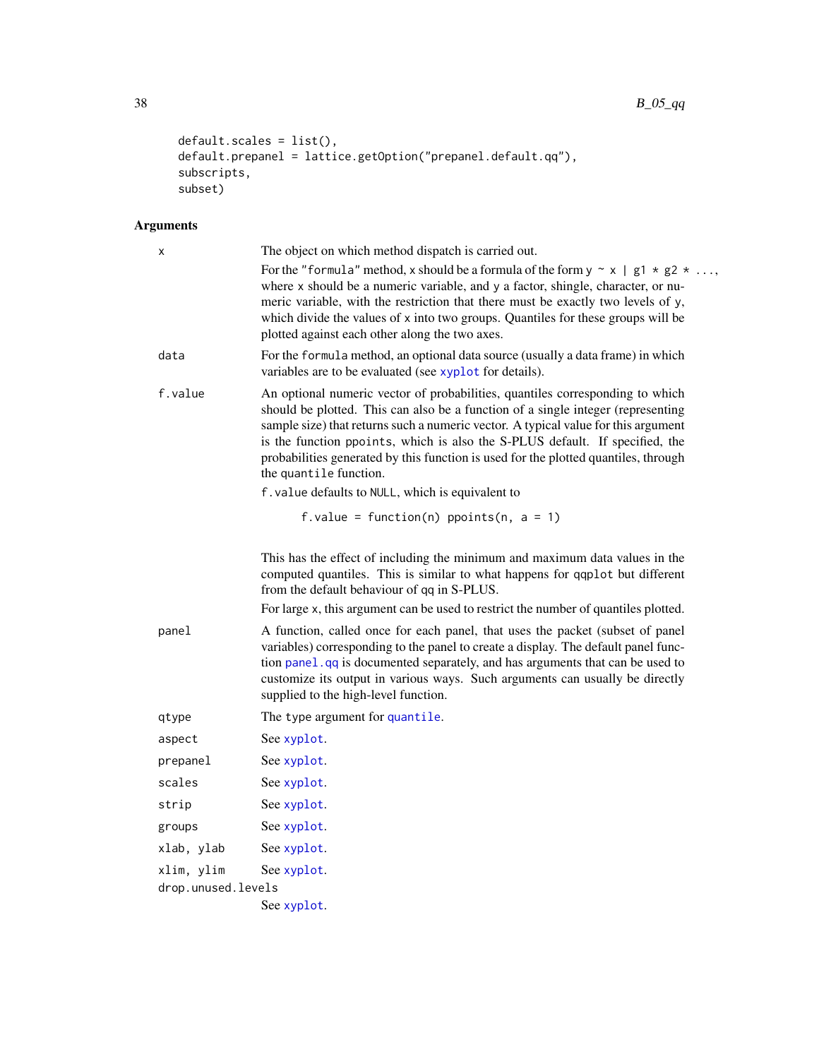```
default.scales = list(),
default.prepanel = lattice.getOption("prepanel.default.qq"),
subscripts,
subset)
```

## Arguments

**x** The object on which method dispatch is carried out.

For the "formula" method, x should be a formula of the form y ~ x | g1 * g2 * ..., where x should be a numeric variable, and y a factor, shingle, character, or numeric variable, with the restriction that there must be exactly two levels of y, which divide the values of x into two groups. Quantiles for these groups will be plotted against each other along the two axes.

**data** For the formula method, an optional data source (usually a data frame) in which variables are to be evaluated (see xyplot for details).

**f.value** An optional numeric vector of probabilities, quantiles corresponding to which should be plotted. This can also be a function of a single integer (representing sample size) that returns such a numeric vector. A typical value for this argument is the function ppoints, which is also the S-PLUS default. If specified, the probabilities generated by this function is used for the plotted quantiles, through the quantile function.

f.value defaults to NULL, which is equivalent to

```
f.value = function(n) ppoints(n, a = 1)
```

This has the effect of including the minimum and maximum data values in the computed quantiles. This is similar to what happens for qqplot but different from the default behaviour of qq in S-PLUS.

For large x, this argument can be used to restrict the number of quantiles plotted.

**panel** A function, called once for each panel, that uses the packet (subset of panel variables) corresponding to the panel to create a display. The default panel function panel.qq is documented separately, and has arguments that can be used to customize its output in various ways. Such arguments can usually be directly supplied to the high-level function.

**qtype** The type argument for quantile.

**aspect** See xyplot.

**prepanel** See xyplot.

**scales** See xyplot.

**strip** See xyplot.

**groups** See xyplot.

**xlab, ylab** See xyplot.

**xlim, ylim** See xyplot.

**drop.unused.levels** See xyplot.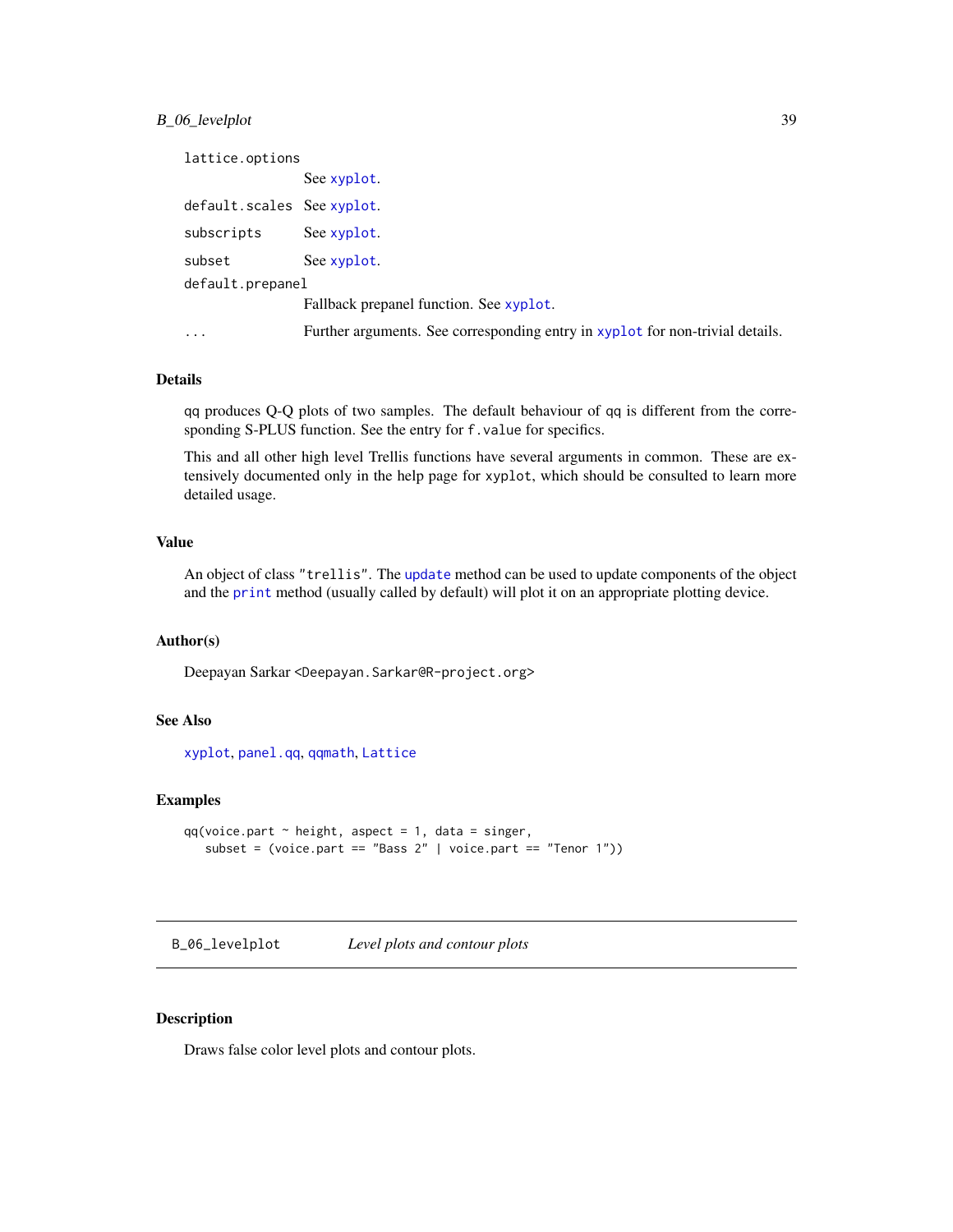| | |
|---|---|
| `lattice.options` | See xyplot. |
| `default.scales` | See xyplot. |
| `subscripts` | See xyplot. |
| `subset` | See xyplot. |
| `default.prepanel` | Fallback prepanel function. See xyplot. |
| `...` | Further arguments. See corresponding entry in xyplot for non-trivial details. |

### Details

qq produces Q-Q plots of two samples. The default behaviour of qq is different from the corresponding S-PLUS function. See the entry for `f.value` for specifics.

This and all other high level Trellis functions have several arguments in common. These are extensively documented only in the help page for `xyplot`, which should be consulted to learn more detailed usage.

### Value

An object of class `"trellis"`. The `update` method can be used to update components of the object and the `print` method (usually called by default) will plot it on an appropriate plotting device.

### Author(s)

Deepayan Sarkar `<Deepayan.Sarkar@R-project.org>`

### See Also

`xyplot`, `panel.qq`, `qqmath`, `Lattice`

### Examples

```
qq(voice.part ~ height, aspect = 1, data = singer,
   subset = (voice.part == "Bass 2" | voice.part == "Tenor 1"))
```

---

## B_06_levelplot *Level plots and contour plots*

---

### Description

Draws false color level plots and contour plots.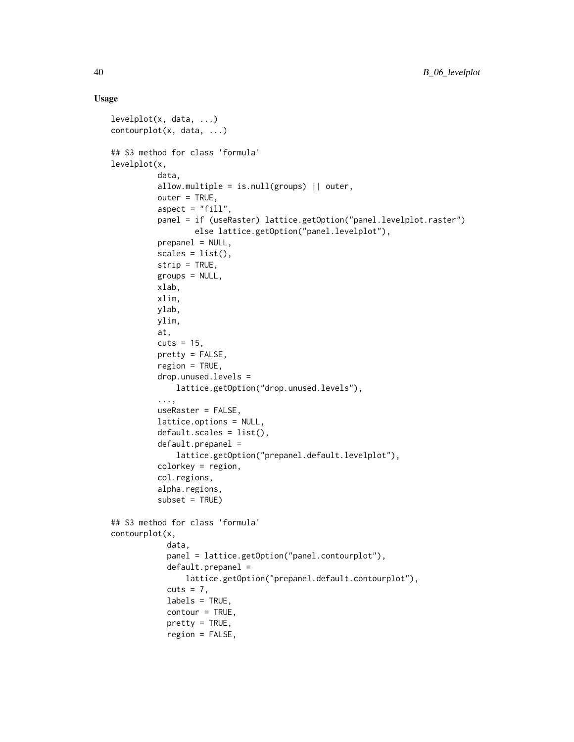### Usage

```
levelplot(x, data, ...)
contourplot(x, data, ...)

## S3 method for class 'formula'
levelplot(x,
          data,
          allow.multiple = is.null(groups) || outer,
          outer = TRUE,
          aspect = "fill",
          panel = if (useRaster) lattice.getOption("panel.levelplot.raster")
                  else lattice.getOption("panel.levelplot"),
          prepanel = NULL,
          scales = list(),
          strip = TRUE,
          groups = NULL,
          xlab,
          xlim,
          ylab,
          ylim,
          at,
          cuts = 15,
          pretty = FALSE,
          region = TRUE,
          drop.unused.levels =
              lattice.getOption("drop.unused.levels"),
          ...,
          useRaster = FALSE,
          lattice.options = NULL,
          default.scales = list(),
          default.prepanel =
              lattice.getOption("prepanel.default.levelplot"),
          colorkey = region,
          col.regions,
          alpha.regions,
          subset = TRUE)

## S3 method for class 'formula'
contourplot(x,
            data,
            panel = lattice.getOption("panel.contourplot"),
            default.prepanel =
                lattice.getOption("prepanel.default.contourplot"),
            cuts = 7,
            labels = TRUE,
            contour = TRUE,
            pretty = TRUE,
            region = FALSE,
```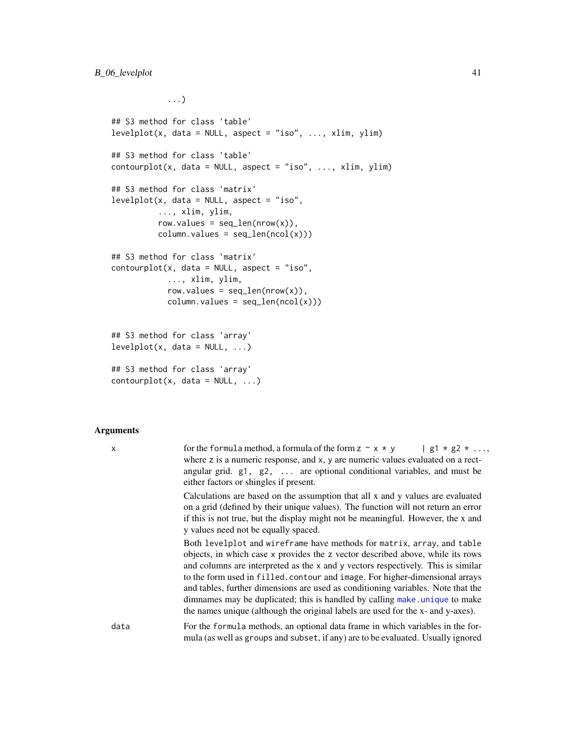```
            ...)

## S3 method for class 'table'
levelplot(x, data = NULL, aspect = "iso", ..., xlim, ylim)

## S3 method for class 'table'
contourplot(x, data = NULL, aspect = "iso", ..., xlim, ylim)

## S3 method for class 'matrix'
levelplot(x, data = NULL, aspect = "iso",
          ..., xlim, ylim,
          row.values = seq_len(nrow(x)),
          column.values = seq_len(ncol(x)))

## S3 method for class 'matrix'
contourplot(x, data = NULL, aspect = "iso",
            ..., xlim, ylim,
            row.values = seq_len(nrow(x)),
            column.values = seq_len(ncol(x)))


## S3 method for class 'array'
levelplot(x, data = NULL, ...)

## S3 method for class 'array'
contourplot(x, data = NULL, ...)
```

### Arguments

x
: for the formula method, a formula of the form `z ~ x * y | g1 * g2 * ...`, where z is a numeric response, and x, y are numeric values evaluated on a rectangular grid. `g1, g2, ...` are optional conditional variables, and must be either factors or shingles if present.

  Calculations are based on the assumption that all x and y values are evaluated on a grid (defined by their unique values). The function will not return an error if this is not true, but the display might not be meaningful. However, the x and y values need not be equally spaced.

  Both `levelplot` and `wireframe` have methods for `matrix`, `array`, and `table` objects, in which case x provides the z vector described above, while its rows and columns are interpreted as the x and y vectors respectively. This is similar to the form used in `filled.contour` and `image`. For higher-dimensional arrays and tables, further dimensions are used as conditioning variables. Note that the dimnames may be duplicated; this is handled by calling `make.unique` to make the names unique (although the original labels are used for the x- and y-axes).

data
: For the `formula` methods, an optional data frame in which variables in the formula (as well as `groups` and `subset`, if any) are to be evaluated. Usually ignored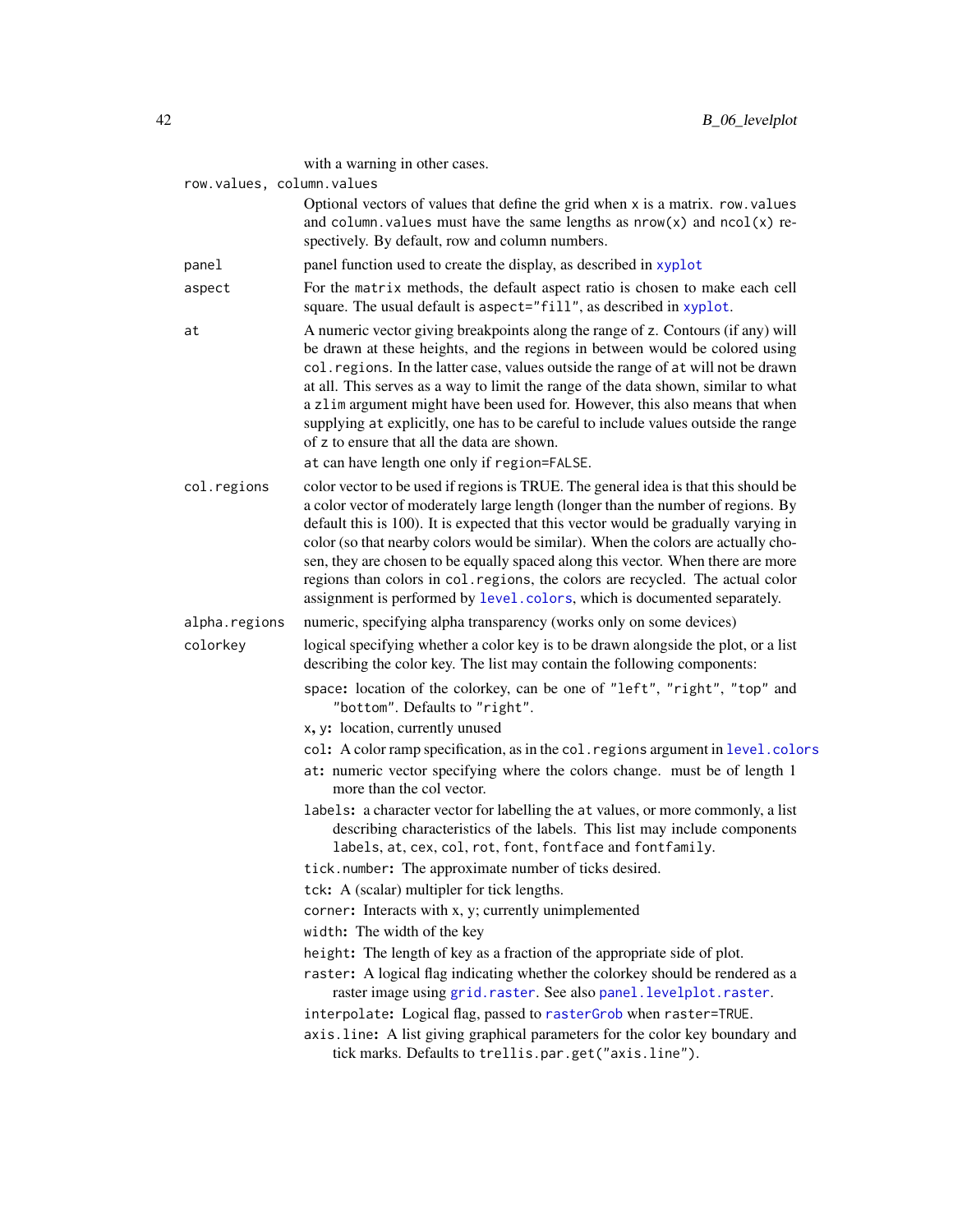with a warning in other cases.

`row.values, column.values`
: Optional vectors of values that define the grid when `x` is a matrix. `row.values` and `column.values` must have the same lengths as `nrow(x)` and `ncol(x)` respectively. By default, row and column numbers.

`panel`
: panel function used to create the display, as described in `xyplot`

`aspect`
: For the `matrix` methods, the default aspect ratio is chosen to make each cell square. The usual default is `aspect="fill"`, as described in `xyplot`.

`at`
: A numeric vector giving breakpoints along the range of `z`. Contours (if any) will be drawn at these heights, and the regions in between would be colored using `col.regions`. In the latter case, values outside the range of `at` will not be drawn at all. This serves as a way to limit the range of the data shown, similar to what a `zlim` argument might have been used for. However, this also means that when supplying `at` explicitly, one has to be careful to include values outside the range of `z` to ensure that all the data are shown.

  `at` can have length one only if `region=FALSE`.

`col.regions`
: color vector to be used if regions is TRUE. The general idea is that this should be a color vector of moderately large length (longer than the number of regions. By default this is 100). It is expected that this vector would be gradually varying in color (so that nearby colors would be similar). When the colors are actually chosen, they are chosen to be equally spaced along this vector. When there are more regions than colors in `col.regions`, the colors are recycled. The actual color assignment is performed by `level.colors`, which is documented separately.

`alpha.regions`
: numeric, specifying alpha transparency (works only on some devices)

`colorkey`
: logical specifying whether a color key is to be drawn alongside the plot, or a list describing the color key. The list may contain the following components:

  - `space`: location of the colorkey, can be one of `"left"`, `"right"`, `"top"` and `"bottom"`. Defaults to `"right"`.
  - `x`, `y`: location, currently unused
  - `col`: A color ramp specification, as in the `col.regions` argument in `level.colors`
  - `at`: numeric vector specifying where the colors change. must be of length 1 more than the col vector.
  - `labels`: a character vector for labelling the `at` values, or more commonly, a list describing characteristics of the labels. This list may include components `labels`, `at`, `cex`, `col`, `rot`, `font`, `fontface` and `fontfamily`.
  - `tick.number`: The approximate number of ticks desired.
  - `tck`: A (scalar) multipler for tick lengths.
  - `corner`: Interacts with x, y; currently unimplemented
  - `width`: The width of the key
  - `height`: The length of key as a fraction of the appropriate side of plot.
  - `raster`: A logical flag indicating whether the colorkey should be rendered as a raster image using `grid.raster`. See also `panel.levelplot.raster`.
  - `interpolate`: Logical flag, passed to `rasterGrob` when `raster=TRUE`.
  - `axis.line`: A list giving graphical parameters for the color key boundary and tick marks. Defaults to `trellis.par.get("axis.line")`.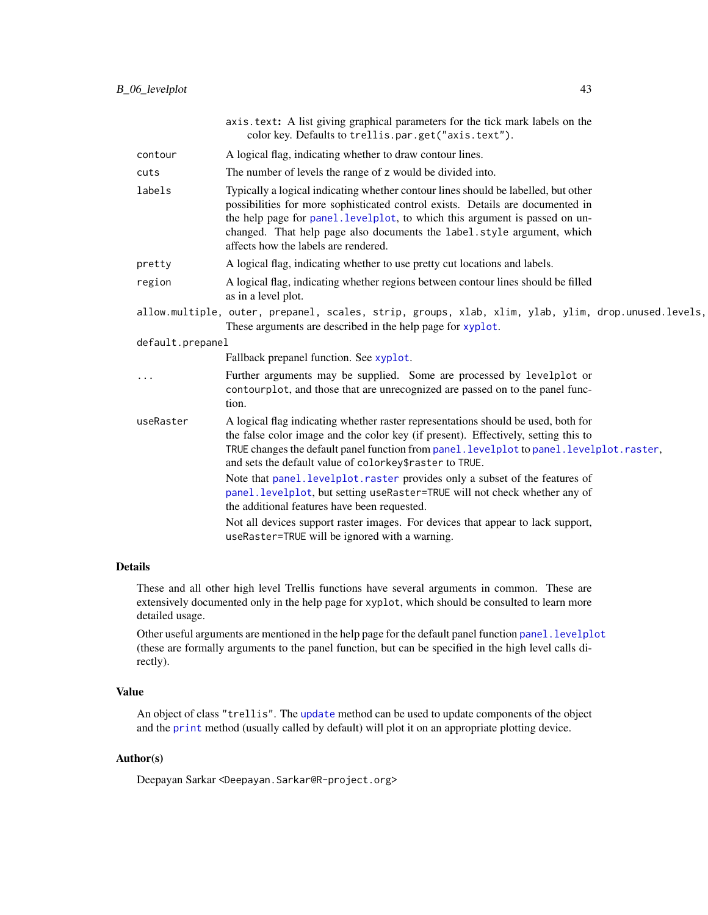axis.text: A list giving graphical parameters for the tick mark labels on the color key. Defaults to trellis.par.get("axis.text").

`contour`
: A logical flag, indicating whether to draw contour lines.

`cuts`
: The number of levels the range of z would be divided into.

`labels`
: Typically a logical indicating whether contour lines should be labelled, but other possibilities for more sophisticated control exists. Details are documented in the help page for panel.levelplot, to which this argument is passed on unchanged. That help page also documents the label.style argument, which affects how the labels are rendered.

`pretty`
: A logical flag, indicating whether to use pretty cut locations and labels.

`region`
: A logical flag, indicating whether regions between contour lines should be filled as in a level plot.

`allow.multiple, outer, prepanel, scales, strip, groups, xlab, xlim, ylab, ylim, drop.unused.levels,`
: These arguments are described in the help page for xyplot.

`default.prepanel`
: Fallback prepanel function. See xyplot.

`...`
: Further arguments may be supplied. Some are processed by levelplot or contourplot, and those that are unrecognized are passed on to the panel function.

`useRaster`
: A logical flag indicating whether raster representations should be used, both for the false color image and the color key (if present). Effectively, setting this to TRUE changes the default panel function from panel.levelplot to panel.levelplot.raster, and sets the default value of colorkey$raster to TRUE.

  Note that panel.levelplot.raster provides only a subset of the features of panel.levelplot, but setting useRaster=TRUE will not check whether any of the additional features have been requested.

  Not all devices support raster images. For devices that appear to lack support, useRaster=TRUE will be ignored with a warning.

## Details

These and all other high level Trellis functions have several arguments in common. These are extensively documented only in the help page for xyplot, which should be consulted to learn more detailed usage.

Other useful arguments are mentioned in the help page for the default panel function panel.levelplot (these are formally arguments to the panel function, but can be specified in the high level calls directly).

## Value

An object of class "trellis". The update method can be used to update components of the object and the print method (usually called by default) will plot it on an appropriate plotting device.

## Author(s)

Deepayan Sarkar <Deepayan.Sarkar@R-project.org>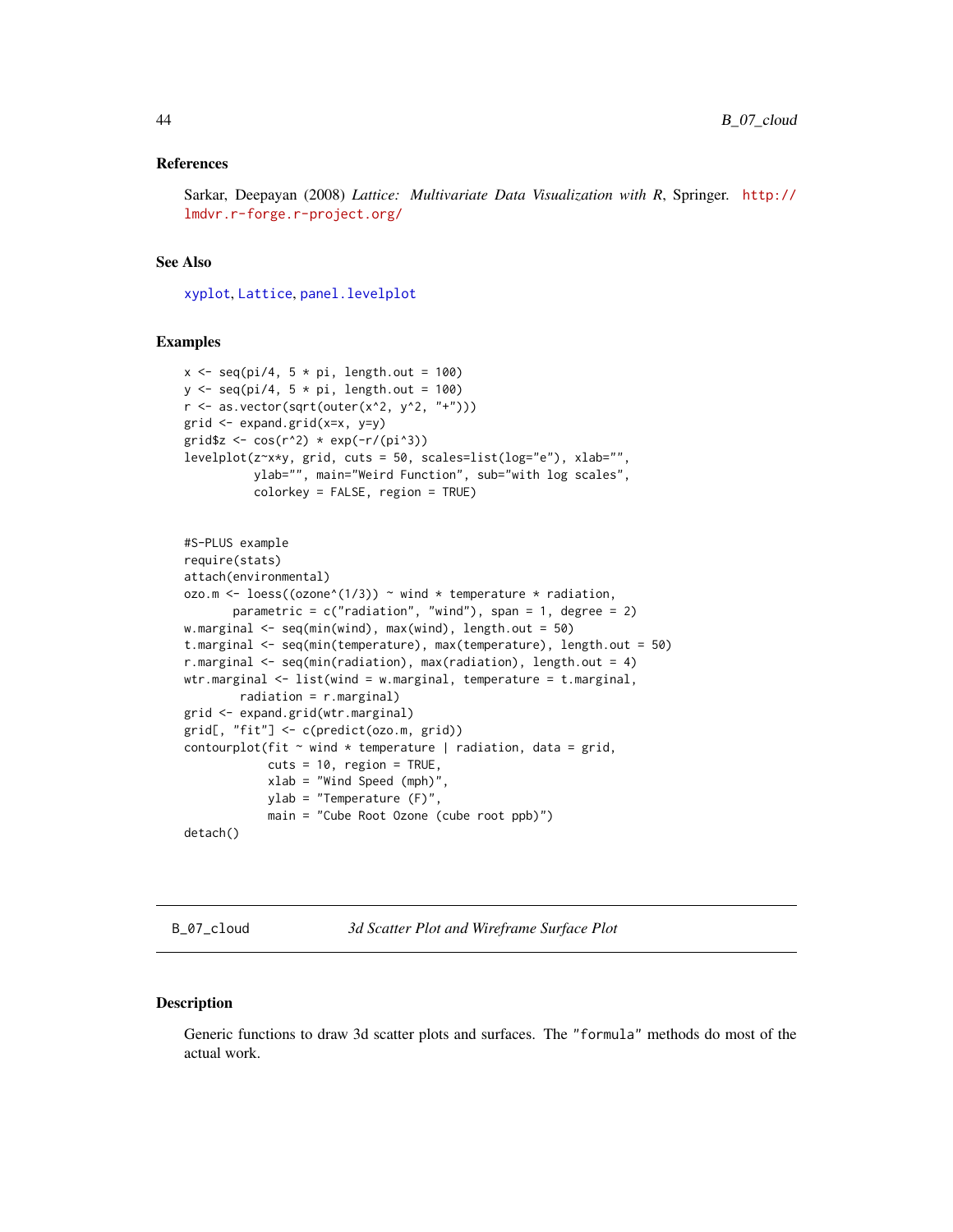### References

Sarkar, Deepayan (2008) *Lattice: Multivariate Data Visualization with R*, Springer. http://lmdvr.r-forge.r-project.org/

### See Also

xyplot, Lattice, panel.levelplot

### Examples

```
x <- seq(pi/4, 5 * pi, length.out = 100)
y <- seq(pi/4, 5 * pi, length.out = 100)
r <- as.vector(sqrt(outer(x^2, y^2, "+")))
grid <- expand.grid(x=x, y=y)
grid$z <- cos(r^2) * exp(-r/(pi^3))
levelplot(z~x*y, grid, cuts = 50, scales=list(log="e"), xlab="",
          ylab="", main="Weird Function", sub="with log scales",
          colorkey = FALSE, region = TRUE)


#S-PLUS example
require(stats)
attach(environmental)
ozo.m <- loess((ozone^(1/3)) ~ wind * temperature * radiation,
       parametric = c("radiation", "wind"), span = 1, degree = 2)
w.marginal <- seq(min(wind), max(wind), length.out = 50)
t.marginal <- seq(min(temperature), max(temperature), length.out = 50)
r.marginal <- seq(min(radiation), max(radiation), length.out = 4)
wtr.marginal <- list(wind = w.marginal, temperature = t.marginal,
        radiation = r.marginal)
grid <- expand.grid(wtr.marginal)
grid[, "fit"] <- c(predict(ozo.m, grid))
contourplot(fit ~ wind * temperature | radiation, data = grid,
            cuts = 10, region = TRUE,
            xlab = "Wind Speed (mph)",
            ylab = "Temperature (F)",
            main = "Cube Root Ozone (cube root ppb)")
detach()
```

---

## B_07_cloud *3d Scatter Plot and Wireframe Surface Plot*

---

### Description

Generic functions to draw 3d scatter plots and surfaces. The "formula" methods do most of the actual work.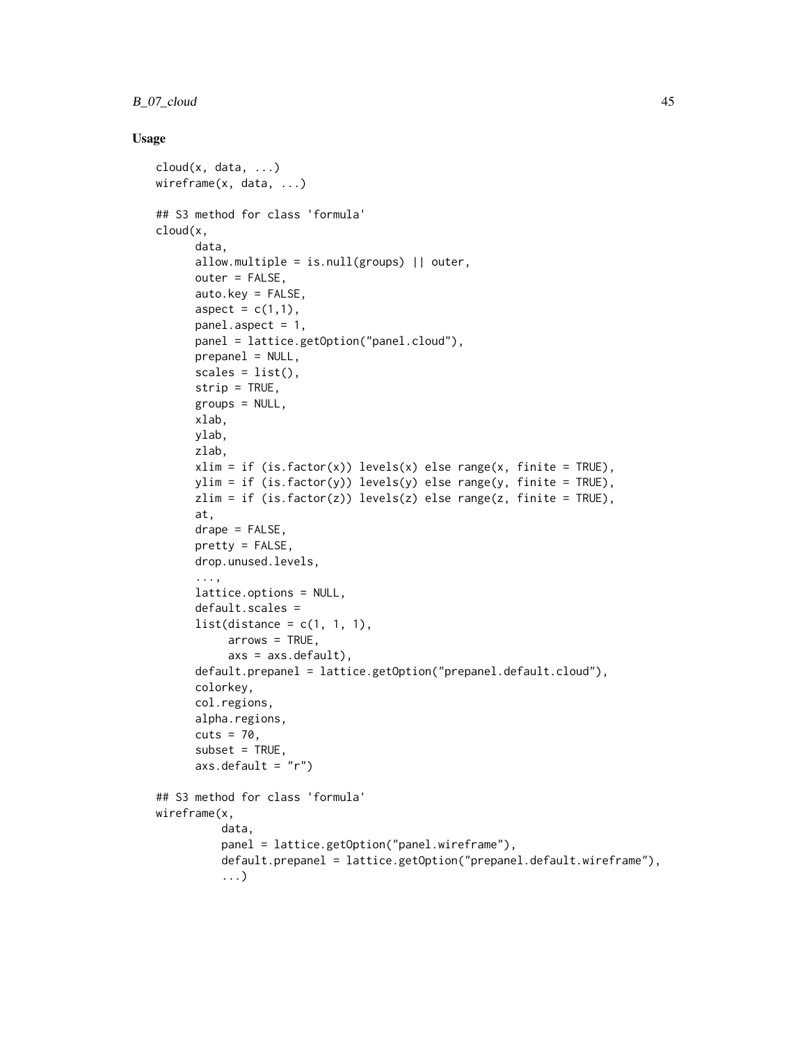### Usage

```
cloud(x, data, ...)
wireframe(x, data, ...)

## S3 method for class 'formula'
cloud(x,
      data,
      allow.multiple = is.null(groups) || outer,
      outer = FALSE,
      auto.key = FALSE,
      aspect = c(1,1),
      panel.aspect = 1,
      panel = lattice.getOption("panel.cloud"),
      prepanel = NULL,
      scales = list(),
      strip = TRUE,
      groups = NULL,
      xlab,
      ylab,
      zlab,
      xlim = if (is.factor(x)) levels(x) else range(x, finite = TRUE),
      ylim = if (is.factor(y)) levels(y) else range(y, finite = TRUE),
      zlim = if (is.factor(z)) levels(z) else range(z, finite = TRUE),
      at,
      drape = FALSE,
      pretty = FALSE,
      drop.unused.levels,
      ...,
      lattice.options = NULL,
      default.scales =
      list(distance = c(1, 1, 1),
           arrows = TRUE,
           axs = axs.default),
      default.prepanel = lattice.getOption("prepanel.default.cloud"),
      colorkey,
      col.regions,
      alpha.regions,
      cuts = 70,
      subset = TRUE,
      axs.default = "r")

## S3 method for class 'formula'
wireframe(x,
          data,
          panel = lattice.getOption("panel.wireframe"),
          default.prepanel = lattice.getOption("prepanel.default.wireframe"),
          ...)
```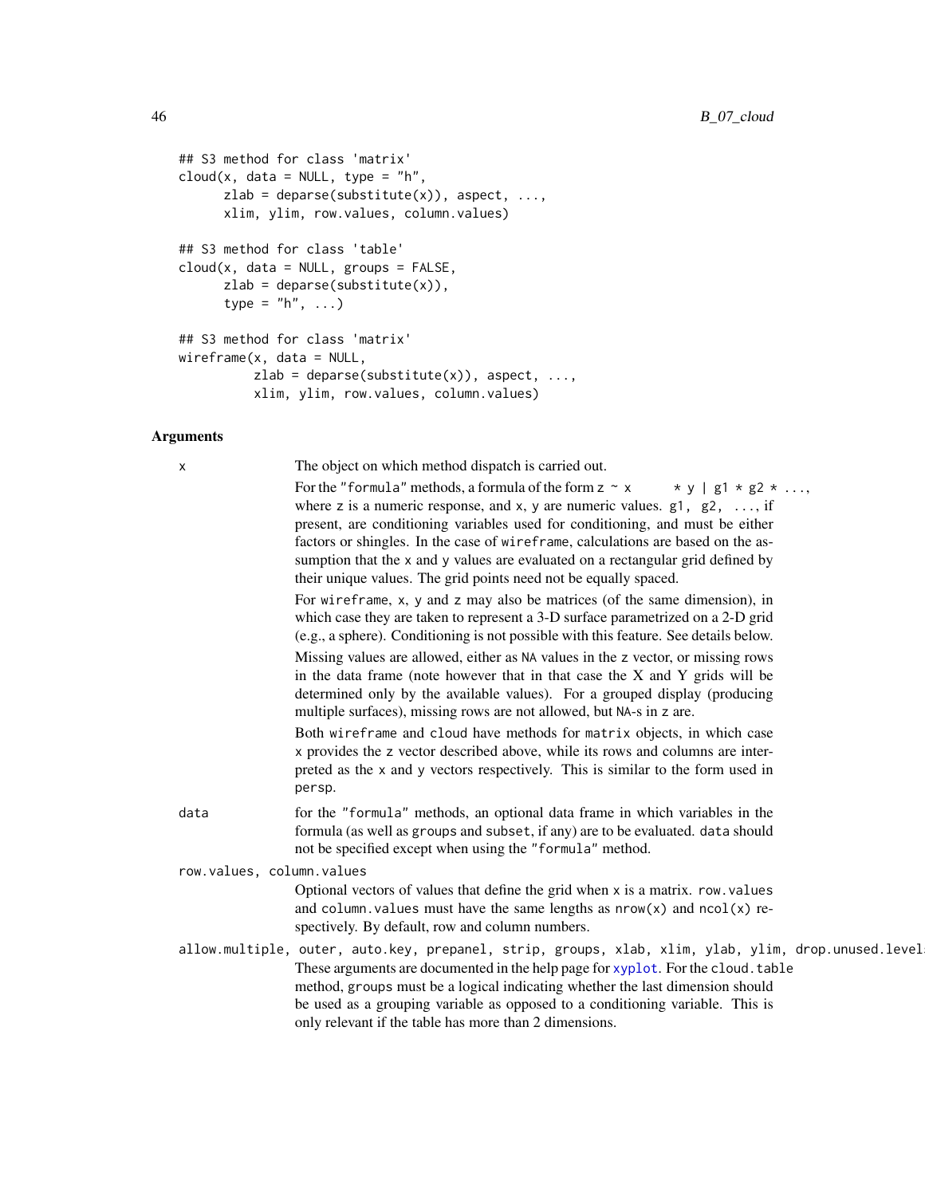```
## S3 method for class 'matrix'
cloud(x, data = NULL, type = "h",
      zlab = deparse(substitute(x)), aspect, ...,
      xlim, ylim, row.values, column.values)

## S3 method for class 'table'
cloud(x, data = NULL, groups = FALSE,
      zlab = deparse(substitute(x)),
      type = "h", ...)

## S3 method for class 'matrix'
wireframe(x, data = NULL,
          zlab = deparse(substitute(x)), aspect, ...,
          xlim, ylim, row.values, column.values)
```

## Arguments

`x` The object on which method dispatch is carried out.

For the "formula" methods, a formula of the form `z ~ x * y | g1 * g2 * ...`, where `z` is a numeric response, and `x`, `y` are numeric values. `g1, g2, ...`, if present, are conditioning variables used for conditioning, and must be either factors or shingles. In the case of `wireframe`, calculations are based on the assumption that the `x` and `y` values are evaluated on a rectangular grid defined by their unique values. The grid points need not be equally spaced.

For `wireframe`, `x`, `y` and `z` may also be matrices (of the same dimension), in which case they are taken to represent a 3-D surface parametrized on a 2-D grid (e.g., a sphere). Conditioning is not possible with this feature. See details below.

Missing values are allowed, either as `NA` values in the `z` vector, or missing rows in the data frame (note however that in that case the X and Y grids will be determined only by the available values). For a grouped display (producing multiple surfaces), missing rows are not allowed, but `NA`-s in `z` are.

Both `wireframe` and `cloud` have methods for `matrix` objects, in which case `x` provides the `z` vector described above, while its rows and columns are interpreted as the `x` and `y` vectors respectively. This is similar to the form used in `persp`.

`data` for the "formula" methods, an optional data frame in which variables in the formula (as well as `groups` and `subset`, if any) are to be evaluated. `data` should not be specified except when using the "formula" method.

`row.values, column.values`

Optional vectors of values that define the grid when `x` is a matrix. `row.values` and `column.values` must have the same lengths as `nrow(x)` and `ncol(x)` respectively. By default, row and column numbers.

`allow.multiple, outer, auto.key, prepanel, strip, groups, xlab, xlim, ylab, ylim, drop.unused.level`

These arguments are documented in the help page for `xyplot`. For the `cloud.table` method, `groups` must be a logical indicating whether the last dimension should be used as a grouping variable as opposed to a conditioning variable. This is only relevant if the table has more than 2 dimensions.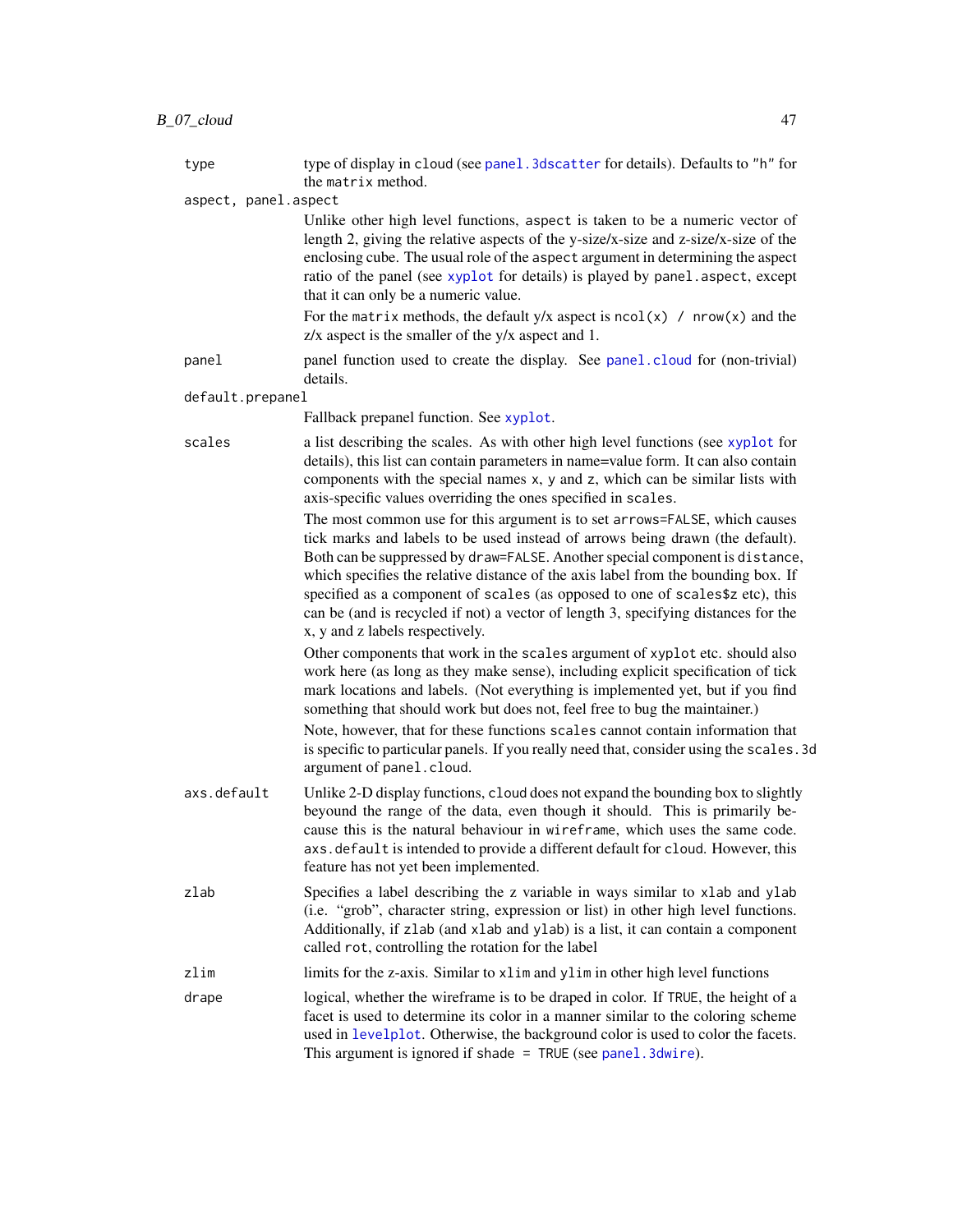**type** — type of display in `cloud` (see `panel.3dscatter` for details). Defaults to `"h"` for the `matrix` method.

**aspect, panel.aspect**
: Unlike other high level functions, `aspect` is taken to be a numeric vector of length 2, giving the relative aspects of the y-size/x-size and z-size/x-size of the enclosing cube. The usual role of the `aspect` argument in determining the aspect ratio of the panel (see `xyplot` for details) is played by `panel.aspect`, except that it can only be a numeric value.

  For the `matrix` methods, the default y/x aspect is `ncol(x) / nrow(x)` and the z/x aspect is the smaller of the y/x aspect and 1.

**panel** — panel function used to create the display. See `panel.cloud` for (non-trivial) details.

**default.prepanel**
: Fallback prepanel function. See `xyplot`.

**scales** — a list describing the scales. As with other high level functions (see `xyplot` for details), this list can contain parameters in name=value form. It can also contain components with the special names `x`, `y` and `z`, which can be similar lists with axis-specific values overriding the ones specified in `scales`.

  The most common use for this argument is to set `arrows=FALSE`, which causes tick marks and labels to be used instead of arrows being drawn (the default). Both can be suppressed by `draw=FALSE`. Another special component is `distance`, which specifies the relative distance of the axis label from the bounding box. If specified as a component of `scales` (as opposed to one of `scales$z` etc), this can be (and is recycled if not) a vector of length 3, specifying distances for the x, y and z labels respectively.

  Other components that work in the `scales` argument of `xyplot` etc. should also work here (as long as they make sense), including explicit specification of tick mark locations and labels. (Not everything is implemented yet, but if you find something that should work but does not, feel free to bug the maintainer.)

  Note, however, that for these functions `scales` cannot contain information that is specific to particular panels. If you really need that, consider using the `scales.3d` argument of `panel.cloud`.

**axs.default** — Unlike 2-D display functions, `cloud` does not expand the bounding box to slightly beyond the range of the data, even though it should. This is primarily because this is the natural behaviour in `wireframe`, which uses the same code. `axs.default` is intended to provide a different default for `cloud`. However, this feature has not yet been implemented.

**zlab** — Specifies a label describing the z variable in ways similar to `xlab` and `ylab` (i.e. "grob", character string, expression or list) in other high level functions. Additionally, if `zlab` (and `xlab` and `ylab`) is a list, it can contain a component called `rot`, controlling the rotation for the label

**zlim** — limits for the z-axis. Similar to `xlim` and `ylim` in other high level functions

**drape** — logical, whether the wireframe is to be draped in color. If `TRUE`, the height of a facet is used to determine its color in a manner similar to the coloring scheme used in `levelplot`. Otherwise, the background color is used to color the facets. This argument is ignored if `shade = TRUE` (see `panel.3dwire`).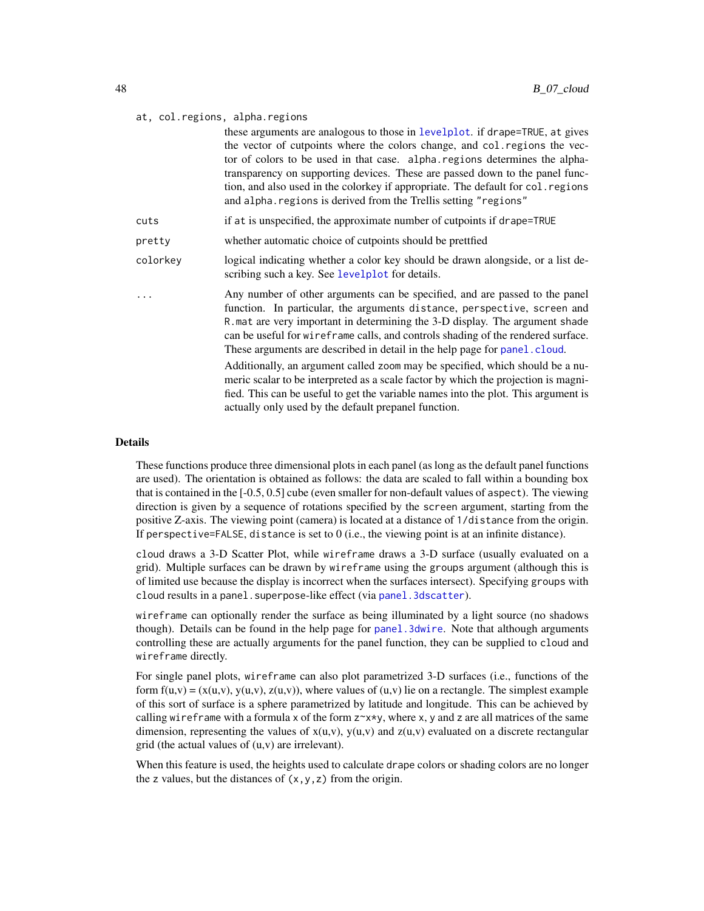`at, col.regions, alpha.regions`
: these arguments are analogous to those in `levelplot`. if `drape=TRUE`, `at` gives the vector of cutpoints where the colors change, and `col.regions` the vector of colors to be used in that case. `alpha.regions` determines the alpha-transparency on supporting devices. These are passed down to the panel function, and also used in the colorkey if appropriate. The default for `col.regions` and `alpha.regions` is derived from the Trellis setting `"regions"`

`cuts`
: if `at` is unspecified, the approximate number of cutpoints if `drape=TRUE`

`pretty`
: whether automatic choice of cutpoints should be prettfied

`colorkey`
: logical indicating whether a color key should be drawn alongside, or a list describing such a key. See `levelplot` for details.

`...`
: Any number of other arguments can be specified, and are passed to the panel function. In particular, the arguments `distance`, `perspective`, `screen` and `R.mat` are very important in determining the 3-D display. The argument `shade` can be useful for `wireframe` calls, and controls shading of the rendered surface. These arguments are described in detail in the help page for `panel.cloud`.

  Additionally, an argument called `zoom` may be specified, which should be a numeric scalar to be interpreted as a scale factor by which the projection is magnified. This can be useful to get the variable names into the plot. This argument is actually only used by the default prepanel function.

## Details

These functions produce three dimensional plots in each panel (as long as the default panel functions are used). The orientation is obtained as follows: the data are scaled to fall within a bounding box that is contained in the [-0.5, 0.5] cube (even smaller for non-default values of `aspect`). The viewing direction is given by a sequence of rotations specified by the `screen` argument, starting from the positive Z-axis. The viewing point (camera) is located at a distance of `1/distance` from the origin. If `perspective=FALSE`, `distance` is set to 0 (i.e., the viewing point is at an infinite distance).

`cloud` draws a 3-D Scatter Plot, while `wireframe` draws a 3-D surface (usually evaluated on a grid). Multiple surfaces can be drawn by `wireframe` using the `groups` argument (although this is of limited use because the display is incorrect when the surfaces intersect). Specifying `groups` with `cloud` results in a `panel.superpose`-like effect (via `panel.3dscatter`).

`wireframe` can optionally render the surface as being illuminated by a light source (no shadows though). Details can be found in the help page for `panel.3dwire`. Note that although arguments controlling these are actually arguments for the panel function, they can be supplied to `cloud` and `wireframe` directly.

For single panel plots, `wireframe` can also plot parametrized 3-D surfaces (i.e., functions of the form f(u,v) = (x(u,v), y(u,v), z(u,v)), where values of (u,v) lie on a rectangle. The simplest example of this sort of surface is a sphere parametrized by latitude and longitude. This can be achieved by calling `wireframe` with a formula `x` of the form `z~x*y`, where `x`, `y` and `z` are all matrices of the same dimension, representing the values of x(u,v), y(u,v) and z(u,v) evaluated on a discrete rectangular grid (the actual values of (u,v) are irrelevant).

When this feature is used, the heights used to calculate `drape` colors or shading colors are no longer the `z` values, but the distances of `(x,y,z)` from the origin.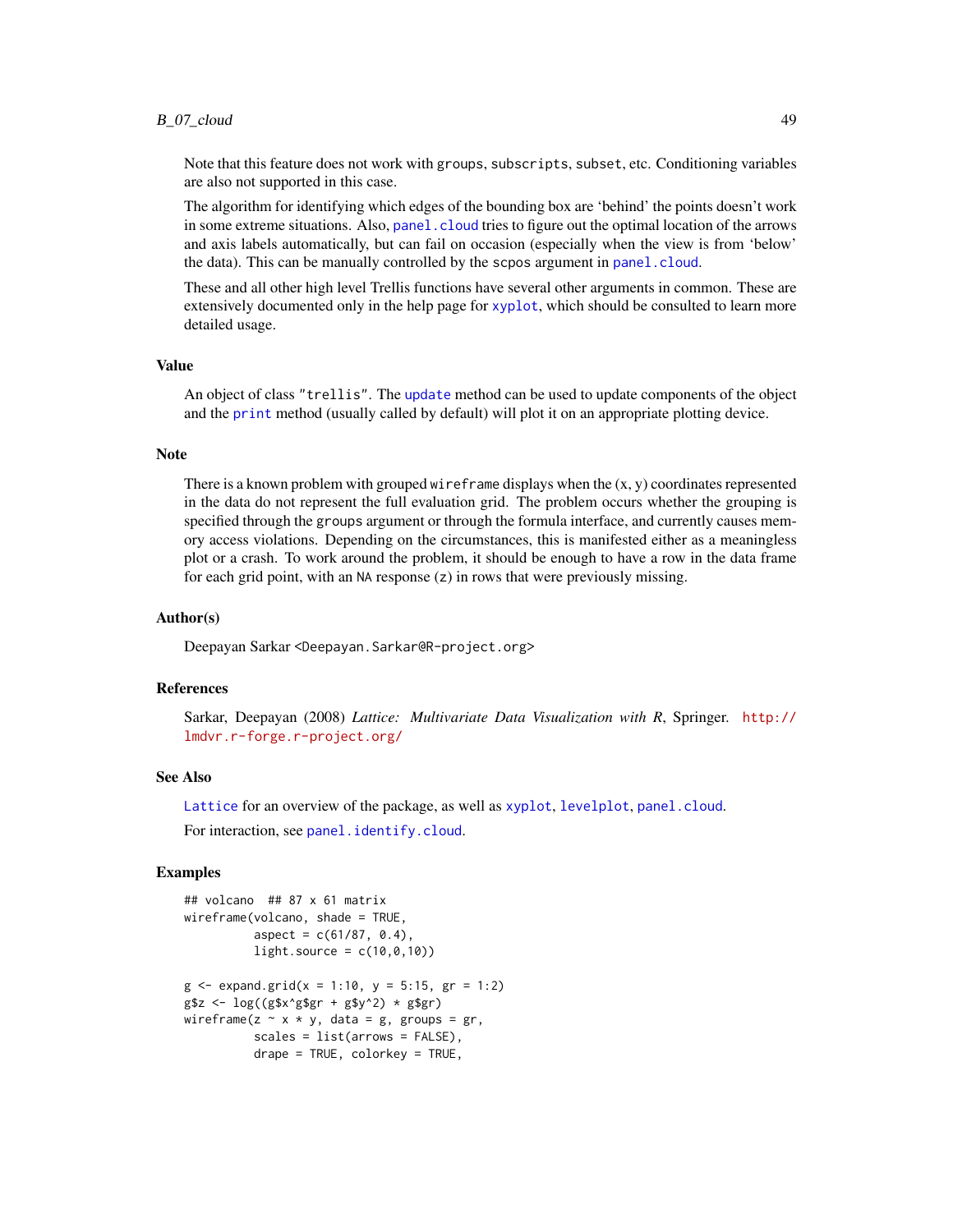Note that this feature does not work with `groups`, `subscripts`, `subset`, etc. Conditioning variables are also not supported in this case.

The algorithm for identifying which edges of the bounding box are 'behind' the points doesn't work in some extreme situations. Also, `panel.cloud` tries to figure out the optimal location of the arrows and axis labels automatically, but can fail on occasion (especially when the view is from 'below' the data). This can be manually controlled by the `scpos` argument in `panel.cloud`.

These and all other high level Trellis functions have several other arguments in common. These are extensively documented only in the help page for `xyplot`, which should be consulted to learn more detailed usage.

## Value

An object of class `"trellis"`. The `update` method can be used to update components of the object and the `print` method (usually called by default) will plot it on an appropriate plotting device.

## Note

There is a known problem with grouped `wireframe` displays when the (x, y) coordinates represented in the data do not represent the full evaluation grid. The problem occurs whether the grouping is specified through the `groups` argument or through the formula interface, and currently causes memory access violations. Depending on the circumstances, this is manifested either as a meaningless plot or a crash. To work around the problem, it should be enough to have a row in the data frame for each grid point, with an `NA` response (`z`) in rows that were previously missing.

## Author(s)

Deepayan Sarkar <Deepayan.Sarkar@R-project.org>

## References

Sarkar, Deepayan (2008) *Lattice: Multivariate Data Visualization with R*, Springer. http://lmdvr.r-forge.r-project.org/

## See Also

`Lattice` for an overview of the package, as well as `xyplot`, `levelplot`, `panel.cloud`.

For interaction, see `panel.identify.cloud`.

## Examples

```
## volcano  ## 87 x 61 matrix
wireframe(volcano, shade = TRUE,
          aspect = c(61/87, 0.4),
          light.source = c(10,0,10))

g <- expand.grid(x = 1:10, y = 5:15, gr = 1:2)
g$z <- log((g$x^g$gr + g$y^2) * g$gr)
wireframe(z ~ x * y, data = g, groups = gr,
          scales = list(arrows = FALSE),
          drape = TRUE, colorkey = TRUE,
```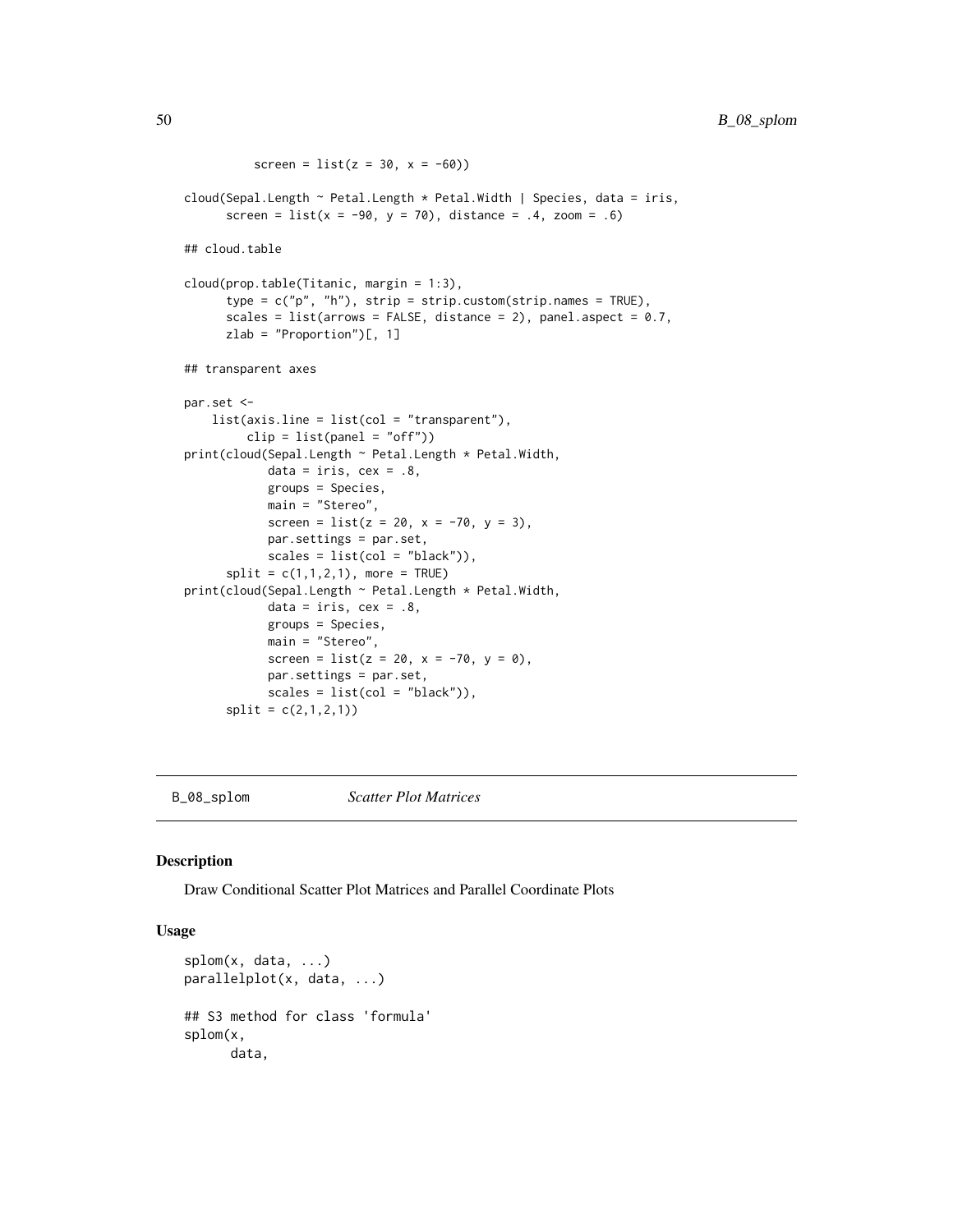```
          screen = list(z = 30, x = -60))

cloud(Sepal.Length ~ Petal.Length * Petal.Width | Species, data = iris,
      screen = list(x = -90, y = 70), distance = .4, zoom = .6)

## cloud.table

cloud(prop.table(Titanic, margin = 1:3),
      type = c("p", "h"), strip = strip.custom(strip.names = TRUE),
      scales = list(arrows = FALSE, distance = 2), panel.aspect = 0.7,
      zlab = "Proportion")[, 1]

## transparent axes

par.set <-
    list(axis.line = list(col = "transparent"),
         clip = list(panel = "off"))
print(cloud(Sepal.Length ~ Petal.Length * Petal.Width,
            data = iris, cex = .8,
            groups = Species,
            main = "Stereo",
            screen = list(z = 20, x = -70, y = 3),
            par.settings = par.set,
            scales = list(col = "black")),
      split = c(1,1,2,1), more = TRUE)
print(cloud(Sepal.Length ~ Petal.Length * Petal.Width,
            data = iris, cex = .8,
            groups = Species,
            main = "Stereo",
            screen = list(z = 20, x = -70, y = 0),
            par.settings = par.set,
            scales = list(col = "black")),
      split = c(2,1,2,1))
```

---

B_08_splom    *Scatter Plot Matrices*

---

### Description

Draw Conditional Scatter Plot Matrices and Parallel Coordinate Plots

### Usage

```
splom(x, data, ...)
parallelplot(x, data, ...)

## S3 method for class 'formula'
splom(x,
      data,
```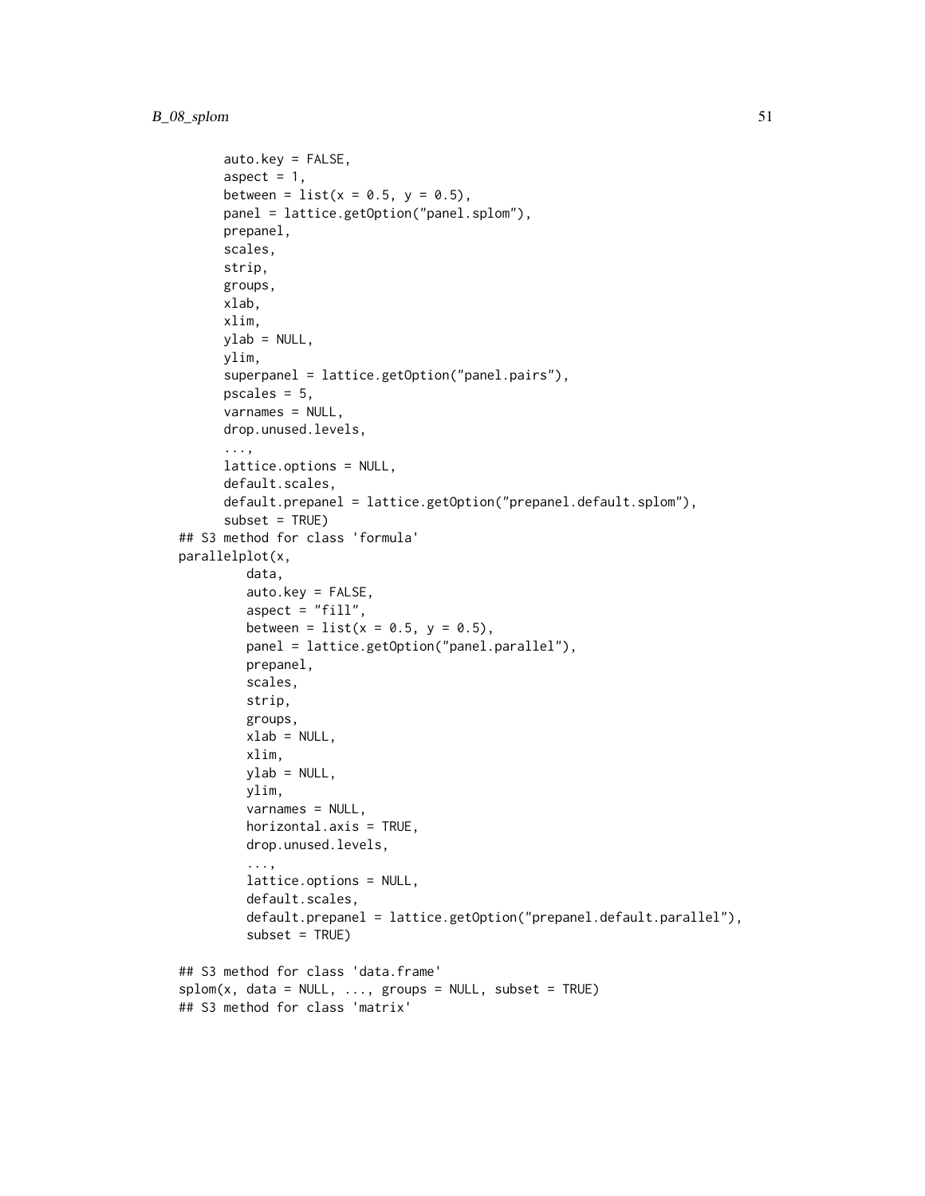```
       auto.key = FALSE,
       aspect = 1,
       between = list(x = 0.5, y = 0.5),
       panel = lattice.getOption("panel.splom"),
       prepanel,
       scales,
       strip,
       groups,
       xlab,
       xlim,
       ylab = NULL,
       ylim,
       superpanel = lattice.getOption("panel.pairs"),
       pscales = 5,
       varnames = NULL,
       drop.unused.levels,
       ...,
       lattice.options = NULL,
       default.scales,
       default.prepanel = lattice.getOption("prepanel.default.splom"),
       subset = TRUE)
## S3 method for class 'formula'
parallelplot(x,
          data,
          auto.key = FALSE,
          aspect = "fill",
          between = list(x = 0.5, y = 0.5),
          panel = lattice.getOption("panel.parallel"),
          prepanel,
          scales,
          strip,
          groups,
          xlab = NULL,
          xlim,
          ylab = NULL,
          ylim,
          varnames = NULL,
          horizontal.axis = TRUE,
          drop.unused.levels,
          ...,
          lattice.options = NULL,
          default.scales,
          default.prepanel = lattice.getOption("prepanel.default.parallel"),
          subset = TRUE)

## S3 method for class 'data.frame'
splom(x, data = NULL, ..., groups = NULL, subset = TRUE)
## S3 method for class 'matrix'
```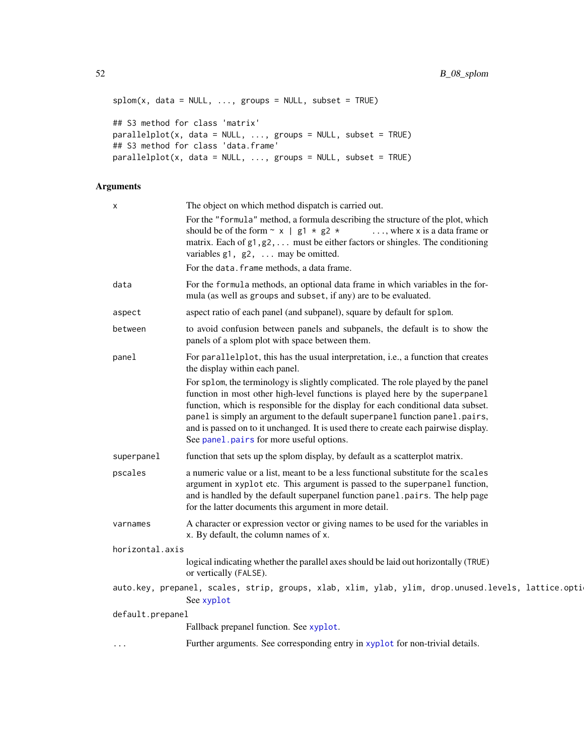```
splom(x, data = NULL, ..., groups = NULL, subset = TRUE)

## S3 method for class 'matrix'
parallelplot(x, data = NULL, ..., groups = NULL, subset = TRUE)
## S3 method for class 'data.frame'
parallelplot(x, data = NULL, ..., groups = NULL, subset = TRUE)
```

## Arguments

`x`
: The object on which method dispatch is carried out.

  For the "formula" method, a formula describing the structure of the plot, which should be of the form `~ x | g1 * g2 * ...`, where `x` is a data frame or matrix. Each of `g1,g2,...` must be either factors or shingles. The conditioning variables `g1, g2, ...` may be omitted.

  For the `data.frame` methods, a data frame.

`data`
: For the `formula` methods, an optional data frame in which variables in the formula (as well as `groups` and `subset`, if any) are to be evaluated.

`aspect`
: aspect ratio of each panel (and subpanel), square by default for `splom`.

`between`
: to avoid confusion between panels and subpanels, the default is to show the panels of a splom plot with space between them.

`panel`
: For `parallelplot`, this has the usual interpretation, i.e., a function that creates the display within each panel.

  For `splom`, the terminology is slightly complicated. The role played by the panel function in most other high-level functions is played here by the `superpanel` function, which is responsible for the display for each conditional data subset. `panel` is simply an argument to the default `superpanel` function `panel.pairs`, and is passed on to it unchanged. It is used there to create each pairwise display. See `panel.pairs` for more useful options.

`superpanel`
: function that sets up the splom display, by default as a scatterplot matrix.

`pscales`
: a numeric value or a list, meant to be a less functional substitute for the `scales` argument in `xyplot` etc. This argument is passed to the `superpanel` function, and is handled by the default superpanel function `panel.pairs`. The help page for the latter documents this argument in more detail.

`varnames`
: A character or expression vector or giving names to be used for the variables in `x`. By default, the column names of `x`.

`horizontal.axis`
: logical indicating whether the parallel axes should be laid out horizontally (`TRUE`) or vertically (`FALSE`).

`auto.key, prepanel, scales, strip, groups, xlab, xlim, ylab, ylim, drop.unused.levels, lattice.opti`
: See `xyplot`

`default.prepanel`
: Fallback prepanel function. See `xyplot`.

`...`
: Further arguments. See corresponding entry in `xyplot` for non-trivial details.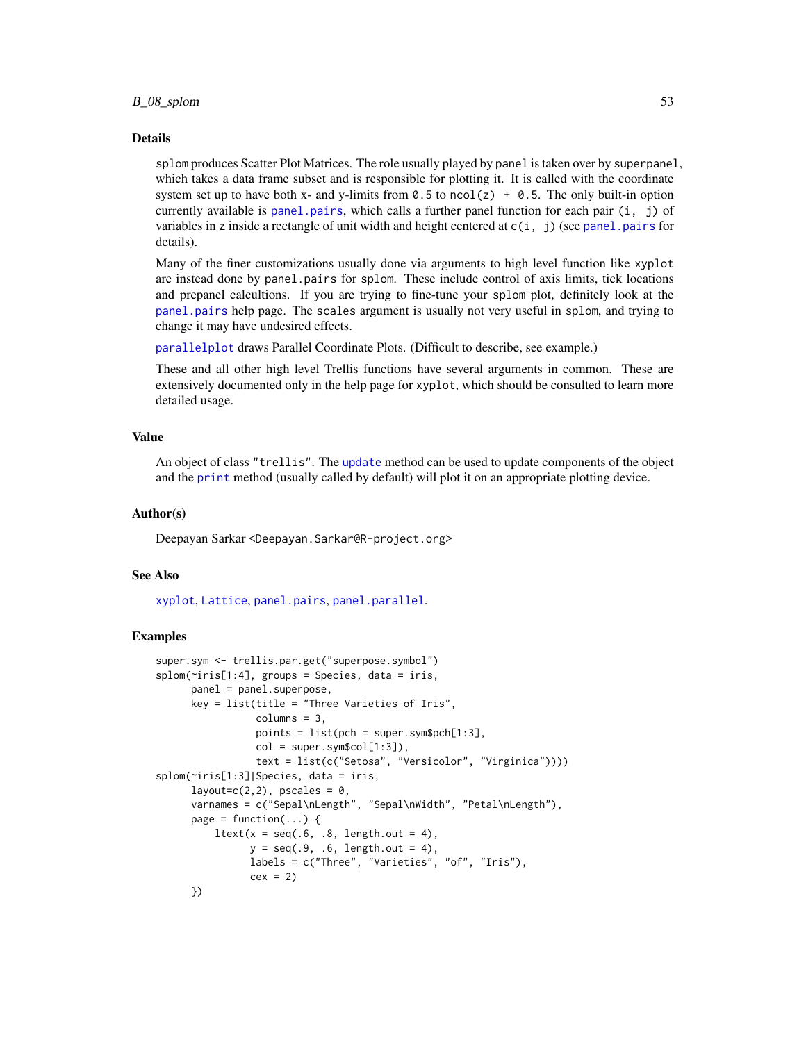## Details

splom produces Scatter Plot Matrices. The role usually played by panel is taken over by superpanel, which takes a data frame subset and is responsible for plotting it. It is called with the coordinate system set up to have both x- and y-limits from 0.5 to ncol(z) + 0.5. The only built-in option currently available is panel.pairs, which calls a further panel function for each pair (i, j) of variables in z inside a rectangle of unit width and height centered at c(i, j) (see panel.pairs for details).

Many of the finer customizations usually done via arguments to high level function like xyplot are instead done by panel.pairs for splom. These include control of axis limits, tick locations and prepanel calcultions. If you are trying to fine-tune your splom plot, definitely look at the panel.pairs help page. The scales argument is usually not very useful in splom, and trying to change it may have undesired effects.

parallelplot draws Parallel Coordinate Plots. (Difficult to describe, see example.)

These and all other high level Trellis functions have several arguments in common. These are extensively documented only in the help page for xyplot, which should be consulted to learn more detailed usage.

## Value

An object of class "trellis". The update method can be used to update components of the object and the print method (usually called by default) will plot it on an appropriate plotting device.

## Author(s)

Deepayan Sarkar <Deepayan.Sarkar@R-project.org>

## See Also

xyplot, Lattice, panel.pairs, panel.parallel.

## Examples

```
super.sym <- trellis.par.get("superpose.symbol")
splom(~iris[1:4], groups = Species, data = iris,
      panel = panel.superpose,
      key = list(title = "Three Varieties of Iris",
                 columns = 3,
                 points = list(pch = super.sym$pch[1:3],
                 col = super.sym$col[1:3]),
                 text = list(c("Setosa", "Versicolor", "Virginica"))))
splom(~iris[1:3]|Species, data = iris,
      layout=c(2,2), pscales = 0,
      varnames = c("Sepal\nLength", "Sepal\nWidth", "Petal\nLength"),
      page = function(...) {
          ltext(x = seq(.6, .8, length.out = 4),
                y = seq(.9, .6, length.out = 4),
                labels = c("Three", "Varieties", "of", "Iris"),
                cex = 2)
      })
```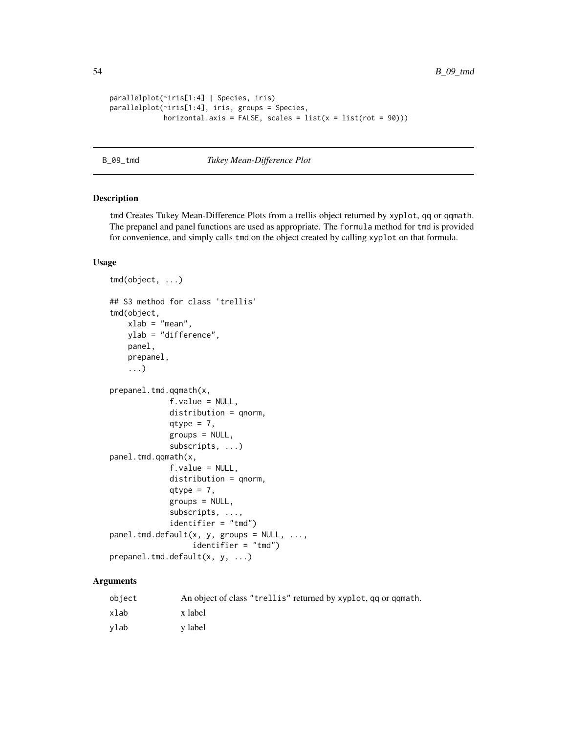```
parallelplot(~iris[1:4] | Species, iris)
parallelplot(~iris[1:4], iris, groups = Species,
             horizontal.axis = FALSE, scales = list(x = list(rot = 90)))
```

## B_09_tmd *Tukey Mean-Difference Plot*

### Description

tmd Creates Tukey Mean-Difference Plots from a trellis object returned by xyplot, qq or qqmath. The prepanel and panel functions are used as appropriate. The formula method for tmd is provided for convenience, and simply calls tmd on the object created by calling xyplot on that formula.

### Usage

```
tmd(object, ...)

## S3 method for class 'trellis'
tmd(object,
    xlab = "mean",
    ylab = "difference",
    panel,
    prepanel,
    ...)

prepanel.tmd.qqmath(x,
             f.value = NULL,
             distribution = qnorm,
             qtype = 7,
             groups = NULL,
             subscripts, ...)
panel.tmd.qqmath(x,
             f.value = NULL,
             distribution = qnorm,
             qtype = 7,
             groups = NULL,
             subscripts, ...,
             identifier = "tmd")
panel.tmd.default(x, y, groups = NULL, ...,
                  identifier = "tmd")
prepanel.tmd.default(x, y, ...)
```

### Arguments

| | |
|---|---|
| object | An object of class "trellis" returned by xyplot, qq or qqmath. |
| xlab | x label |
| ylab | y label |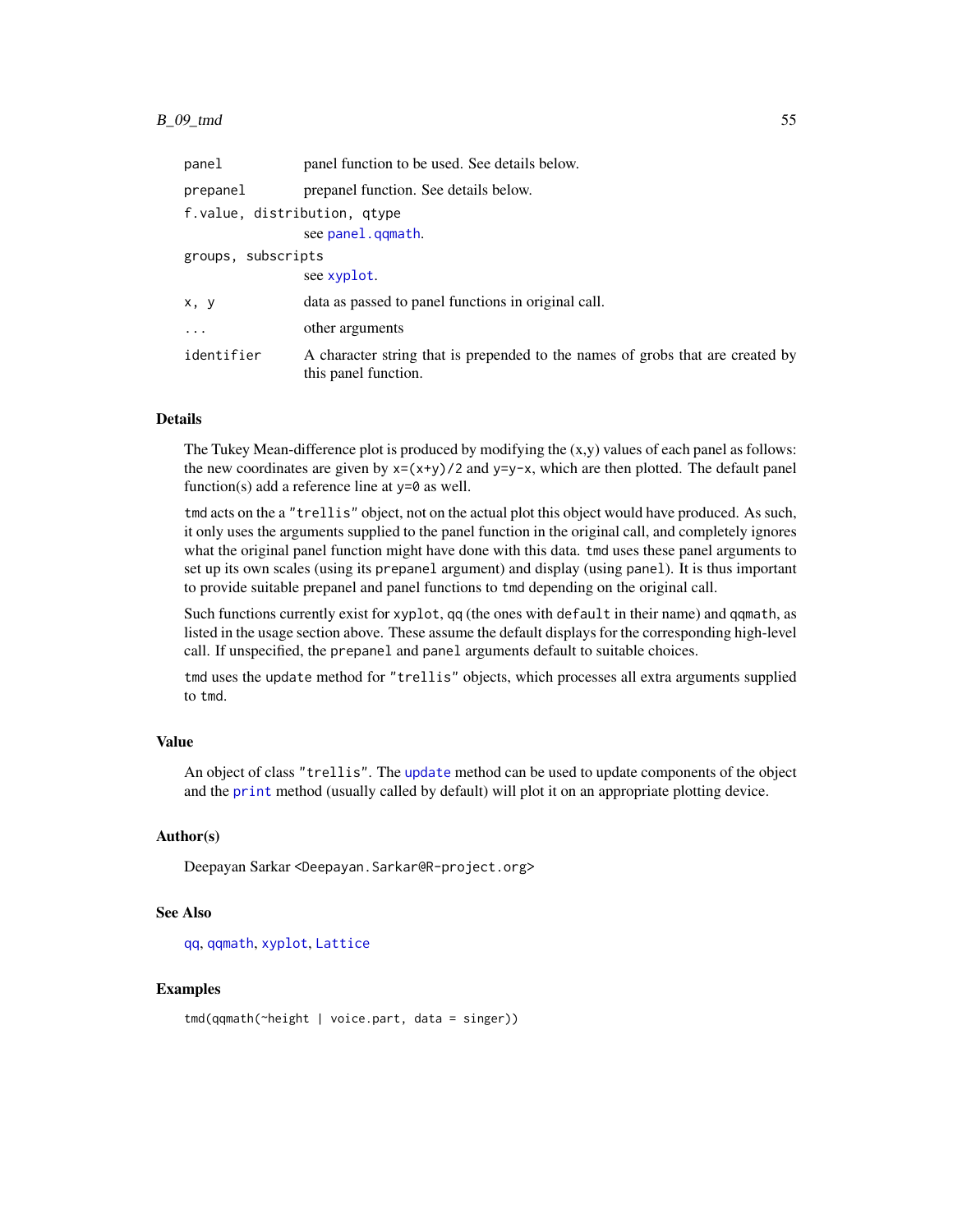| | |
|---|---|
| `panel` | panel function to be used. See details below. |
| `prepanel` | prepanel function. See details below. |
| `f.value, distribution, qtype` | see `panel.qqmath`. |
| `groups, subscripts` | see `xyplot`. |
| `x, y` | data as passed to panel functions in original call. |
| `...` | other arguments |
| `identifier` | A character string that is prepended to the names of grobs that are created by this panel function. |

### Details

The Tukey Mean-difference plot is produced by modifying the (x,y) values of each panel as follows: the new coordinates are given by `x=(x+y)/2` and `y=y-x`, which are then plotted. The default panel function(s) add a reference line at `y=0` as well.

`tmd` acts on the a `"trellis"` object, not on the actual plot this object would have produced. As such, it only uses the arguments supplied to the panel function in the original call, and completely ignores what the original panel function might have done with this data. `tmd` uses these panel arguments to set up its own scales (using its `prepanel` argument) and display (using `panel`). It is thus important to provide suitable prepanel and panel functions to `tmd` depending on the original call.

Such functions currently exist for `xyplot`, `qq` (the ones with `default` in their name) and `qqmath`, as listed in the usage section above. These assume the default displays for the corresponding high-level call. If unspecified, the `prepanel` and `panel` arguments default to suitable choices.

`tmd` uses the `update` method for `"trellis"` objects, which processes all extra arguments supplied to `tmd`.

### Value

An object of class `"trellis"`. The `update` method can be used to update components of the object and the `print` method (usually called by default) will plot it on an appropriate plotting device.

### Author(s)

Deepayan Sarkar `<Deepayan.Sarkar@R-project.org>`

### See Also

`qq`, `qqmath`, `xyplot`, `Lattice`

### Examples

```
tmd(qqmath(~height | voice.part, data = singer))
```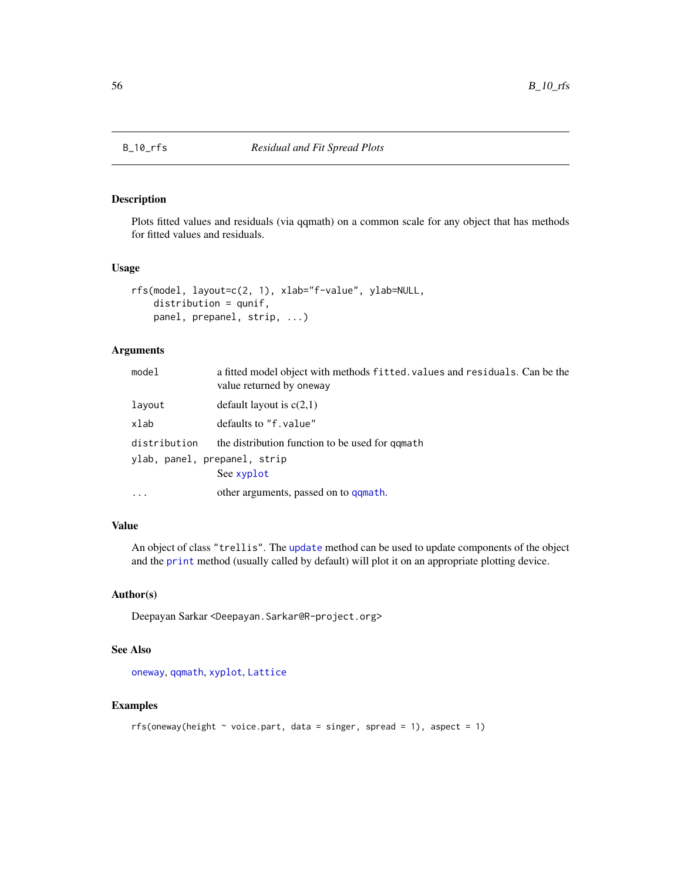B_10_rfs *Residual and Fit Spread Plots*

### Description

Plots fitted values and residuals (via qqmath) on a common scale for any object that has methods for fitted values and residuals.

### Usage

```
rfs(model, layout=c(2, 1), xlab="f-value", ylab=NULL,
    distribution = qunif,
    panel, prepanel, strip, ...)
```

### Arguments

| | |
|---|---|
| `model` | a fitted model object with methods `fitted.values` and `residuals`. Can be the value returned by `oneway` |
| `layout` | default layout is c(2,1) |
| `xlab` | defaults to `"f.value"` |
| `distribution` | the distribution function to be used for `qqmath` |
| `ylab, panel, prepanel, strip` | See `xyplot` |
| `...` | other arguments, passed on to `qqmath`. |

### Value

An object of class `"trellis"`. The `update` method can be used to update components of the object and the `print` method (usually called by default) will plot it on an appropriate plotting device.

### Author(s)

Deepayan Sarkar <Deepayan.Sarkar@R-project.org>

### See Also

`oneway`, `qqmath`, `xyplot`, `Lattice`

### Examples

```
rfs(oneway(height ~ voice.part, data = singer, spread = 1), aspect = 1)
```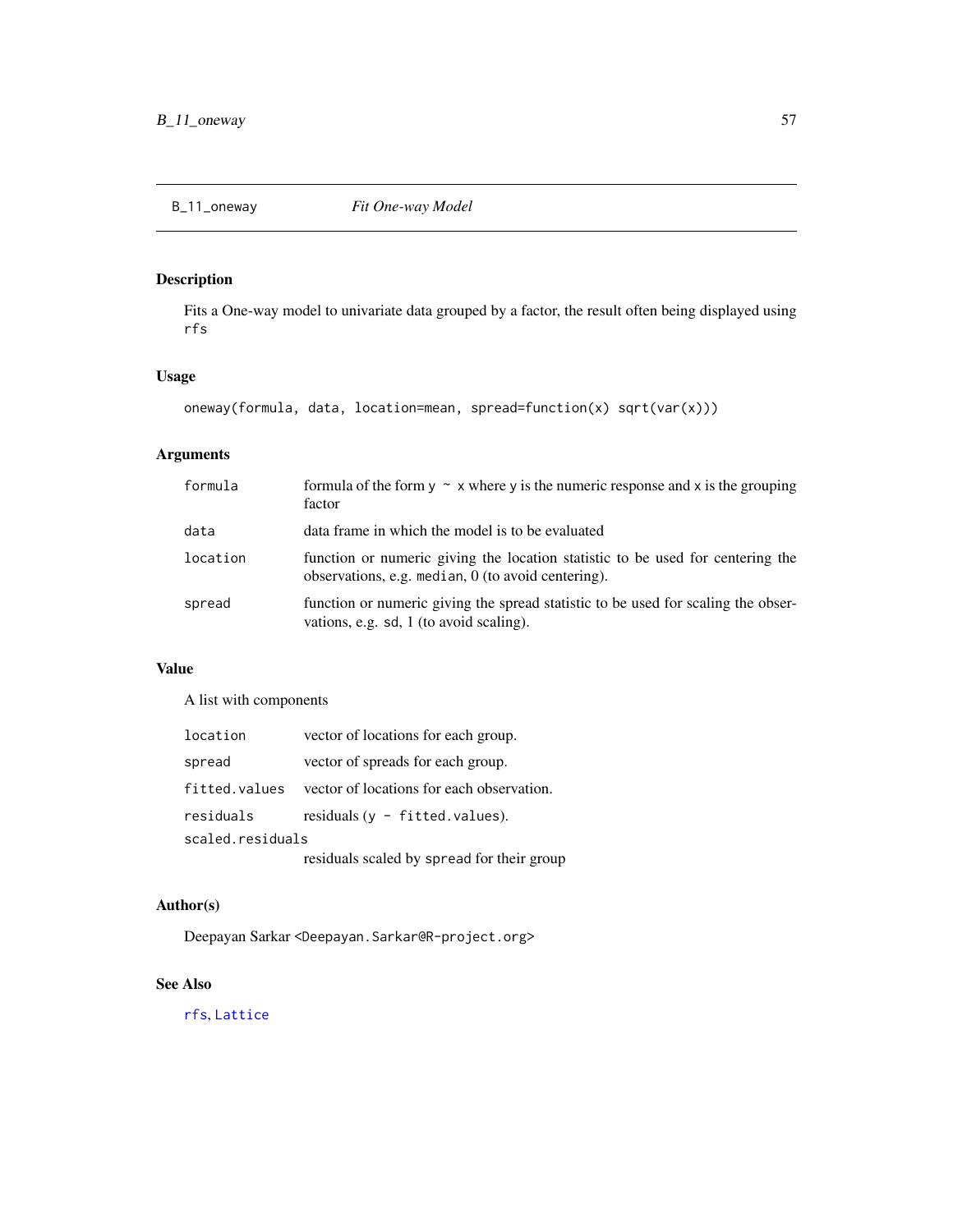## B_11_oneway *Fit One-way Model*

### Description

Fits a One-way model to univariate data grouped by a factor, the result often being displayed using `rfs`

### Usage

```
oneway(formula, data, location=mean, spread=function(x) sqrt(var(x)))
```

### Arguments

| | |
|---|---|
| `formula` | formula of the form `y ~ x` where `y` is the numeric response and `x` is the grouping factor |
| `data` | data frame in which the model is to be evaluated |
| `location` | function or numeric giving the location statistic to be used for centering the observations, e.g. `median`, 0 (to avoid centering). |
| `spread` | function or numeric giving the spread statistic to be used for scaling the observations, e.g. `sd`, 1 (to avoid scaling). |

### Value

A list with components

| | |
|---|---|
| `location` | vector of locations for each group. |
| `spread` | vector of spreads for each group. |
| `fitted.values` | vector of locations for each observation. |
| `residuals` | residuals (`y - fitted.values`). |
| `scaled.residuals` | residuals scaled by `spread` for their group |

### Author(s)

Deepayan Sarkar <Deepayan.Sarkar@R-project.org>

### See Also

`rfs`, `Lattice`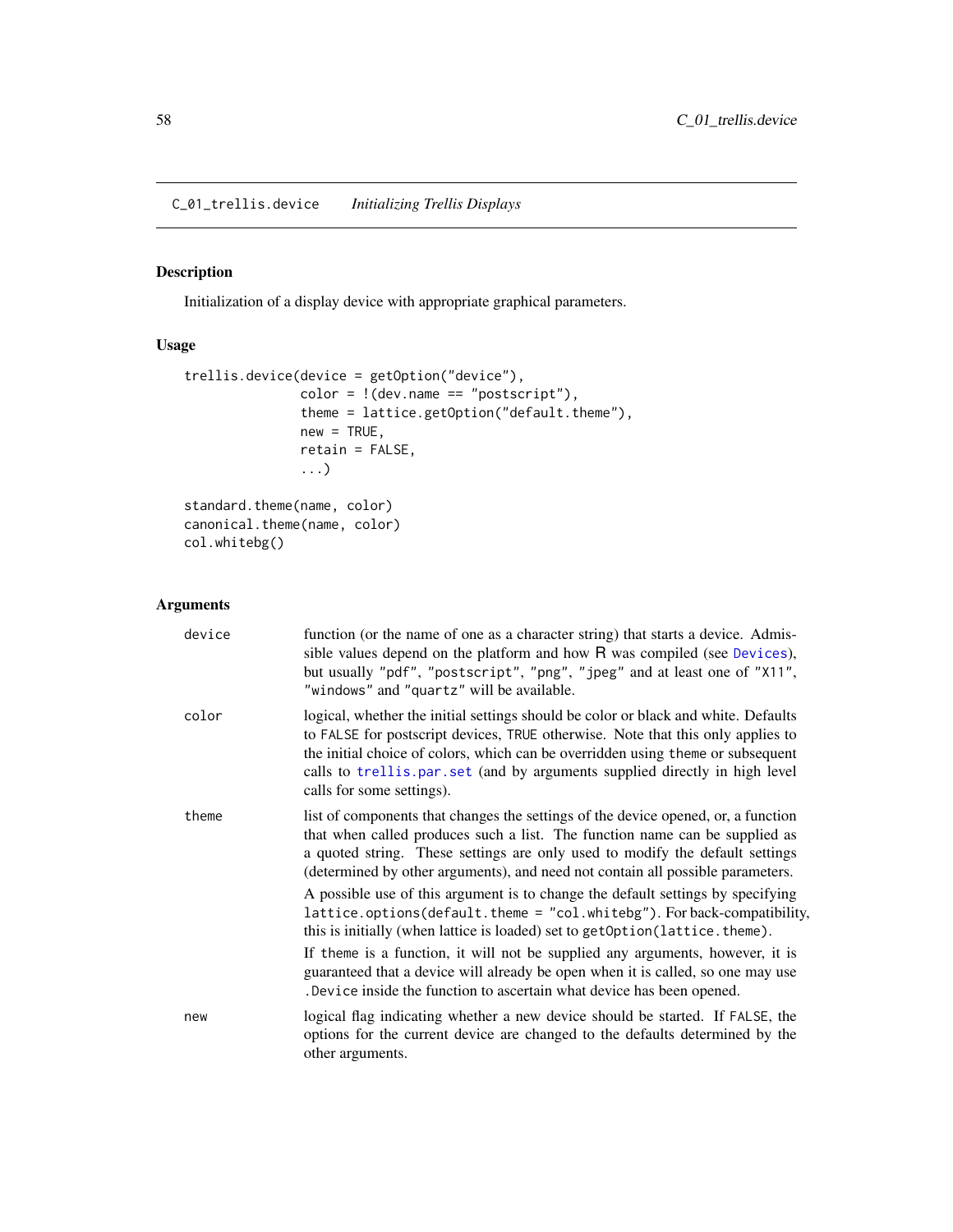C_01_trellis.device    *Initializing Trellis Displays*

## Description

Initialization of a display device with appropriate graphical parameters.

## Usage

```
trellis.device(device = getOption("device"),
               color = !(dev.name == "postscript"),
               theme = lattice.getOption("default.theme"),
               new = TRUE,
               retain = FALSE,
               ...)

standard.theme(name, color)
canonical.theme(name, color)
col.whitebg()
```

## Arguments

**device** function (or the name of one as a character string) that starts a device. Admissible values depend on the platform and how R was compiled (see `Devices`), but usually `"pdf"`, `"postscript"`, `"png"`, `"jpeg"` and at least one of `"X11"`, `"windows"` and `"quartz"` will be available.

**color** logical, whether the initial settings should be color or black and white. Defaults to `FALSE` for postscript devices, `TRUE` otherwise. Note that this only applies to the initial choice of colors, which can be overridden using `theme` or subsequent calls to `trellis.par.set` (and by arguments supplied directly in high level calls for some settings).

**theme** list of components that changes the settings of the device opened, or, a function that when called produces such a list. The function name can be supplied as a quoted string. These settings are only used to modify the default settings (determined by other arguments), and need not contain all possible parameters.

A possible use of this argument is to change the default settings by specifying `lattice.options(default.theme = "col.whitebg")`. For back-compatibility, this is initially (when lattice is loaded) set to `getOption(lattice.theme)`.

If `theme` is a function, it will not be supplied any arguments, however, it is guaranteed that a device will already be open when it is called, so one may use `.Device` inside the function to ascertain what device has been opened.

**new** logical flag indicating whether a new device should be started. If `FALSE`, the options for the current device are changed to the defaults determined by the other arguments.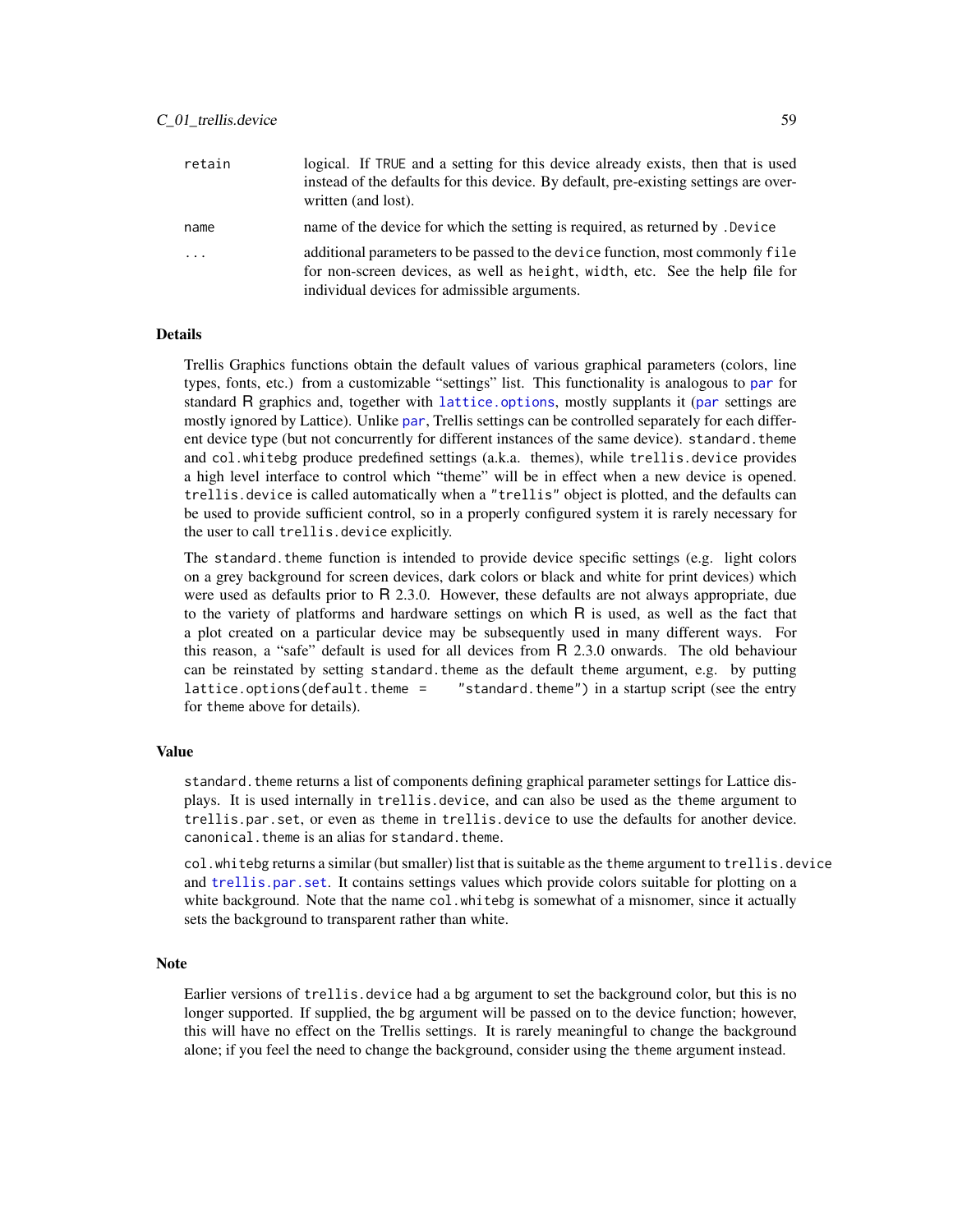| | |
|---|---|
| retain | logical. If TRUE and a setting for this device already exists, then that is used instead of the defaults for this device. By default, pre-existing settings are overwritten (and lost). |
| name | name of the device for which the setting is required, as returned by .Device |
| ... | additional parameters to be passed to the device function, most commonly file for non-screen devices, as well as height, width, etc. See the help file for individual devices for admissible arguments. |

## Details

Trellis Graphics functions obtain the default values of various graphical parameters (colors, line types, fonts, etc.) from a customizable "settings" list. This functionality is analogous to par for standard R graphics and, together with lattice.options, mostly supplants it (par settings are mostly ignored by Lattice). Unlike par, Trellis settings can be controlled separately for each different device type (but not concurrently for different instances of the same device). standard.theme and col.whitebg produce predefined settings (a.k.a. themes), while trellis.device provides a high level interface to control which "theme" will be in effect when a new device is opened. trellis.device is called automatically when a "trellis" object is plotted, and the defaults can be used to provide sufficient control, so in a properly configured system it is rarely necessary for the user to call trellis.device explicitly.

The standard.theme function is intended to provide device specific settings (e.g. light colors on a grey background for screen devices, dark colors or black and white for print devices) which were used as defaults prior to R 2.3.0. However, these defaults are not always appropriate, due to the variety of platforms and hardware settings on which R is used, as well as the fact that a plot created on a particular device may be subsequently used in many different ways. For this reason, a "safe" default is used for all devices from R 2.3.0 onwards. The old behaviour can be reinstated by setting standard.theme as the default theme argument, e.g. by putting lattice.options(default.theme = "standard.theme") in a startup script (see the entry for theme above for details).

## Value

standard.theme returns a list of components defining graphical parameter settings for Lattice displays. It is used internally in trellis.device, and can also be used as the theme argument to trellis.par.set, or even as theme in trellis.device to use the defaults for another device. canonical.theme is an alias for standard.theme.

col.whitebg returns a similar (but smaller) list that is suitable as the theme argument to trellis.device and trellis.par.set. It contains settings values which provide colors suitable for plotting on a white background. Note that the name col.whitebg is somewhat of a misnomer, since it actually sets the background to transparent rather than white.

## Note

Earlier versions of trellis.device had a bg argument to set the background color, but this is no longer supported. If supplied, the bg argument will be passed on to the device function; however, this will have no effect on the Trellis settings. It is rarely meaningful to change the background alone; if you feel the need to change the background, consider using the theme argument instead.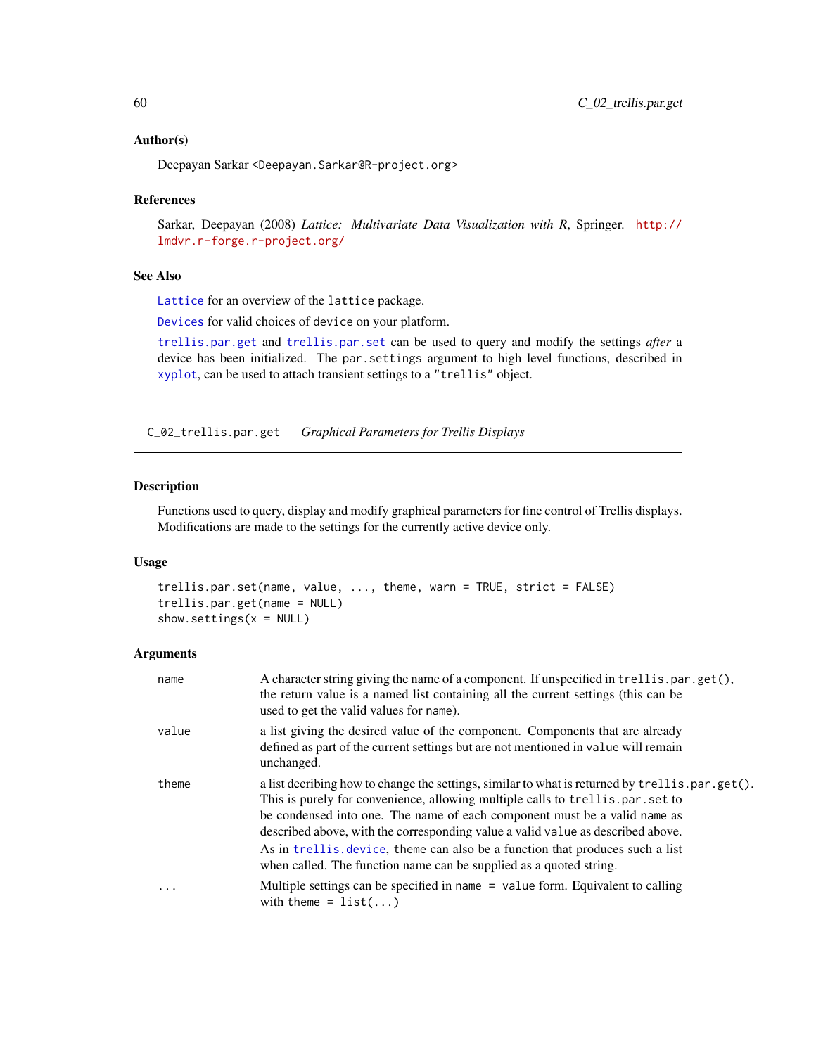### Author(s)

Deepayan Sarkar <Deepayan.Sarkar@R-project.org>

### References

Sarkar, Deepayan (2008) *Lattice: Multivariate Data Visualization with R*, Springer. http://lmdvr.r-forge.r-project.org/

### See Also

Lattice for an overview of the lattice package.

Devices for valid choices of device on your platform.

trellis.par.get and trellis.par.set can be used to query and modify the settings *after* a device has been initialized. The par.settings argument to high level functions, described in xyplot, can be used to attach transient settings to a "trellis" object.

---

## C_02_trellis.par.get *Graphical Parameters for Trellis Displays*

---

### Description

Functions used to query, display and modify graphical parameters for fine control of Trellis displays. Modifications are made to the settings for the currently active device only.

### Usage

```
trellis.par.set(name, value, ..., theme, warn = TRUE, strict = FALSE)
trellis.par.get(name = NULL)
show.settings(x = NULL)
```

### Arguments

| | |
|---|---|
| name | A character string giving the name of a component. If unspecified in `trellis.par.get()`, the return value is a named list containing all the current settings (this can be used to get the valid values for `name`). |
| value | a list giving the desired value of the component. Components that are already defined as part of the current settings but are not mentioned in `value` will remain unchanged. |
| theme | a list decribing how to change the settings, similar to what is returned by `trellis.par.get()`. This is purely for convenience, allowing multiple calls to `trellis.par.set` to be condensed into one. The name of each component must be a valid `name` as described above, with the corresponding value a valid `value` as described above. As in trellis.device, `theme` can also be a function that produces such a list when called. The function name can be supplied as a quoted string. |
| ... | Multiple settings can be specified in `name = value` form. Equivalent to calling with `theme = list(...)` |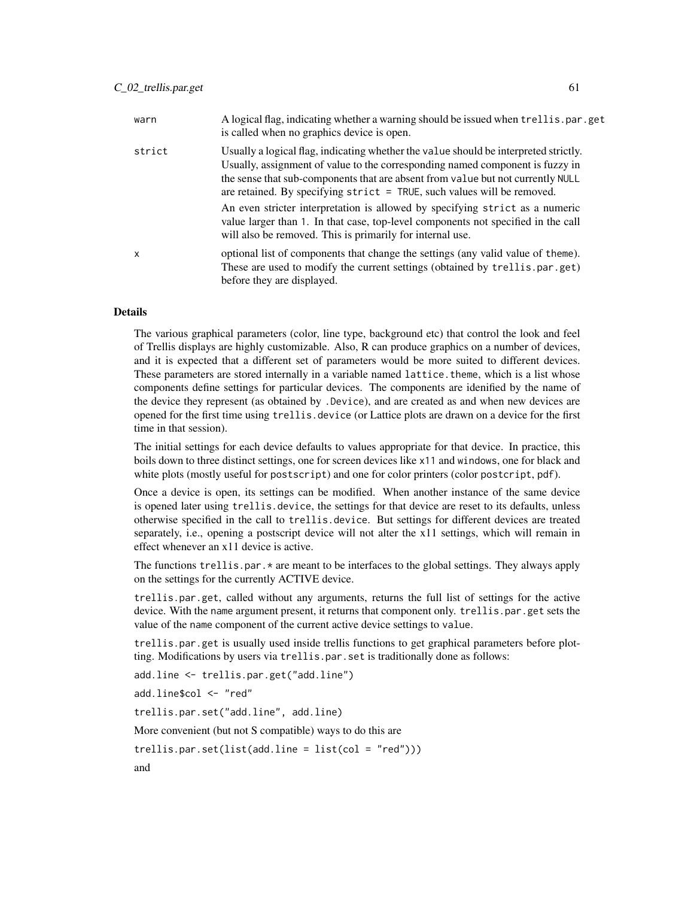| | |
|---|---|
| `warn` | A logical flag, indicating whether a warning should be issued when `trellis.par.get` is called when no graphics device is open. |
| `strict` | Usually a logical flag, indicating whether the `value` should be interpreted strictly. Usually, assignment of value to the corresponding named component is fuzzy in the sense that sub-components that are absent from `value` but not currently `NULL` are retained. By specifying `strict = TRUE`, such values will be removed. <br><br> An even stricter interpretation is allowed by specifying `strict` as a numeric value larger than `1`. In that case, top-level components not specified in the call will also be removed. This is primarily for internal use. |
| `x` | optional list of components that change the settings (any valid value of `theme`). These are used to modify the current settings (obtained by `trellis.par.get`) before they are displayed. |

## Details

The various graphical parameters (color, line type, background etc) that control the look and feel of Trellis displays are highly customizable. Also, R can produce graphics on a number of devices, and it is expected that a different set of parameters would be more suited to different devices. These parameters are stored internally in a variable named `lattice.theme`, which is a list whose components define settings for particular devices. The components are idenified by the name of the device they represent (as obtained by `.Device`), and are created as and when new devices are opened for the first time using `trellis.device` (or Lattice plots are drawn on a device for the first time in that session).

The initial settings for each device defaults to values appropriate for that device. In practice, this boils down to three distinct settings, one for screen devices like `x11` and `windows`, one for black and white plots (mostly useful for `postscript`) and one for color printers (color `postcript`, `pdf`).

Once a device is open, its settings can be modified. When another instance of the same device is opened later using `trellis.device`, the settings for that device are reset to its defaults, unless otherwise specified in the call to `trellis.device`. But settings for different devices are treated separately, i.e., opening a postscript device will not alter the x11 settings, which will remain in effect whenever an x11 device is active.

The functions `trellis.par.*` are meant to be interfaces to the global settings. They always apply on the settings for the currently ACTIVE device.

`trellis.par.get`, called without any arguments, returns the full list of settings for the active device. With the `name` argument present, it returns that component only. `trellis.par.get` sets the value of the `name` component of the current active device settings to `value`.

`trellis.par.get` is usually used inside trellis functions to get graphical parameters before plotting. Modifications by users via `trellis.par.set` is traditionally done as follows:

```
add.line <- trellis.par.get("add.line")
add.line$col <- "red"
trellis.par.set("add.line", add.line)
```

More convenient (but not S compatible) ways to do this are

```
trellis.par.set(list(add.line = list(col = "red")))
```

and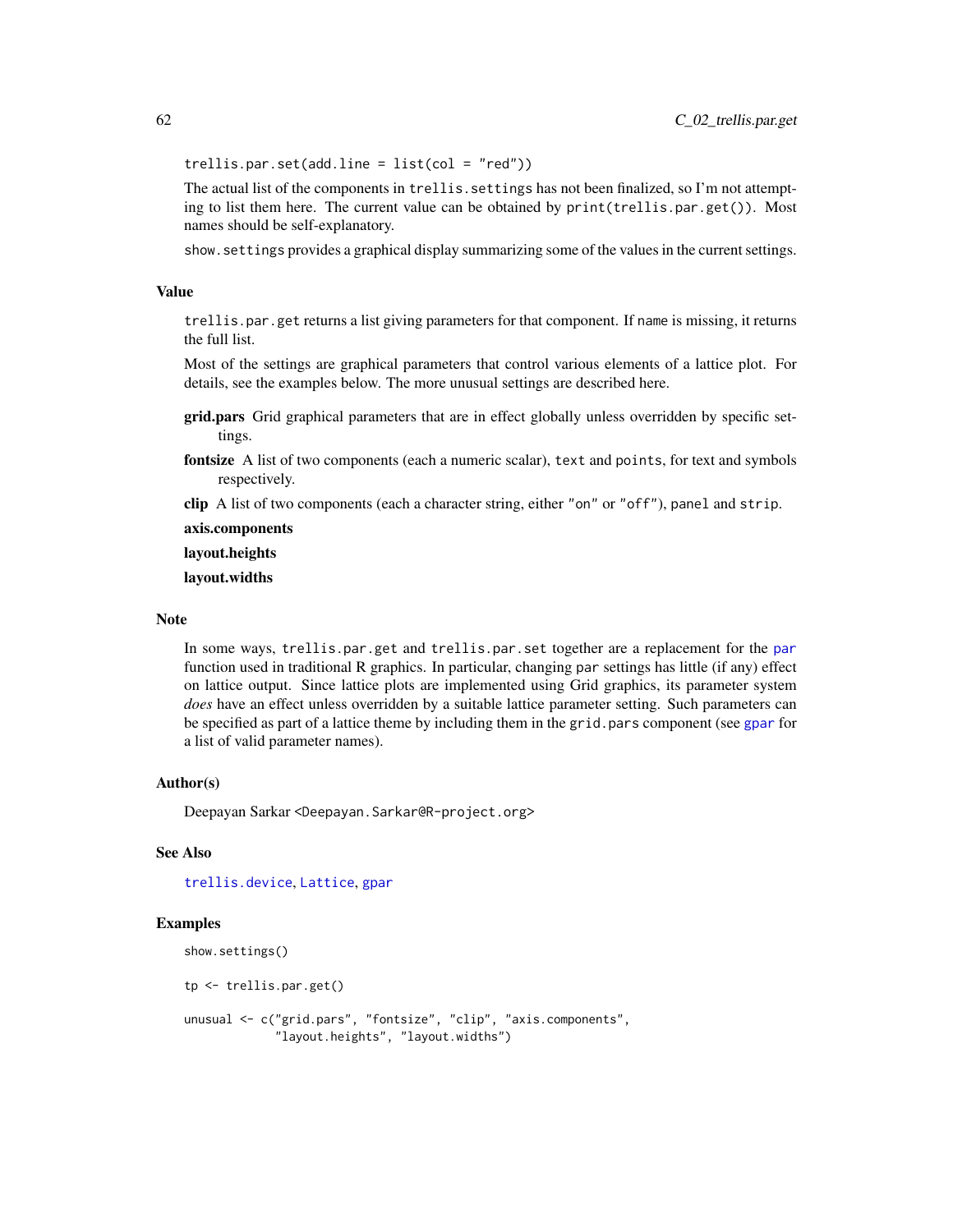```
trellis.par.set(add.line = list(col = "red"))
```

The actual list of the components in `trellis.settings` has not been finalized, so I'm not attempting to list them here. The current value can be obtained by `print(trellis.par.get())`. Most names should be self-explanatory.

`show.settings` provides a graphical display summarizing some of the values in the current settings.

## Value

`trellis.par.get` returns a list giving parameters for that component. If `name` is missing, it returns the full list.

Most of the settings are graphical parameters that control various elements of a lattice plot. For details, see the examples below. The more unusual settings are described here.

**grid.pars** Grid graphical parameters that are in effect globally unless overridden by specific settings.

**fontsize** A list of two components (each a numeric scalar), `text` and `points`, for text and symbols respectively.

**clip** A list of two components (each a character string, either `"on"` or `"off"`), `panel` and `strip`.

**axis.components**

**layout.heights**

**layout.widths**

## Note

In some ways, `trellis.par.get` and `trellis.par.set` together are a replacement for the `par` function used in traditional R graphics. In particular, changing `par` settings has little (if any) effect on lattice output. Since lattice plots are implemented using Grid graphics, its parameter system *does* have an effect unless overridden by a suitable lattice parameter setting. Such parameters can be specified as part of a lattice theme by including them in the `grid.pars` component (see `gpar` for a list of valid parameter names).

## Author(s)

Deepayan Sarkar <Deepayan.Sarkar@R-project.org>

## See Also

`trellis.device`, `Lattice`, `gpar`

## Examples

```
show.settings()

tp <- trellis.par.get()

unusual <- c("grid.pars", "fontsize", "clip", "axis.components",
             "layout.heights", "layout.widths")
```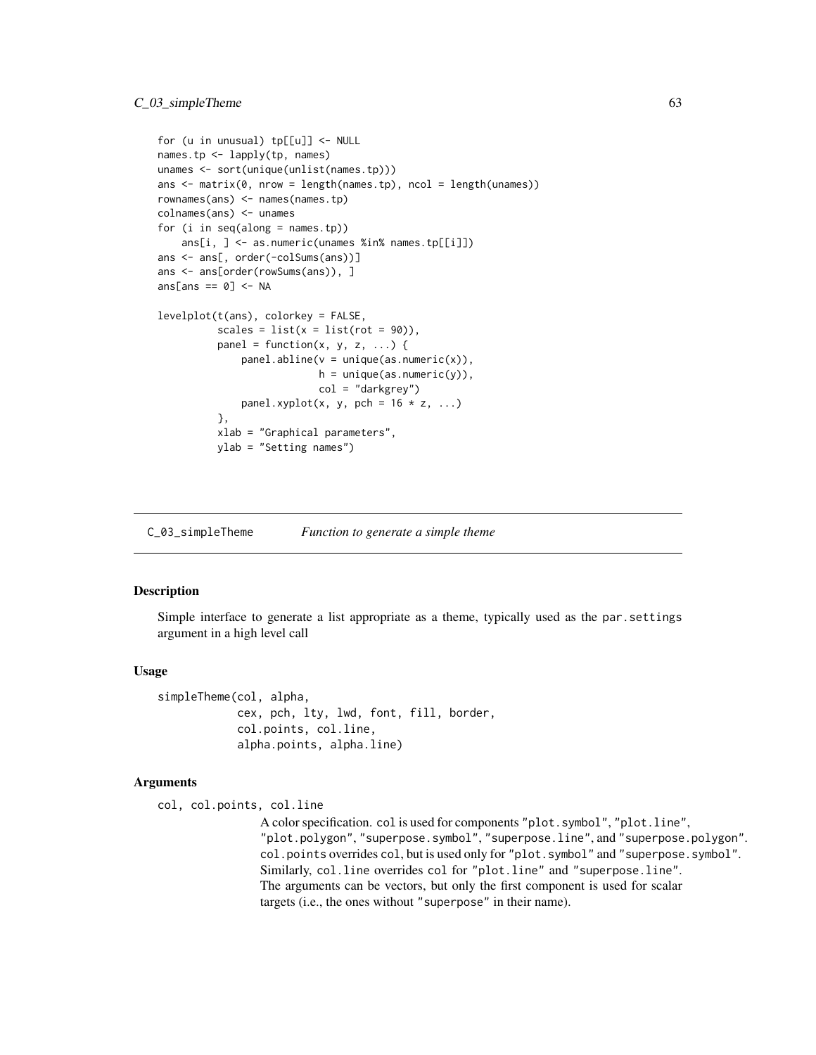```
for (u in unusual) tp[[u]] <- NULL
names.tp <- lapply(tp, names)
unames <- sort(unique(unlist(names.tp)))
ans <- matrix(0, nrow = length(names.tp), ncol = length(unames))
rownames(ans) <- names(names.tp)
colnames(ans) <- unames
for (i in seq(along = names.tp))
    ans[i, ] <- as.numeric(unames %in% names.tp[[i]])
ans <- ans[, order(-colSums(ans))]
ans <- ans[order(rowSums(ans)), ]
ans[ans == 0] <- NA

levelplot(t(ans), colorkey = FALSE,
          scales = list(x = list(rot = 90)),
          panel = function(x, y, z, ...) {
              panel.abline(v = unique(as.numeric(x)),
                           h = unique(as.numeric(y)),
                           col = "darkgrey")
              panel.xyplot(x, y, pch = 16 * z, ...)
          },
          xlab = "Graphical parameters",
          ylab = "Setting names")
```

## C_03_simpleTheme — *Function to generate a simple theme*

### Description

Simple interface to generate a list appropriate as a theme, typically used as the `par.settings` argument in a high level call

### Usage

```
simpleTheme(col, alpha,
            cex, pch, lty, lwd, font, fill, border,
            col.points, col.line,
            alpha.points, alpha.line)
```

### Arguments

`col, col.points, col.line`
: A color specification. `col` is used for components `"plot.symbol"`, `"plot.line"`, `"plot.polygon"`, `"superpose.symbol"`, `"superpose.line"`, and `"superpose.polygon"`. `col.points` overrides `col`, but is used only for `"plot.symbol"` and `"superpose.symbol"`. Similarly, `col.line` overrides `col` for `"plot.line"` and `"superpose.line"`. The arguments can be vectors, but only the first component is used for scalar targets (i.e., the ones without `"superpose"` in their name).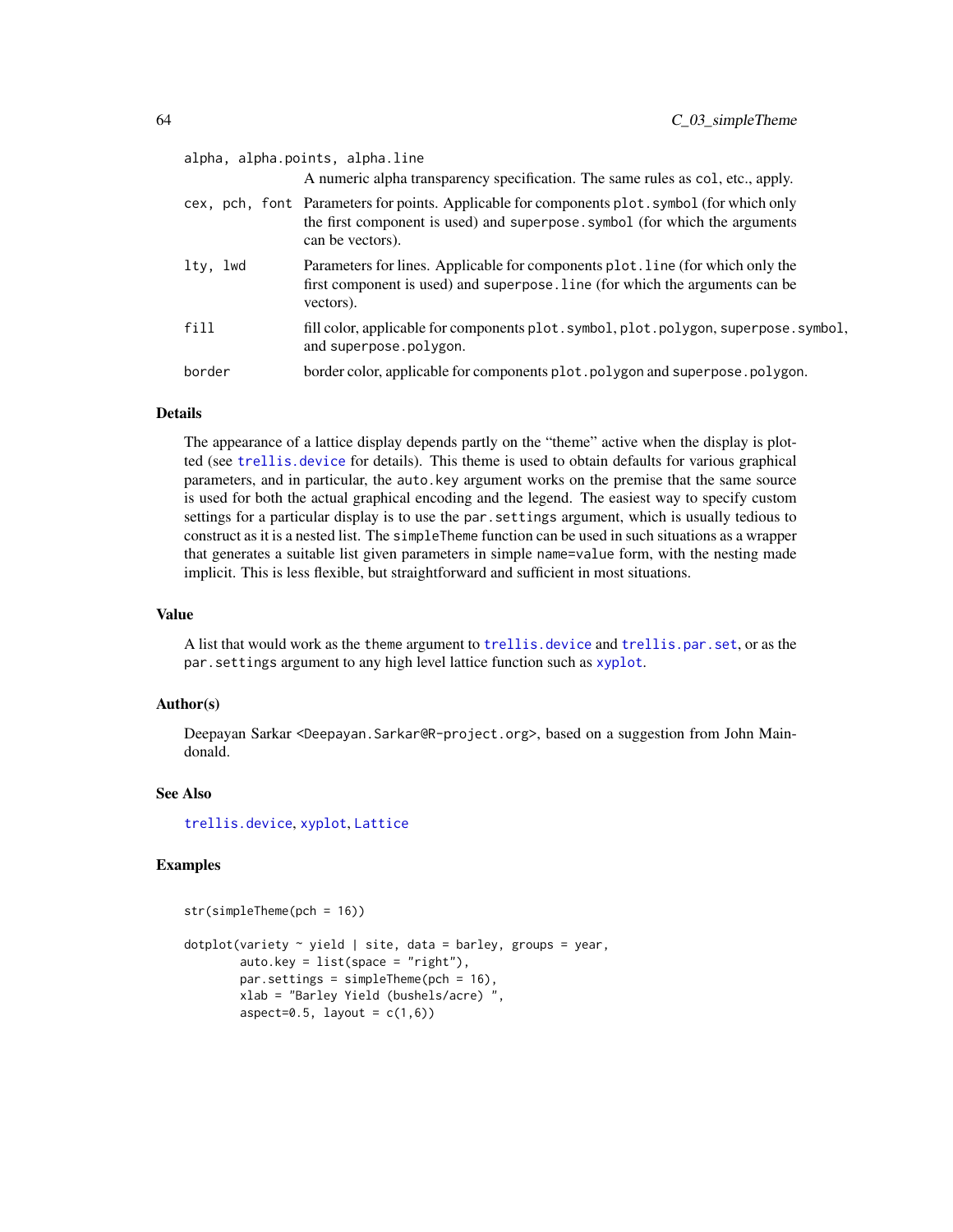`alpha, alpha.points, alpha.line`
: A numeric alpha transparency specification. The same rules as `col`, etc., apply.

`cex, pch, font`
: Parameters for points. Applicable for components `plot.symbol` (for which only the first component is used) and `superpose.symbol` (for which the arguments can be vectors).

`lty, lwd`
: Parameters for lines. Applicable for components `plot.line` (for which only the first component is used) and `superpose.line` (for which the arguments can be vectors).

`fill`
: fill color, applicable for components `plot.symbol`, `plot.polygon`, `superpose.symbol`, and `superpose.polygon`.

`border`
: border color, applicable for components `plot.polygon` and `superpose.polygon`.

## Details

The appearance of a lattice display depends partly on the "theme" active when the display is plotted (see `trellis.device` for details). This theme is used to obtain defaults for various graphical parameters, and in particular, the `auto.key` argument works on the premise that the same source is used for both the actual graphical encoding and the legend. The easiest way to specify custom settings for a particular display is to use the `par.settings` argument, which is usually tedious to construct as it is a nested list. The `simpleTheme` function can be used in such situations as a wrapper that generates a suitable list given parameters in simple `name=value` form, with the nesting made implicit. This is less flexible, but straightforward and sufficient in most situations.

## Value

A list that would work as the `theme` argument to `trellis.device` and `trellis.par.set`, or as the `par.settings` argument to any high level lattice function such as `xyplot`.

## Author(s)

Deepayan Sarkar <Deepayan.Sarkar@R-project.org>, based on a suggestion from John Maindonald.

## See Also

`trellis.device`, `xyplot`, `Lattice`

## Examples

```
str(simpleTheme(pch = 16))

dotplot(variety ~ yield | site, data = barley, groups = year,
        auto.key = list(space = "right"),
        par.settings = simpleTheme(pch = 16),
        xlab = "Barley Yield (bushels/acre) ",
        aspect=0.5, layout = c(1,6))
```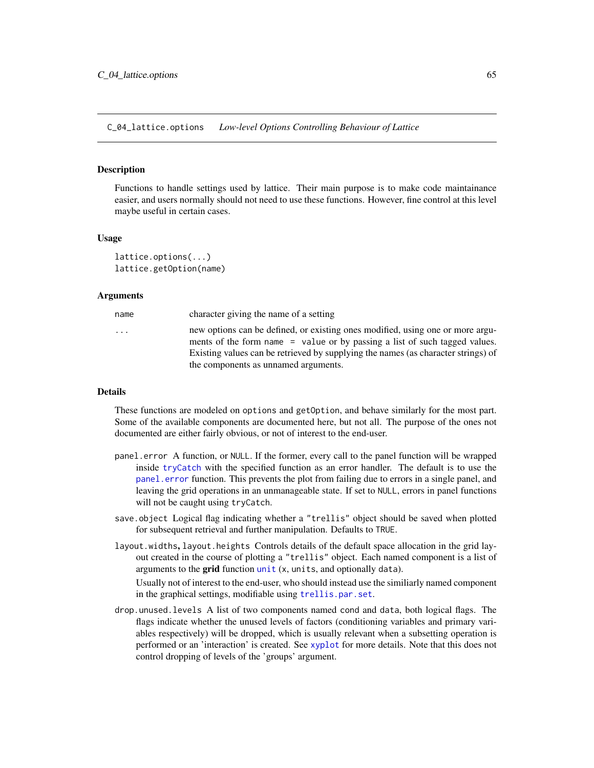C_04_lattice.options    *Low-level Options Controlling Behaviour of Lattice*

## Description

Functions to handle settings used by lattice. Their main purpose is to make code maintainance easier, and users normally should not need to use these functions. However, fine control at this level maybe useful in certain cases.

## Usage

```
lattice.options(...)
lattice.getOption(name)
```

## Arguments

| | |
|---|---|
| name | character giving the name of a setting |
| ... | new options can be defined, or existing ones modified, using one or more arguments of the form `name = value` or by passing a list of such tagged values. Existing values can be retrieved by supplying the names (as character strings) of the components as unnamed arguments. |

## Details

These functions are modeled on `options` and `getOption`, and behave similarly for the most part. Some of the available components are documented here, but not all. The purpose of the ones not documented are either fairly obvious, or not of interest to the end-user.

`panel.error` A function, or `NULL`. If the former, every call to the panel function will be wrapped inside `tryCatch` with the specified function as an error handler. The default is to use the `panel.error` function. This prevents the plot from failing due to errors in a single panel, and leaving the grid operations in an unmanageable state. If set to `NULL`, errors in panel functions will not be caught using `tryCatch`.

`save.object` Logical flag indicating whether a `"trellis"` object should be saved when plotted for subsequent retrieval and further manipulation. Defaults to `TRUE`.

`layout.widths`, `layout.heights` Controls details of the default space allocation in the grid layout created in the course of plotting a `"trellis"` object. Each named component is a list of arguments to the **grid** function `unit` (`x`, `units`, and optionally `data`).

Usually not of interest to the end-user, who should instead use the similiarly named component in the graphical settings, modifiable using `trellis.par.set`.

`drop.unused.levels` A list of two components named `cond` and `data`, both logical flags. The flags indicate whether the unused levels of factors (conditioning variables and primary variables respectively) will be dropped, which is usually relevant when a subsetting operation is performed or an 'interaction' is created. See `xyplot` for more details. Note that this does not control dropping of levels of the 'groups' argument.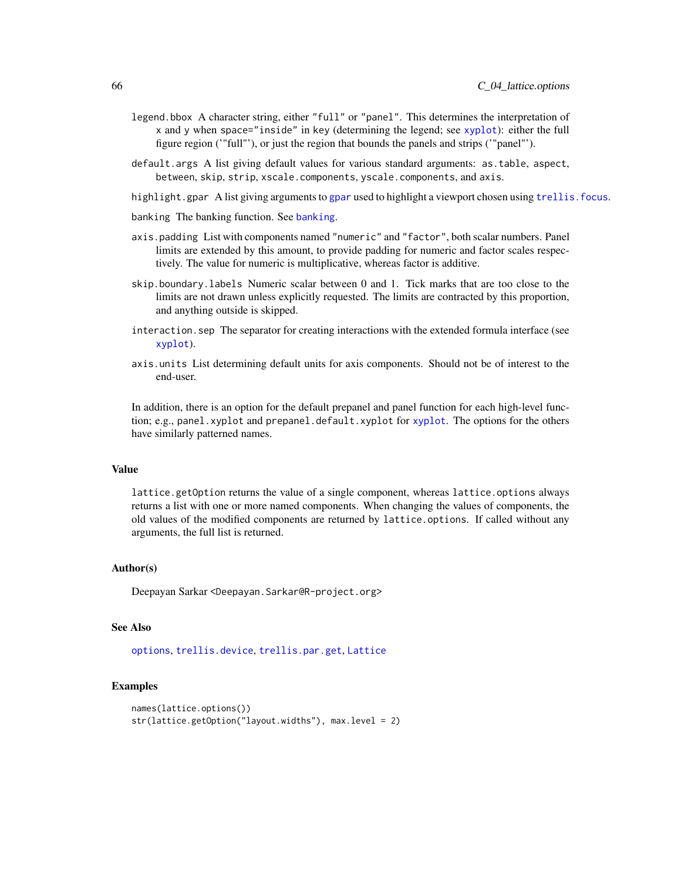`legend.bbox` A character string, either `"full"` or `"panel"`. This determines the interpretation of `x` and `y` when `space="inside"` in key (determining the legend; see `xyplot`): either the full figure region ('"full"'), or just the region that bounds the panels and strips ('"panel"').

`default.args` A list giving default values for various standard arguments: `as.table`, `aspect`, `between`, `skip`, `strip`, `xscale.components`, `yscale.components`, and `axis`.

`highlight.gpar` A list giving arguments to `gpar` used to highlight a viewport chosen using `trellis.focus`.

`banking` The banking function. See `banking`.

`axis.padding` List with components named `"numeric"` and `"factor"`, both scalar numbers. Panel limits are extended by this amount, to provide padding for numeric and factor scales respectively. The value for numeric is multiplicative, whereas factor is additive.

`skip.boundary.labels` Numeric scalar between 0 and 1. Tick marks that are too close to the limits are not drawn unless explicitly requested. The limits are contracted by this proportion, and anything outside is skipped.

`interaction.sep` The separator for creating interactions with the extended formula interface (see `xyplot`).

`axis.units` List determining default units for axis components. Should not be of interest to the end-user.

In addition, there is an option for the default prepanel and panel function for each high-level function; e.g., `panel.xyplot` and `prepanel.default.xyplot` for `xyplot`. The options for the others have similarly patterned names.

## Value

`lattice.getOption` returns the value of a single component, whereas `lattice.options` always returns a list with one or more named components. When changing the values of components, the old values of the modified components are returned by `lattice.options`. If called without any arguments, the full list is returned.

## Author(s)

Deepayan Sarkar <Deepayan.Sarkar@R-project.org>

## See Also

`options`, `trellis.device`, `trellis.par.get`, `Lattice`

## Examples

```
names(lattice.options())
str(lattice.getOption("layout.widths"), max.level = 2)
```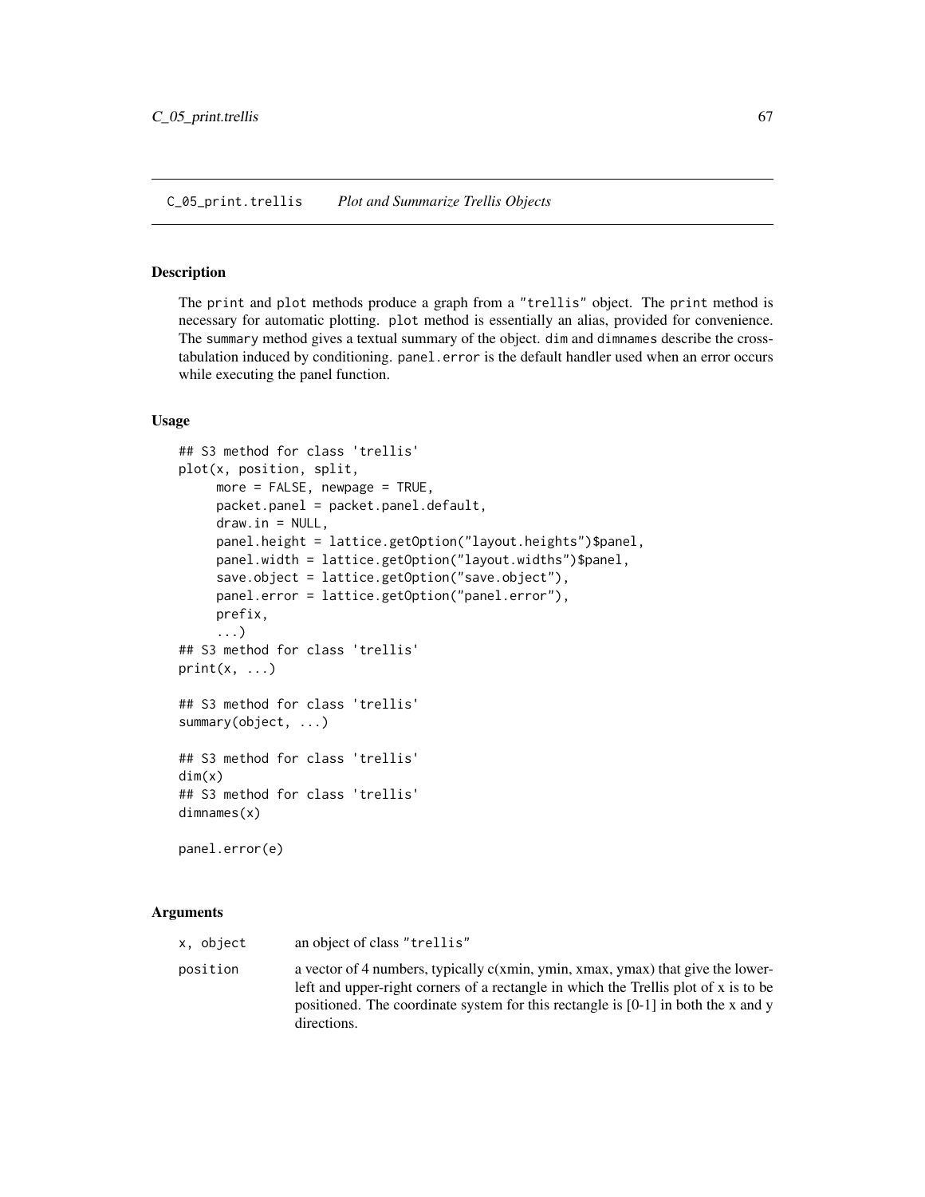## C_05_print.trellis *Plot and Summarize Trellis Objects*

### Description

The print and plot methods produce a graph from a "trellis" object. The print method is necessary for automatic plotting. plot method is essentially an alias, provided for convenience. The summary method gives a textual summary of the object. dim and dimnames describe the cross-tabulation induced by conditioning. panel.error is the default handler used when an error occurs while executing the panel function.

### Usage

```
## S3 method for class 'trellis'
plot(x, position, split,
     more = FALSE, newpage = TRUE,
     packet.panel = packet.panel.default,
     draw.in = NULL,
     panel.height = lattice.getOption("layout.heights")$panel,
     panel.width = lattice.getOption("layout.widths")$panel,
     save.object = lattice.getOption("save.object"),
     panel.error = lattice.getOption("panel.error"),
     prefix,
     ...)
## S3 method for class 'trellis'
print(x, ...)

## S3 method for class 'trellis'
summary(object, ...)

## S3 method for class 'trellis'
dim(x)
## S3 method for class 'trellis'
dimnames(x)

panel.error(e)
```

### Arguments

| | |
|---|---|
| x, object | an object of class "trellis" |
| position | a vector of 4 numbers, typically c(xmin, ymin, xmax, ymax) that give the lower-left and upper-right corners of a rectangle in which the Trellis plot of x is to be positioned. The coordinate system for this rectangle is [0-1] in both the x and y directions. |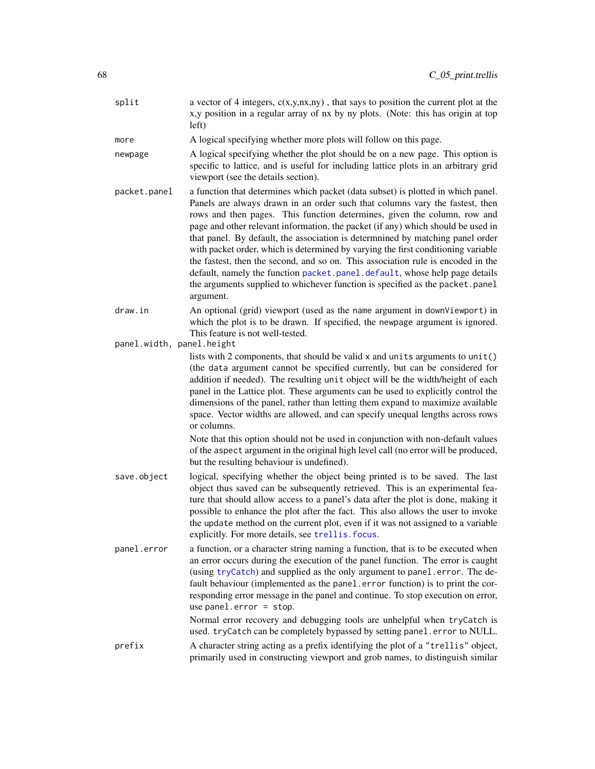`split`
: a vector of 4 integers, c(x,y,nx,ny) , that says to position the current plot at the x,y position in a regular array of nx by ny plots. (Note: this has origin at top left)

`more`
: A logical specifying whether more plots will follow on this page.

`newpage`
: A logical specifying whether the plot should be on a new page. This option is specific to lattice, and is useful for including lattice plots in an arbitrary grid viewport (see the details section).

`packet.panel`
: a function that determines which packet (data subset) is plotted in which panel. Panels are always drawn in an order such that columns vary the fastest, then rows and then pages. This function determines, given the column, row and page and other relevant information, the packet (if any) which should be used in that panel. By default, the association is determnined by matching panel order with packet order, which is determined by varying the first conditioning variable the fastest, then the second, and so on. This association rule is encoded in the default, namely the function `packet.panel.default`, whose help page details the arguments supplied to whichever function is specified as the `packet.panel` argument.

`draw.in`
: An optional (grid) viewport (used as the `name` argument in `downViewport`) in which the plot is to be drawn. If specified, the `newpage` argument is ignored. This feature is not well-tested.

`panel.width, panel.height`
: lists with 2 components, that should be valid `x` and `units` arguments to `unit()` (the `data` argument cannot be specified currently, but can be considered for addition if needed). The resulting `unit` object will be the width/height of each panel in the Lattice plot. These arguments can be used to explicitly control the dimensions of the panel, rather than letting them expand to maximize available space. Vector widths are allowed, and can specify unequal lengths across rows or columns.

  Note that this option should not be used in conjunction with non-default values of the `aspect` argument in the original high level call (no error will be produced, but the resulting behaviour is undefined).

`save.object`
: logical, specifying whether the object being printed is to be saved. The last object thus saved can be subsequently retrieved. This is an experimental feature that should allow access to a panel's data after the plot is done, making it possible to enhance the plot after the fact. This also allows the user to invoke the `update` method on the current plot, even if it was not assigned to a variable explicitly. For more details, see `trellis.focus`.

`panel.error`
: a function, or a character string naming a function, that is to be executed when an error occurs during the execution of the panel function. The error is caught (using `tryCatch`) and supplied as the only argument to `panel.error`. The default behaviour (implemented as the `panel.error` function) is to print the corresponding error message in the panel and continue. To stop execution on error, use `panel.error = stop`.

  Normal error recovery and debugging tools are unhelpful when `tryCatch` is used. `tryCatch` can be completely bypassed by setting `panel.error` to NULL.

`prefix`
: A character string acting as a prefix identifying the plot of a `"trellis"` object, primarily used in constructing viewport and grob names, to distinguish similar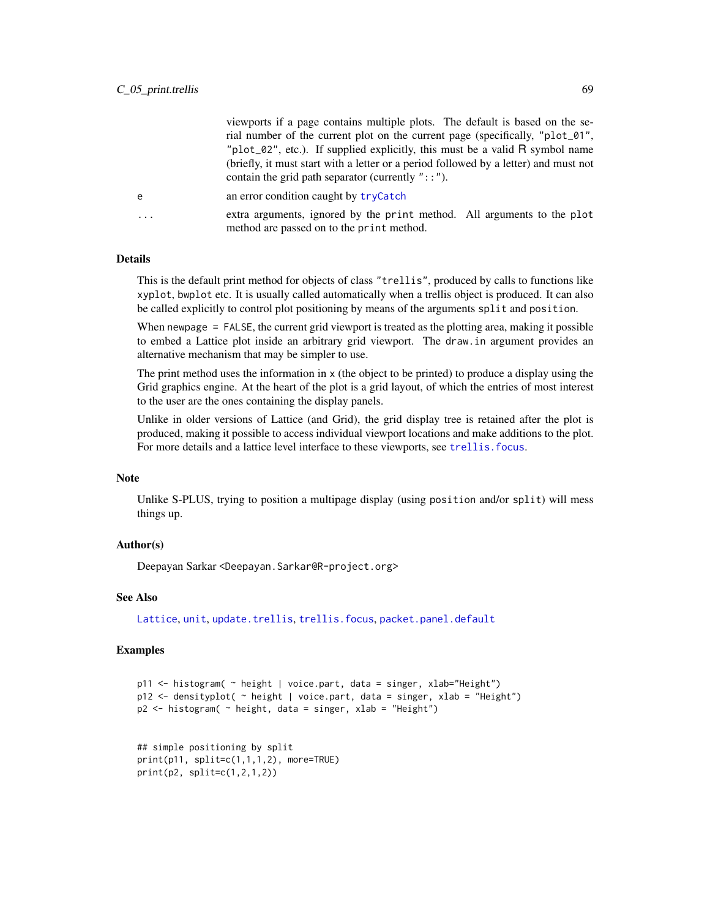viewports if a page contains multiple plots. The default is based on the serial number of the current plot on the current page (specifically, "plot_01", "plot_02", etc.). If supplied explicitly, this must be a valid R symbol name (briefly, it must start with a letter or a period followed by a letter) and must not contain the grid path separator (currently "::").

e
: an error condition caught by `tryCatch`

...
: extra arguments, ignored by the `print` method. All arguments to the `plot` method are passed on to the `print` method.

### Details

This is the default print method for objects of class "trellis", produced by calls to functions like `xyplot`, `bwplot` etc. It is usually called automatically when a trellis object is produced. It can also be called explicitly to control plot positioning by means of the arguments `split` and `position`.

When `newpage = FALSE`, the current grid viewport is treated as the plotting area, making it possible to embed a Lattice plot inside an arbitrary grid viewport. The `draw.in` argument provides an alternative mechanism that may be simpler to use.

The print method uses the information in `x` (the object to be printed) to produce a display using the Grid graphics engine. At the heart of the plot is a grid layout, of which the entries of most interest to the user are the ones containing the display panels.

Unlike in older versions of Lattice (and Grid), the grid display tree is retained after the plot is produced, making it possible to access individual viewport locations and make additions to the plot. For more details and a lattice level interface to these viewports, see `trellis.focus`.

### Note

Unlike S-PLUS, trying to position a multipage display (using `position` and/or `split`) will mess things up.

### Author(s)

Deepayan Sarkar <Deepayan.Sarkar@R-project.org>

### See Also

`Lattice`, `unit`, `update.trellis`, `trellis.focus`, `packet.panel.default`

### Examples

```
p11 <- histogram( ~ height | voice.part, data = singer, xlab="Height")
p12 <- densityplot( ~ height | voice.part, data = singer, xlab = "Height")
p2 <- histogram( ~ height, data = singer, xlab = "Height")


## simple positioning by split
print(p11, split=c(1,1,1,2), more=TRUE)
print(p2, split=c(1,2,1,2))
```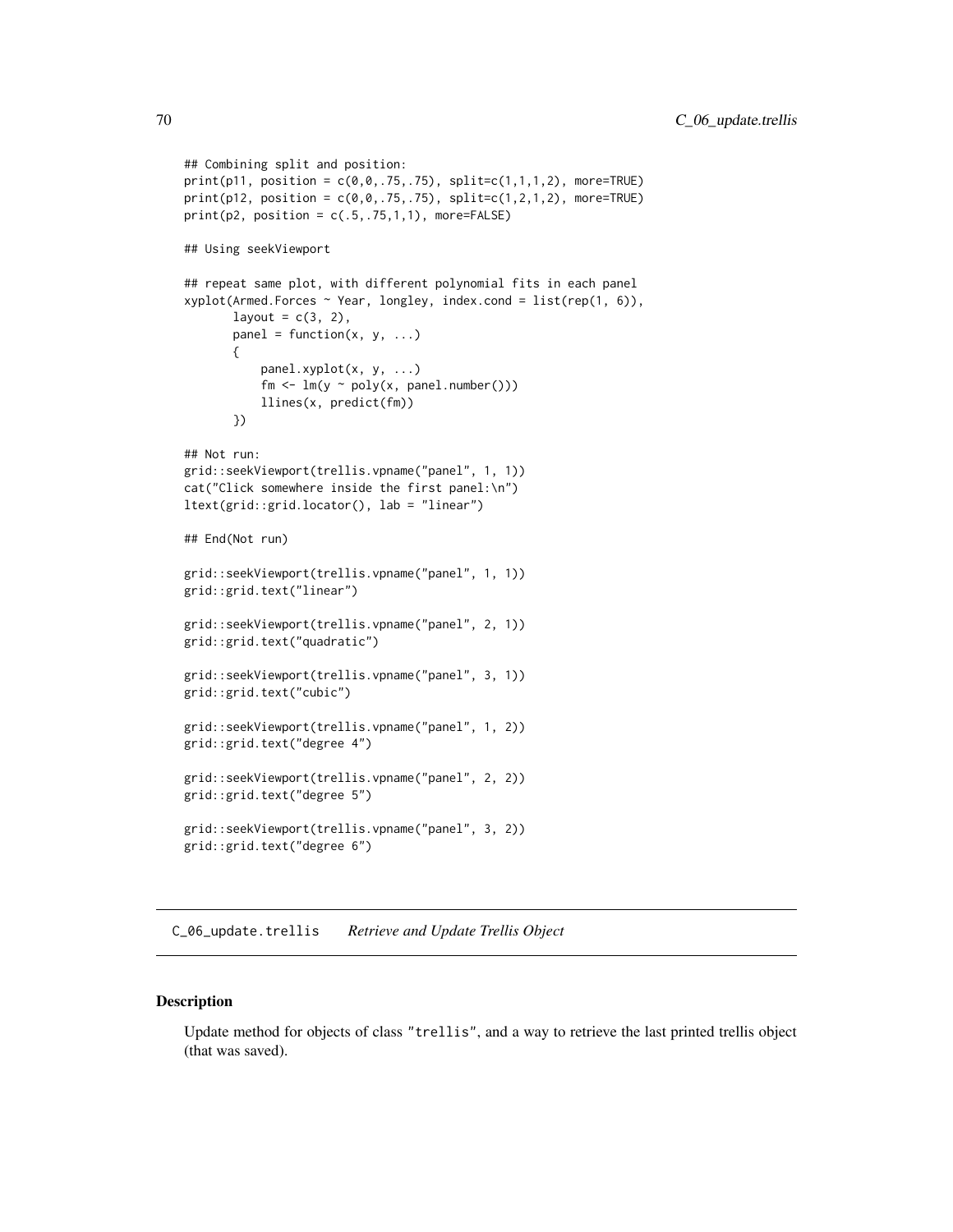```
## Combining split and position:
print(p11, position = c(0,0,.75,.75), split=c(1,1,1,2), more=TRUE)
print(p12, position = c(0,0,.75,.75), split=c(1,2,1,2), more=TRUE)
print(p2, position = c(.5,.75,1,1), more=FALSE)

## Using seekViewport

## repeat same plot, with different polynomial fits in each panel
xyplot(Armed.Forces ~ Year, longley, index.cond = list(rep(1, 6)),
       layout = c(3, 2),
       panel = function(x, y, ...)
       {
           panel.xyplot(x, y, ...)
           fm <- lm(y ~ poly(x, panel.number()))
           llines(x, predict(fm))
       })

## Not run:
grid::seekViewport(trellis.vpname("panel", 1, 1))
cat("Click somewhere inside the first panel:\n")
ltext(grid::grid.locator(), lab = "linear")

## End(Not run)

grid::seekViewport(trellis.vpname("panel", 1, 1))
grid::grid.text("linear")

grid::seekViewport(trellis.vpname("panel", 2, 1))
grid::grid.text("quadratic")

grid::seekViewport(trellis.vpname("panel", 3, 1))
grid::grid.text("cubic")

grid::seekViewport(trellis.vpname("panel", 1, 2))
grid::grid.text("degree 4")

grid::seekViewport(trellis.vpname("panel", 2, 2))
grid::grid.text("degree 5")

grid::seekViewport(trellis.vpname("panel", 3, 2))
grid::grid.text("degree 6")
```

## C_06_update.trellis *Retrieve and Update Trellis Object*

### Description

Update method for objects of class "trellis", and a way to retrieve the last printed trellis object (that was saved).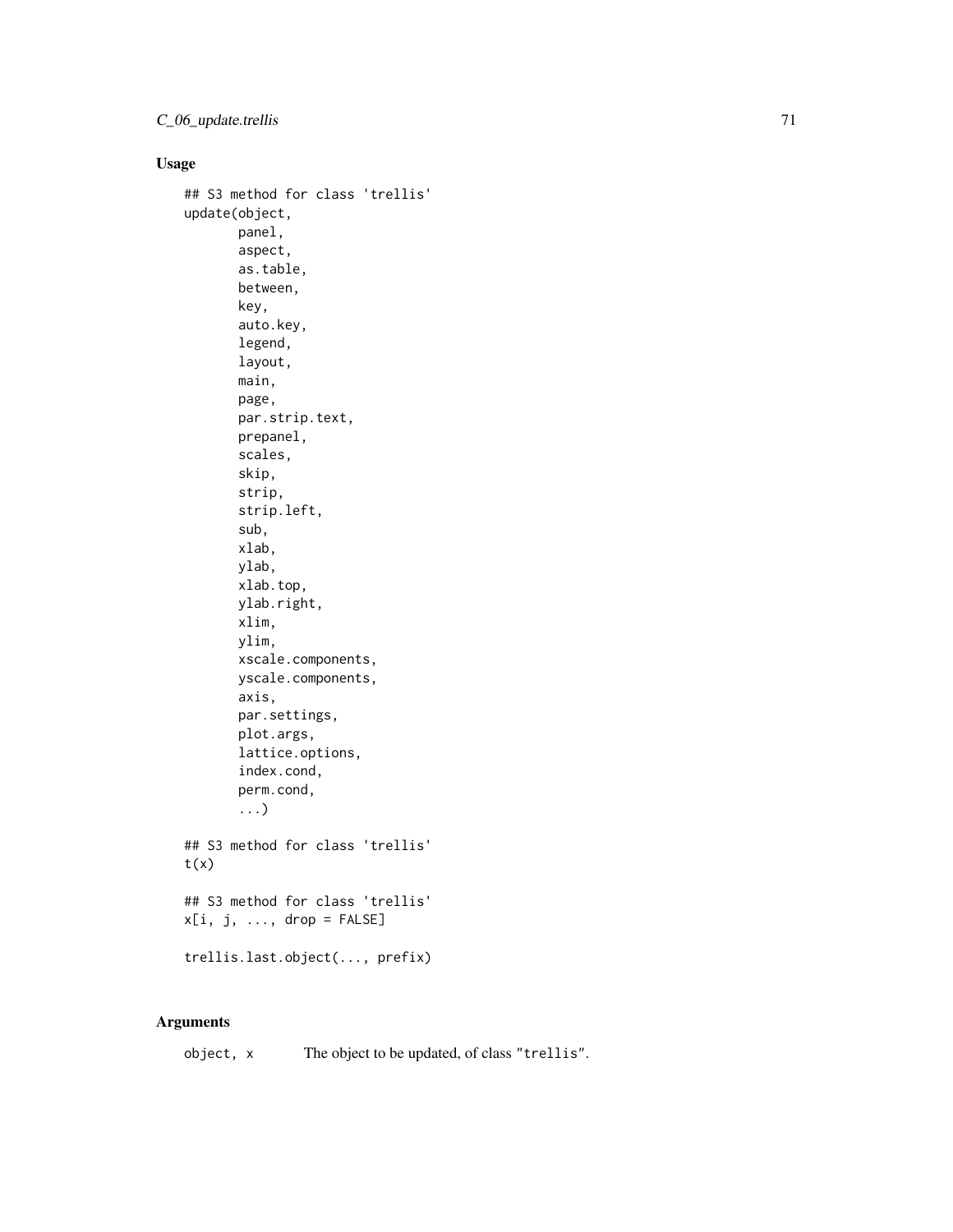## Usage

```
## S3 method for class 'trellis'
update(object,
       panel,
       aspect,
       as.table,
       between,
       key,
       auto.key,
       legend,
       layout,
       main,
       page,
       par.strip.text,
       prepanel,
       scales,
       skip,
       strip,
       strip.left,
       sub,
       xlab,
       ylab,
       xlab.top,
       ylab.right,
       xlim,
       ylim,
       xscale.components,
       yscale.components,
       axis,
       par.settings,
       plot.args,
       lattice.options,
       index.cond,
       perm.cond,
       ...)

## S3 method for class 'trellis'
t(x)

## S3 method for class 'trellis'
x[i, j, ..., drop = FALSE]

trellis.last.object(..., prefix)
```

## Arguments

| | |
|---|---|
| `object, x` | The object to be updated, of class "`trellis`". |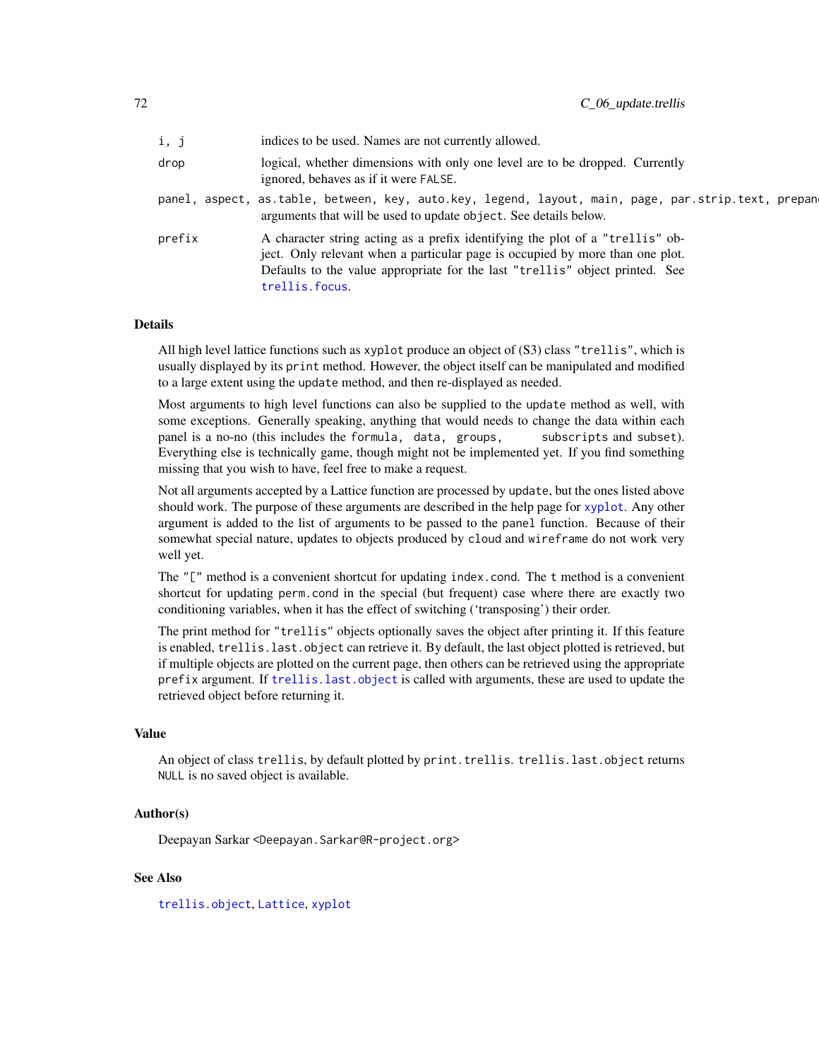| | |
|---|---|
| `i, j` | indices to be used. Names are not currently allowed. |
| `drop` | logical, whether dimensions with only one level are to be dropped. Currently ignored, behaves as if it were `FALSE`. |
| `panel, aspect, as.table, between, key, auto.key, legend, layout, main, page, par.strip.text, prepan` | arguments that will be used to update `object`. See details below. |
| `prefix` | A character string acting as a prefix identifying the plot of a `"trellis"` object. Only relevant when a particular page is occupied by more than one plot. Defaults to the value appropriate for the last `"trellis"` object printed. See `trellis.focus`. |

## Details

All high level lattice functions such as `xyplot` produce an object of (S3) class `"trellis"`, which is usually displayed by its `print` method. However, the object itself can be manipulated and modified to a large extent using the `update` method, and then re-displayed as needed.

Most arguments to high level functions can also be supplied to the `update` method as well, with some exceptions. Generally speaking, anything that would needs to change the data within each panel is a no-no (this includes the `formula, data, groups, subscripts` and `subset`). Everything else is technically game, though might not be implemented yet. If you find something missing that you wish to have, feel free to make a request.

Not all arguments accepted by a Lattice function are processed by `update`, but the ones listed above should work. The purpose of these arguments are described in the help page for `xyplot`. Any other argument is added to the list of arguments to be passed to the `panel` function. Because of their somewhat special nature, updates to objects produced by `cloud` and `wireframe` do not work very well yet.

The `"["` method is a convenient shortcut for updating `index.cond`. The `t` method is a convenient shortcut for updating `perm.cond` in the special (but frequent) case where there are exactly two conditioning variables, when it has the effect of switching ('transposing') their order.

The print method for `"trellis"` objects optionally saves the object after printing it. If this feature is enabled, `trellis.last.object` can retrieve it. By default, the last object plotted is retrieved, but if multiple objects are plotted on the current page, then others can be retrieved using the appropriate `prefix` argument. If `trellis.last.object` is called with arguments, these are used to update the retrieved object before returning it.

## Value

An object of class `trellis`, by default plotted by `print.trellis`. `trellis.last.object` returns `NULL` is no saved object is available.

## Author(s)

Deepayan Sarkar <Deepayan.Sarkar@R-project.org>

## See Also

`trellis.object`, `Lattice`, `xyplot`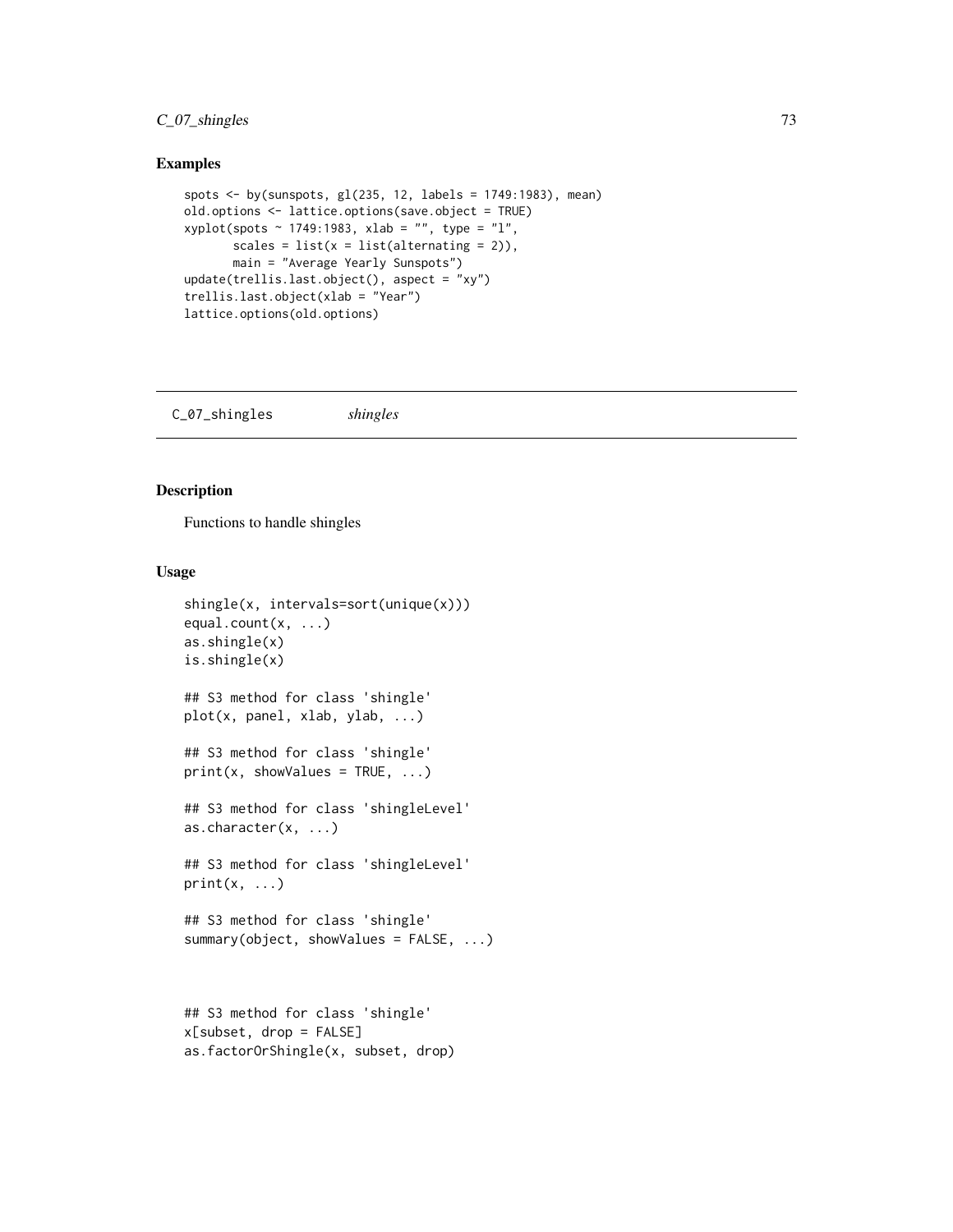## Examples

```
spots <- by(sunspots, gl(235, 12, labels = 1749:1983), mean)
old.options <- lattice.options(save.object = TRUE)
xyplot(spots ~ 1749:1983, xlab = "", type = "l",
       scales = list(x = list(alternating = 2)),
       main = "Average Yearly Sunspots")
update(trellis.last.object(), aspect = "xy")
trellis.last.object(xlab = "Year")
lattice.options(old.options)
```

---

C_07_shingles *shingles*

---

## Description

Functions to handle shingles

## Usage

```
shingle(x, intervals=sort(unique(x)))
equal.count(x, ...)
as.shingle(x)
is.shingle(x)

## S3 method for class 'shingle'
plot(x, panel, xlab, ylab, ...)

## S3 method for class 'shingle'
print(x, showValues = TRUE, ...)

## S3 method for class 'shingleLevel'
as.character(x, ...)

## S3 method for class 'shingleLevel'
print(x, ...)

## S3 method for class 'shingle'
summary(object, showValues = FALSE, ...)


## S3 method for class 'shingle'
x[subset, drop = FALSE]
as.factorOrShingle(x, subset, drop)
```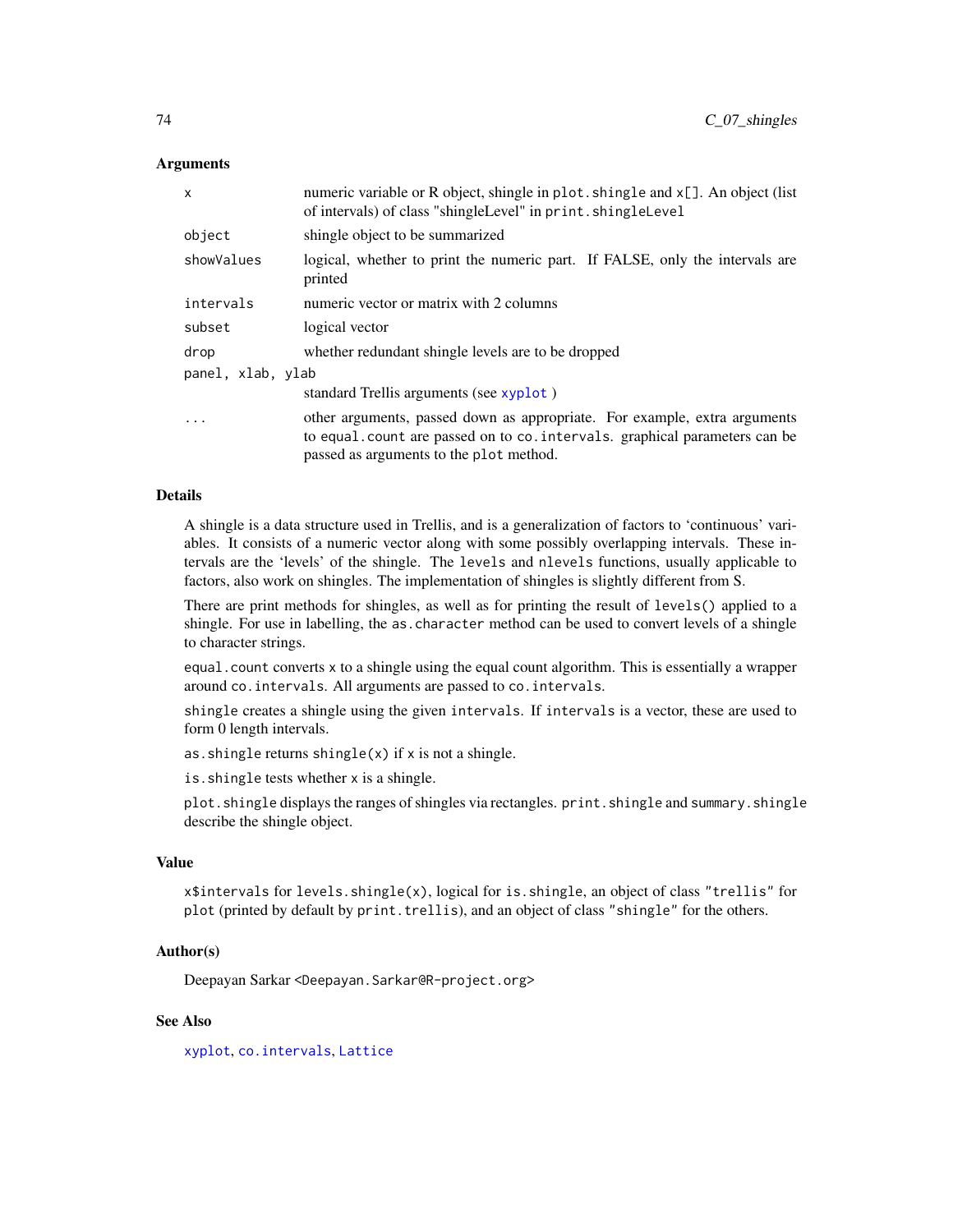### Arguments

| | |
|---|---|
| `x` | numeric variable or R object, shingle in `plot.shingle` and `x[]`. An object (list of intervals) of class "shingleLevel" in `print.shingleLevel` |
| `object` | shingle object to be summarized |
| `showValues` | logical, whether to print the numeric part. If FALSE, only the intervals are printed |
| `intervals` | numeric vector or matrix with 2 columns |
| `subset` | logical vector |
| `drop` | whether redundant shingle levels are to be dropped |
| `panel, xlab, ylab` | standard Trellis arguments (see `xyplot` ) |
| `...` | other arguments, passed down as appropriate. For example, extra arguments to `equal.count` are passed on to `co.intervals`. graphical parameters can be passed as arguments to the `plot` method. |

### Details

A shingle is a data structure used in Trellis, and is a generalization of factors to 'continuous' variables. It consists of a numeric vector along with some possibly overlapping intervals. These intervals are the 'levels' of the shingle. The `levels` and `nlevels` functions, usually applicable to factors, also work on shingles. The implementation of shingles is slightly different from S.

There are print methods for shingles, as well as for printing the result of `levels()` applied to a shingle. For use in labelling, the `as.character` method can be used to convert levels of a shingle to character strings.

`equal.count` converts `x` to a shingle using the equal count algorithm. This is essentially a wrapper around `co.intervals`. All arguments are passed to `co.intervals`.

`shingle` creates a shingle using the given `intervals`. If `intervals` is a vector, these are used to form 0 length intervals.

`as.shingle` returns `shingle(x)` if `x` is not a shingle.

`is.shingle` tests whether `x` is a shingle.

`plot.shingle` displays the ranges of shingles via rectangles. `print.shingle` and `summary.shingle` describe the shingle object.

### Value

`x$intervals` for `levels.shingle(x)`, logical for `is.shingle`, an object of class `"trellis"` for `plot` (printed by default by `print.trellis`), and an object of class `"shingle"` for the others.

### Author(s)

Deepayan Sarkar <Deepayan.Sarkar@R-project.org>

### See Also

`xyplot`, `co.intervals`, `Lattice`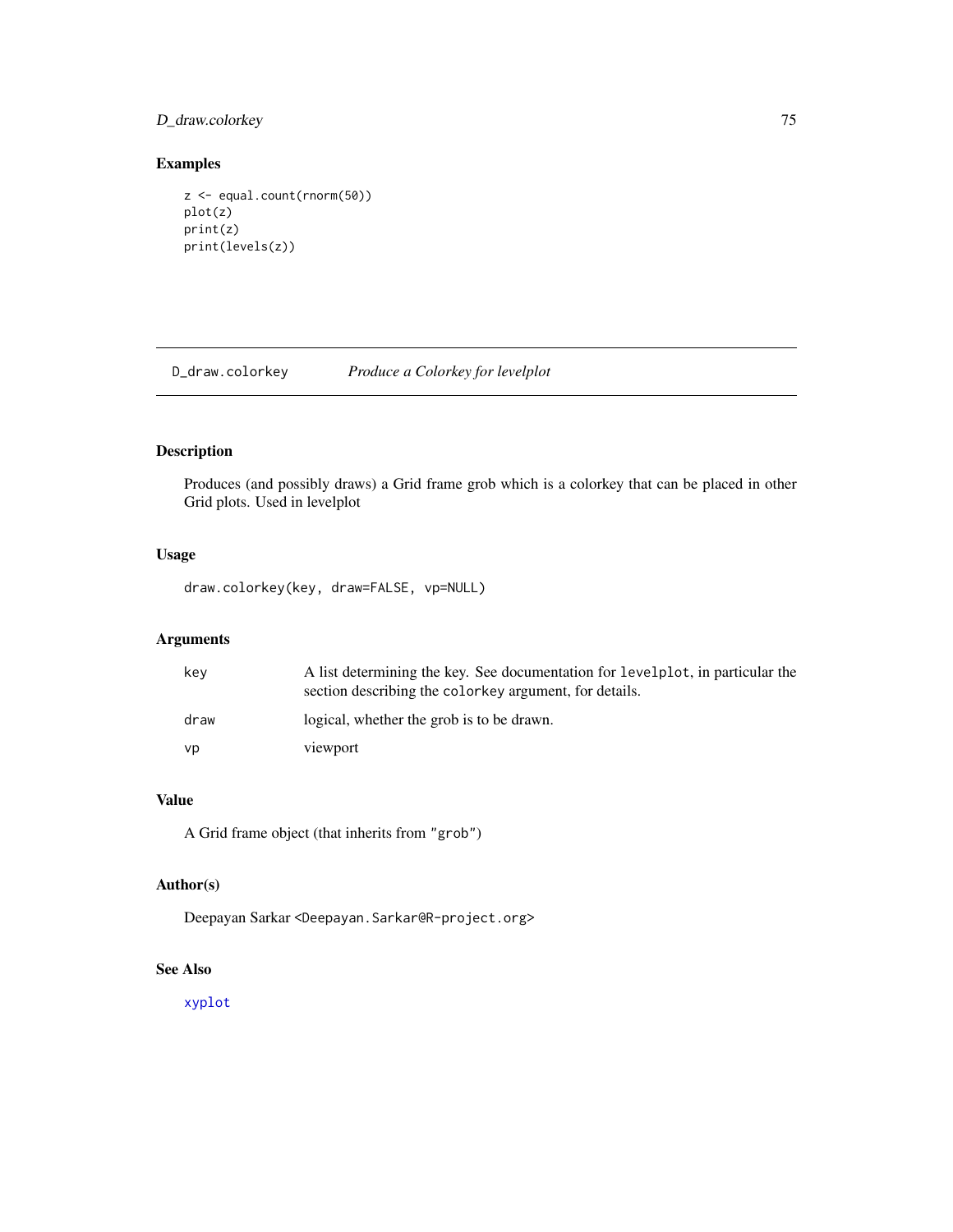## Examples

```
z <- equal.count(rnorm(50))
plot(z)
print(z)
print(levels(z))
```

---

# D_draw.colorkey &nbsp;&nbsp;&nbsp;&nbsp; *Produce a Colorkey for levelplot*

## Description

Produces (and possibly draws) a Grid frame grob which is a colorkey that can be placed in other Grid plots. Used in levelplot

## Usage

```
draw.colorkey(key, draw=FALSE, vp=NULL)
```

## Arguments

| | |
|---|---|
| `key` | A list determining the key. See documentation for `levelplot`, in particular the section describing the `colorkey` argument, for details. |
| `draw` | logical, whether the grob is to be drawn. |
| `vp` | viewport |

## Value

A Grid frame object (that inherits from `"grob"`)

## Author(s)

Deepayan Sarkar <Deepayan.Sarkar@R-project.org>

## See Also

`xyplot`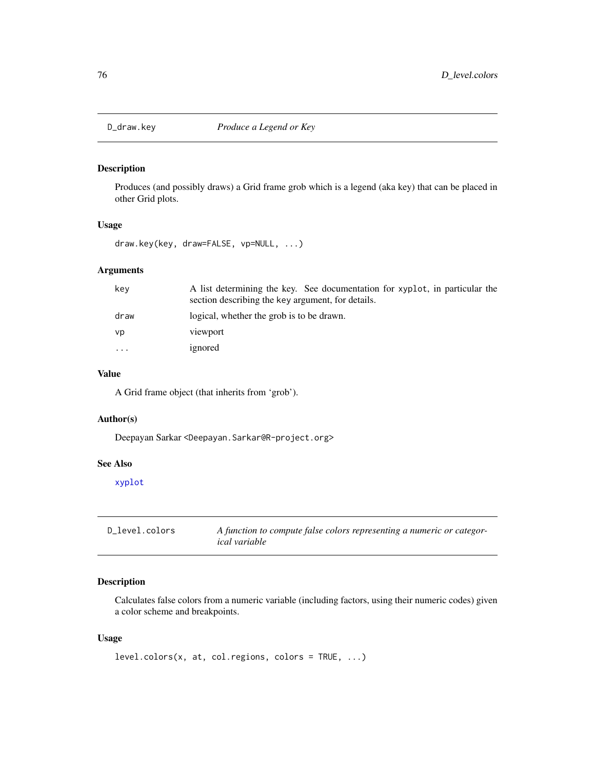## D_draw.key *Produce a Legend or Key*

### Description

Produces (and possibly draws) a Grid frame grob which is a legend (aka key) that can be placed in other Grid plots.

### Usage

```
draw.key(key, draw=FALSE, vp=NULL, ...)
```

### Arguments

| | |
|---|---|
| key | A list determining the key. See documentation for xyplot, in particular the section describing the key argument, for details. |
| draw | logical, whether the grob is to be drawn. |
| vp | viewport |
| ... | ignored |

### Value

A Grid frame object (that inherits from 'grob').

### Author(s)

Deepayan Sarkar <Deepayan.Sarkar@R-project.org>

### See Also

xyplot

## D_level.colors *A function to compute false colors representing a numeric or categorical variable*

### Description

Calculates false colors from a numeric variable (including factors, using their numeric codes) given a color scheme and breakpoints.

### Usage

```
level.colors(x, at, col.regions, colors = TRUE, ...)
```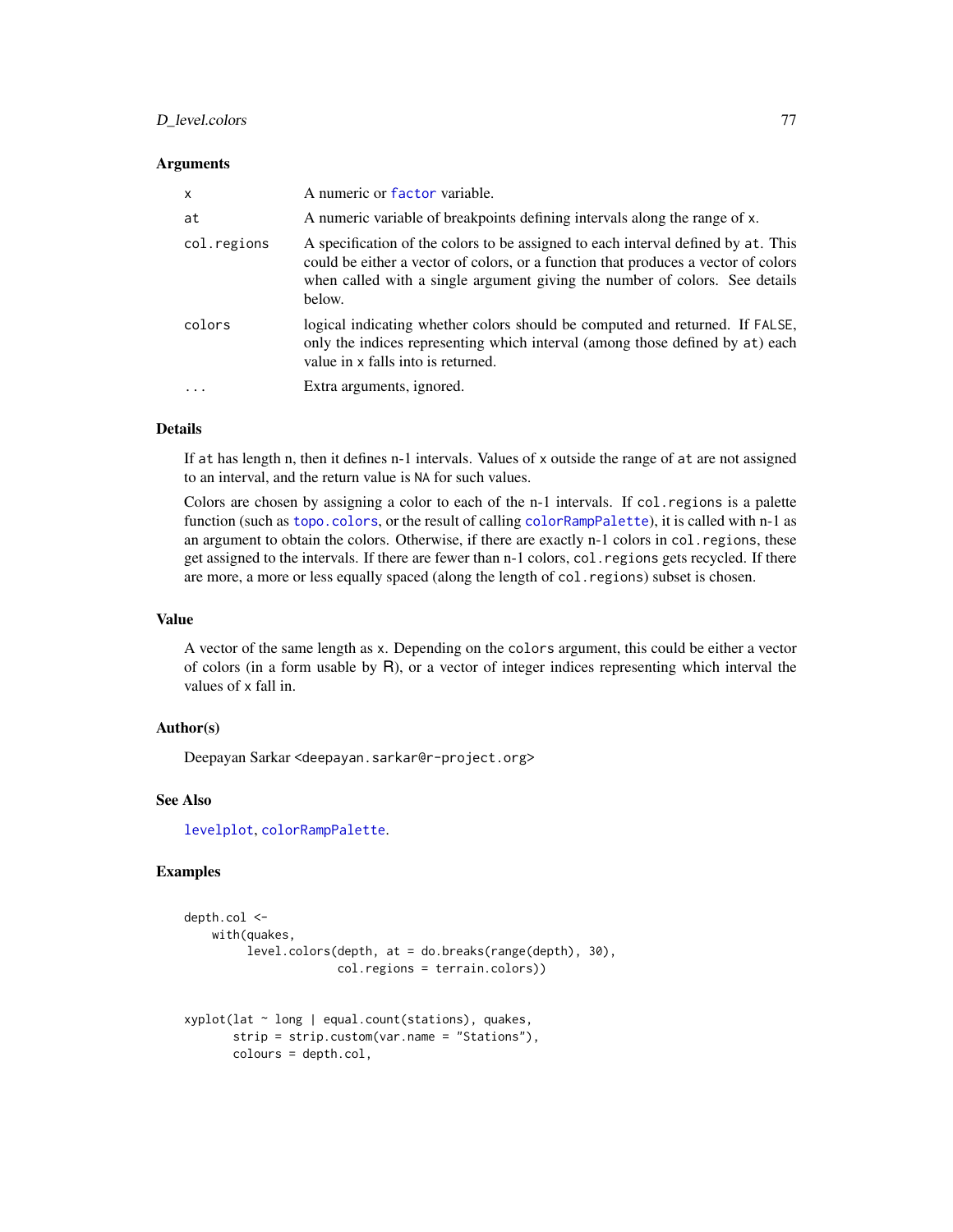### Arguments

| | |
|---|---|
| `x` | A numeric or `factor` variable. |
| `at` | A numeric variable of breakpoints defining intervals along the range of `x`. |
| `col.regions` | A specification of the colors to be assigned to each interval defined by `at`. This could be either a vector of colors, or a function that produces a vector of colors when called with a single argument giving the number of colors. See details below. |
| `colors` | logical indicating whether colors should be computed and returned. If `FALSE`, only the indices representing which interval (among those defined by `at`) each value in `x` falls into is returned. |
| `...` | Extra arguments, ignored. |

### Details

If `at` has length n, then it defines n-1 intervals. Values of `x` outside the range of `at` are not assigned to an interval, and the return value is `NA` for such values.

Colors are chosen by assigning a color to each of the n-1 intervals. If `col.regions` is a palette function (such as `topo.colors`, or the result of calling `colorRampPalette`), it is called with n-1 as an argument to obtain the colors. Otherwise, if there are exactly n-1 colors in `col.regions`, these get assigned to the intervals. If there are fewer than n-1 colors, `col.regions` gets recycled. If there are more, a more or less equally spaced (along the length of `col.regions`) subset is chosen.

### Value

A vector of the same length as `x`. Depending on the `colors` argument, this could be either a vector of colors (in a form usable by R), or a vector of integer indices representing which interval the values of `x` fall in.

### Author(s)

Deepayan Sarkar <deepayan.sarkar@r-project.org>

### See Also

`levelplot`, `colorRampPalette`.

### Examples

```
depth.col <-
    with(quakes,
         level.colors(depth, at = do.breaks(range(depth), 30),
                      col.regions = terrain.colors))


xyplot(lat ~ long | equal.count(stations), quakes,
       strip = strip.custom(var.name = "Stations"),
       colours = depth.col,
```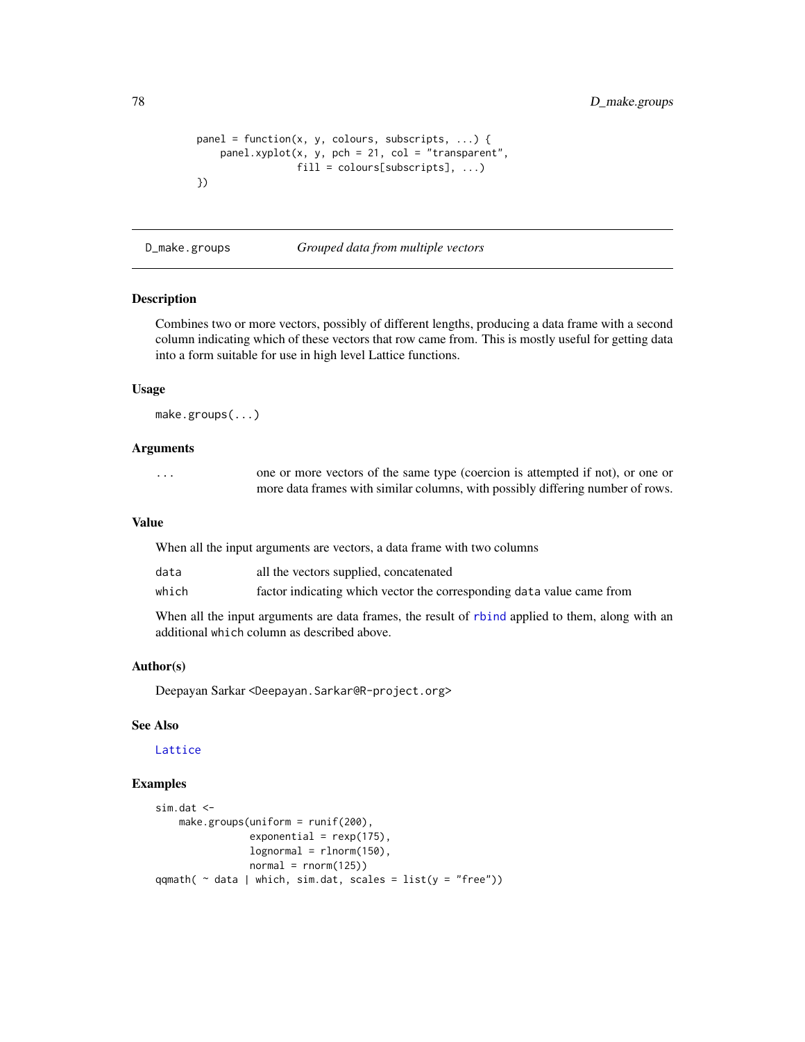```
panel = function(x, y, colours, subscripts, ...) {
    panel.xyplot(x, y, pch = 21, col = "transparent",
                 fill = colours[subscripts], ...)
})
```

---

## D_make.groups &emsp; *Grouped data from multiple vectors*

---

### Description

Combines two or more vectors, possibly of different lengths, producing a data frame with a second column indicating which of these vectors that row came from. This is mostly useful for getting data into a form suitable for use in high level Lattice functions.

### Usage

```
make.groups(...)
```

### Arguments

| | |
|---|---|
| `...` | one or more vectors of the same type (coercion is attempted if not), or one or more data frames with similar columns, with possibly differing number of rows. |

### Value

When all the input arguments are vectors, a data frame with two columns

| | |
|---|---|
| `data` | all the vectors supplied, concatenated |
| `which` | factor indicating which vector the corresponding `data` value came from |

When all the input arguments are data frames, the result of `rbind` applied to them, along with an additional `which` column as described above.

### Author(s)

Deepayan Sarkar <Deepayan.Sarkar@R-project.org>

### See Also

`Lattice`

### Examples

```
sim.dat <-
    make.groups(uniform = runif(200),
                exponential = rexp(175),
                lognormal = rlnorm(150),
                normal = rnorm(125))
qqmath( ~ data | which, sim.dat, scales = list(y = "free"))
```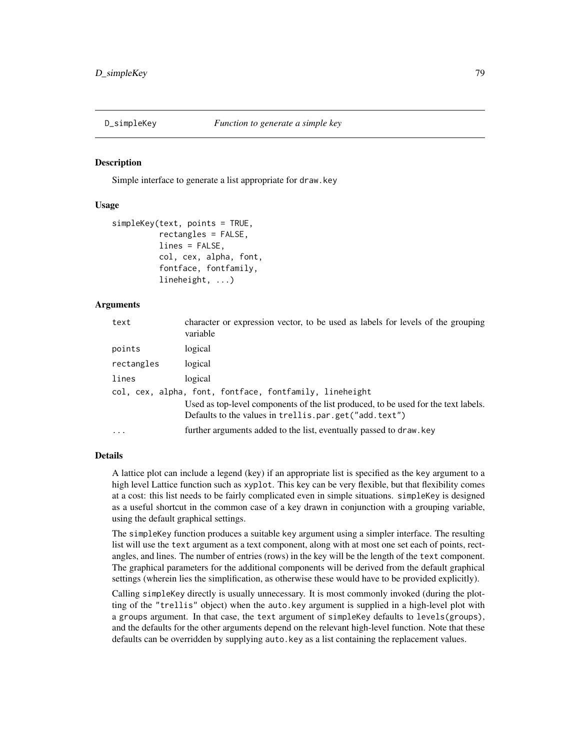# D_simpleKey — *Function to generate a simple key*

## Description

Simple interface to generate a list appropriate for `draw.key`

## Usage

```
simpleKey(text, points = TRUE,
          rectangles = FALSE,
          lines = FALSE,
          col, cex, alpha, font,
          fontface, fontfamily,
          lineheight, ...)
```

## Arguments

| | |
|---|---|
| `text` | character or expression vector, to be used as labels for levels of the grouping variable |
| `points` | logical |
| `rectangles` | logical |
| `lines` | logical |
| `col, cex, alpha, font, fontface, fontfamily, lineheight` | Used as top-level components of the list produced, to be used for the text labels. Defaults to the values in `trellis.par.get("add.text")` |
| `...` | further arguments added to the list, eventually passed to `draw.key` |

## Details

A lattice plot can include a legend (key) if an appropriate list is specified as the `key` argument to a high level Lattice function such as `xyplot`. This key can be very flexible, but that flexibility comes at a cost: this list needs to be fairly complicated even in simple situations. `simpleKey` is designed as a useful shortcut in the common case of a key drawn in conjunction with a grouping variable, using the default graphical settings.

The `simpleKey` function produces a suitable `key` argument using a simpler interface. The resulting list will use the `text` argument as a `text` component, along with at most one set each of points, rectangles, and lines. The number of entries (rows) in the key will be the length of the `text` component. The graphical parameters for the additional components will be derived from the default graphical settings (wherein lies the simplification, as otherwise these would have to be provided explicitly).

Calling `simpleKey` directly is usually unnecessary. It is most commonly invoked (during the plotting of the `"trellis"` object) when the `auto.key` argument is supplied in a high-level plot with a `groups` argument. In that case, the `text` argument of `simpleKey` defaults to `levels(groups)`, and the defaults for the other arguments depend on the relevant high-level function. Note that these defaults can be overridden by supplying `auto.key` as a list containing the replacement values.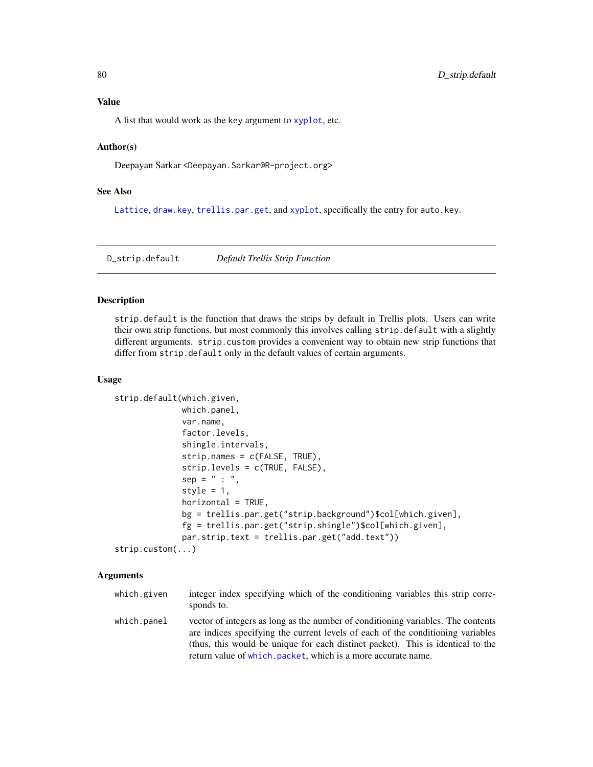### Value

A list that would work as the key argument to `xyplot`, etc.

### Author(s)

Deepayan Sarkar <Deepayan.Sarkar@R-project.org>

### See Also

`Lattice`, `draw.key`, `trellis.par.get`, and `xyplot`, specifically the entry for `auto.key`.

---

## D_strip.default — *Default Trellis Strip Function*

---

### Description

`strip.default` is the function that draws the strips by default in Trellis plots. Users can write their own strip functions, but most commonly this involves calling `strip.default` with a slightly different arguments. `strip.custom` provides a convenient way to obtain new strip functions that differ from `strip.default` only in the default values of certain arguments.

### Usage

```
strip.default(which.given,
              which.panel,
              var.name,
              factor.levels,
              shingle.intervals,
              strip.names = c(FALSE, TRUE),
              strip.levels = c(TRUE, FALSE),
              sep = " : ",
              style = 1,
              horizontal = TRUE,
              bg = trellis.par.get("strip.background")$col[which.given],
              fg = trellis.par.get("strip.shingle")$col[which.given],
              par.strip.text = trellis.par.get("add.text"))
strip.custom(...)
```

### Arguments

| | |
|---|---|
| `which.given` | integer index specifying which of the conditioning variables this strip corresponds to. |
| `which.panel` | vector of integers as long as the number of conditioning variables. The contents are indices specifying the current levels of each of the conditioning variables (thus, this would be unique for each distinct packet). This is identical to the return value of `which.packet`, which is a more accurate name. |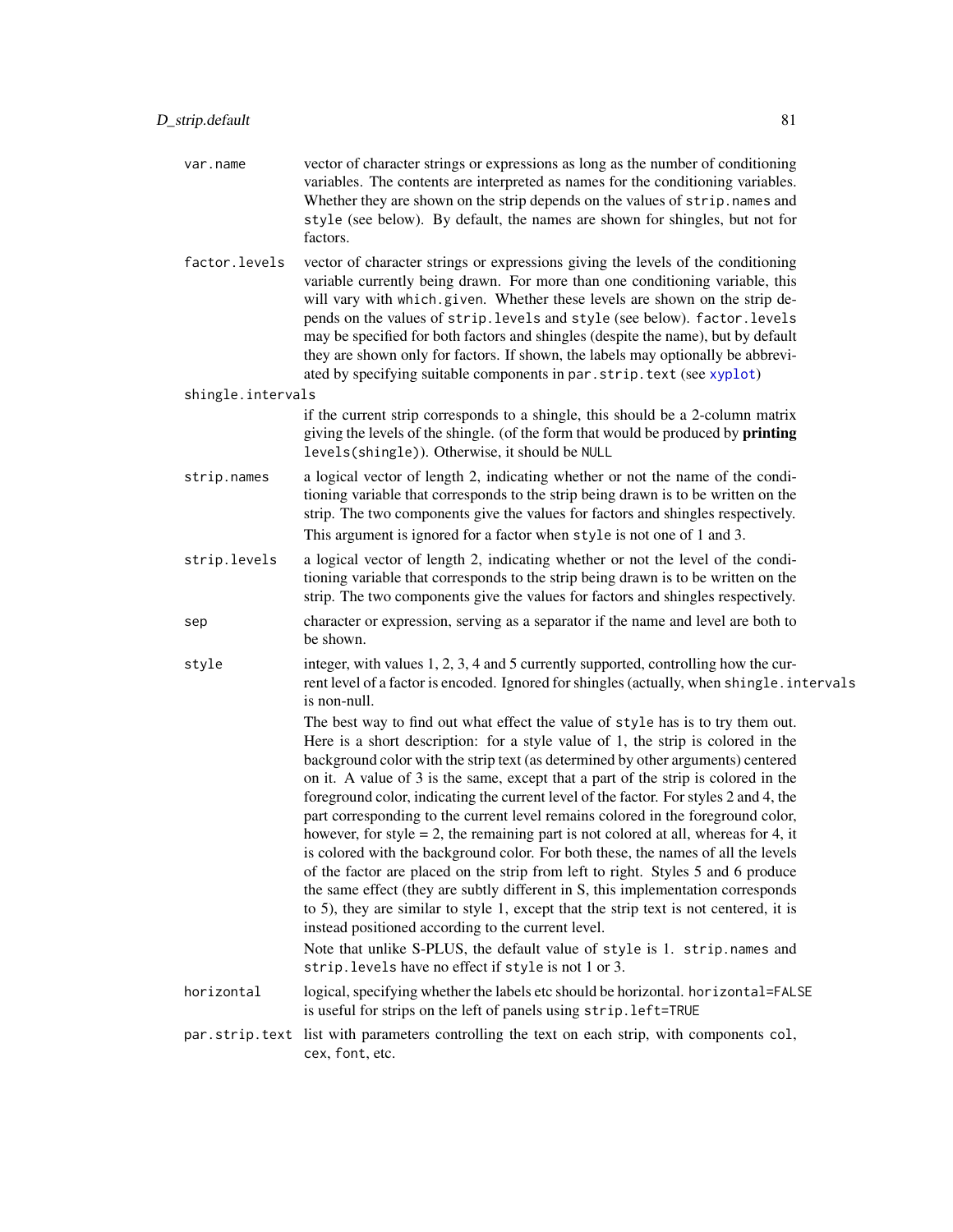**var.name** vector of character strings or expressions as long as the number of conditioning variables. The contents are interpreted as names for the conditioning variables. Whether they are shown on the strip depends on the values of `strip.names` and `style` (see below). By default, the names are shown for shingles, but not for factors.

**factor.levels** vector of character strings or expressions giving the levels of the conditioning variable currently being drawn. For more than one conditioning variable, this will vary with `which.given`. Whether these levels are shown on the strip depends on the values of `strip.levels` and `style` (see below). `factor.levels` may be specified for both factors and shingles (despite the name), but by default they are shown only for factors. If shown, the labels may optionally be abbreviated by specifying suitable components in `par.strip.text` (see xyplot)

**shingle.intervals**
if the current strip corresponds to a shingle, this should be a 2-column matrix giving the levels of the shingle. (of the form that would be produced by **printing** `levels(shingle)`). Otherwise, it should be `NULL`

**strip.names** a logical vector of length 2, indicating whether or not the name of the conditioning variable that corresponds to the strip being drawn is to be written on the strip. The two components give the values for factors and shingles respectively.
This argument is ignored for a factor when `style` is not one of 1 and 3.

**strip.levels** a logical vector of length 2, indicating whether or not the level of the conditioning variable that corresponds to the strip being drawn is to be written on the strip. The two components give the values for factors and shingles respectively.

**sep** character or expression, serving as a separator if the name and level are both to be shown.

**style** integer, with values 1, 2, 3, 4 and 5 currently supported, controlling how the current level of a factor is encoded. Ignored for shingles (actually, when `shingle.intervals` is non-null.

The best way to find out what effect the value of `style` has is to try them out. Here is a short description: for a style value of 1, the strip is colored in the background color with the strip text (as determined by other arguments) centered on it. A value of 3 is the same, except that a part of the strip is colored in the foreground color, indicating the current level of the factor. For styles 2 and 4, the part corresponding to the current level remains colored in the foreground color, however, for style = 2, the remaining part is not colored at all, whereas for 4, it is colored with the background color. For both these, the names of all the levels of the factor are placed on the strip from left to right. Styles 5 and 6 produce the same effect (they are subtly different in S, this implementation corresponds to 5), they are similar to style 1, except that the strip text is not centered, it is instead positioned according to the current level.

Note that unlike S-PLUS, the default value of `style` is 1. `strip.names` and `strip.levels` have no effect if `style` is not 1 or 3.

**horizontal** logical, specifying whether the labels etc should be horizontal. `horizontal=FALSE` is useful for strips on the left of panels using `strip.left=TRUE`

**par.strip.text** list with parameters controlling the text on each strip, with components `col`, `cex`, `font`, etc.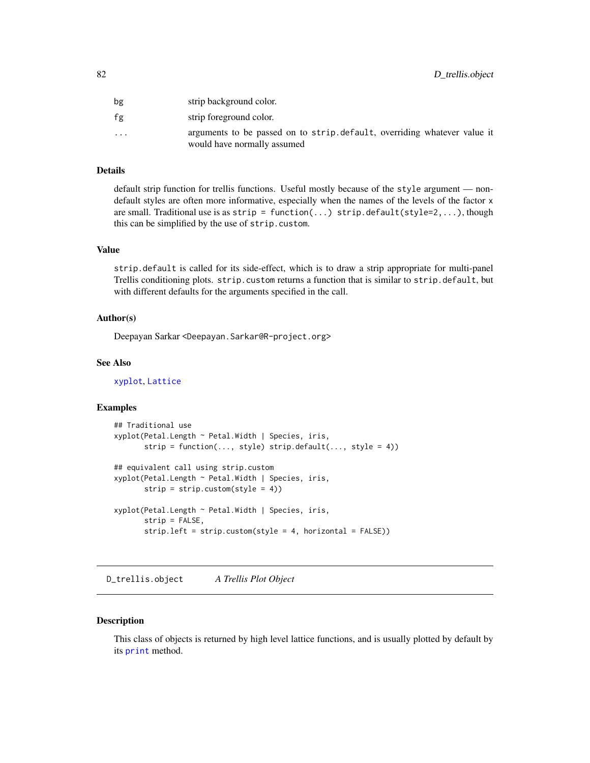| | |
|---|---|
| bg | strip background color. |
| fg | strip foreground color. |
| ... | arguments to be passed on to strip.default, overriding whatever value it would have normally assumed |

### Details

default strip function for trellis functions. Useful mostly because of the style argument — non-default styles are often more informative, especially when the names of the levels of the factor x are small. Traditional use is as strip = function(...) strip.default(style=2,...), though this can be simplified by the use of strip.custom.

### Value

strip.default is called for its side-effect, which is to draw a strip appropriate for multi-panel Trellis conditioning plots. strip.custom returns a function that is similar to strip.default, but with different defaults for the arguments specified in the call.

### Author(s)

Deepayan Sarkar <Deepayan.Sarkar@R-project.org>

### See Also

xyplot, Lattice

### Examples

```
## Traditional use
xyplot(Petal.Length ~ Petal.Width | Species, iris,
       strip = function(..., style) strip.default(..., style = 4))

## equivalent call using strip.custom
xyplot(Petal.Length ~ Petal.Width | Species, iris,
       strip = strip.custom(style = 4))

xyplot(Petal.Length ~ Petal.Width | Species, iris,
       strip = FALSE,
       strip.left = strip.custom(style = 4, horizontal = FALSE))
```

---

## D_trellis.object *A Trellis Plot Object*

---

### Description

This class of objects is returned by high level lattice functions, and is usually plotted by default by its print method.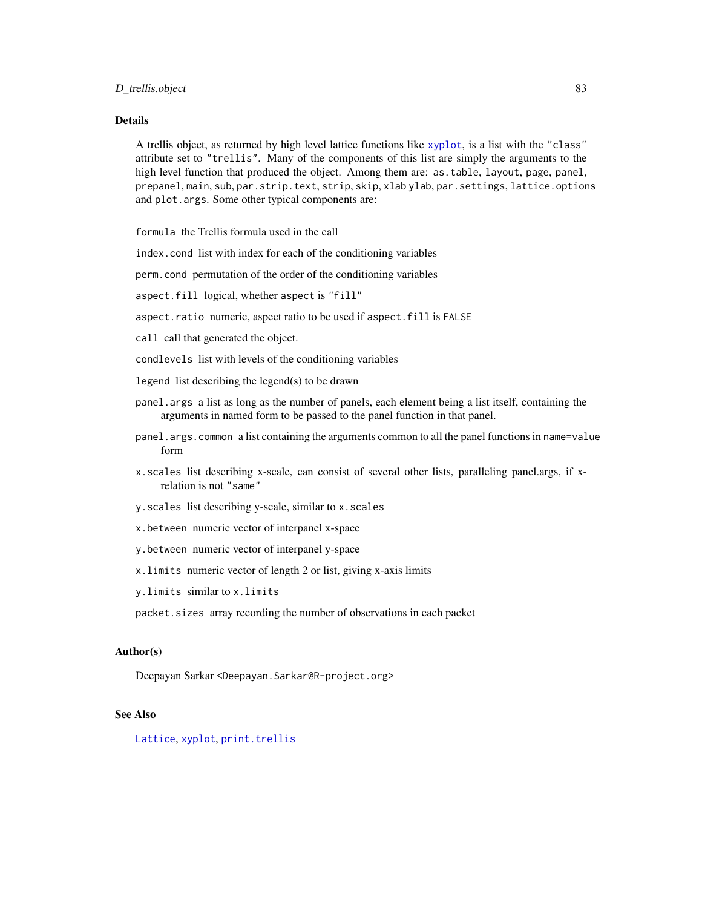## Details

A trellis object, as returned by high level lattice functions like `xyplot`, is a list with the `"class"` attribute set to `"trellis"`. Many of the components of this list are simply the arguments to the high level function that produced the object. Among them are: `as.table`, `layout`, `page`, `panel`, `prepanel`, `main`, `sub`, `par.strip.text`, `strip`, `skip`, `xlab` `ylab`, `par.settings`, `lattice.options` and `plot.args`. Some other typical components are:

`formula` the Trellis formula used in the call

`index.cond` list with index for each of the conditioning variables

`perm.cond` permutation of the order of the conditioning variables

`aspect.fill` logical, whether `aspect` is `"fill"`

`aspect.ratio` numeric, aspect ratio to be used if `aspect.fill` is `FALSE`

`call` call that generated the object.

`condlevels` list with levels of the conditioning variables

`legend` list describing the legend(s) to be drawn

`panel.args` a list as long as the number of panels, each element being a list itself, containing the arguments in named form to be passed to the panel function in that panel.

`panel.args.common` a list containing the arguments common to all the panel functions in `name=value` form

`x.scales` list describing x-scale, can consist of several other lists, paralleling panel.args, if x-relation is not `"same"`

`y.scales` list describing y-scale, similar to `x.scales`

`x.between` numeric vector of interpanel x-space

`y.between` numeric vector of interpanel y-space

`x.limits` numeric vector of length 2 or list, giving x-axis limits

`y.limits` similar to `x.limits`

`packet.sizes` array recording the number of observations in each packet

## Author(s)

Deepayan Sarkar <`Deepayan.Sarkar@R-project.org`>

## See Also

`Lattice`, `xyplot`, `print.trellis`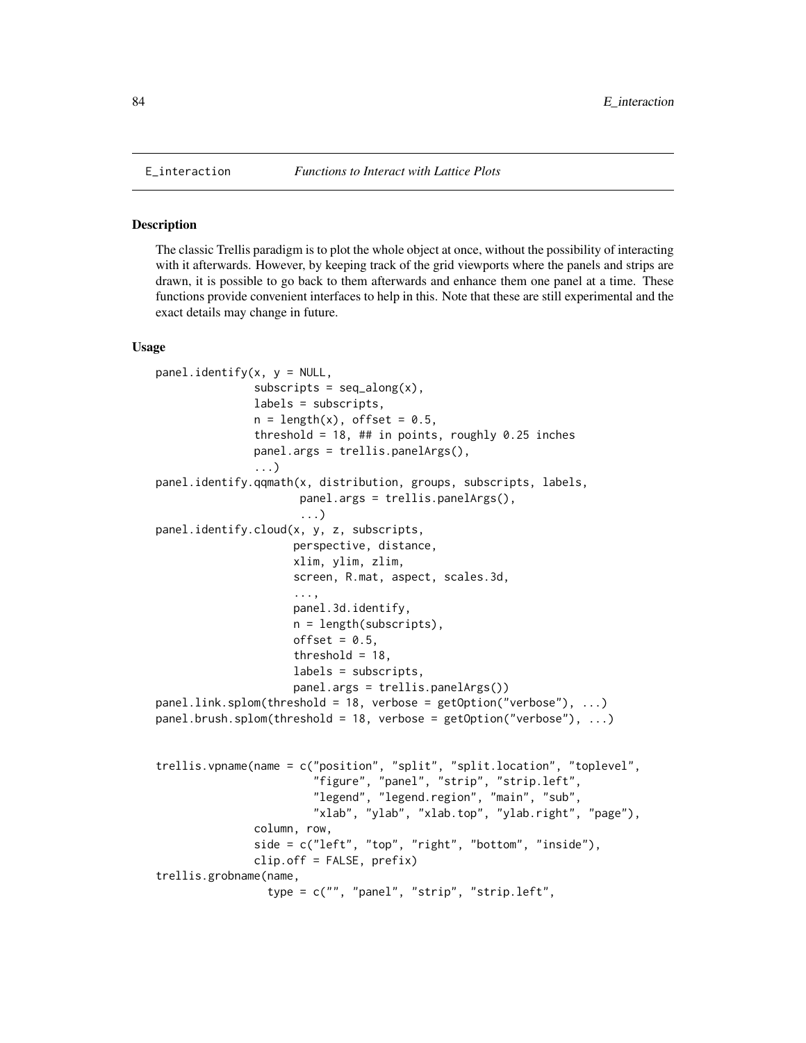E_interaction *Functions to Interact with Lattice Plots*

## Description

The classic Trellis paradigm is to plot the whole object at once, without the possibility of interacting with it afterwards. However, by keeping track of the grid viewports where the panels and strips are drawn, it is possible to go back to them afterwards and enhance them one panel at a time. These functions provide convenient interfaces to help in this. Note that these are still experimental and the exact details may change in future.

## Usage

```
panel.identify(x, y = NULL,
               subscripts = seq_along(x),
               labels = subscripts,
               n = length(x), offset = 0.5,
               threshold = 18, ## in points, roughly 0.25 inches
               panel.args = trellis.panelArgs(),
               ...)
panel.identify.qqmath(x, distribution, groups, subscripts, labels,
                      panel.args = trellis.panelArgs(),
                      ...)
panel.identify.cloud(x, y, z, subscripts,
                     perspective, distance,
                     xlim, ylim, zlim,
                     screen, R.mat, aspect, scales.3d,
                     ...,
                     panel.3d.identify,
                     n = length(subscripts),
                     offset = 0.5,
                     threshold = 18,
                     labels = subscripts,
                     panel.args = trellis.panelArgs())
panel.link.splom(threshold = 18, verbose = getOption("verbose"), ...)
panel.brush.splom(threshold = 18, verbose = getOption("verbose"), ...)


trellis.vpname(name = c("position", "split", "split.location", "toplevel",
                        "figure", "panel", "strip", "strip.left",
                        "legend", "legend.region", "main", "sub",
                        "xlab", "ylab", "xlab.top", "ylab.right", "page"),
               column, row,
               side = c("left", "top", "right", "bottom", "inside"),
               clip.off = FALSE, prefix)
trellis.grobname(name,
                 type = c("", "panel", "strip", "strip.left",
```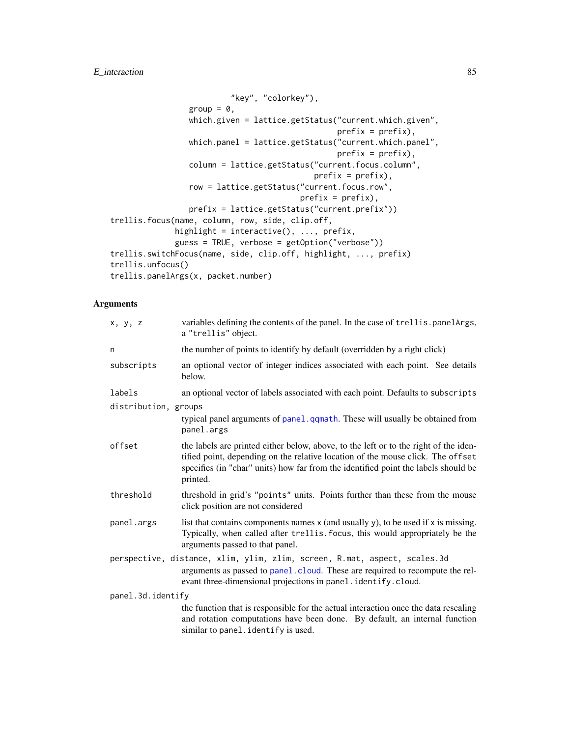```
                     "key", "colorkey"),
              group = 0,
              which.given = lattice.getStatus("current.which.given",
                                              prefix = prefix),
              which.panel = lattice.getStatus("current.which.panel",
                                              prefix = prefix),
              column = lattice.getStatus("current.focus.column",
                                         prefix = prefix),
              row = lattice.getStatus("current.focus.row",
                                      prefix = prefix),
              prefix = lattice.getStatus("current.prefix"))
trellis.focus(name, column, row, side, clip.off,
              highlight = interactive(), ..., prefix,
              guess = TRUE, verbose = getOption("verbose"))
trellis.switchFocus(name, side, clip.off, highlight, ..., prefix)
trellis.unfocus()
trellis.panelArgs(x, packet.number)
```

## Arguments

`x, y, z`
: variables defining the contents of the panel. In the case of `trellis.panelArgs`, a `"trellis"` object.

`n`
: the number of points to identify by default (overridden by a right click)

`subscripts`
: an optional vector of integer indices associated with each point. See details below.

`labels`
: an optional vector of labels associated with each point. Defaults to `subscripts`

`distribution, groups`
: typical panel arguments of `panel.qqmath`. These will usually be obtained from `panel.args`

`offset`
: the labels are printed either below, above, to the left or to the right of the identified point, depending on the relative location of the mouse click. The `offset` specifies (in "char" units) how far from the identified point the labels should be printed.

`threshold`
: threshold in grid's `"points"` units. Points further than these from the mouse click position are not considered

`panel.args`
: list that contains components names `x` (and usually `y`), to be used if `x` is missing. Typically, when called after `trellis.focus`, this would appropriately be the arguments passed to that panel.

`perspective, distance, xlim, ylim, zlim, screen, R.mat, aspect, scales.3d`
: arguments as passed to `panel.cloud`. These are required to recompute the relevant three-dimensional projections in `panel.identify.cloud`.

`panel.3d.identify`
: the function that is responsible for the actual interaction once the data rescaling and rotation computations have been done. By default, an internal function similar to `panel.identify` is used.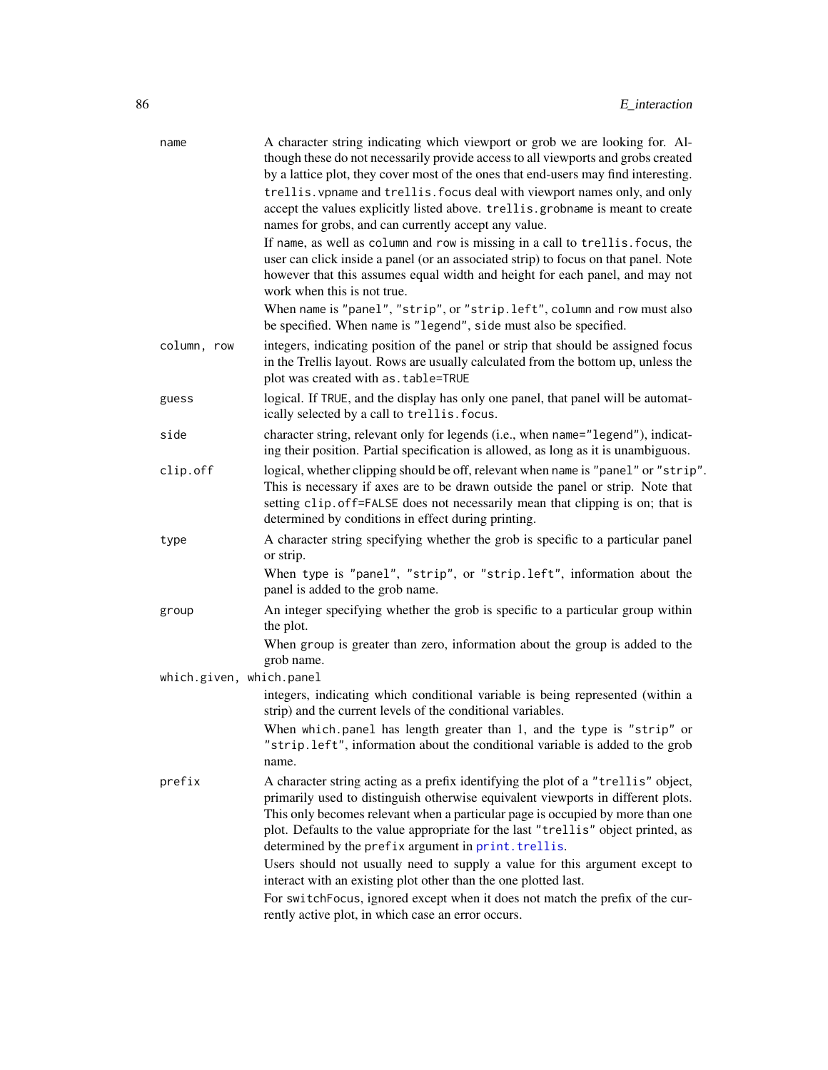`name`
: A character string indicating which viewport or grob we are looking for. Although these do not necessarily provide access to all viewports and grobs created by a lattice plot, they cover most of the ones that end-users may find interesting.

  `trellis.vpname` and `trellis.focus` deal with viewport names only, and only accept the values explicitly listed above. `trellis.grobname` is meant to create names for grobs, and can currently accept any value.

  If `name`, as well as `column` and `row` is missing in a call to `trellis.focus`, the user can click inside a panel (or an associated strip) to focus on that panel. Note however that this assumes equal width and height for each panel, and may not work when this is not true.

  When `name` is `"panel"`, `"strip"`, or `"strip.left"`, `column` and `row` must also be specified. When `name` is `"legend"`, `side` must also be specified.

`column, row`
: integers, indicating position of the panel or strip that should be assigned focus in the Trellis layout. Rows are usually calculated from the bottom up, unless the plot was created with `as.table=TRUE`

`guess`
: logical. If `TRUE`, and the display has only one panel, that panel will be automatically selected by a call to `trellis.focus`.

`side`
: character string, relevant only for legends (i.e., when `name="legend"`), indicating their position. Partial specification is allowed, as long as it is unambiguous.

`clip.off`
: logical, whether clipping should be off, relevant when `name` is `"panel"` or `"strip"`. This is necessary if axes are to be drawn outside the panel or strip. Note that setting `clip.off=FALSE` does not necessarily mean that clipping is on; that is determined by conditions in effect during printing.

`type`
: A character string specifying whether the grob is specific to a particular panel or strip.

  When `type` is `"panel"`, `"strip"`, or `"strip.left"`, information about the panel is added to the grob name.

`group`
: An integer specifying whether the grob is specific to a particular group within the plot.

  When `group` is greater than zero, information about the group is added to the grob name.

`which.given, which.panel`
: integers, indicating which conditional variable is being represented (within a strip) and the current levels of the conditional variables.

  When `which.panel` has length greater than 1, and the `type` is `"strip"` or `"strip.left"`, information about the conditional variable is added to the grob name.

`prefix`
: A character string acting as a prefix identifying the plot of a `"trellis"` object, primarily used to distinguish otherwise equivalent viewports in different plots. This only becomes relevant when a particular page is occupied by more than one plot. Defaults to the value appropriate for the last `"trellis"` object printed, as determined by the `prefix` argument in `print.trellis`.

  Users should not usually need to supply a value for this argument except to interact with an existing plot other than the one plotted last.

  For `switchFocus`, ignored except when it does not match the prefix of the currently active plot, in which case an error occurs.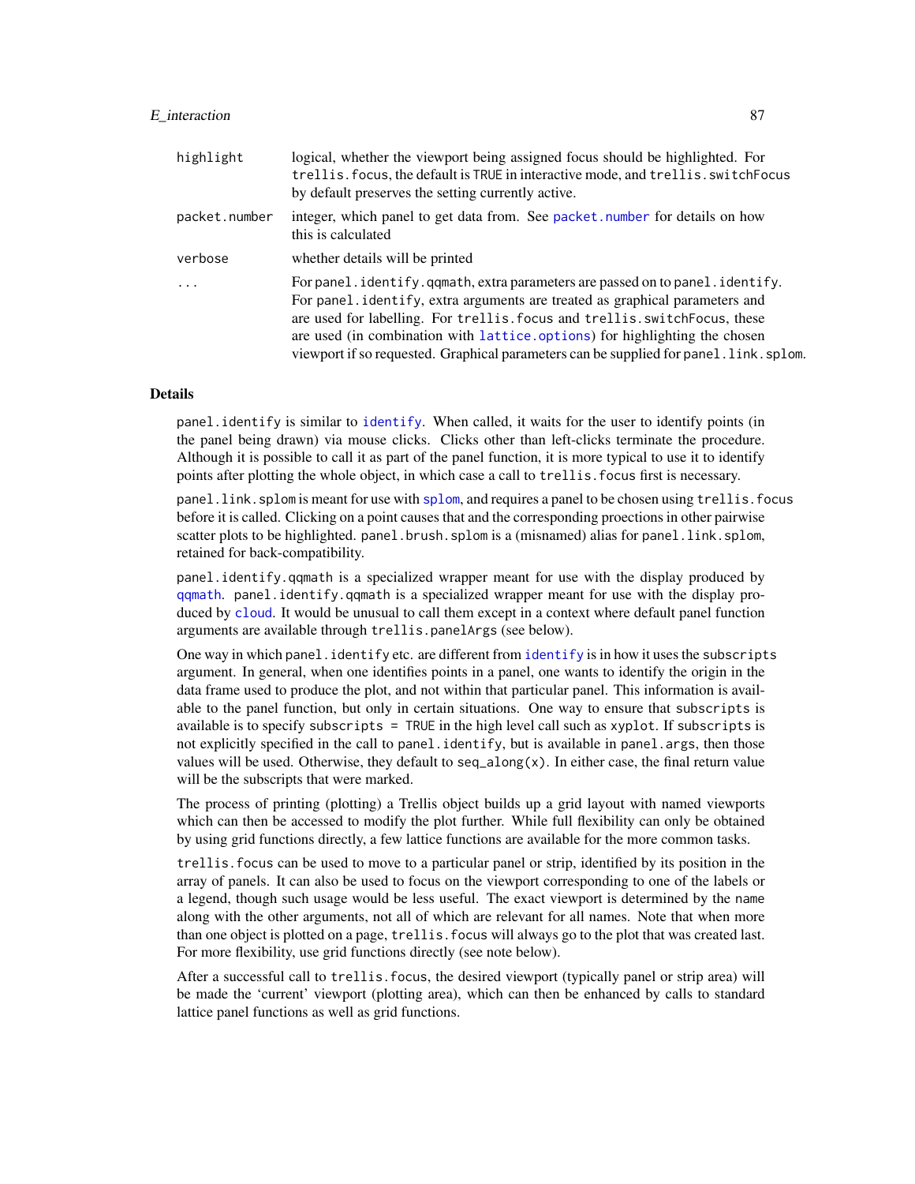| | |
|---|---|
| `highlight` | logical, whether the viewport being assigned focus should be highlighted. For `trellis.focus`, the default is TRUE in interactive mode, and `trellis.switchFocus` by default preserves the setting currently active. |
| `packet.number` | integer, which panel to get data from. See `packet.number` for details on how this is calculated |
| `verbose` | whether details will be printed |
| `...` | For `panel.identify.qqmath`, extra parameters are passed on to `panel.identify`. For `panel.identify`, extra arguments are treated as graphical parameters and are used for labelling. For `trellis.focus` and `trellis.switchFocus`, these are used (in combination with `lattice.options`) for highlighting the chosen viewport if so requested. Graphical parameters can be supplied for `panel.link.splom`. |

### Details

`panel.identify` is similar to `identify`. When called, it waits for the user to identify points (in the panel being drawn) via mouse clicks. Clicks other than left-clicks terminate the procedure. Although it is possible to call it as part of the panel function, it is more typical to use it to identify points after plotting the whole object, in which case a call to `trellis.focus` first is necessary.

`panel.link.splom` is meant for use with `splom`, and requires a panel to be chosen using `trellis.focus` before it is called. Clicking on a point causes that and the corresponding proections in other pairwise scatter plots to be highlighted. `panel.brush.splom` is a (misnamed) alias for `panel.link.splom`, retained for back-compatibility.

`panel.identify.qqmath` is a specialized wrapper meant for use with the display produced by `qqmath`. `panel.identify.qqmath` is a specialized wrapper meant for use with the display produced by `cloud`. It would be unusual to call them except in a context where default panel function arguments are available through `trellis.panelArgs` (see below).

One way in which `panel.identify` etc. are different from `identify` is in how it uses the `subscripts` argument. In general, when one identifies points in a panel, one wants to identify the origin in the data frame used to produce the plot, and not within that particular panel. This information is available to the panel function, but only in certain situations. One way to ensure that `subscripts` is available is to specify `subscripts = TRUE` in the high level call such as `xyplot`. If `subscripts` is not explicitly specified in the call to `panel.identify`, but is available in `panel.args`, then those values will be used. Otherwise, they default to `seq_along(x)`. In either case, the final return value will be the subscripts that were marked.

The process of printing (plotting) a Trellis object builds up a grid layout with named viewports which can then be accessed to modify the plot further. While full flexibility can only be obtained by using grid functions directly, a few lattice functions are available for the more common tasks.

`trellis.focus` can be used to move to a particular panel or strip, identified by its position in the array of panels. It can also be used to focus on the viewport corresponding to one of the labels or a legend, though such usage would be less useful. The exact viewport is determined by the `name` along with the other arguments, not all of which are relevant for all names. Note that when more than one object is plotted on a page, `trellis.focus` will always go to the plot that was created last. For more flexibility, use grid functions directly (see note below).

After a successful call to `trellis.focus`, the desired viewport (typically panel or strip area) will be made the 'current' viewport (plotting area), which can then be enhanced by calls to standard lattice panel functions as well as grid functions.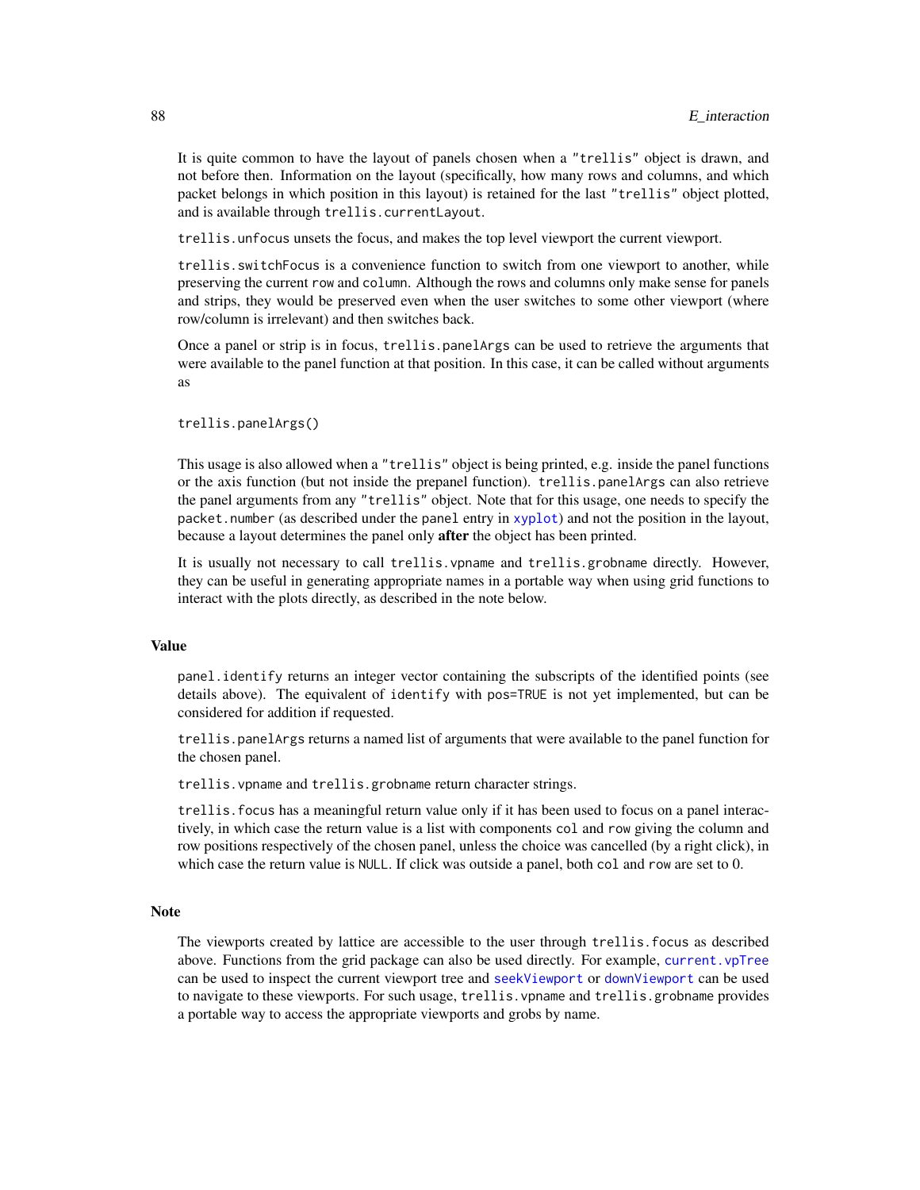It is quite common to have the layout of panels chosen when a "trellis" object is drawn, and not before then. Information on the layout (specifically, how many rows and columns, and which packet belongs in which position in this layout) is retained for the last "trellis" object plotted, and is available through `trellis.currentLayout`.

`trellis.unfocus` unsets the focus, and makes the top level viewport the current viewport.

`trellis.switchFocus` is a convenience function to switch from one viewport to another, while preserving the current `row` and `column`. Although the rows and columns only make sense for panels and strips, they would be preserved even when the user switches to some other viewport (where row/column is irrelevant) and then switches back.

Once a panel or strip is in focus, `trellis.panelArgs` can be used to retrieve the arguments that were available to the panel function at that position. In this case, it can be called without arguments as

```
trellis.panelArgs()
```

This usage is also allowed when a "trellis" object is being printed, e.g. inside the panel functions or the axis function (but not inside the prepanel function). `trellis.panelArgs` can also retrieve the panel arguments from any "trellis" object. Note that for this usage, one needs to specify the `packet.number` (as described under the `panel` entry in `xyplot`) and not the position in the layout, because a layout determines the panel only **after** the object has been printed.

It is usually not necessary to call `trellis.vpname` and `trellis.grobname` directly. However, they can be useful in generating appropriate names in a portable way when using grid functions to interact with the plots directly, as described in the note below.

## Value

`panel.identify` returns an integer vector containing the subscripts of the identified points (see details above). The equivalent of `identify` with `pos=TRUE` is not yet implemented, but can be considered for addition if requested.

`trellis.panelArgs` returns a named list of arguments that were available to the panel function for the chosen panel.

`trellis.vpname` and `trellis.grobname` return character strings.

`trellis.focus` has a meaningful return value only if it has been used to focus on a panel interactively, in which case the return value is a list with components `col` and `row` giving the column and row positions respectively of the chosen panel, unless the choice was cancelled (by a right click), in which case the return value is `NULL`. If click was outside a panel, both `col` and `row` are set to 0.

## Note

The viewports created by lattice are accessible to the user through `trellis.focus` as described above. Functions from the grid package can also be used directly. For example, `current.vpTree` can be used to inspect the current viewport tree and `seekViewport` or `downViewport` can be used to navigate to these viewports. For such usage, `trellis.vpname` and `trellis.grobname` provides a portable way to access the appropriate viewports and grobs by name.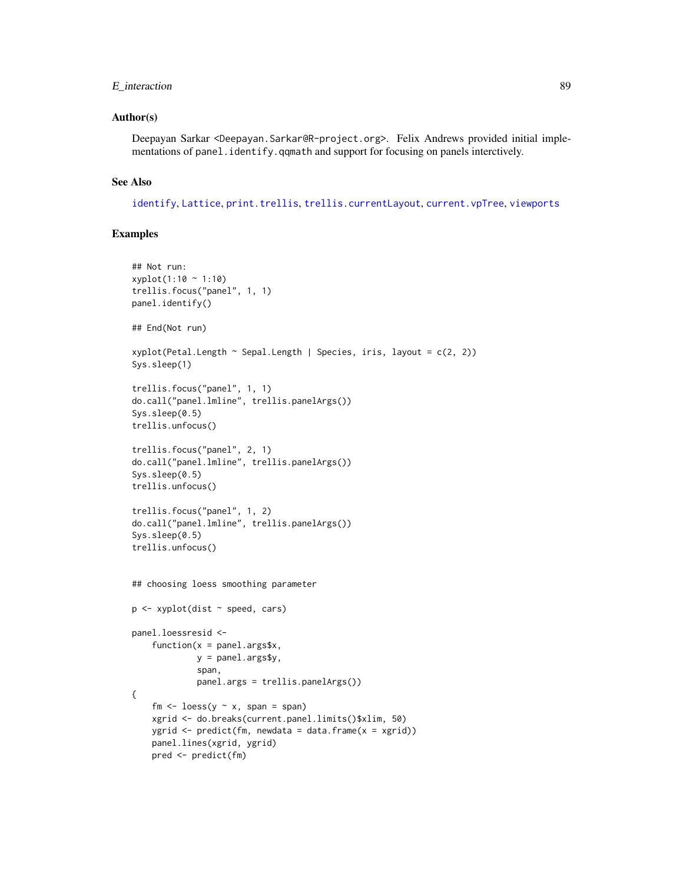### Author(s)

Deepayan Sarkar <Deepayan.Sarkar@R-project.org>. Felix Andrews provided initial implementations of `panel.identify.qqmath` and support for focusing on panels interctively.

### See Also

identify, Lattice, print.trellis, trellis.currentLayout, current.vpTree, viewports

### Examples

```
## Not run:
xyplot(1:10 ~ 1:10)
trellis.focus("panel", 1, 1)
panel.identify()

## End(Not run)

xyplot(Petal.Length ~ Sepal.Length | Species, iris, layout = c(2, 2))
Sys.sleep(1)

trellis.focus("panel", 1, 1)
do.call("panel.lmline", trellis.panelArgs())
Sys.sleep(0.5)
trellis.unfocus()

trellis.focus("panel", 2, 1)
do.call("panel.lmline", trellis.panelArgs())
Sys.sleep(0.5)
trellis.unfocus()

trellis.focus("panel", 1, 2)
do.call("panel.lmline", trellis.panelArgs())
Sys.sleep(0.5)
trellis.unfocus()


## choosing loess smoothing parameter

p <- xyplot(dist ~ speed, cars)

panel.loessresid <-
    function(x = panel.args$x,
             y = panel.args$y,
             span,
             panel.args = trellis.panelArgs())
{
    fm <- loess(y ~ x, span = span)
    xgrid <- do.breaks(current.panel.limits()$xlim, 50)
    ygrid <- predict(fm, newdata = data.frame(x = xgrid))
    panel.lines(xgrid, ygrid)
    pred <- predict(fm)
```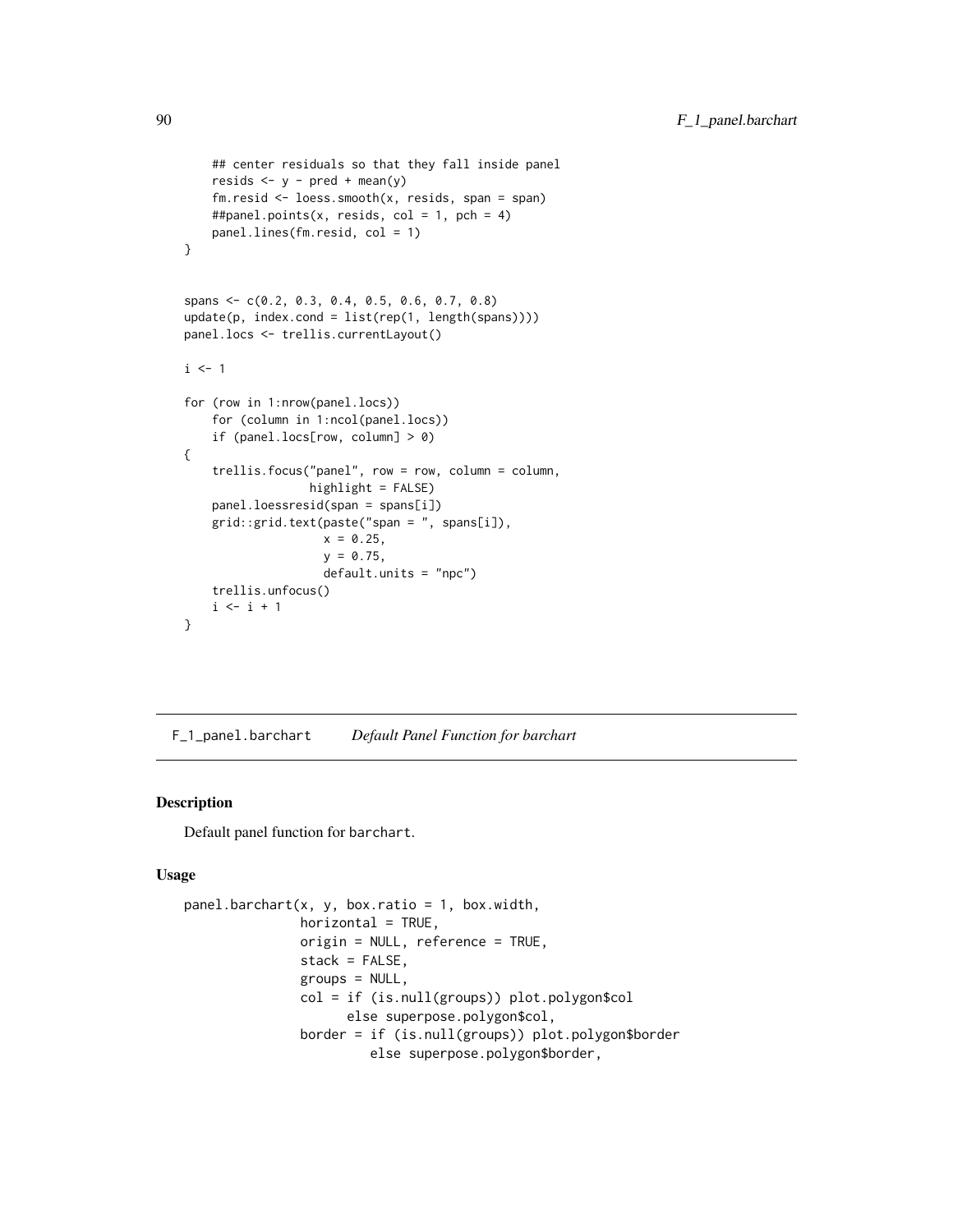```
    ## center residuals so that they fall inside panel
    resids <- y - pred + mean(y)
    fm.resid <- loess.smooth(x, resids, span = span)
    ##panel.points(x, resids, col = 1, pch = 4)
    panel.lines(fm.resid, col = 1)
}


spans <- c(0.2, 0.3, 0.4, 0.5, 0.6, 0.7, 0.8)
update(p, index.cond = list(rep(1, length(spans))))
panel.locs <- trellis.currentLayout()

i <- 1

for (row in 1:nrow(panel.locs))
    for (column in 1:ncol(panel.locs))
    if (panel.locs[row, column] > 0)
{
    trellis.focus("panel", row = row, column = column,
                  highlight = FALSE)
    panel.loessresid(span = spans[i])
    grid::grid.text(paste("span = ", spans[i]),
                    x = 0.25,
                    y = 0.75,
                    default.units = "npc")
    trellis.unfocus()
    i <- i + 1
}
```

---

F_1_panel.barchart — *Default Panel Function for barchart*

---

## Description

Default panel function for barchart.

## Usage

```
panel.barchart(x, y, box.ratio = 1, box.width,
               horizontal = TRUE,
               origin = NULL, reference = TRUE,
               stack = FALSE,
               groups = NULL,
               col = if (is.null(groups)) plot.polygon$col
                     else superpose.polygon$col,
               border = if (is.null(groups)) plot.polygon$border
                        else superpose.polygon$border,
```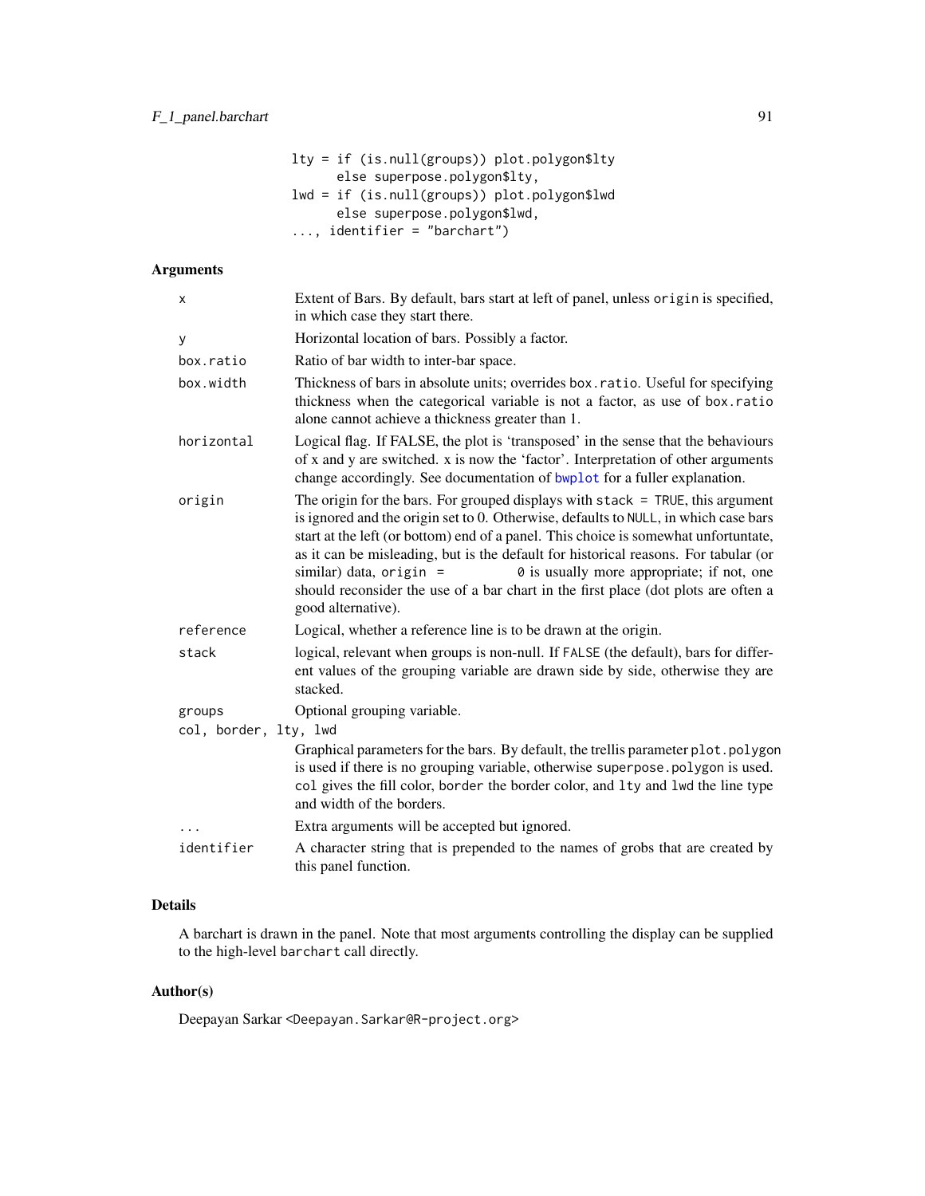```
lty = if (is.null(groups)) plot.polygon$lty
      else superpose.polygon$lty,
lwd = if (is.null(groups)) plot.polygon$lwd
      else superpose.polygon$lwd,
..., identifier = "barchart")
```

## Arguments

- `x` — Extent of Bars. By default, bars start at left of panel, unless `origin` is specified, in which case they start there.
- `y` — Horizontal location of bars. Possibly a factor.
- `box.ratio` — Ratio of bar width to inter-bar space.
- `box.width` — Thickness of bars in absolute units; overrides `box.ratio`. Useful for specifying thickness when the categorical variable is not a factor, as use of `box.ratio` alone cannot achieve a thickness greater than 1.
- `horizontal` — Logical flag. If FALSE, the plot is 'transposed' in the sense that the behaviours of x and y are switched. x is now the 'factor'. Interpretation of other arguments change accordingly. See documentation of `bwplot` for a fuller explanation.
- `origin` — The origin for the bars. For grouped displays with `stack = TRUE`, this argument is ignored and the origin set to 0. Otherwise, defaults to `NULL`, in which case bars start at the left (or bottom) end of a panel. This choice is somewhat unfortuntate, as it can be misleading, but is the default for historical reasons. For tabular (or similar) data, `origin = 0` is usually more appropriate; if not, one should reconsider the use of a bar chart in the first place (dot plots are often a good alternative).
- `reference` — Logical, whether a reference line is to be drawn at the origin.
- `stack` — logical, relevant when groups is non-null. If `FALSE` (the default), bars for different values of the grouping variable are drawn side by side, otherwise they are stacked.
- `groups` — Optional grouping variable.
- `col, border, lty, lwd` — Graphical parameters for the bars. By default, the trellis parameter `plot.polygon` is used if there is no grouping variable, otherwise `superpose.polygon` is used. `col` gives the fill color, `border` the border color, and `lty` and `lwd` the line type and width of the borders.
- `...` — Extra arguments will be accepted but ignored.
- `identifier` — A character string that is prepended to the names of grobs that are created by this panel function.

## Details

A barchart is drawn in the panel. Note that most arguments controlling the display can be supplied to the high-level `barchart` call directly.

## Author(s)

Deepayan Sarkar <Deepayan.Sarkar@R-project.org>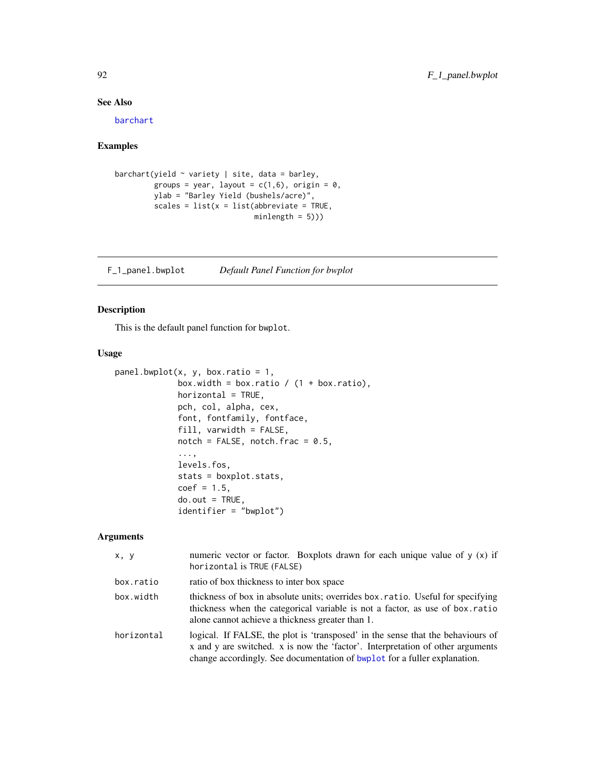### See Also

barchart

### Examples

```
barchart(yield ~ variety | site, data = barley,
         groups = year, layout = c(1,6), origin = 0,
         ylab = "Barley Yield (bushels/acre)",
         scales = list(x = list(abbreviate = TRUE,
                                minlength = 5)))
```

---

## F_1_panel.bwplot    *Default Panel Function for bwplot*

---

### Description

This is the default panel function for `bwplot`.

### Usage

```
panel.bwplot(x, y, box.ratio = 1,
             box.width = box.ratio / (1 + box.ratio),
             horizontal = TRUE,
             pch, col, alpha, cex,
             font, fontfamily, fontface,
             fill, varwidth = FALSE,
             notch = FALSE, notch.frac = 0.5,
             ...,
             levels.fos,
             stats = boxplot.stats,
             coef = 1.5,
             do.out = TRUE,
             identifier = "bwplot")
```

### Arguments

| | |
|---|---|
| `x, y` | numeric vector or factor. Boxplots drawn for each unique value of y (x) if `horizontal` is `TRUE` (`FALSE`) |
| `box.ratio` | ratio of box thickness to inter box space |
| `box.width` | thickness of box in absolute units; overrides `box.ratio`. Useful for specifying thickness when the categorical variable is not a factor, as use of `box.ratio` alone cannot achieve a thickness greater than 1. |
| `horizontal` | logical. If FALSE, the plot is 'transposed' in the sense that the behaviours of x and y are switched. x is now the 'factor'. Interpretation of other arguments change accordingly. See documentation of `bwplot` for a fuller explanation. |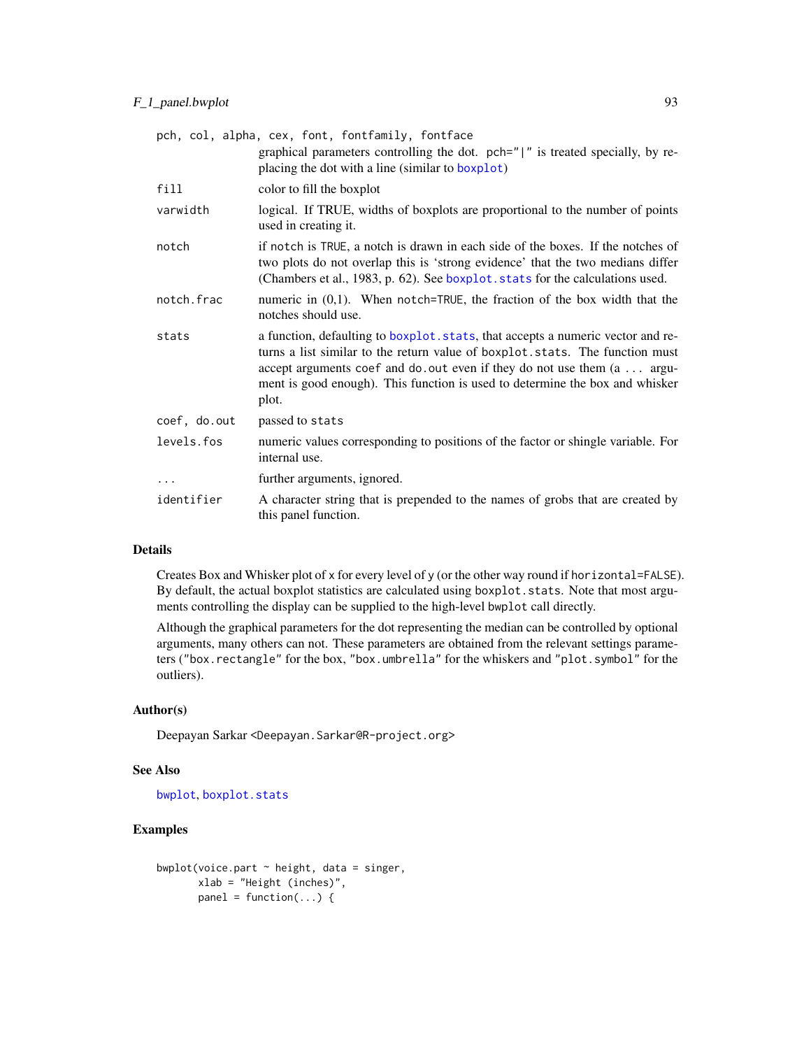| | |
|---|---|
| `pch, col, alpha, cex, font, fontfamily, fontface` | graphical parameters controlling the dot. `pch="\|"` is treated specially, by replacing the dot with a line (similar to `boxplot`) |
| `fill` | color to fill the boxplot |
| `varwidth` | logical. If TRUE, widths of boxplots are proportional to the number of points used in creating it. |
| `notch` | if `notch` is `TRUE`, a notch is drawn in each side of the boxes. If the notches of two plots do not overlap this is 'strong evidence' that the two medians differ (Chambers et al., 1983, p. 62). See `boxplot.stats` for the calculations used. |
| `notch.frac` | numeric in (0,1). When `notch=TRUE`, the fraction of the box width that the notches should use. |
| `stats` | a function, defaulting to `boxplot.stats`, that accepts a numeric vector and returns a list similar to the return value of `boxplot.stats`. The function must accept arguments `coef` and `do.out` even if they do not use them (a `...` argument is good enough). This function is used to determine the box and whisker plot. |
| `coef, do.out` | passed to `stats` |
| `levels.fos` | numeric values corresponding to positions of the factor or shingle variable. For internal use. |
| `...` | further arguments, ignored. |
| `identifier` | A character string that is prepended to the names of grobs that are created by this panel function. |

## Details

Creates Box and Whisker plot of `x` for every level of `y` (or the other way round if `horizontal=FALSE`). By default, the actual boxplot statistics are calculated using `boxplot.stats`. Note that most arguments controlling the display can be supplied to the high-level `bwplot` call directly.

Although the graphical parameters for the dot representing the median can be controlled by optional arguments, many others can not. These parameters are obtained from the relevant settings parameters (`"box.rectangle"` for the box, `"box.umbrella"` for the whiskers and `"plot.symbol"` for the outliers).

## Author(s)

Deepayan Sarkar <Deepayan.Sarkar@R-project.org>

## See Also

`bwplot`, `boxplot.stats`

## Examples

```
bwplot(voice.part ~ height, data = singer,
       xlab = "Height (inches)",
       panel = function(...) {
```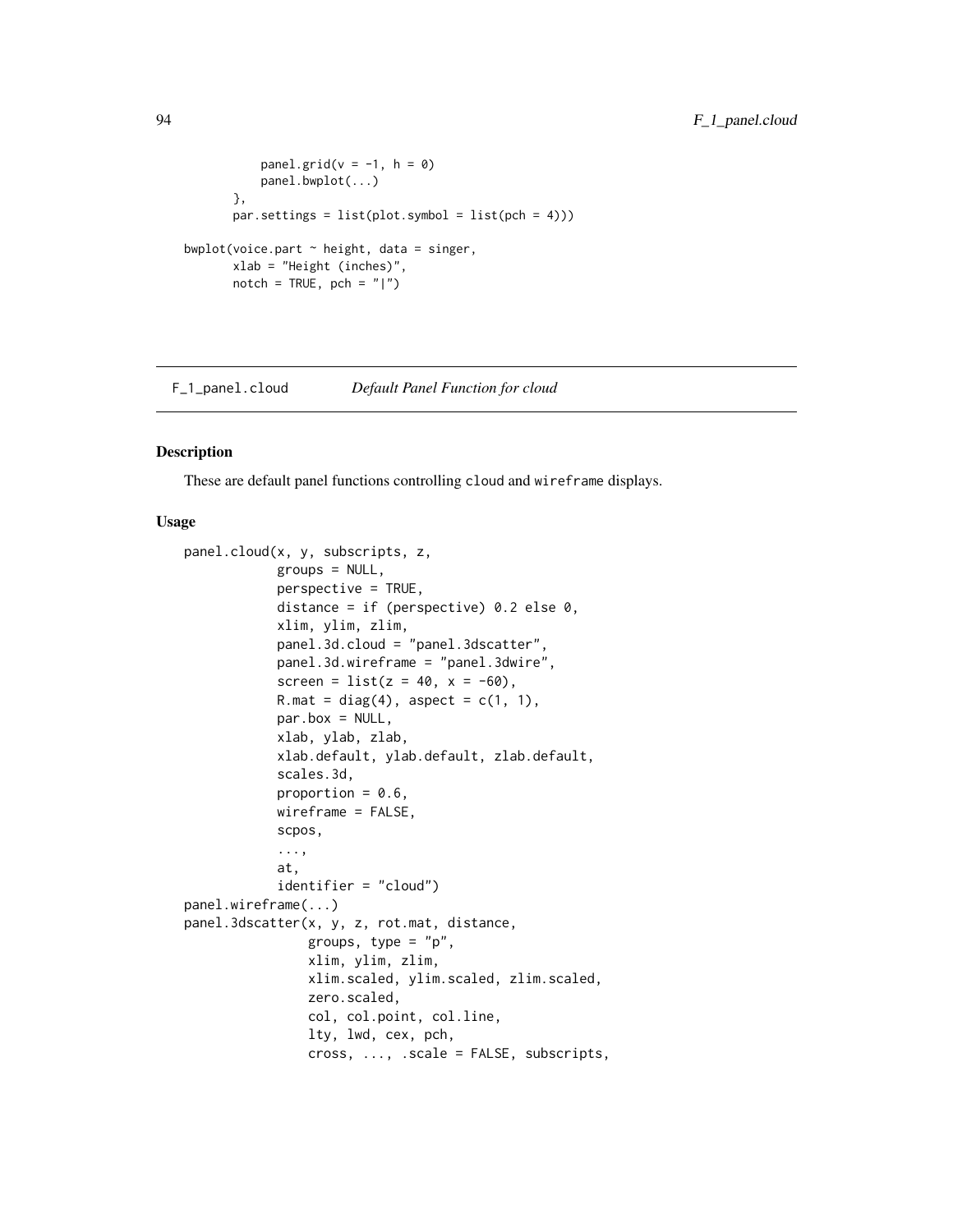```
            panel.grid(v = -1, h = 0)
            panel.bwplot(...)
        },
        par.settings = list(plot.symbol = list(pch = 4)))

bwplot(voice.part ~ height, data = singer,
        xlab = "Height (inches)",
        notch = TRUE, pch = "|")
```

---

F_1_panel.cloud    *Default Panel Function for cloud*

---

## Description

These are default panel functions controlling cloud and wireframe displays.

## Usage

```
panel.cloud(x, y, subscripts, z,
            groups = NULL,
            perspective = TRUE,
            distance = if (perspective) 0.2 else 0,
            xlim, ylim, zlim,
            panel.3d.cloud = "panel.3dscatter",
            panel.3d.wireframe = "panel.3dwire",
            screen = list(z = 40, x = -60),
            R.mat = diag(4), aspect = c(1, 1),
            par.box = NULL,
            xlab, ylab, zlab,
            xlab.default, ylab.default, zlab.default,
            scales.3d,
            proportion = 0.6,
            wireframe = FALSE,
            scpos,
            ...,
            at,
            identifier = "cloud")
panel.wireframe(...)
panel.3dscatter(x, y, z, rot.mat, distance,
                groups, type = "p",
                xlim, ylim, zlim,
                xlim.scaled, ylim.scaled, zlim.scaled,
                zero.scaled,
                col, col.point, col.line,
                lty, lwd, cex, pch,
                cross, ..., .scale = FALSE, subscripts,
```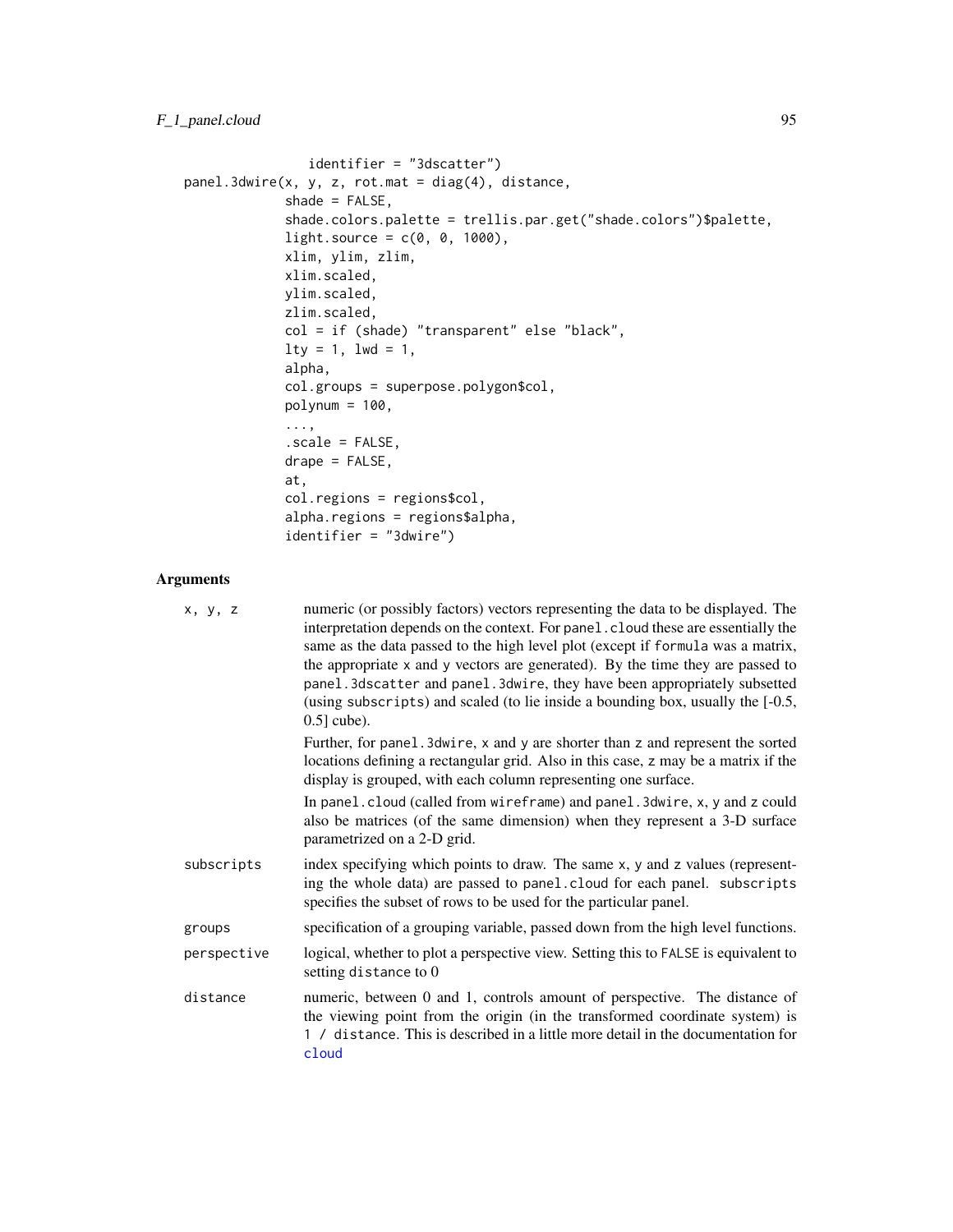```
                 identifier = "3dscatter")
panel.3dwire(x, y, z, rot.mat = diag(4), distance,
             shade = FALSE,
             shade.colors.palette = trellis.par.get("shade.colors")$palette,
             light.source = c(0, 0, 1000),
             xlim, ylim, zlim,
             xlim.scaled,
             ylim.scaled,
             zlim.scaled,
             col = if (shade) "transparent" else "black",
             lty = 1, lwd = 1,
             alpha,
             col.groups = superpose.polygon$col,
             polynum = 100,
             ...,
             .scale = FALSE,
             drape = FALSE,
             at,
             col.regions = regions$col,
             alpha.regions = regions$alpha,
             identifier = "3dwire")
```

## Arguments

`x, y, z` numeric (or possibly factors) vectors representing the data to be displayed. The interpretation depends on the context. For `panel.cloud` these are essentially the same as the data passed to the high level plot (except if `formula` was a matrix, the appropriate `x` and `y` vectors are generated). By the time they are passed to `panel.3dscatter` and `panel.3dwire`, they have been appropriately subsetted (using `subscripts`) and scaled (to lie inside a bounding box, usually the [-0.5, 0.5] cube).

Further, for `panel.3dwire`, `x` and `y` are shorter than `z` and represent the sorted locations defining a rectangular grid. Also in this case, `z` may be a matrix if the display is grouped, with each column representing one surface.

In `panel.cloud` (called from `wireframe`) and `panel.3dwire`, `x`, `y` and `z` could also be matrices (of the same dimension) when they represent a 3-D surface parametrized on a 2-D grid.

`subscripts` index specifying which points to draw. The same `x`, `y` and `z` values (representing the whole data) are passed to `panel.cloud` for each panel. `subscripts` specifies the subset of rows to be used for the particular panel.

`groups` specification of a grouping variable, passed down from the high level functions.

`perspective` logical, whether to plot a perspective view. Setting this to `FALSE` is equivalent to setting `distance` to 0

`distance` numeric, between 0 and 1, controls amount of perspective. The distance of the viewing point from the origin (in the transformed coordinate system) is `1 / distance`. This is described in a little more detail in the documentation for `cloud`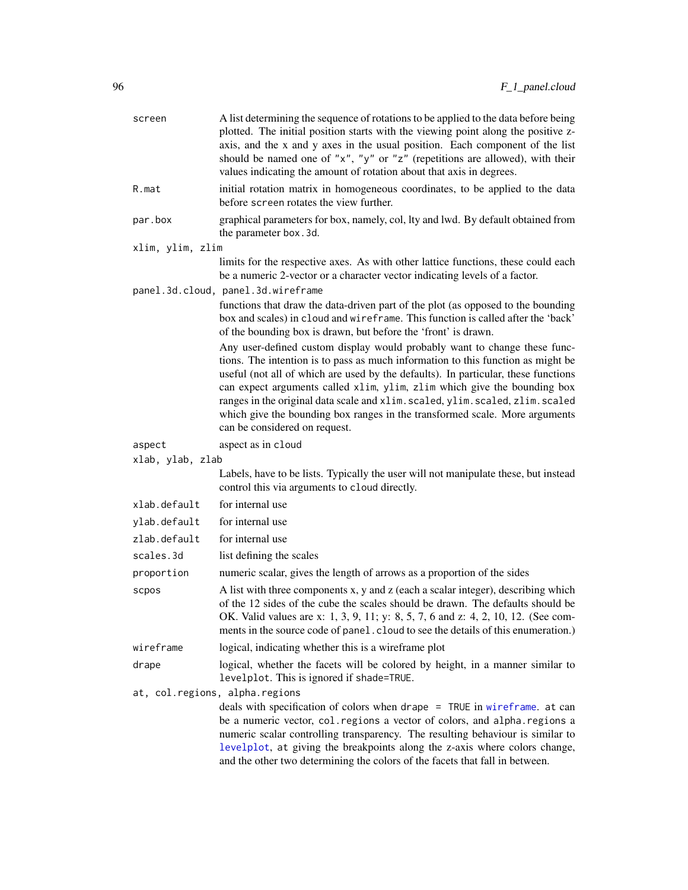`screen` A list determining the sequence of rotations to be applied to the data before being plotted. The initial position starts with the viewing point along the positive z-axis, and the x and y axes in the usual position. Each component of the list should be named one of `"x"`, `"y"` or `"z"` (repetitions are allowed), with their values indicating the amount of rotation about that axis in degrees.

`R.mat` initial rotation matrix in homogeneous coordinates, to be applied to the data before `screen` rotates the view further.

`par.box` graphical parameters for box, namely, col, lty and lwd. By default obtained from the parameter `box.3d`.

`xlim, ylim, zlim`
limits for the respective axes. As with other lattice functions, these could each be a numeric 2-vector or a character vector indicating levels of a factor.

`panel.3d.cloud, panel.3d.wireframe`
functions that draw the data-driven part of the plot (as opposed to the bounding box and scales) in `cloud` and `wireframe`. This function is called after the 'back' of the bounding box is drawn, but before the 'front' is drawn.

Any user-defined custom display would probably want to change these functions. The intention is to pass as much information to this function as might be useful (not all of which are used by the defaults). In particular, these functions can expect arguments called `xlim`, `ylim`, `zlim` which give the bounding box ranges in the original data scale and `xlim.scaled`, `ylim.scaled`, `zlim.scaled` which give the bounding box ranges in the transformed scale. More arguments can be considered on request.

`aspect` aspect as in `cloud`

`xlab, ylab, zlab`
Labels, have to be lists. Typically the user will not manipulate these, but instead control this via arguments to `cloud` directly.

`xlab.default` for internal use

`ylab.default` for internal use

`zlab.default` for internal use

`scales.3d` list defining the scales

`proportion` numeric scalar, gives the length of arrows as a proportion of the sides

`scpos` A list with three components x, y and z (each a scalar integer), describing which of the 12 sides of the cube the scales should be drawn. The defaults should be OK. Valid values are x: 1, 3, 9, 11; y: 8, 5, 7, 6 and z: 4, 2, 10, 12. (See comments in the source code of `panel.cloud` to see the details of this enumeration.)

`wireframe` logical, indicating whether this is a wireframe plot

`drape` logical, whether the facets will be colored by height, in a manner similar to `levelplot`. This is ignored if `shade=TRUE`.

`at, col.regions, alpha.regions`
deals with specification of colors when `drape = TRUE` in `wireframe`. `at` can be a numeric vector, `col.regions` a vector of colors, and `alpha.regions` a numeric scalar controlling transparency. The resulting behaviour is similar to `levelplot`, `at` giving the breakpoints along the z-axis where colors change, and the other two determining the colors of the facets that fall in between.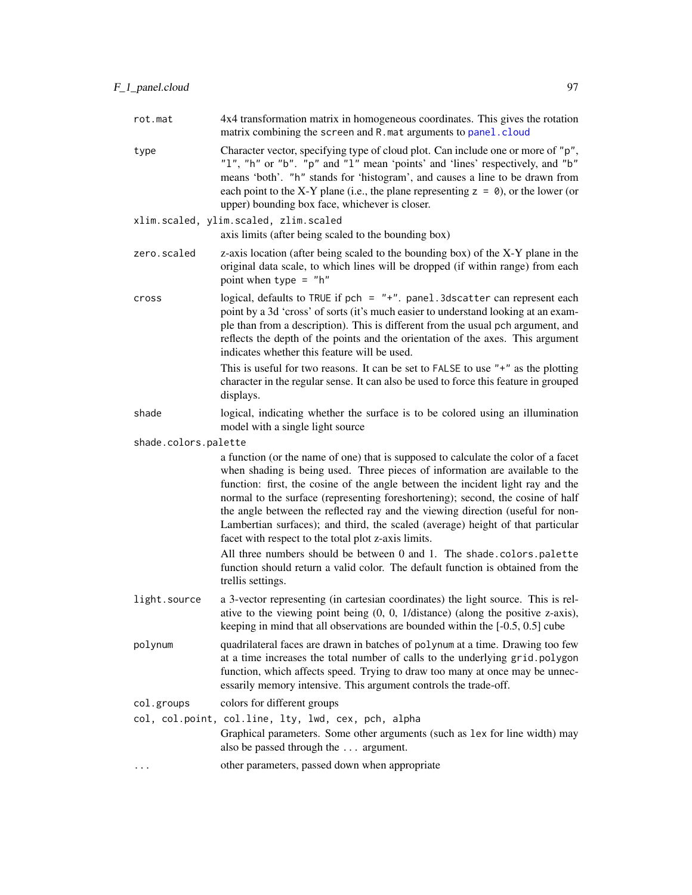`rot.mat`
: 4x4 transformation matrix in homogeneous coordinates. This gives the rotation matrix combining the `screen` and `R.mat` arguments to `panel.cloud`

`type`
: Character vector, specifying type of cloud plot. Can include one or more of `"p"`, `"l"`, `"h"` or `"b"`. `"p"` and `"l"` mean 'points' and 'lines' respectively, and `"b"` means 'both'. `"h"` stands for 'histogram', and causes a line to be drawn from each point to the X-Y plane (i.e., the plane representing `z = 0`), or the lower (or upper) bounding box face, whichever is closer.

`xlim.scaled, ylim.scaled, zlim.scaled`
: axis limits (after being scaled to the bounding box)

`zero.scaled`
: z-axis location (after being scaled to the bounding box) of the X-Y plane in the original data scale, to which lines will be dropped (if within range) from each point when `type = "h"`

`cross`
: logical, defaults to `TRUE` if `pch = "+"`. `panel.3dscatter` can represent each point by a 3d 'cross' of sorts (it's much easier to understand looking at an example than from a description). This is different from the usual `pch` argument, and reflects the depth of the points and the orientation of the axes. This argument indicates whether this feature will be used.

  This is useful for two reasons. It can be set to `FALSE` to use `"+"` as the plotting character in the regular sense. It can also be used to force this feature in grouped displays.

`shade`
: logical, indicating whether the surface is to be colored using an illumination model with a single light source

`shade.colors.palette`
: a function (or the name of one) that is supposed to calculate the color of a facet when shading is being used. Three pieces of information are available to the function: first, the cosine of the angle between the incident light ray and the normal to the surface (representing foreshortening); second, the cosine of half the angle between the reflected ray and the viewing direction (useful for non-Lambertian surfaces); and third, the scaled (average) height of that particular facet with respect to the total plot z-axis limits.

  All three numbers should be between 0 and 1. The `shade.colors.palette` function should return a valid color. The default function is obtained from the trellis settings.

`light.source`
: a 3-vector representing (in cartesian coordinates) the light source. This is relative to the viewing point being (0, 0, 1/distance) (along the positive z-axis), keeping in mind that all observations are bounded within the [-0.5, 0.5] cube

`polynum`
: quadrilateral faces are drawn in batches of `polynum` at a time. Drawing too few at a time increases the total number of calls to the underlying `grid.polygon` function, which affects speed. Trying to draw too many at once may be unnecessarily memory intensive. This argument controls the trade-off.

`col.groups`
: colors for different groups

`col, col.point, col.line, lty, lwd, cex, pch, alpha`
: Graphical parameters. Some other arguments (such as `lex` for line width) may also be passed through the `...` argument.

`...`
: other parameters, passed down when appropriate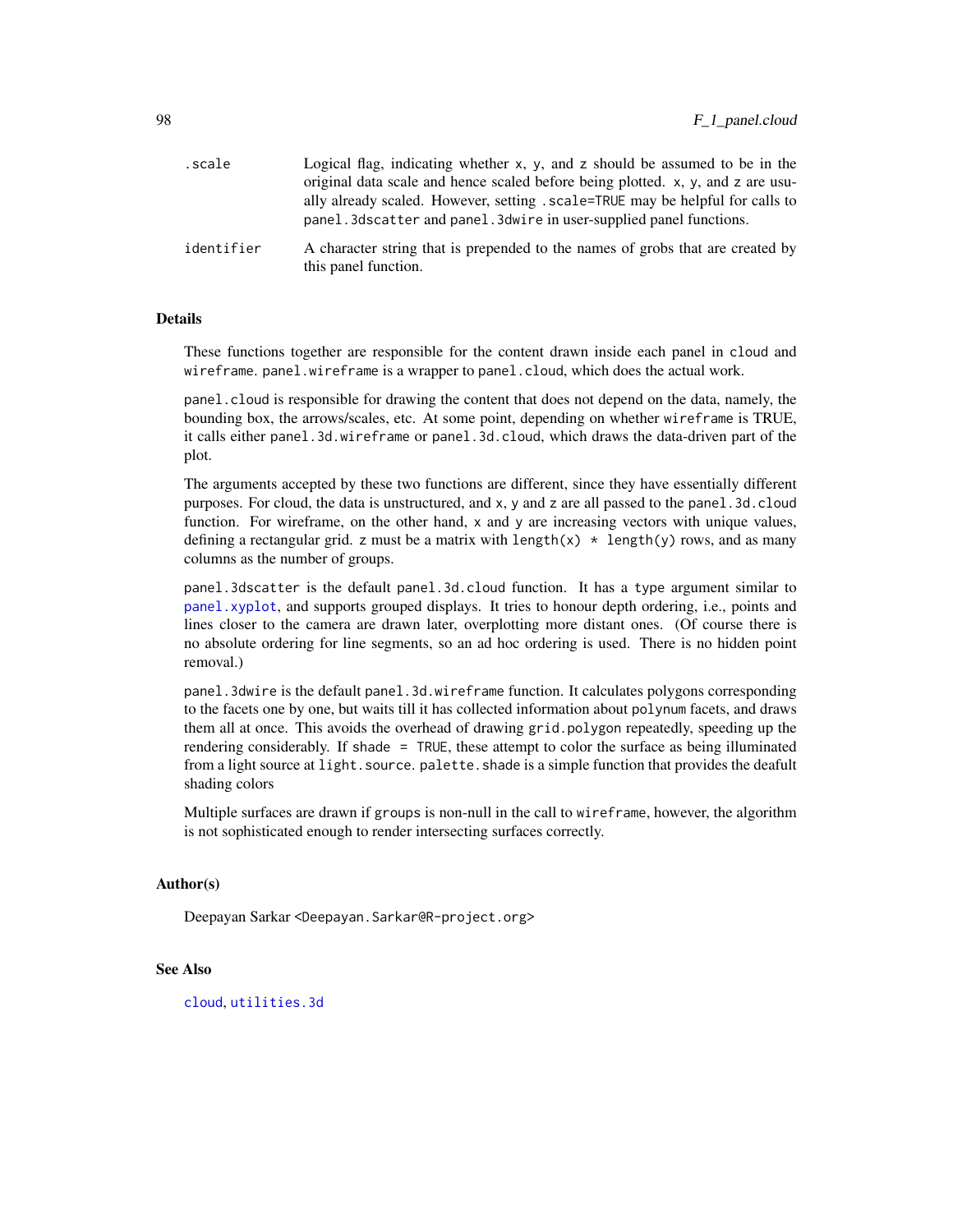`.scale` Logical flag, indicating whether x, y, and z should be assumed to be in the original data scale and hence scaled before being plotted. x, y, and z are usually already scaled. However, setting `.scale=TRUE` may be helpful for calls to `panel.3dscatter` and `panel.3dwire` in user-supplied panel functions.

`identifier` A character string that is prepended to the names of grobs that are created by this panel function.

### Details

These functions together are responsible for the content drawn inside each panel in `cloud` and `wireframe`. `panel.wireframe` is a wrapper to `panel.cloud`, which does the actual work.

`panel.cloud` is responsible for drawing the content that does not depend on the data, namely, the bounding box, the arrows/scales, etc. At some point, depending on whether `wireframe` is TRUE, it calls either `panel.3d.wireframe` or `panel.3d.cloud`, which draws the data-driven part of the plot.

The arguments accepted by these two functions are different, since they have essentially different purposes. For cloud, the data is unstructured, and x, y and z are all passed to the `panel.3d.cloud` function. For wireframe, on the other hand, x and y are increasing vectors with unique values, defining a rectangular grid. z must be a matrix with `length(x) * length(y)` rows, and as many columns as the number of groups.

`panel.3dscatter` is the default `panel.3d.cloud` function. It has a `type` argument similar to `panel.xyplot`, and supports grouped displays. It tries to honour depth ordering, i.e., points and lines closer to the camera are drawn later, overplotting more distant ones. (Of course there is no absolute ordering for line segments, so an ad hoc ordering is used. There is no hidden point removal.)

`panel.3dwire` is the default `panel.3d.wireframe` function. It calculates polygons corresponding to the facets one by one, but waits till it has collected information about `polynum` facets, and draws them all at once. This avoids the overhead of drawing `grid.polygon` repeatedly, speeding up the rendering considerably. If `shade = TRUE`, these attempt to color the surface as being illuminated from a light source at `light.source`. `palette.shade` is a simple function that provides the deafult shading colors

Multiple surfaces are drawn if `groups` is non-null in the call to `wireframe`, however, the algorithm is not sophisticated enough to render intersecting surfaces correctly.

### Author(s)

Deepayan Sarkar <Deepayan.Sarkar@R-project.org>

### See Also

`cloud`, `utilities.3d`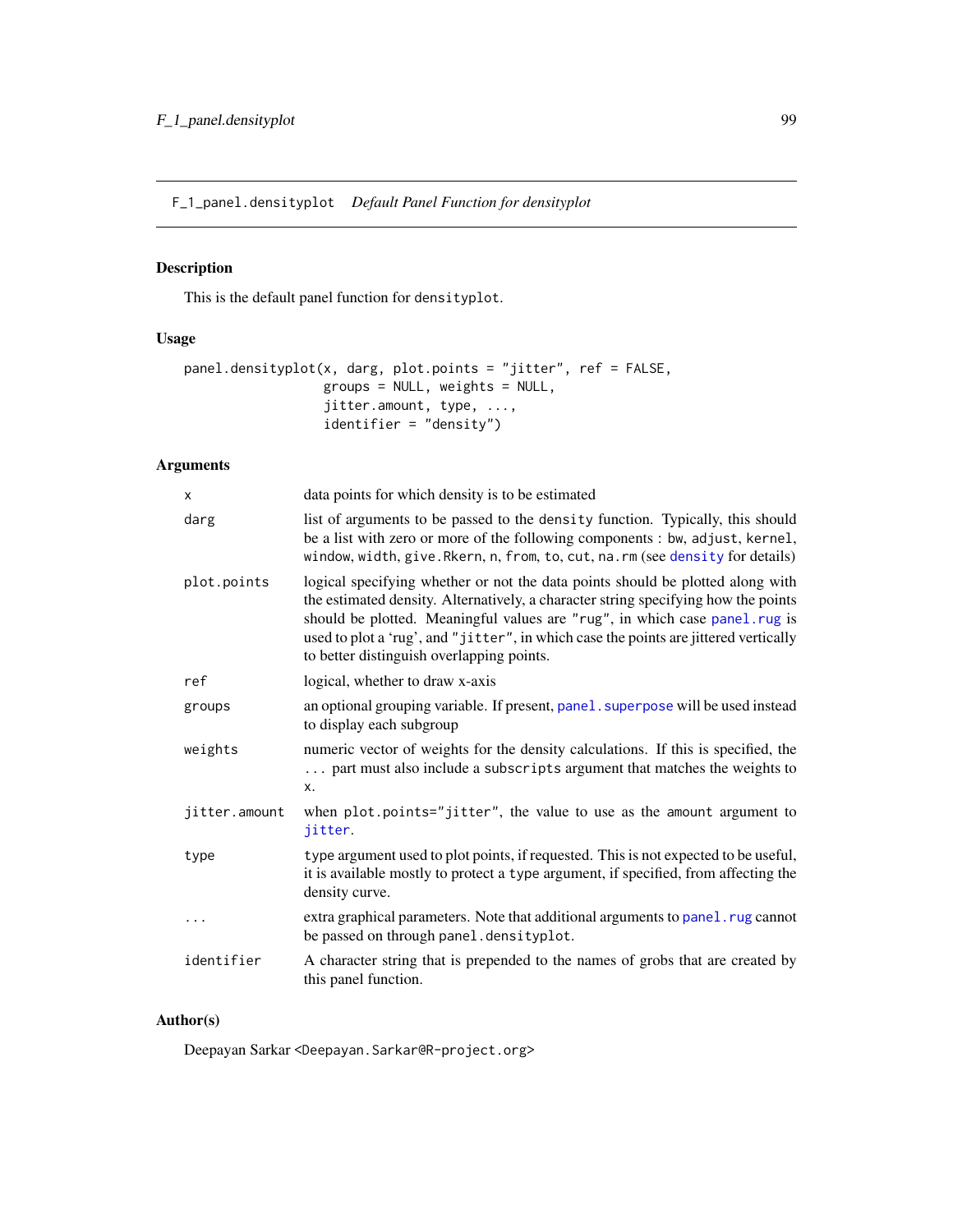## F_1_panel.densityplot    *Default Panel Function for densityplot*

### Description

This is the default panel function for `densityplot`.

### Usage

```
panel.densityplot(x, darg, plot.points = "jitter", ref = FALSE,
                  groups = NULL, weights = NULL,
                  jitter.amount, type, ...,
                  identifier = "density")
```

### Arguments

| | |
|---|---|
| `x` | data points for which density is to be estimated |
| `darg` | list of arguments to be passed to the `density` function. Typically, this should be a list with zero or more of the following components : `bw`, `adjust`, `kernel`, `window`, `width`, `give.Rkern`, `n`, `from`, `to`, `cut`, `na.rm` (see `density` for details) |
| `plot.points` | logical specifying whether or not the data points should be plotted along with the estimated density. Alternatively, a character string specifying how the points should be plotted. Meaningful values are `"rug"`, in which case `panel.rug` is used to plot a 'rug', and `"jitter"`, in which case the points are jittered vertically to better distinguish overlapping points. |
| `ref` | logical, whether to draw x-axis |
| `groups` | an optional grouping variable. If present, `panel.superpose` will be used instead to display each subgroup |
| `weights` | numeric vector of weights for the density calculations. If this is specified, the `...` part must also include a `subscripts` argument that matches the weights to `x`. |
| `jitter.amount` | when `plot.points="jitter"`, the value to use as the `amount` argument to `jitter`. |
| `type` | `type` argument used to plot points, if requested. This is not expected to be useful, it is available mostly to protect a `type` argument, if specified, from affecting the density curve. |
| `...` | extra graphical parameters. Note that additional arguments to `panel.rug` cannot be passed on through `panel.densityplot`. |
| `identifier` | A character string that is prepended to the names of grobs that are created by this panel function. |

### Author(s)

Deepayan Sarkar <Deepayan.Sarkar@R-project.org>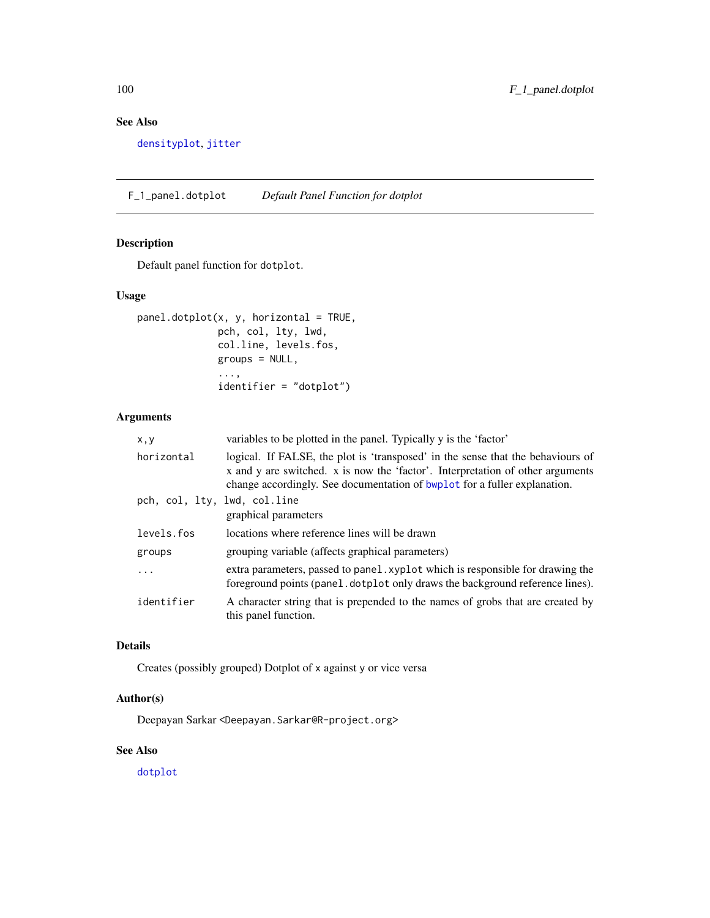### See Also

densityplot, jitter

---

## F_1_panel.dotplot — *Default Panel Function for dotplot*

### Description

Default panel function for dotplot.

### Usage

```
panel.dotplot(x, y, horizontal = TRUE,
              pch, col, lty, lwd,
              col.line, levels.fos,
              groups = NULL,
              ...,
              identifier = "dotplot")
```

### Arguments

| | |
|---|---|
| x,y | variables to be plotted in the panel. Typically y is the 'factor' |
| horizontal | logical. If FALSE, the plot is 'transposed' in the sense that the behaviours of x and y are switched. x is now the 'factor'. Interpretation of other arguments change accordingly. See documentation of bwplot for a fuller explanation. |
| pch, col, lty, lwd, col.line | graphical parameters |
| levels.fos | locations where reference lines will be drawn |
| groups | grouping variable (affects graphical parameters) |
| ... | extra parameters, passed to panel.xyplot which is responsible for drawing the foreground points (panel.dotplot only draws the background reference lines). |
| identifier | A character string that is prepended to the names of grobs that are created by this panel function. |

### Details

Creates (possibly grouped) Dotplot of x against y or vice versa

### Author(s)

Deepayan Sarkar <Deepayan.Sarkar@R-project.org>

### See Also

dotplot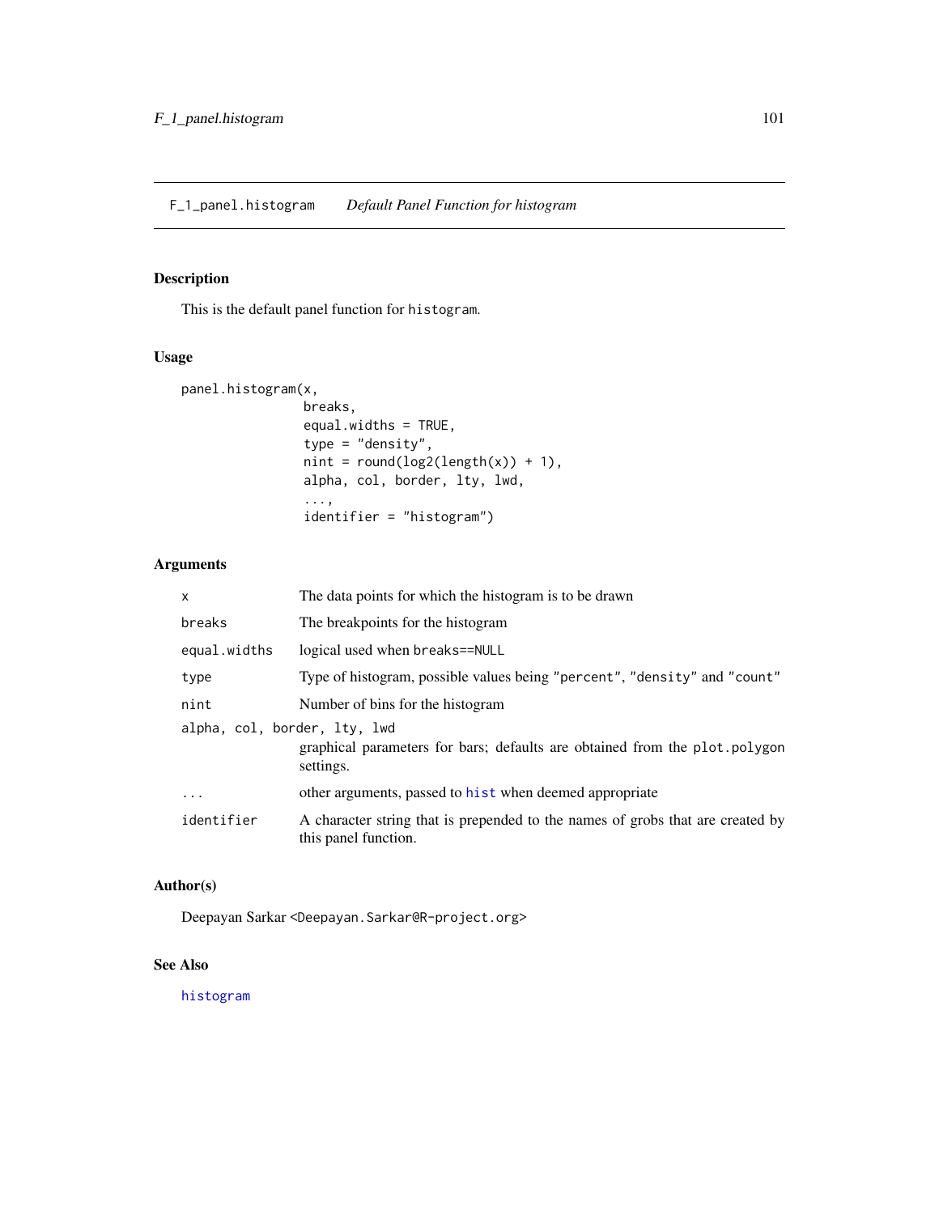## F_1_panel.histogram    *Default Panel Function for histogram*

### Description

This is the default panel function for `histogram`.

### Usage

```
panel.histogram(x,
                breaks,
                equal.widths = TRUE,
                type = "density",
                nint = round(log2(length(x)) + 1),
                alpha, col, border, lty, lwd,
                ...,
                identifier = "histogram")
```

### Arguments

| | |
|---|---|
| `x` | The data points for which the histogram is to be drawn |
| `breaks` | The breakpoints for the histogram |
| `equal.widths` | logical used when `breaks==NULL` |
| `type` | Type of histogram, possible values being `"percent"`, `"density"` and `"count"` |
| `nint` | Number of bins for the histogram |
| `alpha, col, border, lty, lwd` | graphical parameters for bars; defaults are obtained from the `plot.polygon` settings. |
| `...` | other arguments, passed to `hist` when deemed appropriate |
| `identifier` | A character string that is prepended to the names of grobs that are created by this panel function. |

### Author(s)

Deepayan Sarkar <Deepayan.Sarkar@R-project.org>

### See Also

`histogram`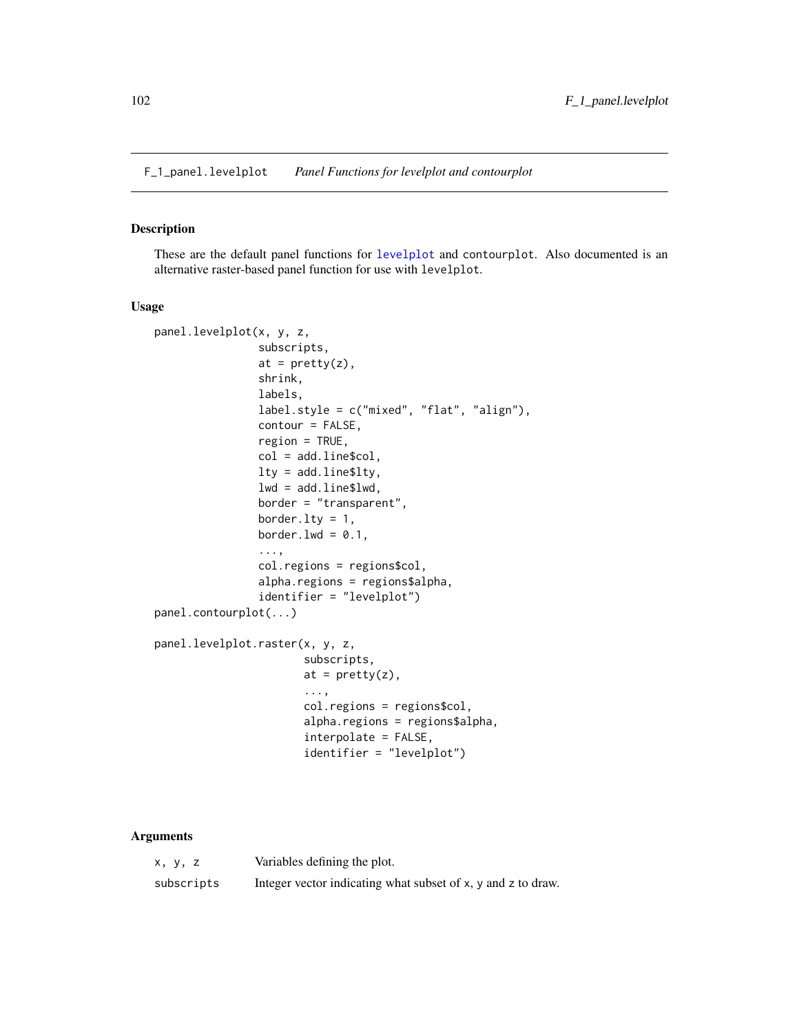F_1_panel.levelplot    *Panel Functions for levelplot and contourplot*

## Description

These are the default panel functions for `levelplot` and `contourplot`. Also documented is an alternative raster-based panel function for use with `levelplot`.

## Usage

```
panel.levelplot(x, y, z,
                subscripts,
                at = pretty(z),
                shrink,
                labels,
                label.style = c("mixed", "flat", "align"),
                contour = FALSE,
                region = TRUE,
                col = add.line$col,
                lty = add.line$lty,
                lwd = add.line$lwd,
                border = "transparent",
                border.lty = 1,
                border.lwd = 0.1,
                ...,
                col.regions = regions$col,
                alpha.regions = regions$alpha,
                identifier = "levelplot")
panel.contourplot(...)

panel.levelplot.raster(x, y, z,
                       subscripts,
                       at = pretty(z),
                       ...,
                       col.regions = regions$col,
                       alpha.regions = regions$alpha,
                       interpolate = FALSE,
                       identifier = "levelplot")
```

## Arguments

| | |
|---|---|
| `x, y, z` | Variables defining the plot. |
| `subscripts` | Integer vector indicating what subset of `x`, `y` and `z` to draw. |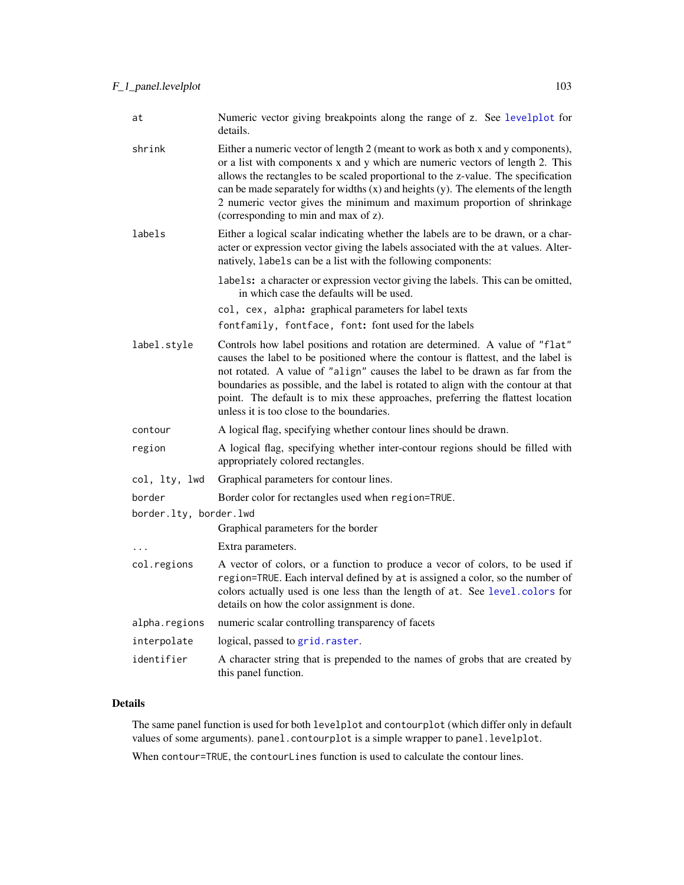| | |
|---|---|
| `at` | Numeric vector giving breakpoints along the range of z. See levelplot for details. |
| `shrink` | Either a numeric vector of length 2 (meant to work as both x and y components), or a list with components x and y which are numeric vectors of length 2. This allows the rectangles to be scaled proportional to the z-value. The specification can be made separately for widths (x) and heights (y). The elements of the length 2 numeric vector gives the minimum and maximum proportion of shrinkage (corresponding to min and max of z). |
| `labels` | Either a logical scalar indicating whether the labels are to be drawn, or a character or expression vector giving the labels associated with the `at` values. Alternatively, `labels` can be a list with the following components:<br>**`labels`:** a character or expression vector giving the labels. This can be omitted, in which case the defaults will be used.<br>**`col, cex, alpha`:** graphical parameters for label texts<br>**`fontfamily, fontface, font`:** font used for the labels |
| `label.style` | Controls how label positions and rotation are determined. A value of `"flat"` causes the label to be positioned where the contour is flattest, and the label is not rotated. A value of `"align"` causes the label to be drawn as far from the boundaries as possible, and the label is rotated to align with the contour at that point. The default is to mix these approaches, preferring the flattest location unless it is too close to the boundaries. |
| `contour` | A logical flag, specifying whether contour lines should be drawn. |
| `region` | A logical flag, specifying whether inter-contour regions should be filled with appropriately colored rectangles. |
| `col, lty, lwd` | Graphical parameters for contour lines. |
| `border` | Border color for rectangles used when `region=TRUE`. |
| `border.lty, border.lwd` | Graphical parameters for the border |
| `...` | Extra parameters. |
| `col.regions` | A vector of colors, or a function to produce a vecor of colors, to be used if `region=TRUE`. Each interval defined by `at` is assigned a color, so the number of colors actually used is one less than the length of `at`. See level.colors for details on how the color assignment is done. |
| `alpha.regions` | numeric scalar controlling transparency of facets |
| `interpolate` | logical, passed to grid.raster. |
| `identifier` | A character string that is prepended to the names of grobs that are created by this panel function. |

## Details

The same panel function is used for both `levelplot` and `contourplot` (which differ only in default values of some arguments). `panel.contourplot` is a simple wrapper to `panel.levelplot`.

When `contour=TRUE`, the `contourLines` function is used to calculate the contour lines.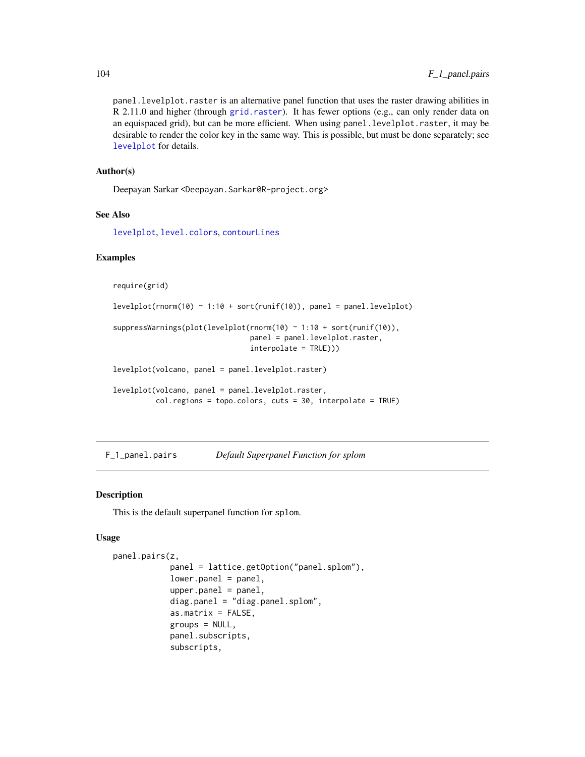panel.levelplot.raster is an alternative panel function that uses the raster drawing abilities in R 2.11.0 and higher (through grid.raster). It has fewer options (e.g., can only render data on an equispaced grid), but can be more efficient. When using panel.levelplot.raster, it may be desirable to render the color key in the same way. This is possible, but must be done separately; see levelplot for details.

### Author(s)

Deepayan Sarkar <Deepayan.Sarkar@R-project.org>

### See Also

levelplot, level.colors, contourLines

### Examples

```
require(grid)

levelplot(rnorm(10) ~ 1:10 + sort(runif(10)), panel = panel.levelplot)

suppressWarnings(plot(levelplot(rnorm(10) ~ 1:10 + sort(runif(10)),
                                panel = panel.levelplot.raster,
                                interpolate = TRUE)))

levelplot(volcano, panel = panel.levelplot.raster)

levelplot(volcano, panel = panel.levelplot.raster,
          col.regions = topo.colors, cuts = 30, interpolate = TRUE)
```

---

## F_1_panel.pairs    *Default Superpanel Function for splom*

### Description

This is the default superpanel function for splom.

### Usage

```
panel.pairs(z,
            panel = lattice.getOption("panel.splom"),
            lower.panel = panel,
            upper.panel = panel,
            diag.panel = "diag.panel.splom",
            as.matrix = FALSE,
            groups = NULL,
            panel.subscripts,
            subscripts,
```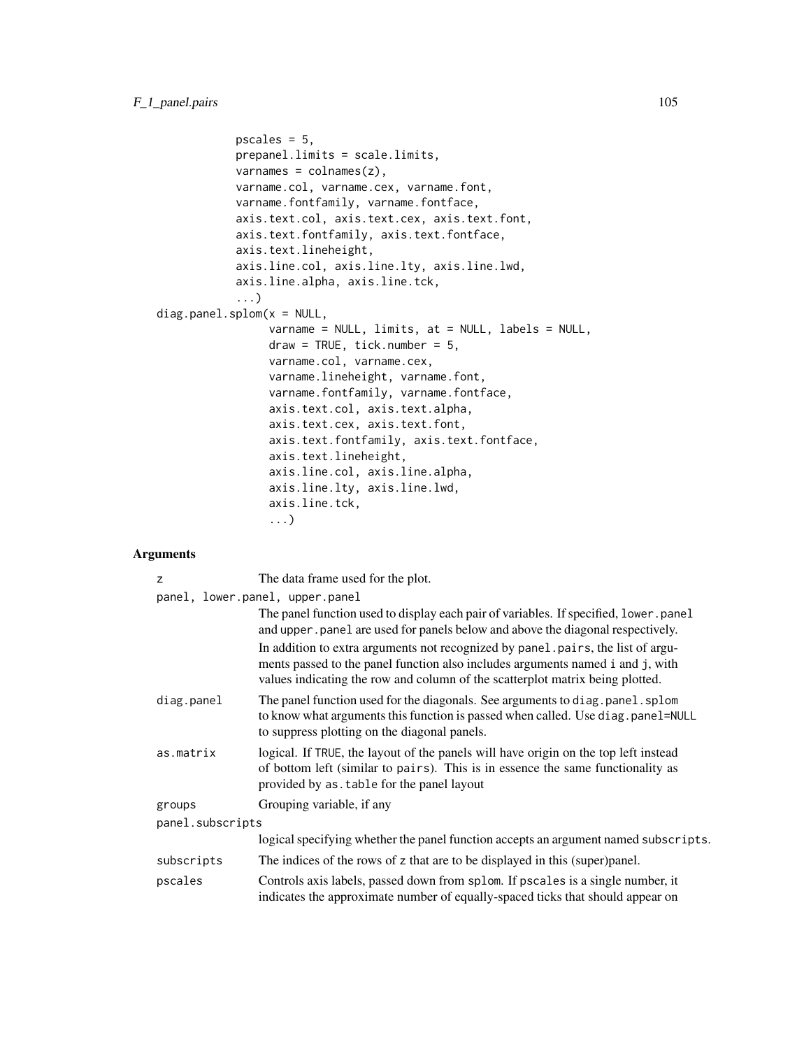```
            pscales = 5,
            prepanel.limits = scale.limits,
            varnames = colnames(z),
            varname.col, varname.cex, varname.font,
            varname.fontfamily, varname.fontface,
            axis.text.col, axis.text.cex, axis.text.font,
            axis.text.fontfamily, axis.text.fontface,
            axis.text.lineheight,
            axis.line.col, axis.line.lty, axis.line.lwd,
            axis.line.alpha, axis.line.tck,
            ...)
diag.panel.splom(x = NULL,
                 varname = NULL, limits, at = NULL, labels = NULL,
                 draw = TRUE, tick.number = 5,
                 varname.col, varname.cex,
                 varname.lineheight, varname.font,
                 varname.fontfamily, varname.fontface,
                 axis.text.col, axis.text.alpha,
                 axis.text.cex, axis.text.font,
                 axis.text.fontfamily, axis.text.fontface,
                 axis.text.lineheight,
                 axis.line.col, axis.line.alpha,
                 axis.line.lty, axis.line.lwd,
                 axis.line.tck,
                 ...)
```

## Arguments

`z` The data frame used for the plot.

`panel, lower.panel, upper.panel`
: The panel function used to display each pair of variables. If specified, `lower.panel` and `upper.panel` are used for panels below and above the diagonal respectively.

  In addition to extra arguments not recognized by `panel.pairs`, the list of arguments passed to the panel function also includes arguments named `i` and `j`, with values indicating the row and column of the scatterplot matrix being plotted.

`diag.panel` The panel function used for the diagonals. See arguments to `diag.panel.splom` to know what arguments this function is passed when called. Use `diag.panel=NULL` to suppress plotting on the diagonal panels.

`as.matrix` logical. If `TRUE`, the layout of the panels will have origin on the top left instead of bottom left (similar to `pairs`). This is in essence the same functionality as provided by `as.table` for the panel layout

`groups` Grouping variable, if any

`panel.subscripts`
: logical specifying whether the panel function accepts an argument named `subscripts`.

`subscripts` The indices of the rows of `z` that are to be displayed in this (super)panel.

`pscales` Controls axis labels, passed down from `splom`. If `pscales` is a single number, it indicates the approximate number of equally-spaced ticks that should appear on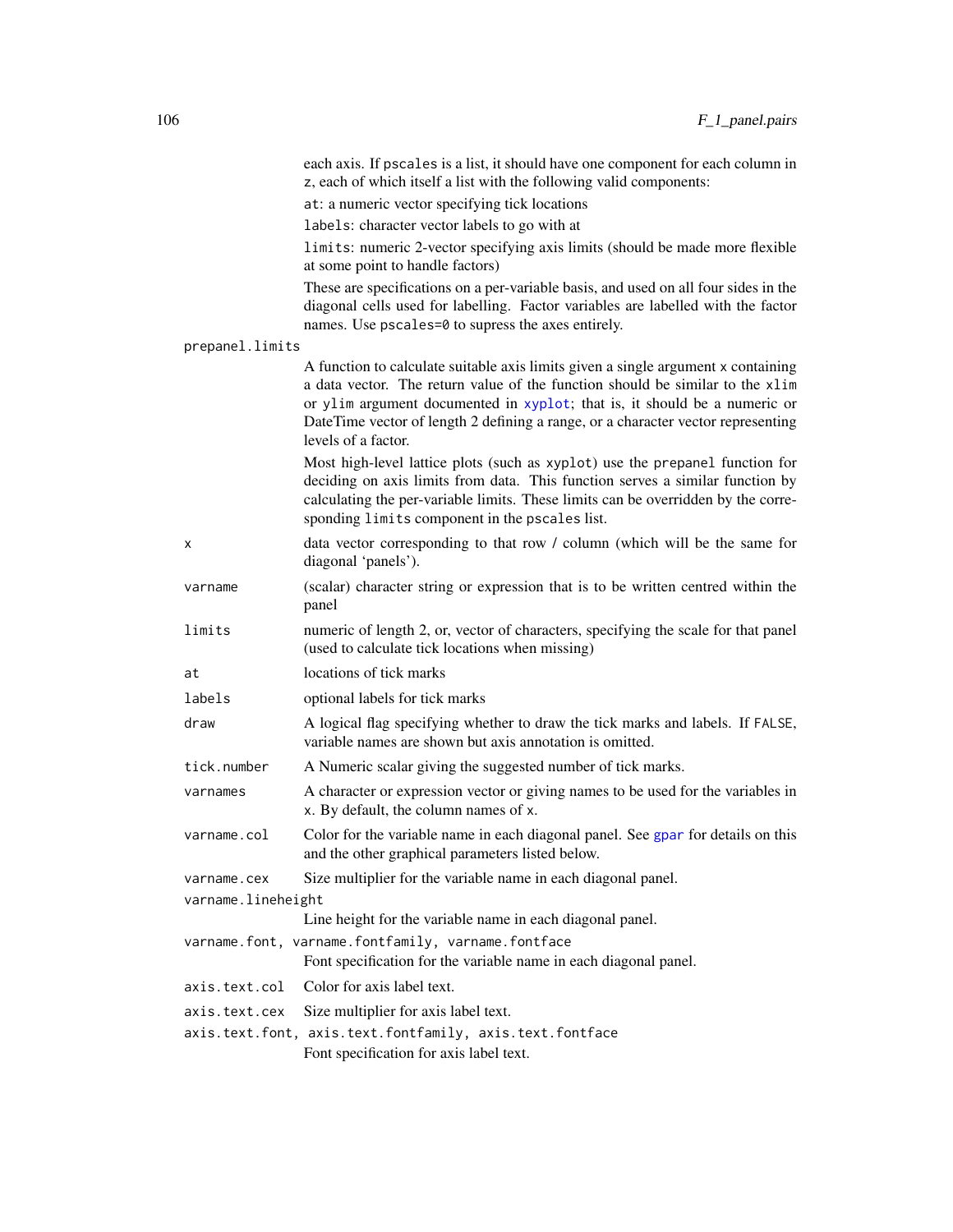each axis. If `pscales` is a list, it should have one component for each column in `z`, each of which itself a list with the following valid components:

`at`: a numeric vector specifying tick locations

`labels`: character vector labels to go with at

`limits`: numeric 2-vector specifying axis limits (should be made more flexible at some point to handle factors)

These are specifications on a per-variable basis, and used on all four sides in the diagonal cells used for labelling. Factor variables are labelled with the factor names. Use `pscales=0` to supress the axes entirely.

`prepanel.limits`
: A function to calculate suitable axis limits given a single argument `x` containing a data vector. The return value of the function should be similar to the `xlim` or `ylim` argument documented in `xyplot`; that is, it should be a numeric or DateTime vector of length 2 defining a range, or a character vector representing levels of a factor.

  Most high-level lattice plots (such as `xyplot`) use the `prepanel` function for deciding on axis limits from data. This function serves a similar function by calculating the per-variable limits. These limits can be overridden by the corresponding `limits` component in the `pscales` list.

`x`
: data vector corresponding to that row / column (which will be the same for diagonal 'panels').

`varname`
: (scalar) character string or expression that is to be written centred within the panel

`limits`
: numeric of length 2, or, vector of characters, specifying the scale for that panel (used to calculate tick locations when missing)

`at`
: locations of tick marks

`labels`
: optional labels for tick marks

`draw`
: A logical flag specifying whether to draw the tick marks and labels. If `FALSE`, variable names are shown but axis annotation is omitted.

`tick.number`
: A Numeric scalar giving the suggested number of tick marks.

`varnames`
: A character or expression vector or giving names to be used for the variables in `x`. By default, the column names of `x`.

`varname.col`
: Color for the variable name in each diagonal panel. See `gpar` for details on this and the other graphical parameters listed below.

`varname.cex`
: Size multiplier for the variable name in each diagonal panel.

`varname.lineheight`
: Line height for the variable name in each diagonal panel.

`varname.font, varname.fontfamily, varname.fontface`
: Font specification for the variable name in each diagonal panel.

`axis.text.col`
: Color for axis label text.

`axis.text.cex`
: Size multiplier for axis label text.

`axis.text.font, axis.text.fontfamily, axis.text.fontface`
: Font specification for axis label text.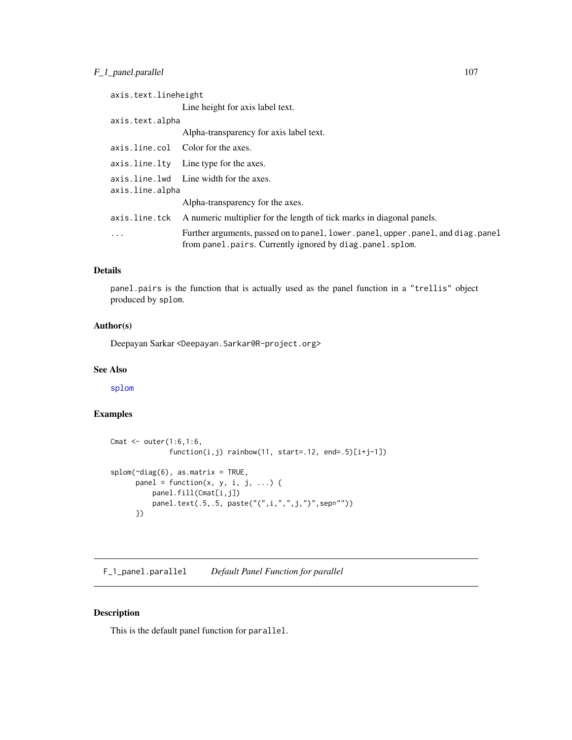| | |
|---|---|
| `axis.text.lineheight` | Line height for axis label text. |
| `axis.text.alpha` | Alpha-transparency for axis label text. |
| `axis.line.col` | Color for the axes. |
| `axis.line.lty` | Line type for the axes. |
| `axis.line.lwd` | Line width for the axes. |
| `axis.line.alpha` | Alpha-transparency for the axes. |
| `axis.line.tck` | A numeric multiplier for the length of tick marks in diagonal panels. |
| `...` | Further arguments, passed on to `panel`, `lower.panel`, `upper.panel`, and `diag.panel` from `panel.pairs`. Currently ignored by `diag.panel.splom`. |

### Details

`panel.pairs` is the function that is actually used as the panel function in a `"trellis"` object produced by `splom`.

### Author(s)

Deepayan Sarkar <Deepayan.Sarkar@R-project.org>

### See Also

splom

### Examples

```
Cmat <- outer(1:6,1:6,
              function(i,j) rainbow(11, start=.12, end=.5)[i+j-1])

splom(~diag(6), as.matrix = TRUE,
      panel = function(x, y, i, j, ...) {
          panel.fill(Cmat[i,j])
          panel.text(.5,.5, paste("(",i,",",j,")",sep=""))
      })
```

---

## F_1_panel.parallel    *Default Panel Function for parallel*

### Description

This is the default panel function for `parallel`.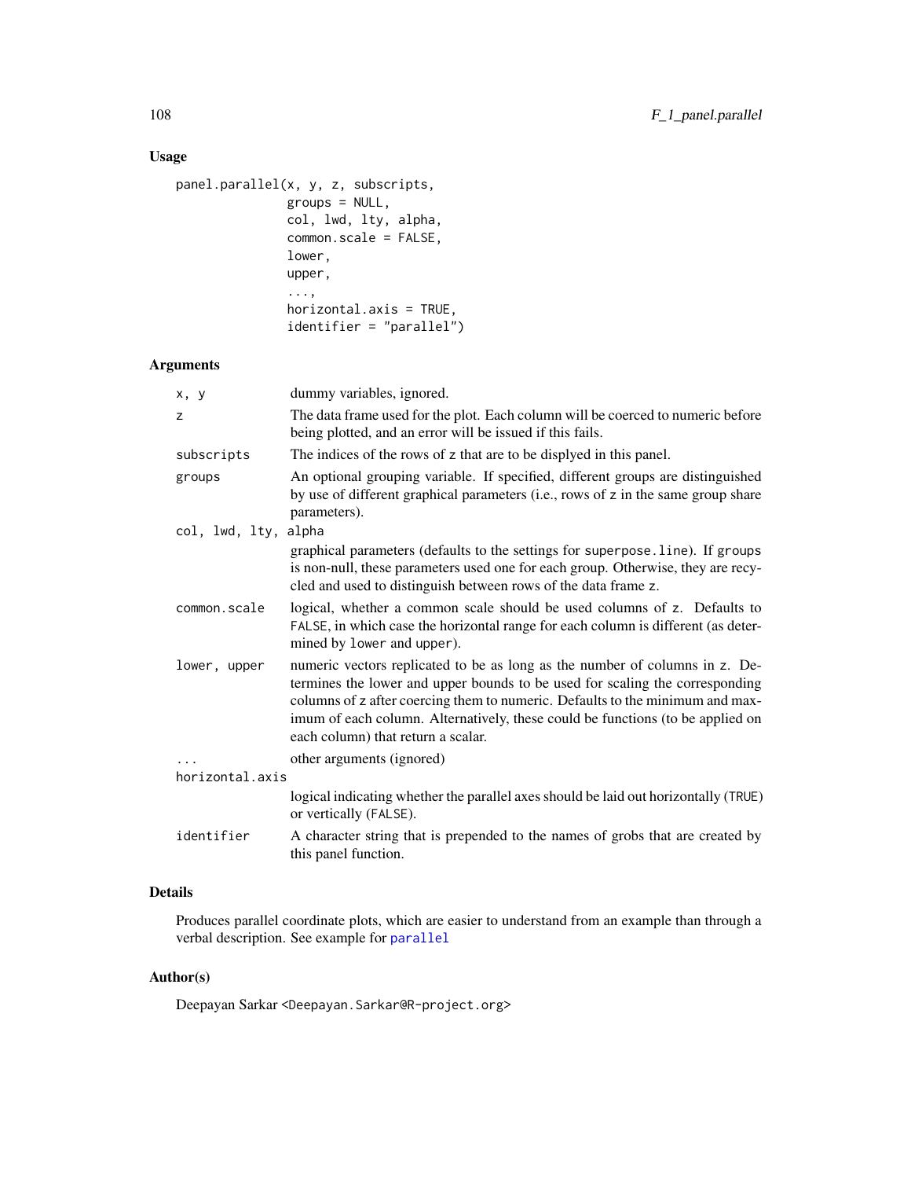## Usage

```
panel.parallel(x, y, z, subscripts,
               groups = NULL,
               col, lwd, lty, alpha,
               common.scale = FALSE,
               lower,
               upper,
               ...,
               horizontal.axis = TRUE,
               identifier = "parallel")
```

## Arguments

| | |
|---|---|
| x, y | dummy variables, ignored. |
| z | The data frame used for the plot. Each column will be coerced to numeric before being plotted, and an error will be issued if this fails. |
| subscripts | The indices of the rows of z that are to be displyed in this panel. |
| groups | An optional grouping variable. If specified, different groups are distinguished by use of different graphical parameters (i.e., rows of z in the same group share parameters). |
| col, lwd, lty, alpha | graphical parameters (defaults to the settings for superpose.line). If groups is non-null, these parameters used one for each group. Otherwise, they are recycled and used to distinguish between rows of the data frame z. |
| common.scale | logical, whether a common scale should be used columns of z. Defaults to FALSE, in which case the horizontal range for each column is different (as determined by lower and upper). |
| lower, upper | numeric vectors replicated to be as long as the number of columns in z. Determines the lower and upper bounds to be used for scaling the corresponding columns of z after coercing them to numeric. Defaults to the minimum and maximum of each column. Alternatively, these could be functions (to be applied on each column) that return a scalar. |
| ... | other arguments (ignored) |
| horizontal.axis | logical indicating whether the parallel axes should be laid out horizontally (TRUE) or vertically (FALSE). |
| identifier | A character string that is prepended to the names of grobs that are created by this panel function. |

## Details

Produces parallel coordinate plots, which are easier to understand from an example than through a verbal description. See example for parallel

## Author(s)

Deepayan Sarkar <Deepayan.Sarkar@R-project.org>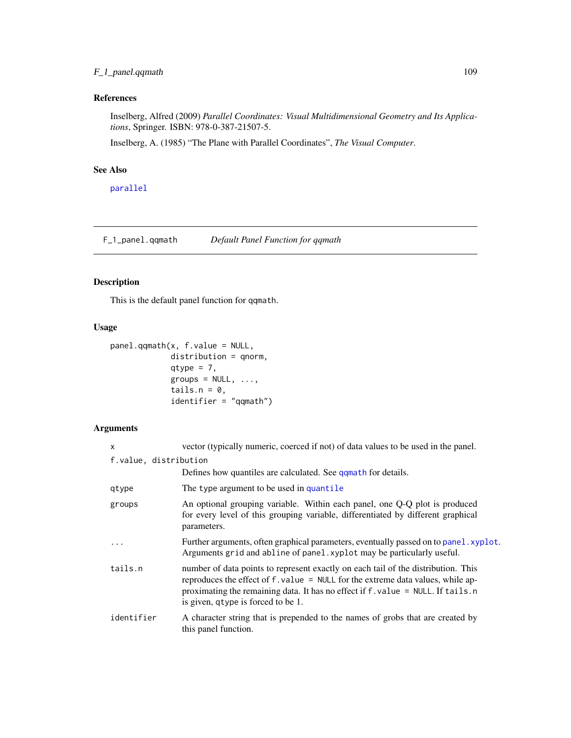## References

Inselberg, Alfred (2009) *Parallel Coordinates: Visual Multidimensional Geometry and Its Applications*, Springer. ISBN: 978-0-387-21507-5.

Inselberg, A. (1985) "The Plane with Parallel Coordinates", *The Visual Computer*.

## See Also

`parallel`

---

# F_1_panel.qqmath — *Default Panel Function for qqmath*

## Description

This is the default panel function for `qqmath`.

## Usage

```
panel.qqmath(x, f.value = NULL,
             distribution = qnorm,
             qtype = 7,
             groups = NULL, ...,
             tails.n = 0,
             identifier = "qqmath")
```

## Arguments

| Argument | Description |
|---|---|
| `x` | vector (typically numeric, coerced if not) of data values to be used in the panel. |
| `f.value, distribution` | Defines how quantiles are calculated. See `qqmath` for details. |
| `qtype` | The `type` argument to be used in `quantile` |
| `groups` | An optional grouping variable. Within each panel, one Q-Q plot is produced for every level of this grouping variable, differentiated by different graphical parameters. |
| `...` | Further arguments, often graphical parameters, eventually passed on to `panel.xyplot`. Arguments `grid` and `abline` of `panel.xyplot` may be particularly useful. |
| `tails.n` | number of data points to represent exactly on each tail of the distribution. This reproduces the effect of `f.value = NULL` for the extreme data values, while approximating the remaining data. It has no effect if `f.value = NULL`. If `tails.n` is given, `qtype` is forced to be 1. |
| `identifier` | A character string that is prepended to the names of grobs that are created by this panel function. |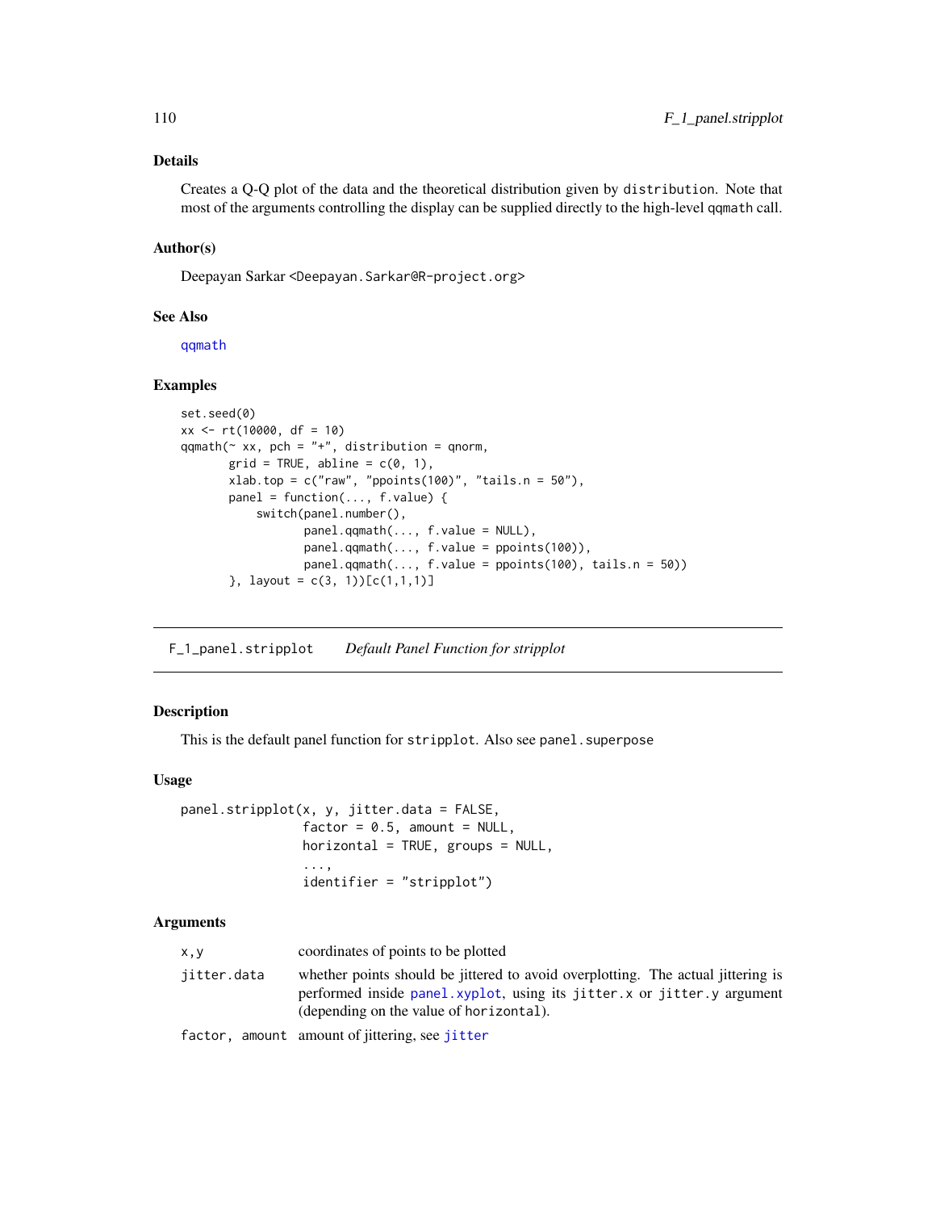### Details

Creates a Q-Q plot of the data and the theoretical distribution given by `distribution`. Note that most of the arguments controlling the display can be supplied directly to the high-level `qqmath` call.

### Author(s)

Deepayan Sarkar <Deepayan.Sarkar@R-project.org>

### See Also

`qqmath`

### Examples

```
set.seed(0)
xx <- rt(10000, df = 10)
qqmath(~ xx, pch = "+", distribution = qnorm,
       grid = TRUE, abline = c(0, 1),
       xlab.top = c("raw", "ppoints(100)", "tails.n = 50"),
       panel = function(..., f.value) {
           switch(panel.number(),
                  panel.qqmath(..., f.value = NULL),
                  panel.qqmath(..., f.value = ppoints(100)),
                  panel.qqmath(..., f.value = ppoints(100), tails.n = 50))
       }, layout = c(3, 1))[c(1,1,1)]
```

---

## F_1_panel.stripplot    *Default Panel Function for stripplot*

---

### Description

This is the default panel function for `stripplot`. Also see `panel.superpose`

### Usage

```
panel.stripplot(x, y, jitter.data = FALSE,
                factor = 0.5, amount = NULL,
                horizontal = TRUE, groups = NULL,
                ...,
                identifier = "stripplot")
```

### Arguments

| | |
|---|---|
| `x,y` | coordinates of points to be plotted |
| `jitter.data` | whether points should be jittered to avoid overplotting. The actual jittering is performed inside `panel.xyplot`, using its `jitter.x` or `jitter.y` argument (depending on the value of `horizontal`). |
| `factor, amount` | amount of jittering, see `jitter` |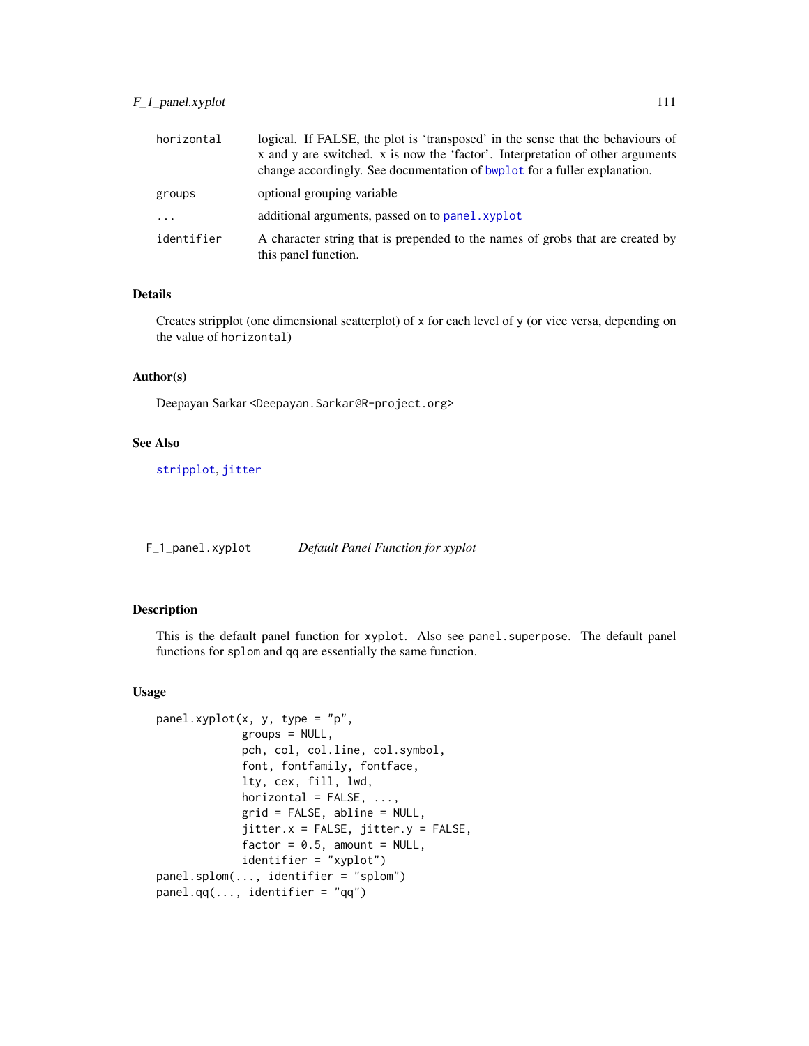| | |
|---|---|
| horizontal | logical. If FALSE, the plot is 'transposed' in the sense that the behaviours of x and y are switched. x is now the 'factor'. Interpretation of other arguments change accordingly. See documentation of bwplot for a fuller explanation. |
| groups | optional grouping variable |
| ... | additional arguments, passed on to panel.xyplot |
| identifier | A character string that is prepended to the names of grobs that are created by this panel function. |

### Details

Creates stripplot (one dimensional scatterplot) of x for each level of y (or vice versa, depending on the value of horizontal)

### Author(s)

Deepayan Sarkar <Deepayan.Sarkar@R-project.org>

### See Also

stripplot, jitter

---

## F_1_panel.xyplot — *Default Panel Function for xyplot*

---

### Description

This is the default panel function for xyplot. Also see panel.superpose. The default panel functions for splom and qq are essentially the same function.

### Usage

```
panel.xyplot(x, y, type = "p",
             groups = NULL,
             pch, col, col.line, col.symbol,
             font, fontfamily, fontface,
             lty, cex, fill, lwd,
             horizontal = FALSE, ...,
             grid = FALSE, abline = NULL,
             jitter.x = FALSE, jitter.y = FALSE,
             factor = 0.5, amount = NULL,
             identifier = "xyplot")
panel.splom(..., identifier = "splom")
panel.qq(..., identifier = "qq")
```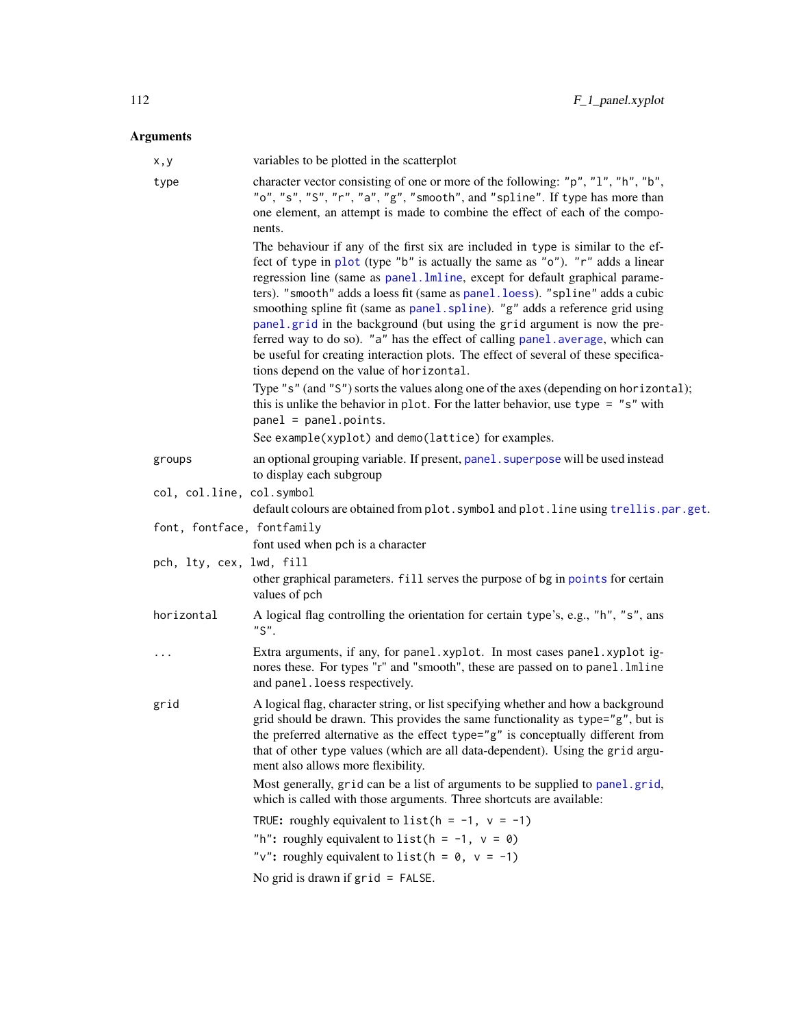## Arguments

**x,y**
: variables to be plotted in the scatterplot

**type**
: character vector consisting of one or more of the following: "p", "l", "h", "b", "o", "s", "S", "r", "a", "g", "smooth", and "spline". If type has more than one element, an attempt is made to combine the effect of each of the components.

  The behaviour if any of the first six are included in type is similar to the effect of type in plot (type "b" is actually the same as "o"). "r" adds a linear regression line (same as panel.lmline, except for default graphical parameters). "smooth" adds a loess fit (same as panel.loess). "spline" adds a cubic smoothing spline fit (same as panel.spline). "g" adds a reference grid using panel.grid in the background (but using the grid argument is now the preferred way to do so). "a" has the effect of calling panel.average, which can be useful for creating interaction plots. The effect of several of these specifications depend on the value of horizontal.

  Type "s" (and "S") sorts the values along one of the axes (depending on horizontal); this is unlike the behavior in plot. For the latter behavior, use type = "s" with panel = panel.points.

  See example(xyplot) and demo(lattice) for examples.

**groups**
: an optional grouping variable. If present, panel.superpose will be used instead to display each subgroup

**col, col.line, col.symbol**
: default colours are obtained from plot.symbol and plot.line using trellis.par.get.

**font, fontface, fontfamily**
: font used when pch is a character

**pch, lty, cex, lwd, fill**
: other graphical parameters. fill serves the purpose of bg in points for certain values of pch

**horizontal**
: A logical flag controlling the orientation for certain type's, e.g., "h", "s", ans "S".

**...**
: Extra arguments, if any, for panel.xyplot. In most cases panel.xyplot ignores these. For types "r" and "smooth", these are passed on to panel.lmline and panel.loess respectively.

**grid**
: A logical flag, character string, or list specifying whether and how a background grid should be drawn. This provides the same functionality as type="g", but is the preferred alternative as the effect type="g" is conceptually different from that of other type values (which are all data-dependent). Using the grid argument also allows more flexibility.

  Most generally, grid can be a list of arguments to be supplied to panel.grid, which is called with those arguments. Three shortcuts are available:

  TRUE: roughly equivalent to list(h = -1, v = -1)

  "h": roughly equivalent to list(h = -1, v = 0)

  "v": roughly equivalent to list(h = 0, v = -1)

  No grid is drawn if grid = FALSE.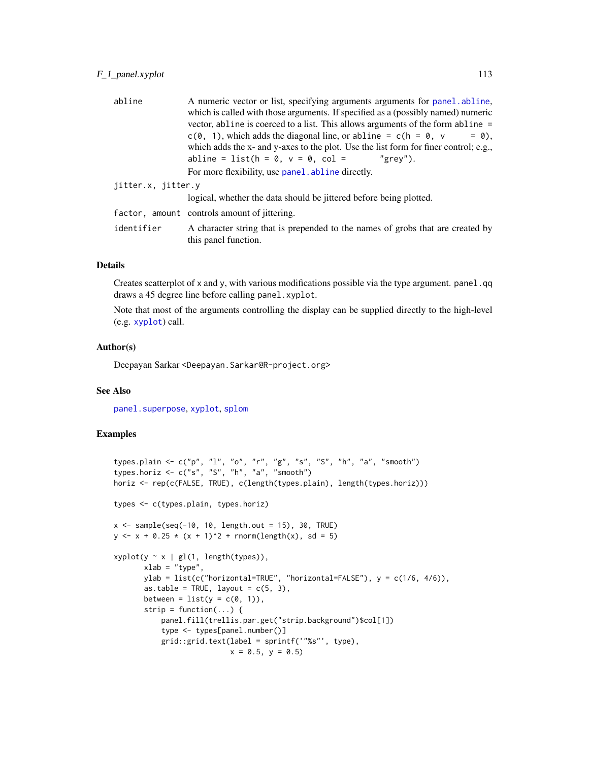abline
: A numeric vector or list, specifying arguments arguments for `panel.abline`, which is called with those arguments. If specified as a (possibly named) numeric vector, `abline` is coerced to a list. This allows arguments of the form `abline = c(0, 1)`, which adds the diagonal line, or `abline = c(h = 0, v = 0)`, which adds the x- and y-axes to the plot. Use the list form for finer control; e.g., `abline = list(h = 0, v = 0, col = "grey")`.

  For more flexibility, use `panel.abline` directly.

jitter.x, jitter.y
: logical, whether the data should be jittered before being plotted.

factor, amount
: controls amount of jittering.

identifier
: A character string that is prepended to the names of grobs that are created by this panel function.

## Details

Creates scatterplot of `x` and `y`, with various modifications possible via the type argument. `panel.qq` draws a 45 degree line before calling `panel.xyplot`.

Note that most of the arguments controlling the display can be supplied directly to the high-level (e.g. `xyplot`) call.

## Author(s)

Deepayan Sarkar <Deepayan.Sarkar@R-project.org>

## See Also

`panel.superpose`, `xyplot`, `splom`

## Examples

```
types.plain <- c("p", "l", "o", "r", "g", "s", "S", "h", "a", "smooth")
types.horiz <- c("s", "S", "h", "a", "smooth")
horiz <- rep(c(FALSE, TRUE), c(length(types.plain), length(types.horiz)))

types <- c(types.plain, types.horiz)

x <- sample(seq(-10, 10, length.out = 15), 30, TRUE)
y <- x + 0.25 * (x + 1)^2 + rnorm(length(x), sd = 5)

xyplot(y ~ x | gl(1, length(types)),
       xlab = "type",
       ylab = list(c("horizontal=TRUE", "horizontal=FALSE"), y = c(1/6, 4/6)),
       as.table = TRUE, layout = c(5, 3),
       between = list(y = c(0, 1)),
       strip = function(...) {
           panel.fill(trellis.par.get("strip.background")$col[1])
           type <- types[panel.number()]
           grid::grid.text(label = sprintf('"%s"', type),
                           x = 0.5, y = 0.5)
```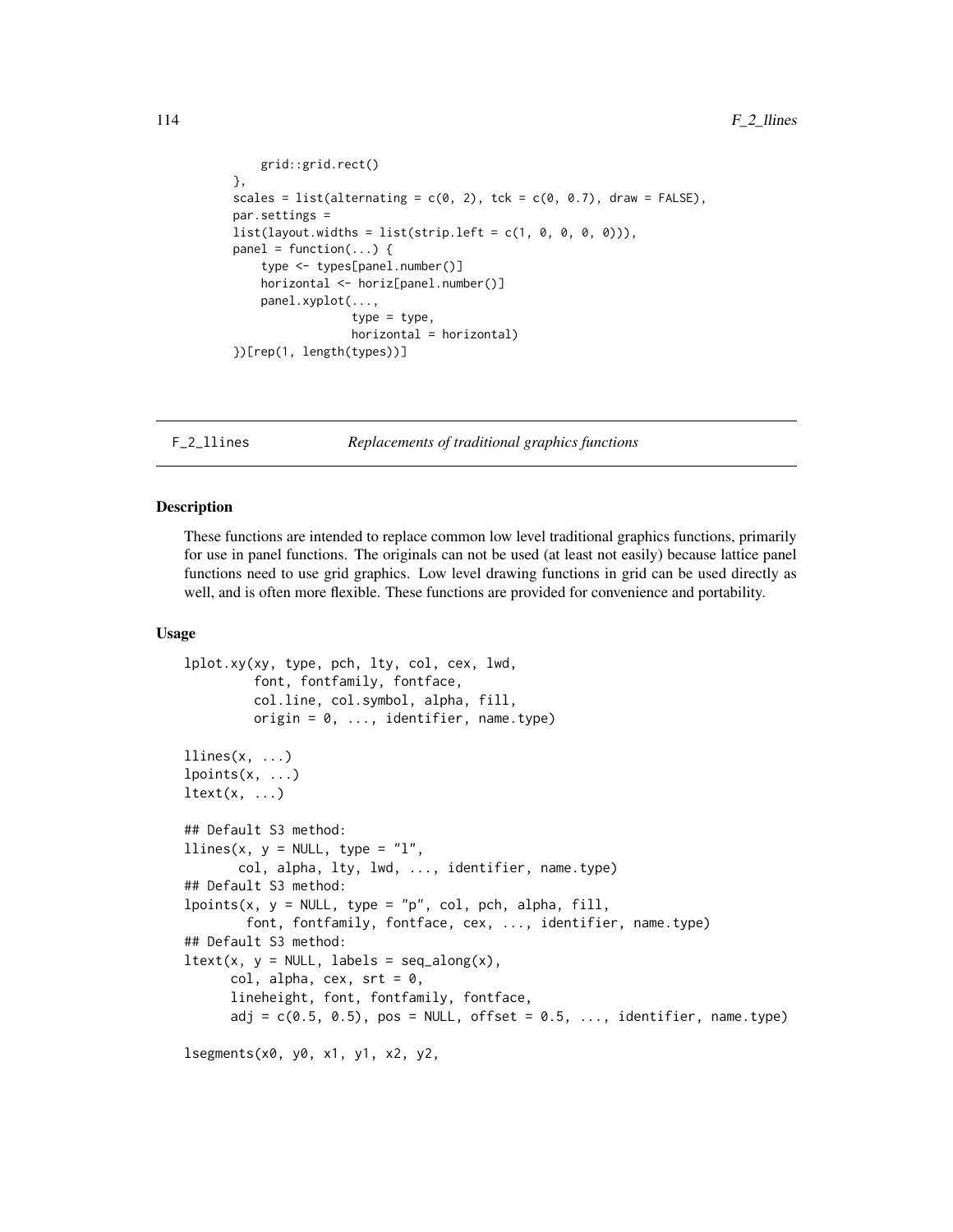```
        grid::grid.rect()
    },
    scales = list(alternating = c(0, 2), tck = c(0, 0.7), draw = FALSE),
    par.settings =
    list(layout.widths = list(strip.left = c(1, 0, 0, 0, 0))),
    panel = function(...) {
        type <- types[panel.number()]
        horizontal <- horiz[panel.number()]
        panel.xyplot(...,
                     type = type,
                     horizontal = horizontal)
    })[rep(1, length(types))]
```

## F_2_llines *Replacements of traditional graphics functions*

### Description

These functions are intended to replace common low level traditional graphics functions, primarily for use in panel functions. The originals can not be used (at least not easily) because lattice panel functions need to use grid graphics. Low level drawing functions in grid can be used directly as well, and is often more flexible. These functions are provided for convenience and portability.

### Usage

```
lplot.xy(xy, type, pch, lty, col, cex, lwd,
         font, fontfamily, fontface,
         col.line, col.symbol, alpha, fill,
         origin = 0, ..., identifier, name.type)

llines(x, ...)
lpoints(x, ...)
ltext(x, ...)

## Default S3 method:
llines(x, y = NULL, type = "l",
       col, alpha, lty, lwd, ..., identifier, name.type)
## Default S3 method:
lpoints(x, y = NULL, type = "p", col, pch, alpha, fill,
        font, fontfamily, fontface, cex, ..., identifier, name.type)
## Default S3 method:
ltext(x, y = NULL, labels = seq_along(x),
      col, alpha, cex, srt = 0,
      lineheight, font, fontfamily, fontface,
      adj = c(0.5, 0.5), pos = NULL, offset = 0.5, ..., identifier, name.type)

lsegments(x0, y0, x1, y1, x2, y2,
```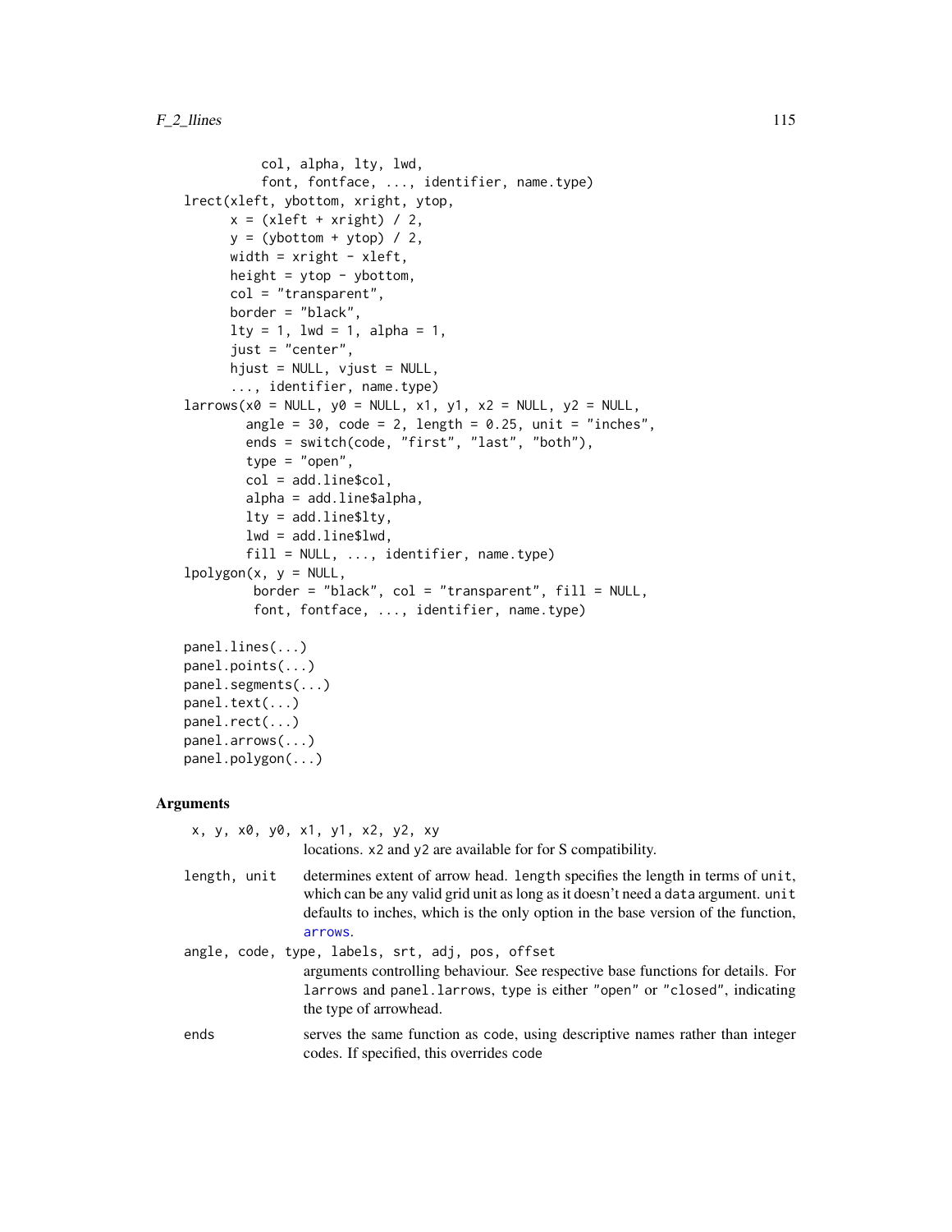```
          col, alpha, lty, lwd,
          font, fontface, ..., identifier, name.type)
lrect(xleft, ybottom, xright, ytop,
      x = (xleft + xright) / 2,
      y = (ybottom + ytop) / 2,
      width = xright - xleft,
      height = ytop - ybottom,
      col = "transparent",
      border = "black",
      lty = 1, lwd = 1, alpha = 1,
      just = "center",
      hjust = NULL, vjust = NULL,
      ..., identifier, name.type)
larrows(x0 = NULL, y0 = NULL, x1, y1, x2 = NULL, y2 = NULL,
        angle = 30, code = 2, length = 0.25, unit = "inches",
        ends = switch(code, "first", "last", "both"),
        type = "open",
        col = add.line$col,
        alpha = add.line$alpha,
        lty = add.line$lty,
        lwd = add.line$lwd,
        fill = NULL, ..., identifier, name.type)
lpolygon(x, y = NULL,
         border = "black", col = "transparent", fill = NULL,
         font, fontface, ..., identifier, name.type)

panel.lines(...)
panel.points(...)
panel.segments(...)
panel.text(...)
panel.rect(...)
panel.arrows(...)
panel.polygon(...)
```

## Arguments

`x, y, x0, y0, x1, y1, x2, y2, xy`
: locations. `x2` and `y2` are available for for S compatibility.

`length, unit`
: determines extent of arrow head. `length` specifies the length in terms of `unit`, which can be any valid grid unit as long as it doesn't need a `data` argument. `unit` defaults to inches, which is the only option in the base version of the function, `arrows`.

`angle, code, type, labels, srt, adj, pos, offset`
: arguments controlling behaviour. See respective base functions for details. For `larrows` and `panel.larrows`, `type` is either `"open"` or `"closed"`, indicating the type of arrowhead.

`ends`
: serves the same function as `code`, using descriptive names rather than integer codes. If specified, this overrides `code`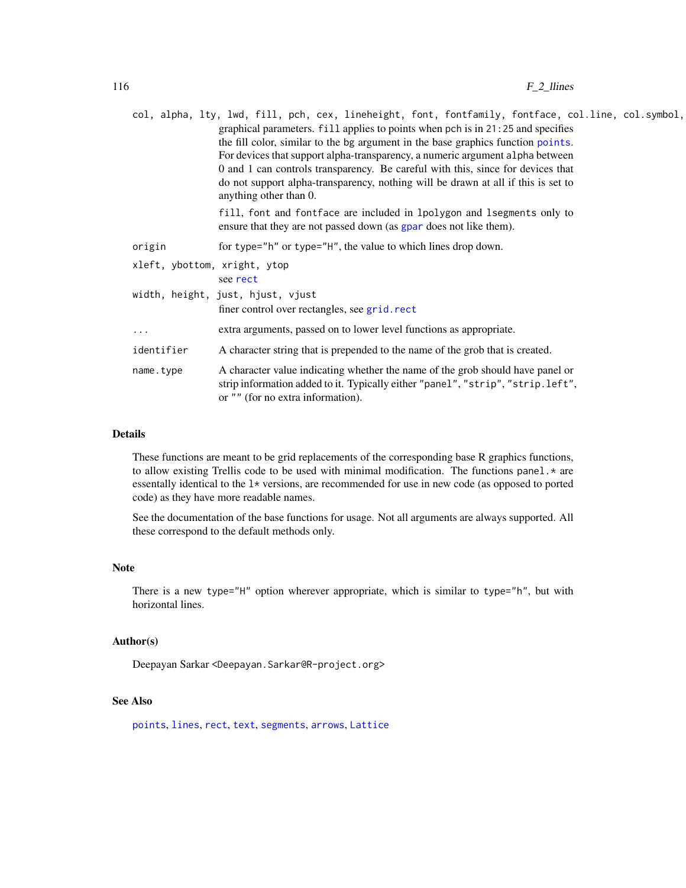`col, alpha, lty, lwd, fill, pch, cex, lineheight, font, fontfamily, fontface, col.line, col.symbol,`
: graphical parameters. `fill` applies to points when `pch` is in `21:25` and specifies the fill color, similar to the `bg` argument in the base graphics function `points`. For devices that support alpha-transparency, a numeric argument `alpha` between 0 and 1 can controls transparency. Be careful with this, since for devices that do not support alpha-transparency, nothing will be drawn at all if this is set to anything other than 0.

  `fill`, `font` and `fontface` are included in `lpolygon` and `lsegments` only to ensure that they are not passed down (as `gpar` does not like them).

`origin`
: for `type="h"` or `type="H"`, the value to which lines drop down.

`xleft, ybottom, xright, ytop`
: see `rect`

`width, height, just, hjust, vjust`
: finer control over rectangles, see `grid.rect`

`...`
: extra arguments, passed on to lower level functions as appropriate.

`identifier`
: A character string that is prepended to the name of the grob that is created.

`name.type`
: A character value indicating whether the name of the grob should have panel or strip information added to it. Typically either `"panel"`, `"strip"`, `"strip.left"`, or `""` (for no extra information).

## Details

These functions are meant to be grid replacements of the corresponding base R graphics functions, to allow existing Trellis code to be used with minimal modification. The functions `panel.*` are essentally identical to the `l*` versions, are recommended for use in new code (as opposed to ported code) as they have more readable names.

See the documentation of the base functions for usage. Not all arguments are always supported. All these correspond to the default methods only.

## Note

There is a new `type="H"` option wherever appropriate, which is similar to `type="h"`, but with horizontal lines.

## Author(s)

Deepayan Sarkar <Deepayan.Sarkar@R-project.org>

## See Also

`points`, `lines`, `rect`, `text`, `segments`, `arrows`, `Lattice`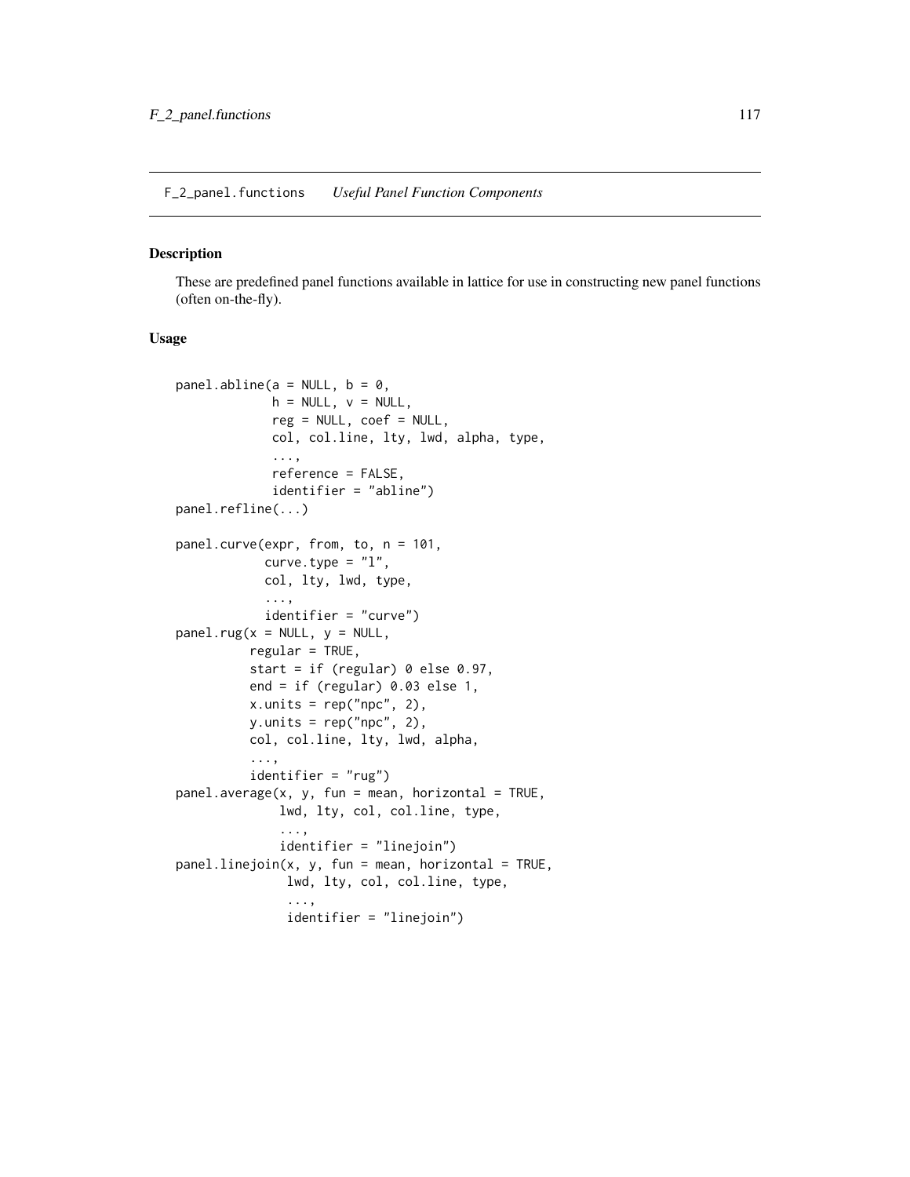F_2_panel.functions    *Useful Panel Function Components*

## Description

These are predefined panel functions available in lattice for use in constructing new panel functions (often on-the-fly).

## Usage

```
panel.abline(a = NULL, b = 0,
             h = NULL, v = NULL,
             reg = NULL, coef = NULL,
             col, col.line, lty, lwd, alpha, type,
             ...,
             reference = FALSE,
             identifier = "abline")
panel.refline(...)

panel.curve(expr, from, to, n = 101,
            curve.type = "l",
            col, lty, lwd, type,
            ...,
            identifier = "curve")
panel.rug(x = NULL, y = NULL,
          regular = TRUE,
          start = if (regular) 0 else 0.97,
          end = if (regular) 0.03 else 1,
          x.units = rep("npc", 2),
          y.units = rep("npc", 2),
          col, col.line, lty, lwd, alpha,
          ...,
          identifier = "rug")
panel.average(x, y, fun = mean, horizontal = TRUE,
              lwd, lty, col, col.line, type,
              ...,
              identifier = "linejoin")
panel.linejoin(x, y, fun = mean, horizontal = TRUE,
               lwd, lty, col, col.line, type,
               ...,
               identifier = "linejoin")
```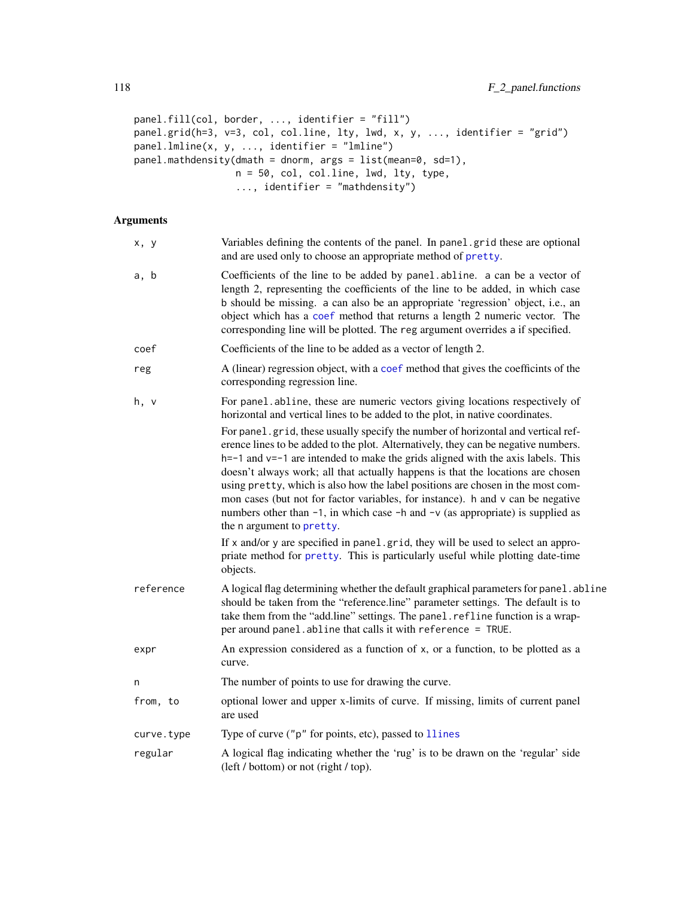```
panel.fill(col, border, ..., identifier = "fill")
panel.grid(h=3, v=3, col, col.line, lty, lwd, x, y, ..., identifier = "grid")
panel.lmline(x, y, ..., identifier = "lmline")
panel.mathdensity(dmath = dnorm, args = list(mean=0, sd=1),
                  n = 50, col, col.line, lwd, lty, type,
                  ..., identifier = "mathdensity")
```

### Arguments

`x, y`
: Variables defining the contents of the panel. In `panel.grid` these are optional and are used only to choose an appropriate method of `pretty`.

`a, b`
: Coefficients of the line to be added by `panel.abline`. `a` can be a vector of length 2, representing the coefficients of the line to be added, in which case `b` should be missing. `a` can also be an appropriate 'regression' object, i.e., an object which has a `coef` method that returns a length 2 numeric vector. The corresponding line will be plotted. The `reg` argument overrides `a` if specified.

`coef`
: Coefficients of the line to be added as a vector of length 2.

`reg`
: A (linear) regression object, with a `coef` method that gives the coefficints of the corresponding regression line.

`h, v`
: For `panel.abline`, these are numeric vectors giving locations respectively of horizontal and vertical lines to be added to the plot, in native coordinates.

  For `panel.grid`, these usually specify the number of horizontal and vertical reference lines to be added to the plot. Alternatively, they can be negative numbers. `h=-1` and `v=-1` are intended to make the grids aligned with the axis labels. This doesn't always work; all that actually happens is that the locations are chosen using `pretty`, which is also how the label positions are chosen in the most common cases (but not for factor variables, for instance). `h` and `v` can be negative numbers other than `-1`, in which case `-h` and `-v` (as appropriate) is supplied as the `n` argument to `pretty`.

  If `x` and/or `y` are specified in `panel.grid`, they will be used to select an appropriate method for `pretty`. This is particularly useful while plotting date-time objects.

`reference`
: A logical flag determining whether the default graphical parameters for `panel.abline` should be taken from the "reference.line" parameter settings. The default is to take them from the "add.line" settings. The `panel.refline` function is a wrapper around `panel.abline` that calls it with `reference = TRUE`.

`expr`
: An expression considered as a function of `x`, or a function, to be plotted as a curve.

`n`
: The number of points to use for drawing the curve.

`from, to`
: optional lower and upper x-limits of curve. If missing, limits of current panel are used

`curve.type`
: Type of curve ("p" for points, etc), passed to `llines`

`regular`
: A logical flag indicating whether the 'rug' is to be drawn on the 'regular' side (left / bottom) or not (right / top).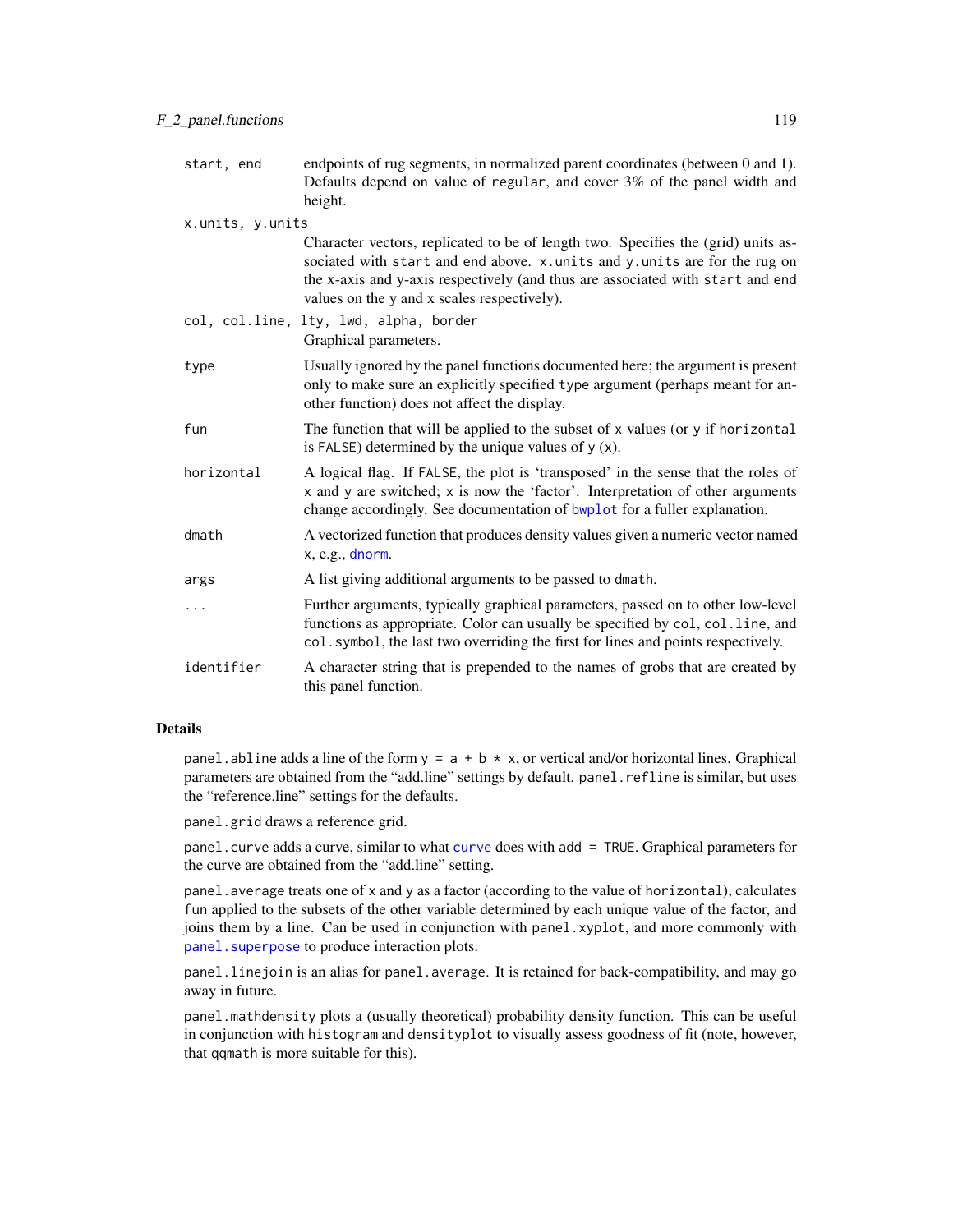| | |
|---|---|
| `start, end` | endpoints of rug segments, in normalized parent coordinates (between 0 and 1). Defaults depend on value of `regular`, and cover 3% of the panel width and height. |
| `x.units, y.units` | Character vectors, replicated to be of length two. Specifies the (grid) units associated with `start` and `end` above. `x.units` and `y.units` are for the rug on the x-axis and y-axis respectively (and thus are associated with `start` and `end` values on the y and x scales respectively). |
| `col, col.line, lty, lwd, alpha, border` | Graphical parameters. |
| `type` | Usually ignored by the panel functions documented here; the argument is present only to make sure an explicitly specified `type` argument (perhaps meant for another function) does not affect the display. |
| `fun` | The function that will be applied to the subset of `x` values (or `y` if `horizontal` is `FALSE`) determined by the unique values of `y` (`x`). |
| `horizontal` | A logical flag. If `FALSE`, the plot is 'transposed' in the sense that the roles of `x` and `y` are switched; `x` is now the 'factor'. Interpretation of other arguments change accordingly. See documentation of `bwplot` for a fuller explanation. |
| `dmath` | A vectorized function that produces density values given a numeric vector named `x`, e.g., `dnorm`. |
| `args` | A list giving additional arguments to be passed to `dmath`. |
| `...` | Further arguments, typically graphical parameters, passed on to other low-level functions as appropriate. Color can usually be specified by `col`, `col.line`, and `col.symbol`, the last two overriding the first for lines and points respectively. |
| `identifier` | A character string that is prepended to the names of grobs that are created by this panel function. |

## Details

`panel.abline` adds a line of the form `y = a + b * x`, or vertical and/or horizontal lines. Graphical parameters are obtained from the "add.line" settings by default. `panel.refline` is similar, but uses the "reference.line" settings for the defaults.

`panel.grid` draws a reference grid.

`panel.curve` adds a curve, similar to what `curve` does with `add = TRUE`. Graphical parameters for the curve are obtained from the "add.line" setting.

`panel.average` treats one of `x` and `y` as a factor (according to the value of `horizontal`), calculates `fun` applied to the subsets of the other variable determined by each unique value of the factor, and joins them by a line. Can be used in conjunction with `panel.xyplot`, and more commonly with `panel.superpose` to produce interaction plots.

`panel.linejoin` is an alias for `panel.average`. It is retained for back-compatibility, and may go away in future.

`panel.mathdensity` plots a (usually theoretical) probability density function. This can be useful in conjunction with `histogram` and `densityplot` to visually assess goodness of fit (note, however, that `qqmath` is more suitable for this).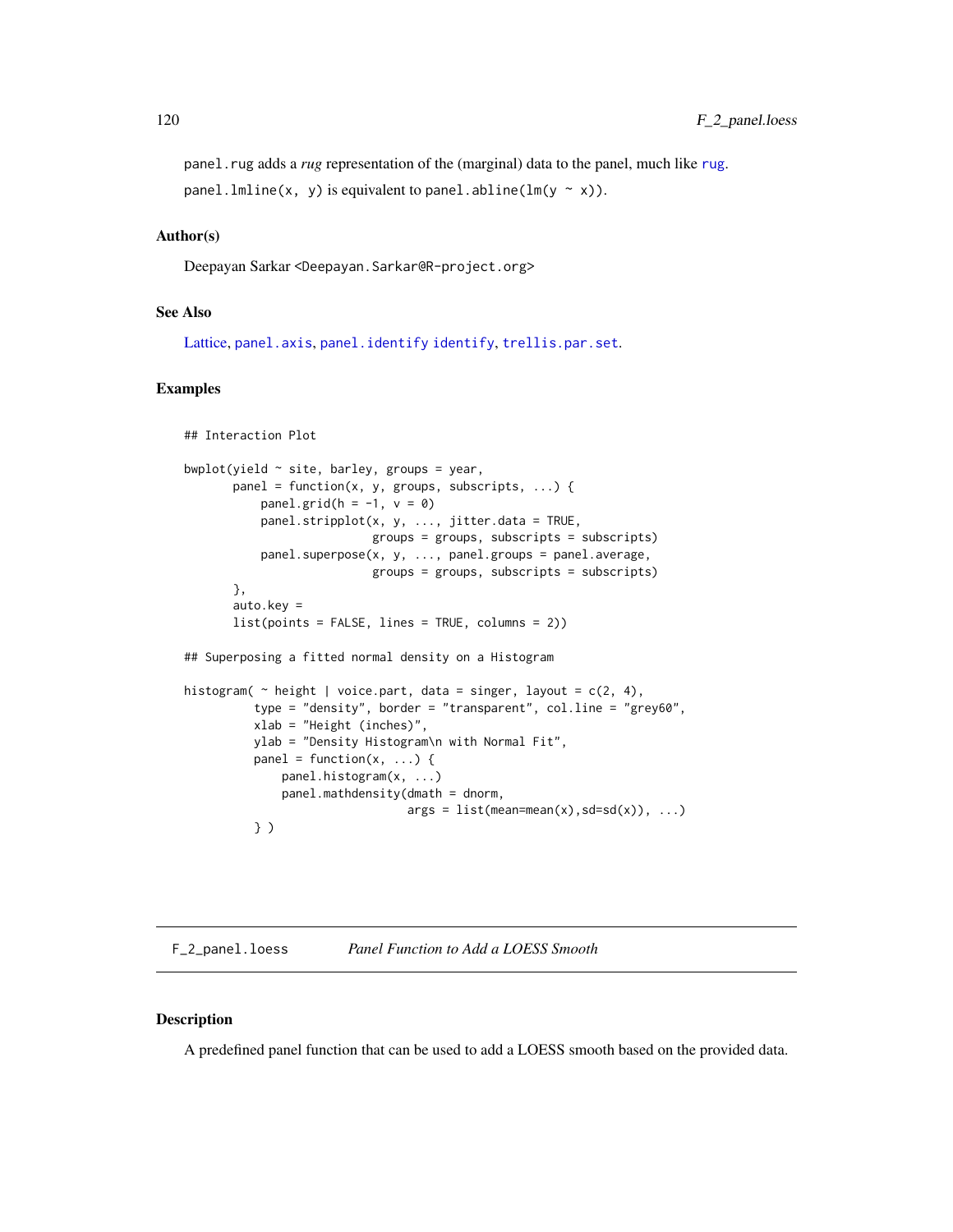`panel.rug` adds a *rug* representation of the (marginal) data to the panel, much like `rug`.

`panel.lmline(x, y)` is equivalent to `panel.abline(lm(y ~ x))`.

### Author(s)

Deepayan Sarkar <Deepayan.Sarkar@R-project.org>

### See Also

Lattice, `panel.axis`, `panel.identify` `identify`, `trellis.par.set`.

### Examples

```
## Interaction Plot

bwplot(yield ~ site, barley, groups = year,
       panel = function(x, y, groups, subscripts, ...) {
           panel.grid(h = -1, v = 0)
           panel.stripplot(x, y, ..., jitter.data = TRUE,
                           groups = groups, subscripts = subscripts)
           panel.superpose(x, y, ..., panel.groups = panel.average,
                           groups = groups, subscripts = subscripts)
       },
       auto.key =
       list(points = FALSE, lines = TRUE, columns = 2))

## Superposing a fitted normal density on a Histogram

histogram( ~ height | voice.part, data = singer, layout = c(2, 4),
          type = "density", border = "transparent", col.line = "grey60",
          xlab = "Height (inches)",
          ylab = "Density Histogram\n with Normal Fit",
          panel = function(x, ...) {
              panel.histogram(x, ...)
              panel.mathdensity(dmath = dnorm,
                                args = list(mean=mean(x),sd=sd(x)), ...)
          } )
```

---

## F_2_panel.loess *Panel Function to Add a LOESS Smooth*

### Description

A predefined panel function that can be used to add a LOESS smooth based on the provided data.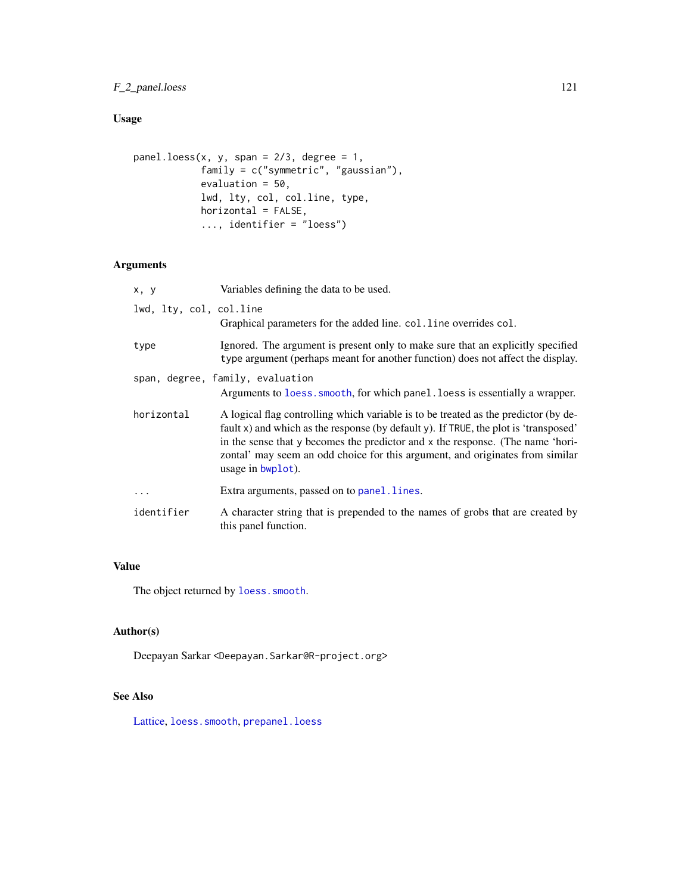## Usage

```
panel.loess(x, y, span = 2/3, degree = 1,
            family = c("symmetric", "gaussian"),
            evaluation = 50,
            lwd, lty, col, col.line, type,
            horizontal = FALSE,
            ..., identifier = "loess")
```

## Arguments

`x, y` Variables defining the data to be used.

`lwd, lty, col, col.line` Graphical parameters for the added line. `col.line` overrides `col`.

`type` Ignored. The argument is present only to make sure that an explicitly specified `type` argument (perhaps meant for another function) does not affect the display.

`span, degree, family, evaluation` Arguments to `loess.smooth`, for which `panel.loess` is essentially a wrapper.

`horizontal` A logical flag controlling which variable is to be treated as the predictor (by default `x`) and which as the response (by default `y`). If `TRUE`, the plot is 'transposed' in the sense that `y` becomes the predictor and `x` the response. (The name 'horizontal' may seem an odd choice for this argument, and originates from similar usage in `bwplot`).

`...` Extra arguments, passed on to `panel.lines`.

`identifier` A character string that is prepended to the names of grobs that are created by this panel function.

## Value

The object returned by `loess.smooth`.

## Author(s)

Deepayan Sarkar <Deepayan.Sarkar@R-project.org>

## See Also

Lattice, `loess.smooth`, `prepanel.loess`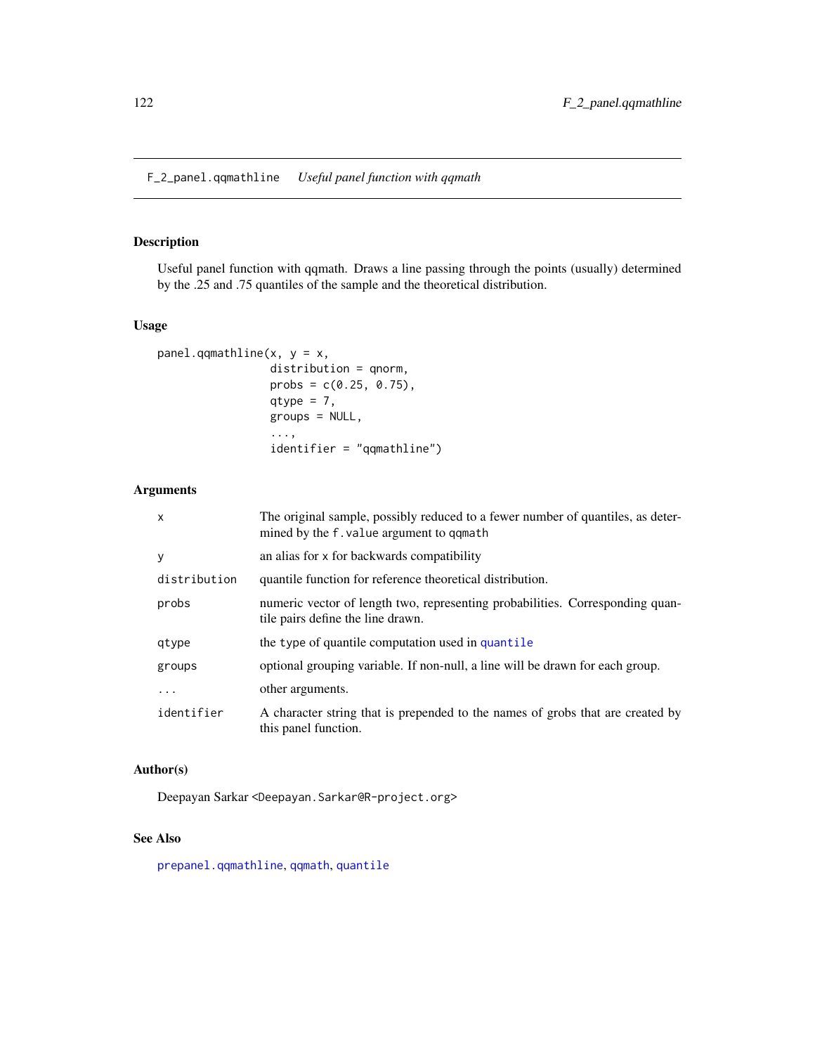F_2_panel.qqmathline *Useful panel function with qqmath*

### Description

Useful panel function with qqmath. Draws a line passing through the points (usually) determined by the .25 and .75 quantiles of the sample and the theoretical distribution.

### Usage

```
panel.qqmathline(x, y = x,
                 distribution = qnorm,
                 probs = c(0.25, 0.75),
                 qtype = 7,
                 groups = NULL,
                 ...,
                 identifier = "qqmathline")
```

### Arguments

| | |
|---|---|
| `x` | The original sample, possibly reduced to a fewer number of quantiles, as determined by the `f.value` argument to `qqmath` |
| `y` | an alias for `x` for backwards compatibility |
| `distribution` | quantile function for reference theoretical distribution. |
| `probs` | numeric vector of length two, representing probabilities. Corresponding quantile pairs define the line drawn. |
| `qtype` | the `type` of quantile computation used in `quantile` |
| `groups` | optional grouping variable. If non-null, a line will be drawn for each group. |
| `...` | other arguments. |
| `identifier` | A character string that is prepended to the names of grobs that are created by this panel function. |

### Author(s)

Deepayan Sarkar <Deepayan.Sarkar@R-project.org>

### See Also

`prepanel.qqmathline`, `qqmath`, `quantile`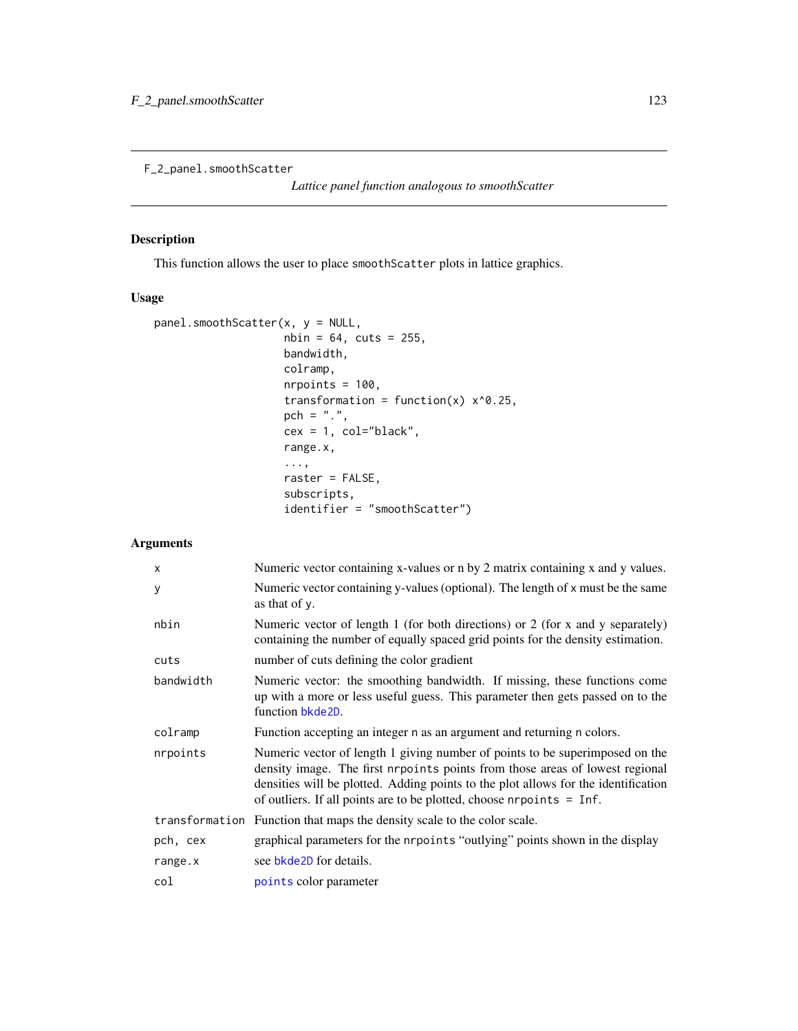F_2_panel.smoothScatter

*Lattice panel function analogous to smoothScatter*

## Description

This function allows the user to place `smoothScatter` plots in lattice graphics.

## Usage

```
panel.smoothScatter(x, y = NULL,
                    nbin = 64, cuts = 255,
                    bandwidth,
                    colramp,
                    nrpoints = 100,
                    transformation = function(x) x^0.25,
                    pch = ".",
                    cex = 1, col="black",
                    range.x,
                    ...,
                    raster = FALSE,
                    subscripts,
                    identifier = "smoothScatter")
```

## Arguments

| | |
|---|---|
| `x` | Numeric vector containing x-values or n by 2 matrix containing x and y values. |
| `y` | Numeric vector containing y-values (optional). The length of `x` must be the same as that of `y`. |
| `nbin` | Numeric vector of length 1 (for both directions) or 2 (for x and y separately) containing the number of equally spaced grid points for the density estimation. |
| `cuts` | number of cuts defining the color gradient |
| `bandwidth` | Numeric vector: the smoothing bandwidth. If missing, these functions come up with a more or less useful guess. This parameter then gets passed on to the function `bkde2D`. |
| `colramp` | Function accepting an integer `n` as an argument and returning `n` colors. |
| `nrpoints` | Numeric vector of length 1 giving number of points to be superimposed on the density image. The first `nrpoints` points from those areas of lowest regional densities will be plotted. Adding points to the plot allows for the identification of outliers. If all points are to be plotted, choose `nrpoints = Inf`. |
| `transformation` | Function that maps the density scale to the color scale. |
| `pch, cex` | graphical parameters for the `nrpoints` "outlying" points shown in the display |
| `range.x` | see `bkde2D` for details. |
| `col` | `points` color parameter |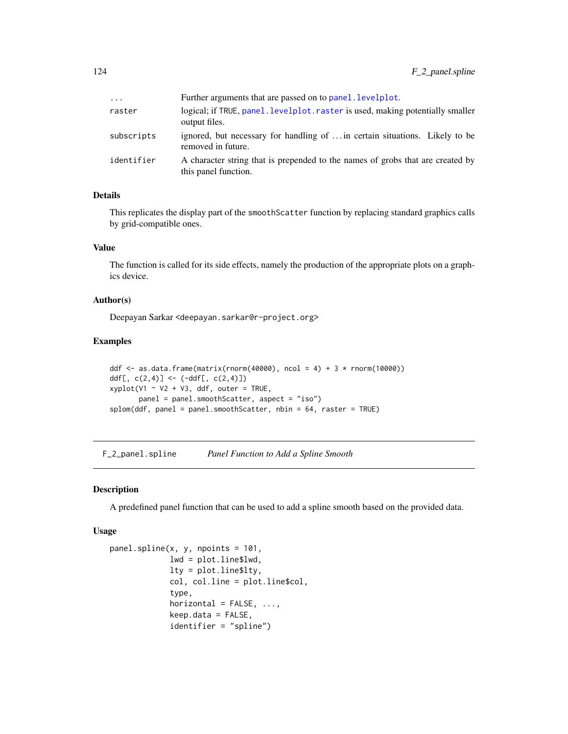| | |
|---|---|
| `...` | Further arguments that are passed on to `panel.levelplot`. |
| `raster` | logical; if `TRUE`, `panel.levelplot.raster` is used, making potentially smaller output files. |
| `subscripts` | ignored, but necessary for handling of ... in certain situations. Likely to be removed in future. |
| `identifier` | A character string that is prepended to the names of grobs that are created by this panel function. |

### Details

This replicates the display part of the `smoothScatter` function by replacing standard graphics calls by grid-compatible ones.

### Value

The function is called for its side effects, namely the production of the appropriate plots on a graphics device.

### Author(s)

Deepayan Sarkar <deepayan.sarkar@r-project.org>

### Examples

```
ddf <- as.data.frame(matrix(rnorm(40000), ncol = 4) + 3 * rnorm(10000))
ddf[, c(2,4)] <- (-ddf[, c(2,4)])
xyplot(V1 ~ V2 + V3, ddf, outer = TRUE,
       panel = panel.smoothScatter, aspect = "iso")
splom(ddf, panel = panel.smoothScatter, nbin = 64, raster = TRUE)
```

---

## F_2_panel.spline &nbsp;&nbsp;&nbsp; *Panel Function to Add a Spline Smooth*

### Description

A predefined panel function that can be used to add a spline smooth based on the provided data.

### Usage

```
panel.spline(x, y, npoints = 101,
             lwd = plot.line$lwd,
             lty = plot.line$lty,
             col, col.line = plot.line$col,
             type,
             horizontal = FALSE, ...,
             keep.data = FALSE,
             identifier = "spline")
```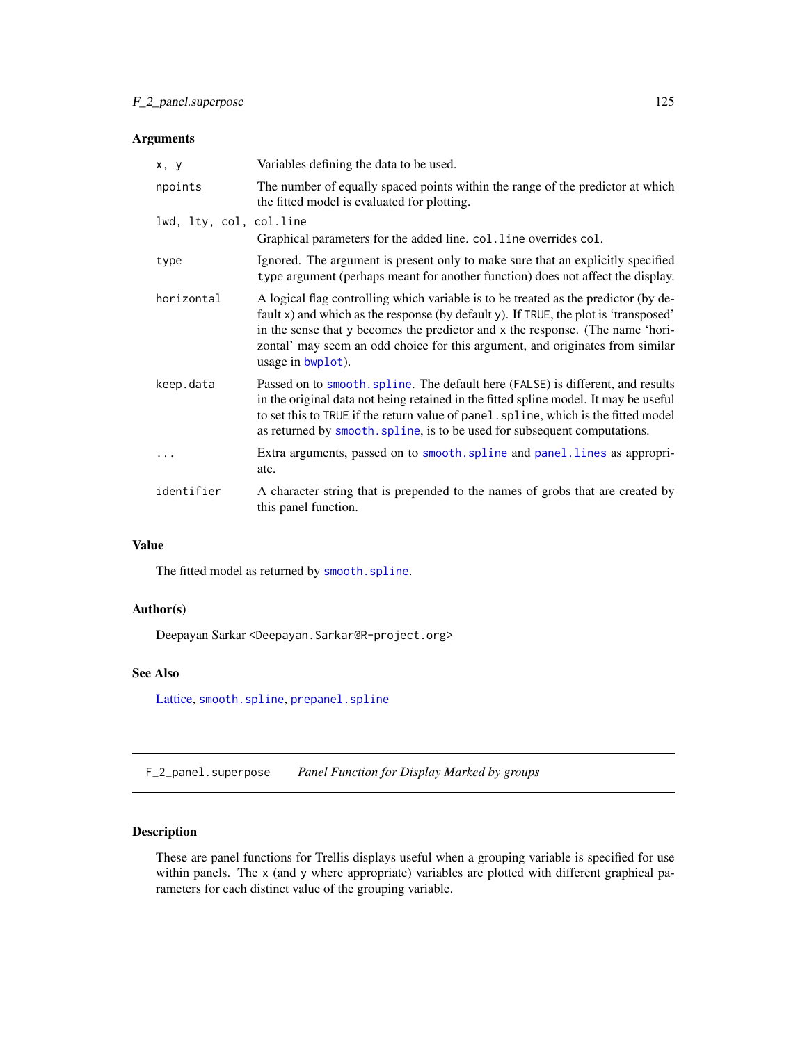### Arguments

| | |
|---|---|
| `x, y` | Variables defining the data to be used. |
| `npoints` | The number of equally spaced points within the range of the predictor at which the fitted model is evaluated for plotting. |
| `lwd, lty, col, col.line` | Graphical parameters for the added line. `col.line` overrides `col`. |
| `type` | Ignored. The argument is present only to make sure that an explicitly specified `type` argument (perhaps meant for another function) does not affect the display. |
| `horizontal` | A logical flag controlling which variable is to be treated as the predictor (by default `x`) and which as the response (by default `y`). If `TRUE`, the plot is 'transposed' in the sense that `y` becomes the predictor and `x` the response. (The name 'horizontal' may seem an odd choice for this argument, and originates from similar usage in `bwplot`). |
| `keep.data` | Passed on to `smooth.spline`. The default here (`FALSE`) is different, and results in the original data not being retained in the fitted spline model. It may be useful to set this to `TRUE` if the return value of `panel.spline`, which is the fitted model as returned by `smooth.spline`, is to be used for subsequent computations. |
| `...` | Extra arguments, passed on to `smooth.spline` and `panel.lines` as appropriate. |
| `identifier` | A character string that is prepended to the names of grobs that are created by this panel function. |

### Value

The fitted model as returned by `smooth.spline`.

### Author(s)

Deepayan Sarkar <Deepayan.Sarkar@R-project.org>

### See Also

Lattice, `smooth.spline`, `prepanel.spline`

---

## F_2_panel.superpose — *Panel Function for Display Marked by groups*

---

### Description

These are panel functions for Trellis displays useful when a grouping variable is specified for use within panels. The `x` (and `y` where appropriate) variables are plotted with different graphical parameters for each distinct value of the grouping variable.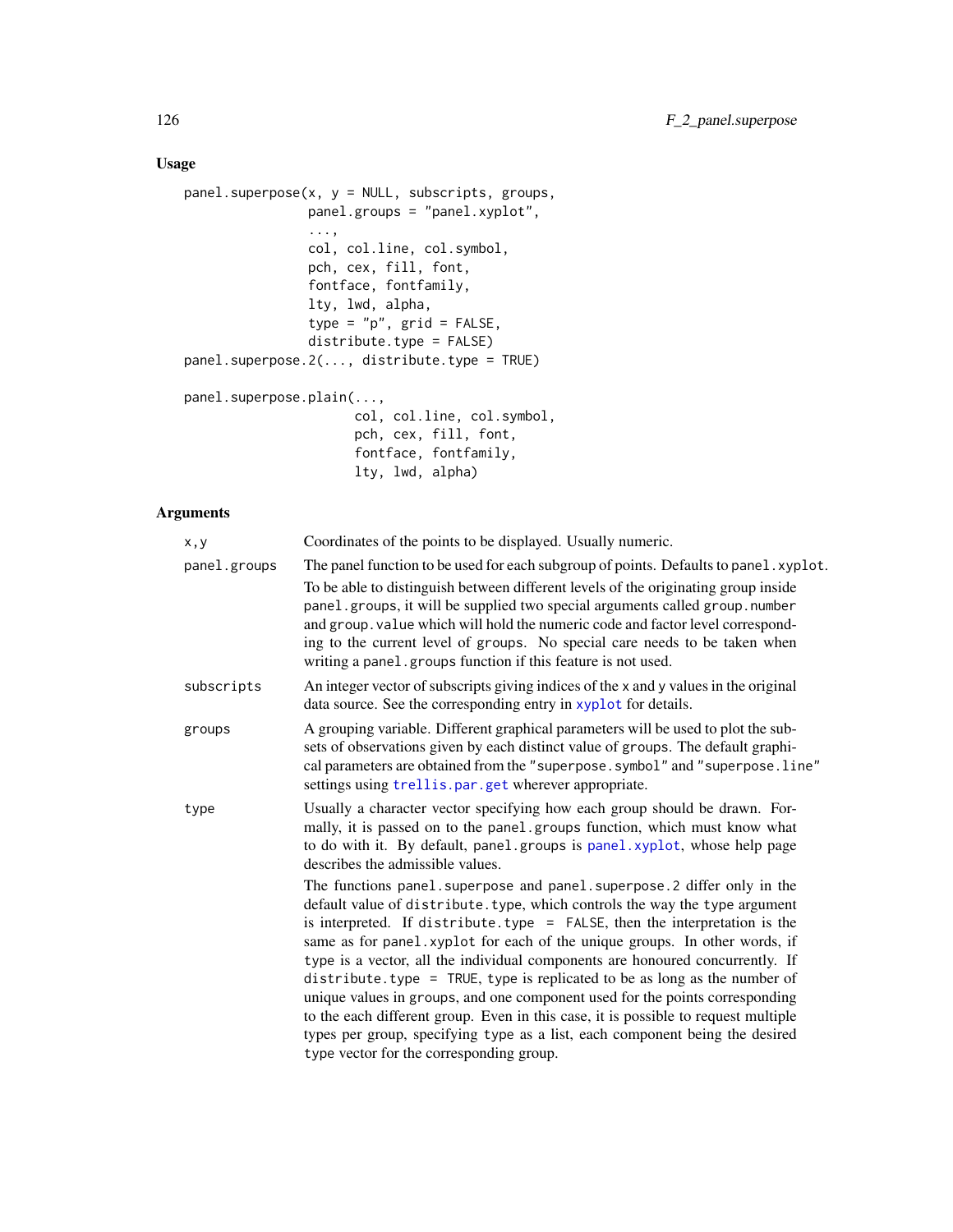## Usage

```
panel.superpose(x, y = NULL, subscripts, groups,
                panel.groups = "panel.xyplot",
                ...,
                col, col.line, col.symbol,
                pch, cex, fill, font,
                fontface, fontfamily,
                lty, lwd, alpha,
                type = "p", grid = FALSE,
                distribute.type = FALSE)
panel.superpose.2(..., distribute.type = TRUE)

panel.superpose.plain(...,
                      col, col.line, col.symbol,
                      pch, cex, fill, font,
                      fontface, fontfamily,
                      lty, lwd, alpha)
```

## Arguments

| | |
|---|---|
| `x,y` | Coordinates of the points to be displayed. Usually numeric. |
| `panel.groups` | The panel function to be used for each subgroup of points. Defaults to `panel.xyplot`. <br><br> To be able to distinguish between different levels of the originating group inside `panel.groups`, it will be supplied two special arguments called `group.number` and `group.value` which will hold the numeric code and factor level corresponding to the current level of `groups`. No special care needs to be taken when writing a `panel.groups` function if this feature is not used. |
| `subscripts` | An integer vector of subscripts giving indices of the `x` and `y` values in the original data source. See the corresponding entry in `xyplot` for details. |
| `groups` | A grouping variable. Different graphical parameters will be used to plot the subsets of observations given by each distinct value of `groups`. The default graphical parameters are obtained from the `"superpose.symbol"` and `"superpose.line"` settings using `trellis.par.get` wherever appropriate. |
| `type` | Usually a character vector specifying how each group should be drawn. Formally, it is passed on to the `panel.groups` function, which must know what to do with it. By default, `panel.groups` is `panel.xyplot`, whose help page describes the admissible values. <br><br> The functions `panel.superpose` and `panel.superpose.2` differ only in the default value of `distribute.type`, which controls the way the `type` argument is interpreted. If `distribute.type = FALSE`, then the interpretation is the same as for `panel.xyplot` for each of the unique groups. In other words, if `type` is a vector, all the individual components are honoured concurrently. If `distribute.type = TRUE`, `type` is replicated to be as long as the number of unique values in `groups`, and one component used for the points corresponding to the each different group. Even in this case, it is possible to request multiple types per group, specifying `type` as a list, each component being the desired `type` vector for the corresponding group. |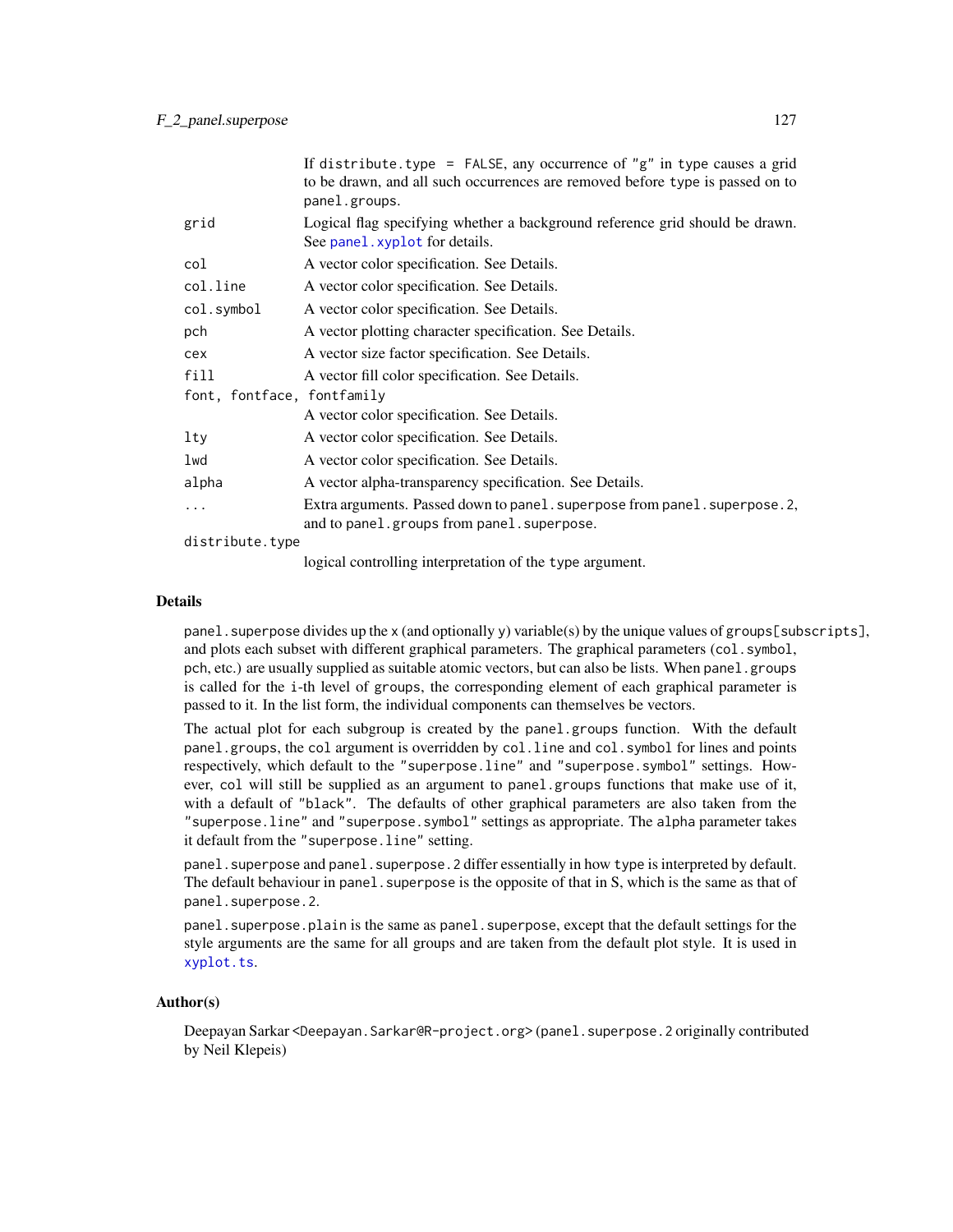If `distribute.type = FALSE`, any occurrence of `"g"` in `type` causes a grid to be drawn, and all such occurrences are removed before `type` is passed on to `panel.groups`.

| | |
|---|---|
| `grid` | Logical flag specifying whether a background reference grid should be drawn. See `panel.xyplot` for details. |
| `col` | A vector color specification. See Details. |
| `col.line` | A vector color specification. See Details. |
| `col.symbol` | A vector color specification. See Details. |
| `pch` | A vector plotting character specification. See Details. |
| `cex` | A vector size factor specification. See Details. |
| `fill` | A vector fill color specification. See Details. |
| `font, fontface, fontfamily` | A vector color specification. See Details. |
| `lty` | A vector color specification. See Details. |
| `lwd` | A vector color specification. See Details. |
| `alpha` | A vector alpha-transparency specification. See Details. |
| `...` | Extra arguments. Passed down to `panel.superpose` from `panel.superpose.2`, and to `panel.groups` from `panel.superpose`. |
| `distribute.type` | logical controlling interpretation of the `type` argument. |

## Details

`panel.superpose` divides up the `x` (and optionally `y`) variable(s) by the unique values of `groups[subscripts]`, and plots each subset with different graphical parameters. The graphical parameters (`col.symbol`, `pch`, etc.) are usually supplied as suitable atomic vectors, but can also be lists. When `panel.groups` is called for the `i`-th level of `groups`, the corresponding element of each graphical parameter is passed to it. In the list form, the individual components can themselves be vectors.

The actual plot for each subgroup is created by the `panel.groups` function. With the default `panel.groups`, the `col` argument is overridden by `col.line` and `col.symbol` for lines and points respectively, which default to the `"superpose.line"` and `"superpose.symbol"` settings. However, `col` will still be supplied as an argument to `panel.groups` functions that make use of it, with a default of `"black"`. The defaults of other graphical parameters are also taken from the `"superpose.line"` and `"superpose.symbol"` settings as appropriate. The `alpha` parameter takes it default from the `"superpose.line"` setting.

`panel.superpose` and `panel.superpose.2` differ essentially in how `type` is interpreted by default. The default behaviour in `panel.superpose` is the opposite of that in S, which is the same as that of `panel.superpose.2`.

`panel.superpose.plain` is the same as `panel.superpose`, except that the default settings for the style arguments are the same for all groups and are taken from the default plot style. It is used in `xyplot.ts`.

## Author(s)

Deepayan Sarkar <`Deepayan.Sarkar@R-project.org`> (`panel.superpose.2` originally contributed by Neil Klepeis)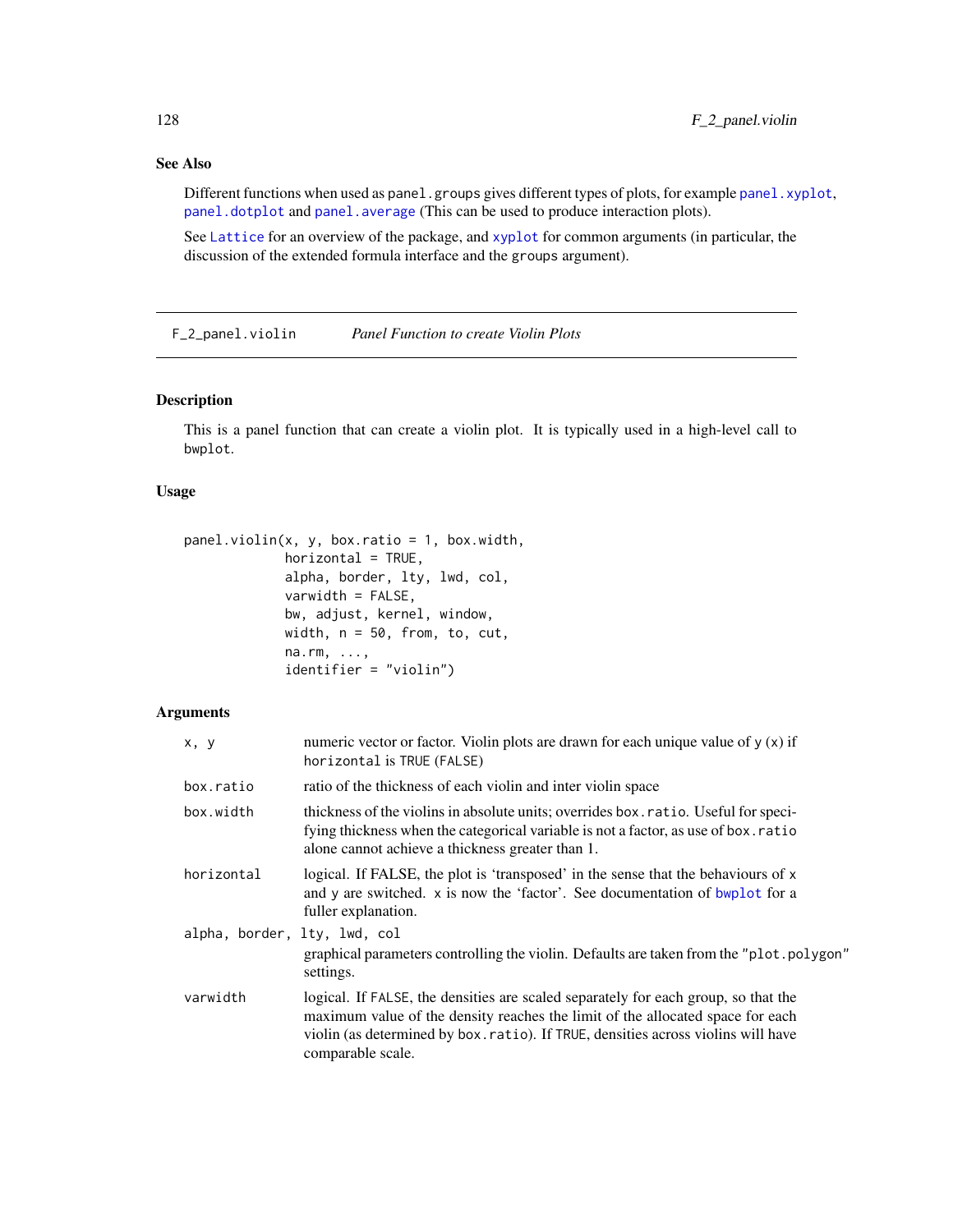### See Also

Different functions when used as `panel.groups` gives different types of plots, for example `panel.xyplot`, `panel.dotplot` and `panel.average` (This can be used to produce interaction plots).

See `Lattice` for an overview of the package, and `xyplot` for common arguments (in particular, the discussion of the extended formula interface and the `groups` argument).

---

## F_2_panel.violin — *Panel Function to create Violin Plots*

---

### Description

This is a panel function that can create a violin plot. It is typically used in a high-level call to `bwplot`.

### Usage

```
panel.violin(x, y, box.ratio = 1, box.width,
             horizontal = TRUE,
             alpha, border, lty, lwd, col,
             varwidth = FALSE,
             bw, adjust, kernel, window,
             width, n = 50, from, to, cut,
             na.rm, ...,
             identifier = "violin")
```

### Arguments

| Argument | Description |
|---|---|
| `x, y` | numeric vector or factor. Violin plots are drawn for each unique value of `y` (`x`) if `horizontal` is `TRUE` (`FALSE`) |
| `box.ratio` | ratio of the thickness of each violin and inter violin space |
| `box.width` | thickness of the violins in absolute units; overrides `box.ratio`. Useful for specifying thickness when the categorical variable is not a factor, as use of `box.ratio` alone cannot achieve a thickness greater than 1. |
| `horizontal` | logical. If FALSE, the plot is 'transposed' in the sense that the behaviours of x and y are switched. x is now the 'factor'. See documentation of `bwplot` for a fuller explanation. |
| `alpha, border, lty, lwd, col` | graphical parameters controlling the violin. Defaults are taken from the `"plot.polygon"` settings. |
| `varwidth` | logical. If `FALSE`, the densities are scaled separately for each group, so that the maximum value of the density reaches the limit of the allocated space for each violin (as determined by `box.ratio`). If `TRUE`, densities across violins will have comparable scale. |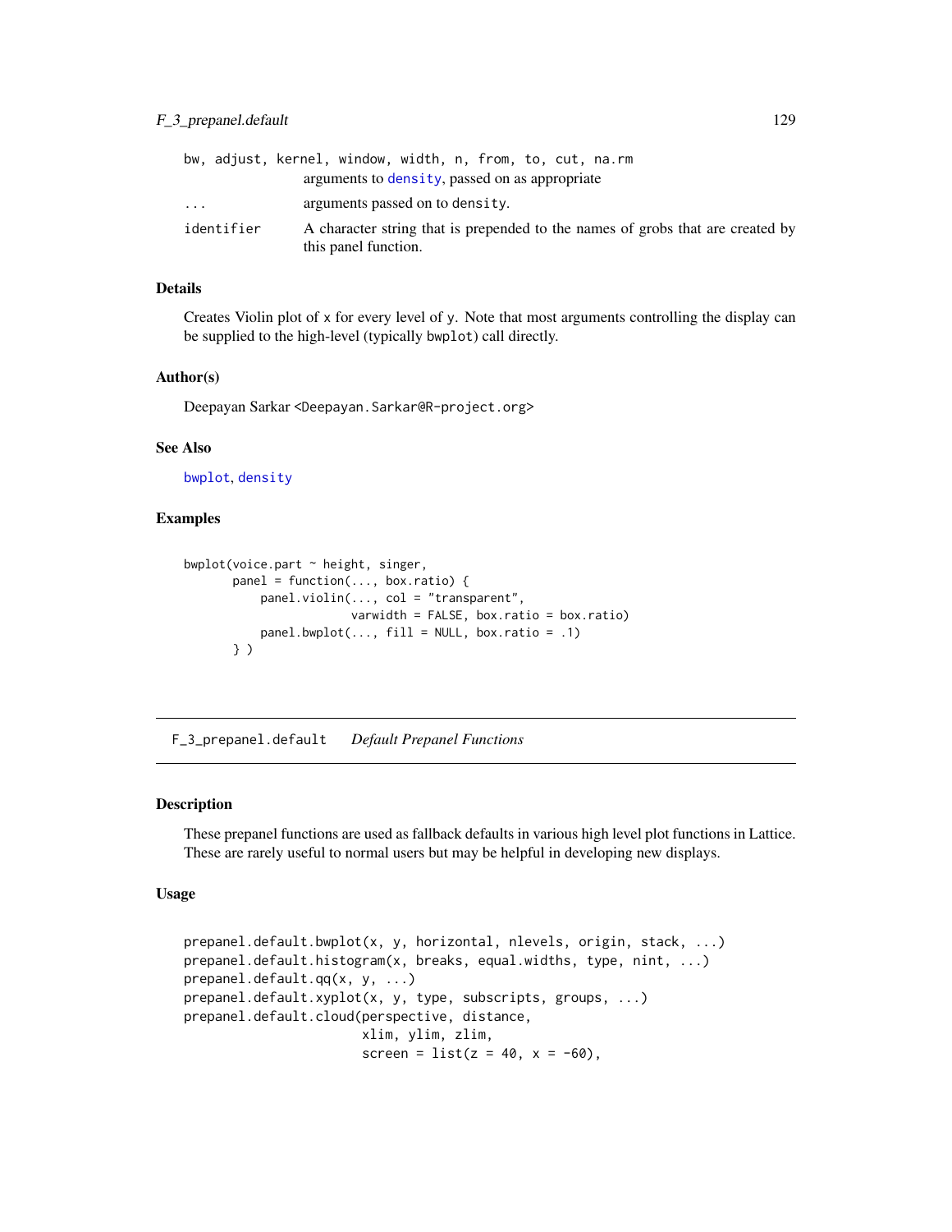| | |
|---|---|
| `bw, adjust, kernel, window, width, n, from, to, cut, na.rm` | arguments to `density`, passed on as appropriate |
| `...` | arguments passed on to `density`. |
| `identifier` | A character string that is prepended to the names of grobs that are created by this panel function. |

### Details

Creates Violin plot of `x` for every level of `y`. Note that most arguments controlling the display can be supplied to the high-level (typically `bwplot`) call directly.

### Author(s)

Deepayan Sarkar <Deepayan.Sarkar@R-project.org>

### See Also

`bwplot`, `density`

### Examples

```
bwplot(voice.part ~ height, singer,
       panel = function(..., box.ratio) {
           panel.violin(..., col = "transparent",
                        varwidth = FALSE, box.ratio = box.ratio)
           panel.bwplot(..., fill = NULL, box.ratio = .1)
       } )
```

---

## F_3_prepanel.default    *Default Prepanel Functions*

---

### Description

These prepanel functions are used as fallback defaults in various high level plot functions in Lattice. These are rarely useful to normal users but may be helpful in developing new displays.

### Usage

```
prepanel.default.bwplot(x, y, horizontal, nlevels, origin, stack, ...)
prepanel.default.histogram(x, breaks, equal.widths, type, nint, ...)
prepanel.default.qq(x, y, ...)
prepanel.default.xyplot(x, y, type, subscripts, groups, ...)
prepanel.default.cloud(perspective, distance,
                       xlim, ylim, zlim,
                       screen = list(z = 40, x = -60),
```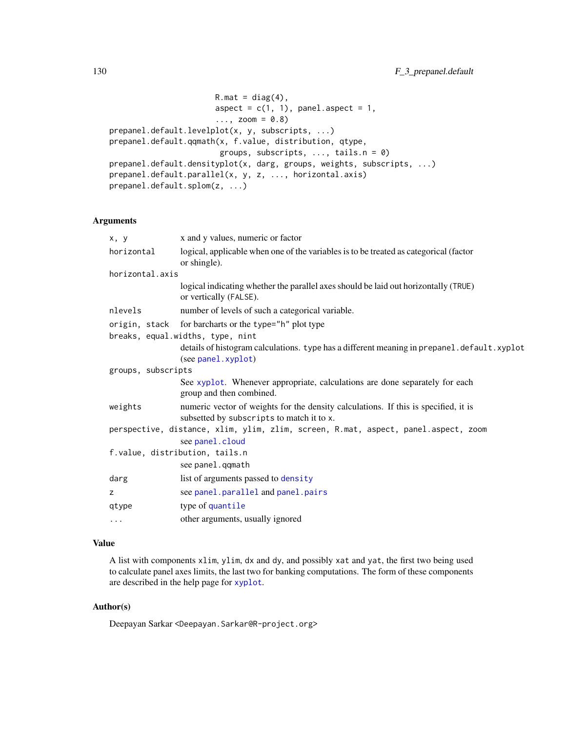```
                          R.mat = diag(4),
                          aspect = c(1, 1), panel.aspect = 1,
                          ..., zoom = 0.8)
prepanel.default.levelplot(x, y, subscripts, ...)
prepanel.default.qqmath(x, f.value, distribution, qtype,
                         groups, subscripts, ..., tails.n = 0)
prepanel.default.densityplot(x, darg, groups, weights, subscripts, ...)
prepanel.default.parallel(x, y, z, ..., horizontal.axis)
prepanel.default.splom(z, ...)
```

## Arguments

| | |
|---|---|
| `x, y` | x and y values, numeric or factor |
| `horizontal` | logical, applicable when one of the variables is to be treated as categorical (factor or shingle). |
| `horizontal.axis` | logical indicating whether the parallel axes should be laid out horizontally (`TRUE`) or vertically (`FALSE`). |
| `nlevels` | number of levels of such a categorical variable. |
| `origin, stack` | for barcharts or the `type="h"` plot type |
| `breaks, equal.widths, type, nint` | details of histogram calculations. `type` has a different meaning in `prepanel.default.xyplot` (see `panel.xyplot`) |
| `groups, subscripts` | See `xyplot`. Whenever appropriate, calculations are done separately for each group and then combined. |
| `weights` | numeric vector of weights for the density calculations. If this is specified, it is subsetted by `subscripts` to match it to `x`. |
| `perspective, distance, xlim, ylim, zlim, screen, R.mat, aspect, panel.aspect, zoom` | see `panel.cloud` |
| `f.value, distribution, tails.n` | see `panel.qqmath` |
| `darg` | list of arguments passed to `density` |
| `z` | see `panel.parallel` and `panel.pairs` |
| `qtype` | type of `quantile` |
| `...` | other arguments, usually ignored |

## Value

A list with components `xlim`, `ylim`, `dx` and `dy`, and possibly `xat` and `yat`, the first two being used to calculate panel axes limits, the last two for banking computations. The form of these components are described in the help page for `xyplot`.

## Author(s)

Deepayan Sarkar <Deepayan.Sarkar@R-project.org>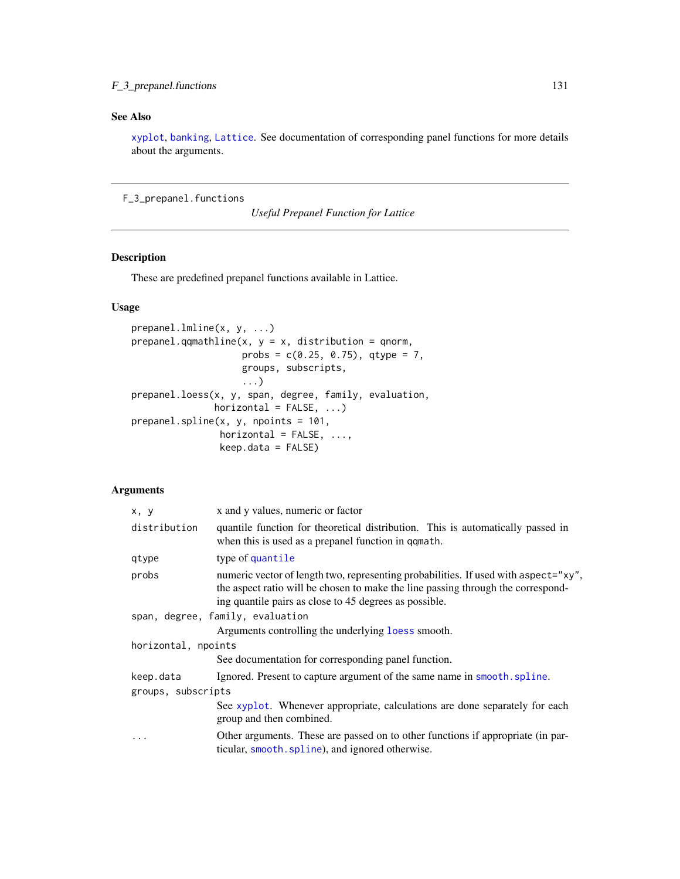## See Also

xyplot, banking, Lattice. See documentation of corresponding panel functions for more details about the arguments.

---

F_3_prepanel.functions

*Useful Prepanel Function for Lattice*

---

### Description

These are predefined prepanel functions available in Lattice.

### Usage

```
prepanel.lmline(x, y, ...)
prepanel.qqmathline(x, y = x, distribution = qnorm,
                    probs = c(0.25, 0.75), qtype = 7,
                    groups, subscripts,
                    ...)
prepanel.loess(x, y, span, degree, family, evaluation,
               horizontal = FALSE, ...)
prepanel.spline(x, y, npoints = 101,
                horizontal = FALSE, ...,
                keep.data = FALSE)
```

### Arguments

| Argument | Description |
|---|---|
| `x, y` | x and y values, numeric or factor |
| `distribution` | quantile function for theoretical distribution. This is automatically passed in when this is used as a prepanel function in `qqmath`. |
| `qtype` | type of `quantile` |
| `probs` | numeric vector of length two, representing probabilities. If used with `aspect="xy"`, the aspect ratio will be chosen to make the line passing through the corresponding quantile pairs as close to 45 degrees as possible. |
| `span, degree, family, evaluation` | Arguments controlling the underlying `loess` smooth. |
| `horizontal, npoints` | See documentation for corresponding panel function. |
| `keep.data` | Ignored. Present to capture argument of the same name in `smooth.spline`. |
| `groups, subscripts` | See `xyplot`. Whenever appropriate, calculations are done separately for each group and then combined. |
| `...` | Other arguments. These are passed on to other functions if appropriate (in particular, `smooth.spline`), and ignored otherwise. |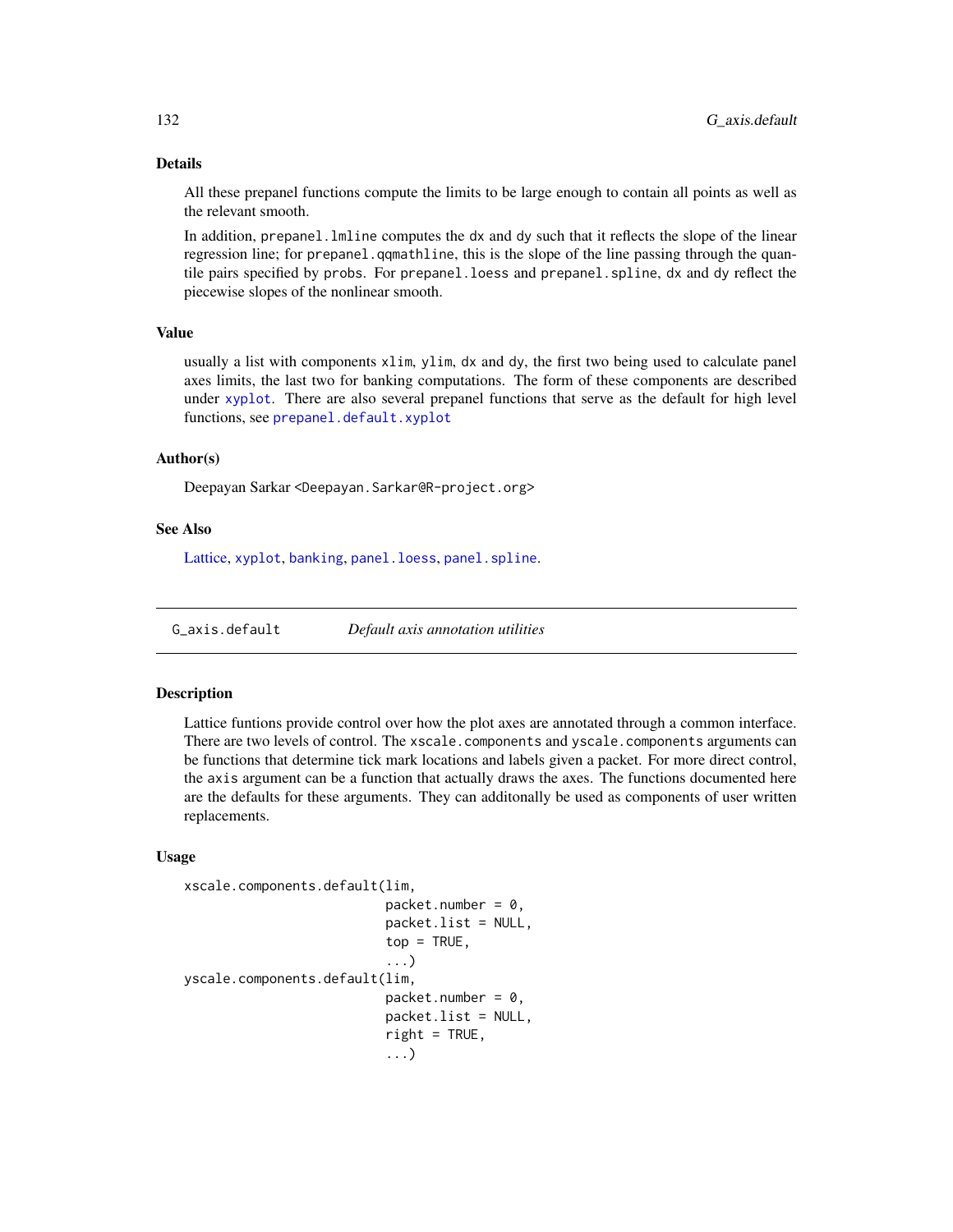### Details

All these prepanel functions compute the limits to be large enough to contain all points as well as the relevant smooth.

In addition, `prepanel.lmline` computes the `dx` and `dy` such that it reflects the slope of the linear regression line; for `prepanel.qqmathline`, this is the slope of the line passing through the quantile pairs specified by `probs`. For `prepanel.loess` and `prepanel.spline`, `dx` and `dy` reflect the piecewise slopes of the nonlinear smooth.

### Value

usually a list with components `xlim`, `ylim`, `dx` and `dy`, the first two being used to calculate panel axes limits, the last two for banking computations. The form of these components are described under `xyplot`. There are also several prepanel functions that serve as the default for high level functions, see `prepanel.default.xyplot`

### Author(s)

Deepayan Sarkar <Deepayan.Sarkar@R-project.org>

### See Also

Lattice, `xyplot`, `banking`, `panel.loess`, `panel.spline`.

---

## G_axis.default — *Default axis annotation utilities*

### Description

Lattice funtions provide control over how the plot axes are annotated through a common interface. There are two levels of control. The `xscale.components` and `yscale.components` arguments can be functions that determine tick mark locations and labels given a packet. For more direct control, the `axis` argument can be a function that actually draws the axes. The functions documented here are the defaults for these arguments. They can additonally be used as components of user written replacements.

### Usage

```
xscale.components.default(lim,
                          packet.number = 0,
                          packet.list = NULL,
                          top = TRUE,
                          ...)
yscale.components.default(lim,
                          packet.number = 0,
                          packet.list = NULL,
                          right = TRUE,
                          ...)
```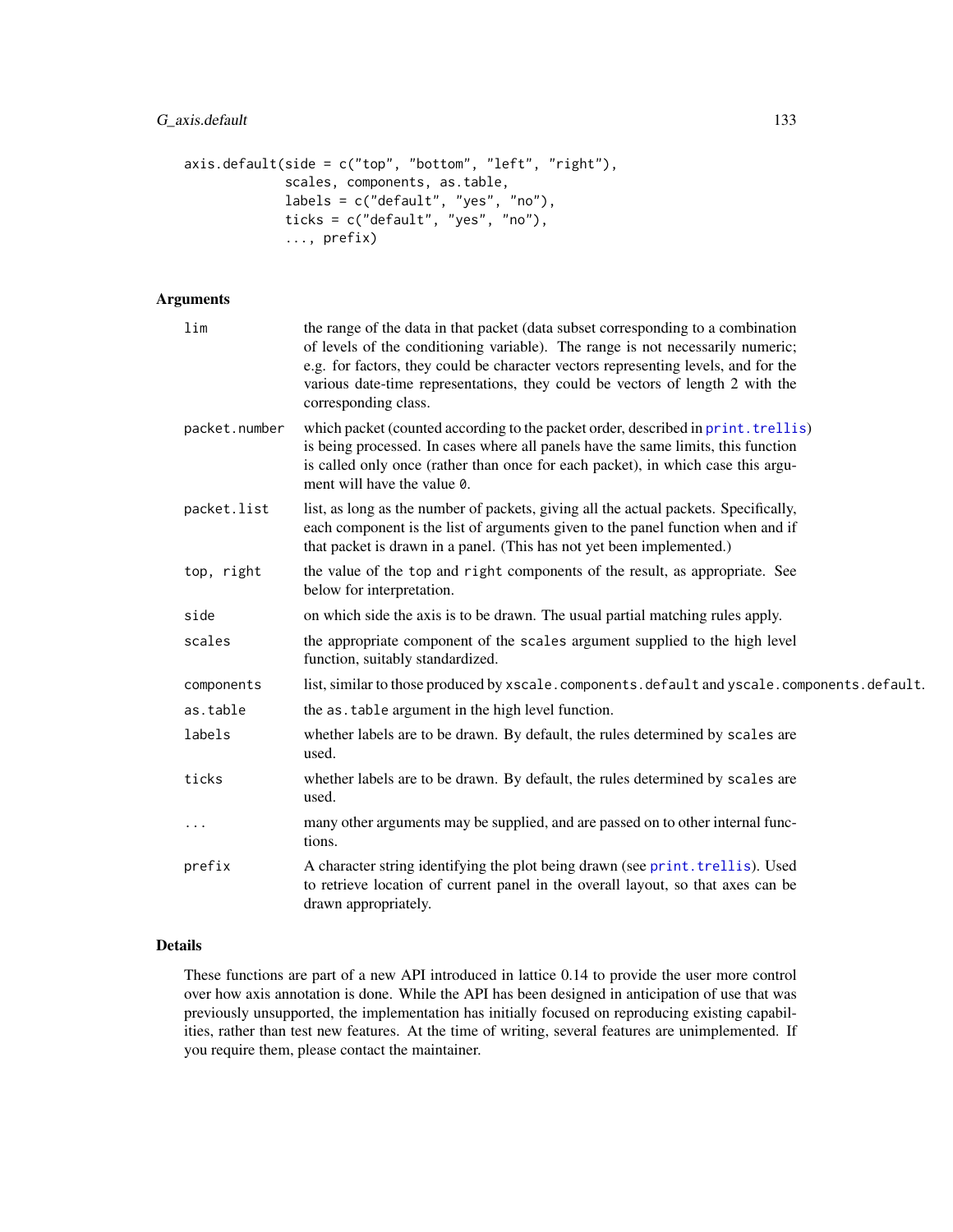```
axis.default(side = c("top", "bottom", "left", "right"),
             scales, components, as.table,
             labels = c("default", "yes", "no"),
             ticks = c("default", "yes", "no"),
             ..., prefix)
```

## Arguments

| | |
|---|---|
| `lim` | the range of the data in that packet (data subset corresponding to a combination of levels of the conditioning variable). The range is not necessarily numeric; e.g. for factors, they could be character vectors representing levels, and for the various date-time representations, they could be vectors of length 2 with the corresponding class. |
| `packet.number` | which packet (counted according to the packet order, described in `print.trellis`) is being processed. In cases where all panels have the same limits, this function is called only once (rather than once for each packet), in which case this argument will have the value `0`. |
| `packet.list` | list, as long as the number of packets, giving all the actual packets. Specifically, each component is the list of arguments given to the panel function when and if that packet is drawn in a panel. (This has not yet been implemented.) |
| `top, right` | the value of the `top` and `right` components of the result, as appropriate. See below for interpretation. |
| `side` | on which side the axis is to be drawn. The usual partial matching rules apply. |
| `scales` | the appropriate component of the `scales` argument supplied to the high level function, suitably standardized. |
| `components` | list, similar to those produced by `xscale.components.default` and `yscale.components.default`. |
| `as.table` | the `as.table` argument in the high level function. |
| `labels` | whether labels are to be drawn. By default, the rules determined by `scales` are used. |
| `ticks` | whether labels are to be drawn. By default, the rules determined by `scales` are used. |
| `...` | many other arguments may be supplied, and are passed on to other internal functions. |
| `prefix` | A character string identifying the plot being drawn (see `print.trellis`). Used to retrieve location of current panel in the overall layout, so that axes can be drawn appropriately. |

## Details

These functions are part of a new API introduced in lattice 0.14 to provide the user more control over how axis annotation is done. While the API has been designed in anticipation of use that was previously unsupported, the implementation has initially focused on reproducing existing capabilities, rather than test new features. At the time of writing, several features are unimplemented. If you require them, please contact the maintainer.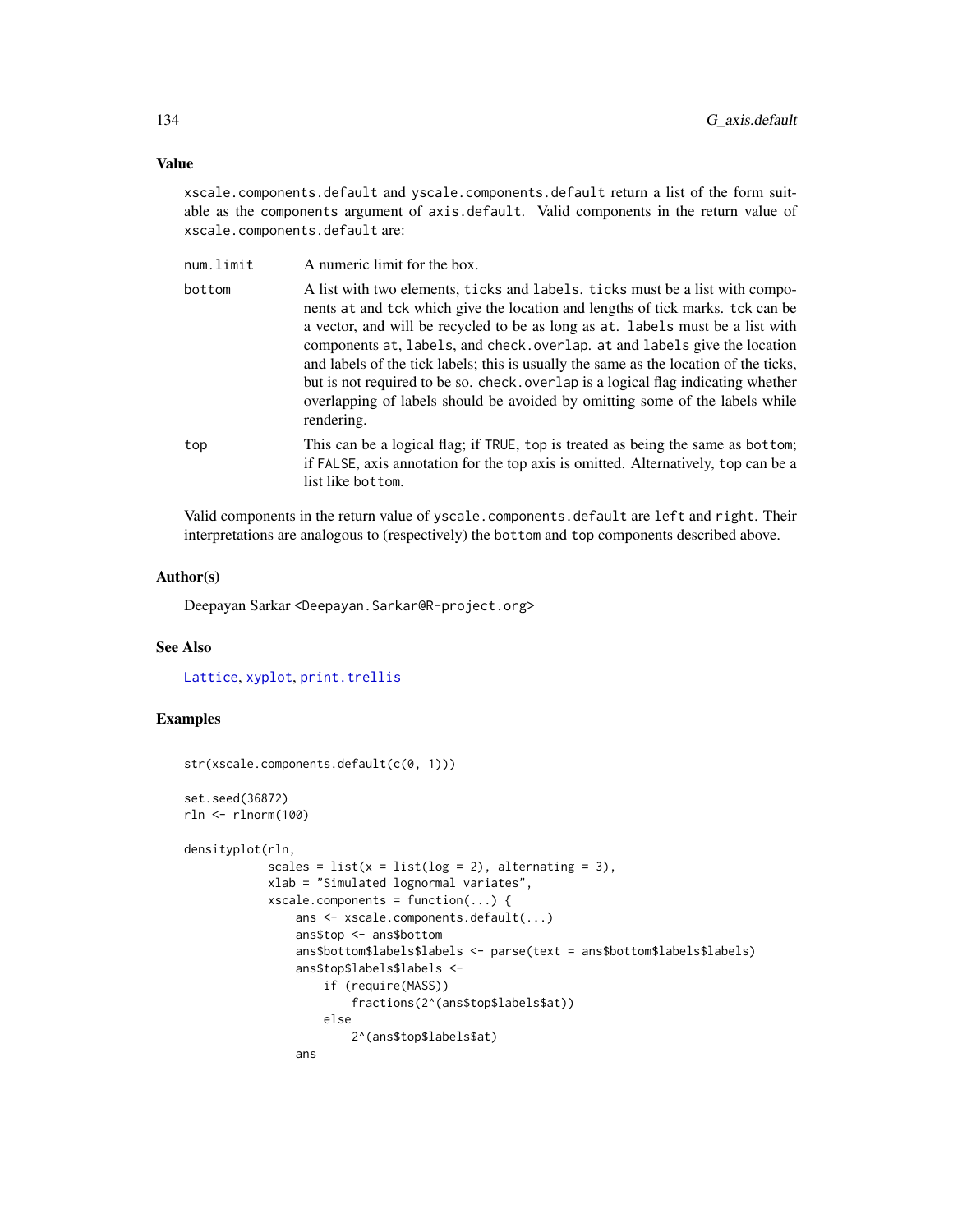## Value

`xscale.components.default` and `yscale.components.default` return a list of the form suitable as the `components` argument of `axis.default`. Valid components in the return value of `xscale.components.default` are:

- `num.limit` — A numeric limit for the box.
- `bottom` — A list with two elements, `ticks` and `labels`. `ticks` must be a list with components `at` and `tck` which give the location and lengths of tick marks. `tck` can be a vector, and will be recycled to be as long as `at`. `labels` must be a list with components `at`, `labels`, and `check.overlap`. `at` and `labels` give the location and labels of the tick labels; this is usually the same as the location of the ticks, but is not required to be so. `check.overlap` is a logical flag indicating whether overlapping of labels should be avoided by omitting some of the labels while rendering.
- `top` — This can be a logical flag; if `TRUE`, `top` is treated as being the same as `bottom`; if `FALSE`, axis annotation for the top axis is omitted. Alternatively, `top` can be a list like `bottom`.

Valid components in the return value of `yscale.components.default` are `left` and `right`. Their interpretations are analogous to (respectively) the `bottom` and `top` components described above.

## Author(s)

Deepayan Sarkar <Deepayan.Sarkar@R-project.org>

## See Also

Lattice, xyplot, print.trellis

## Examples

```
str(xscale.components.default(c(0, 1)))

set.seed(36872)
rln <- rlnorm(100)

densityplot(rln,
            scales = list(x = list(log = 2), alternating = 3),
            xlab = "Simulated lognormal variates",
            xscale.components = function(...) {
                ans <- xscale.components.default(...)
                ans$top <- ans$bottom
                ans$bottom$labels$labels <- parse(text = ans$bottom$labels$labels)
                ans$top$labels$labels <-
                    if (require(MASS))
                        fractions(2^(ans$top$labels$at))
                    else
                        2^(ans$top$labels$at)
                ans
```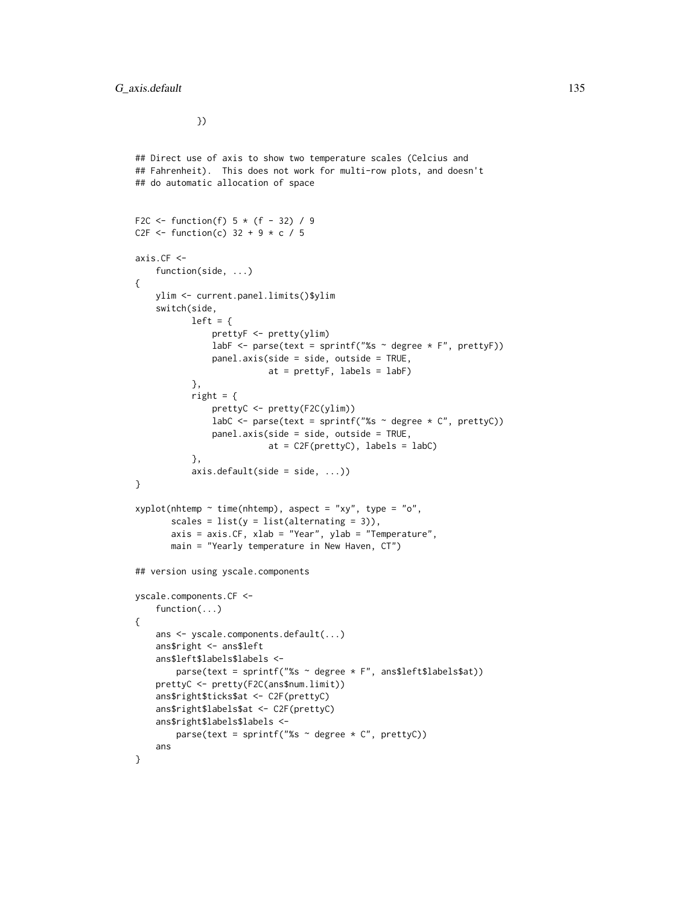```
            })

## Direct use of axis to show two temperature scales (Celcius and
## Fahrenheit).  This does not work for multi-row plots, and doesn't
## do automatic allocation of space


F2C <- function(f) 5 * (f - 32) / 9
C2F <- function(c) 32 + 9 * c / 5

axis.CF <-
    function(side, ...)
{
    ylim <- current.panel.limits()$ylim
    switch(side,
           left = {
               prettyF <- pretty(ylim)
               labF <- parse(text = sprintf("%s ~ degree * F", prettyF))
               panel.axis(side = side, outside = TRUE,
                          at = prettyF, labels = labF)
           },
           right = {
               prettyC <- pretty(F2C(ylim))
               labC <- parse(text = sprintf("%s ~ degree * C", prettyC))
               panel.axis(side = side, outside = TRUE,
                          at = C2F(prettyC), labels = labC)
           },
           axis.default(side = side, ...))
}

xyplot(nhtemp ~ time(nhtemp), aspect = "xy", type = "o",
       scales = list(y = list(alternating = 3)),
       axis = axis.CF, xlab = "Year", ylab = "Temperature",
       main = "Yearly temperature in New Haven, CT")

## version using yscale.components

yscale.components.CF <-
    function(...)
{
    ans <- yscale.components.default(...)
    ans$right <- ans$left
    ans$left$labels$labels <-
        parse(text = sprintf("%s ~ degree * F", ans$left$labels$at))
    prettyC <- pretty(F2C(ans$num.limit))
    ans$right$ticks$at <- C2F(prettyC)
    ans$right$labels$at <- C2F(prettyC)
    ans$right$labels$labels <-
        parse(text = sprintf("%s ~ degree * C", prettyC))
    ans
}
```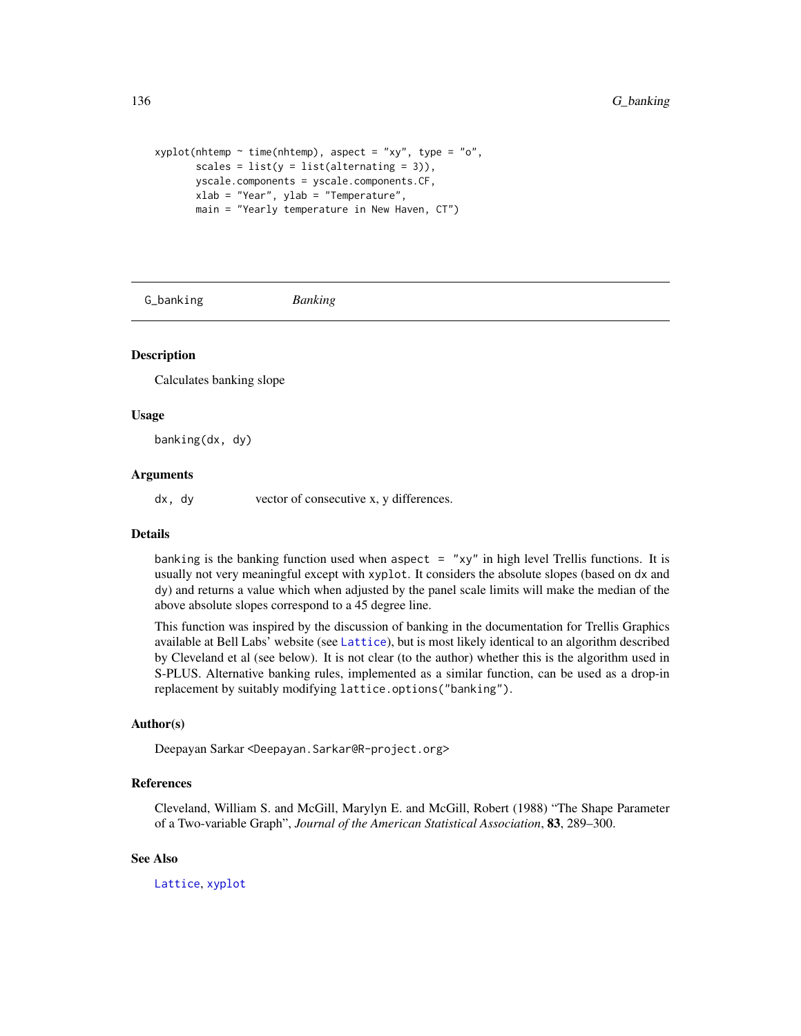```
xyplot(nhtemp ~ time(nhtemp), aspect = "xy", type = "o",
       scales = list(y = list(alternating = 3)),
       yscale.components = yscale.components.CF,
       xlab = "Year", ylab = "Temperature",
       main = "Yearly temperature in New Haven, CT")
```

---

G_banking *Banking*

---

### Description

Calculates banking slope

### Usage

```
banking(dx, dy)
```

### Arguments

| | |
|---|---|
| `dx, dy` | vector of consecutive x, y differences. |

### Details

`banking` is the banking function used when `aspect = "xy"` in high level Trellis functions. It is usually not very meaningful except with `xyplot`. It considers the absolute slopes (based on `dx` and `dy`) and returns a value which when adjusted by the panel scale limits will make the median of the above absolute slopes correspond to a 45 degree line.

This function was inspired by the discussion of banking in the documentation for Trellis Graphics available at Bell Labs' website (see `Lattice`), but is most likely identical to an algorithm described by Cleveland et al (see below). It is not clear (to the author) whether this is the algorithm used in S-PLUS. Alternative banking rules, implemented as a similar function, can be used as a drop-in replacement by suitably modifying `lattice.options("banking")`.

### Author(s)

Deepayan Sarkar <Deepayan.Sarkar@R-project.org>

### References

Cleveland, William S. and McGill, Marylyn E. and McGill, Robert (1988) "The Shape Parameter of a Two-variable Graph", *Journal of the American Statistical Association*, **83**, 289–300.

### See Also

`Lattice`, `xyplot`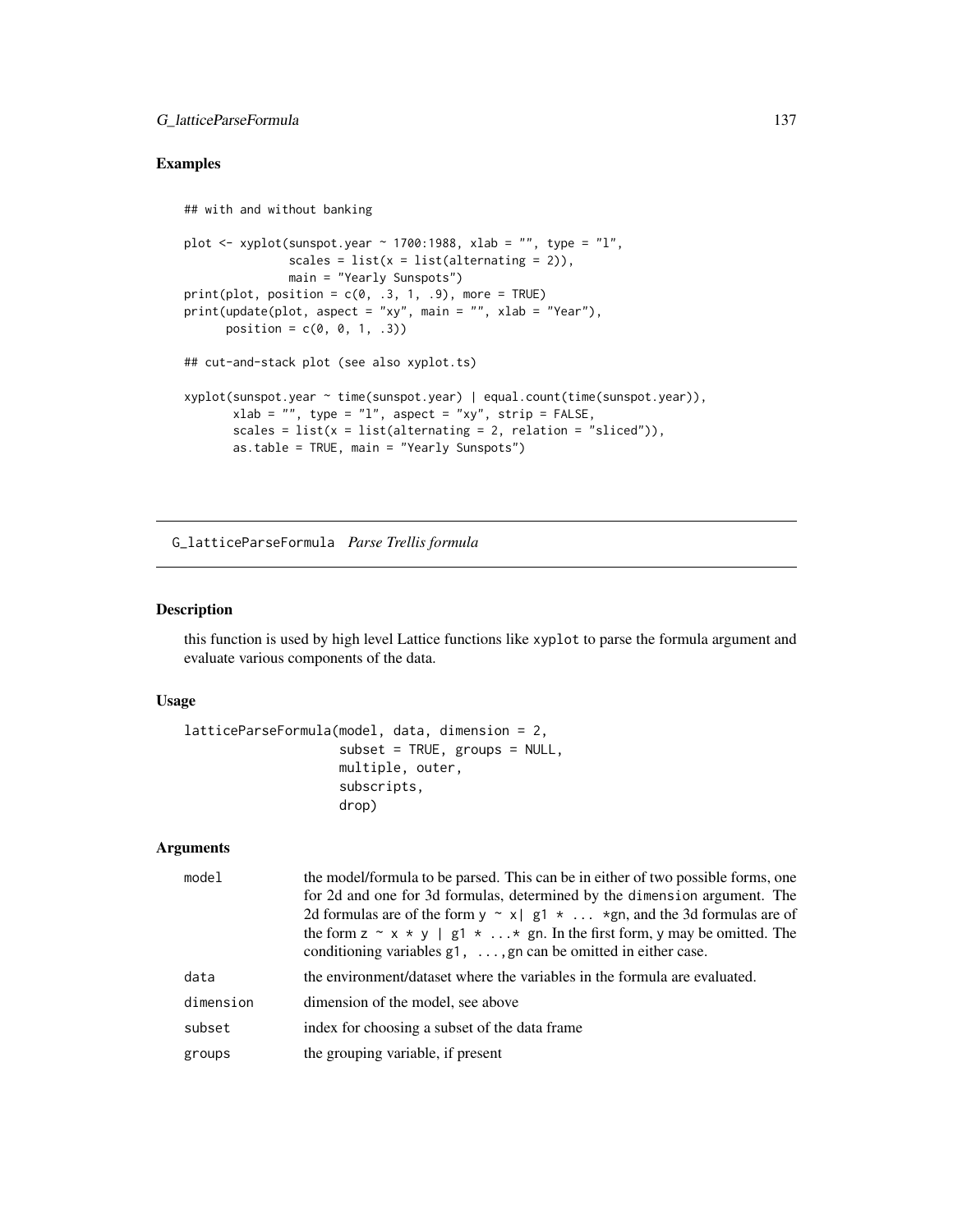## Examples

```
## with and without banking

plot <- xyplot(sunspot.year ~ 1700:1988, xlab = "", type = "l",
               scales = list(x = list(alternating = 2)),
               main = "Yearly Sunspots")
print(plot, position = c(0, .3, 1, .9), more = TRUE)
print(update(plot, aspect = "xy", main = "", xlab = "Year"),
      position = c(0, 0, 1, .3))

## cut-and-stack plot (see also xyplot.ts)

xyplot(sunspot.year ~ time(sunspot.year) | equal.count(time(sunspot.year)),
       xlab = "", type = "l", aspect = "xy", strip = FALSE,
       scales = list(x = list(alternating = 2, relation = "sliced")),
       as.table = TRUE, main = "Yearly Sunspots")
```

---

# G_latticeParseFormula *Parse Trellis formula*

## Description

this function is used by high level Lattice functions like `xyplot` to parse the formula argument and evaluate various components of the data.

## Usage

```
latticeParseFormula(model, data, dimension = 2,
                    subset = TRUE, groups = NULL,
                    multiple, outer,
                    subscripts,
                    drop)
```

## Arguments

| | |
|---|---|
| `model` | the model/formula to be parsed. This can be in either of two possible forms, one for 2d and one for 3d formulas, determined by the `dimension` argument. The 2d formulas are of the form `y ~ x| g1 * ... *gn`, and the 3d formulas are of the form `z ~ x * y | g1 * ...* gn`. In the first form, `y` may be omitted. The conditioning variables `g1, ...,gn` can be omitted in either case. |
| `data` | the environment/dataset where the variables in the formula are evaluated. |
| `dimension` | dimension of the model, see above |
| `subset` | index for choosing a subset of the data frame |
| `groups` | the grouping variable, if present |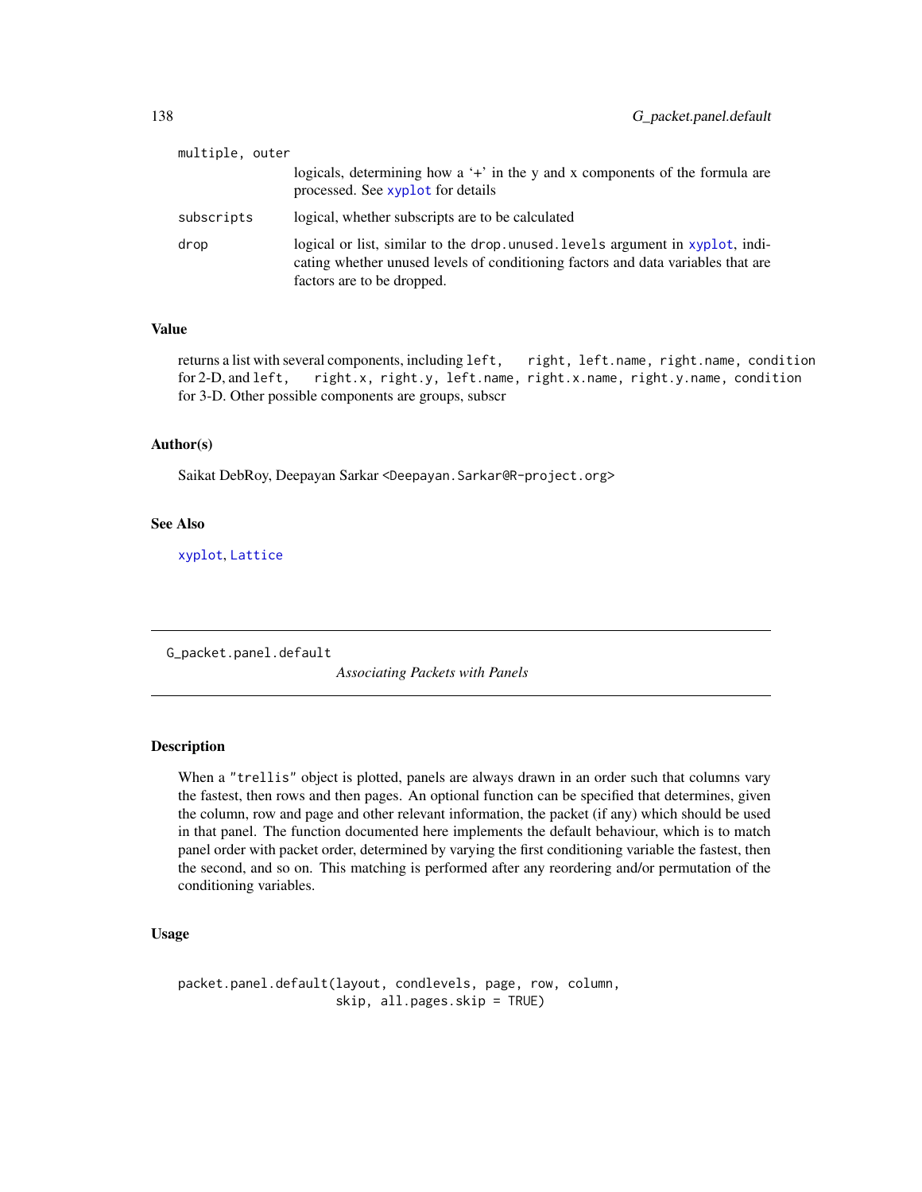multiple, outer
: logicals, determining how a '+' in the y and x components of the formula are processed. See xyplot for details

subscripts
: logical, whether subscripts are to be calculated

drop
: logical or list, similar to the drop.unused.levels argument in xyplot, indicating whether unused levels of conditioning factors and data variables that are factors are to be dropped.

### Value

returns a list with several components, including left, right, left.name, right.name, condition for 2-D, and left, right.x, right.y, left.name, right.x.name, right.y.name, condition for 3-D. Other possible components are groups, subscr

### Author(s)

Saikat DebRoy, Deepayan Sarkar <Deepayan.Sarkar@R-project.org>

### See Also

xyplot, Lattice

---

## G_packet.panel.default

*Associating Packets with Panels*

---

### Description

When a "trellis" object is plotted, panels are always drawn in an order such that columns vary the fastest, then rows and then pages. An optional function can be specified that determines, given the column, row and page and other relevant information, the packet (if any) which should be used in that panel. The function documented here implements the default behaviour, which is to match panel order with packet order, determined by varying the first conditioning variable the fastest, then the second, and so on. This matching is performed after any reordering and/or permutation of the conditioning variables.

### Usage

```
packet.panel.default(layout, condlevels, page, row, column,
                     skip, all.pages.skip = TRUE)
```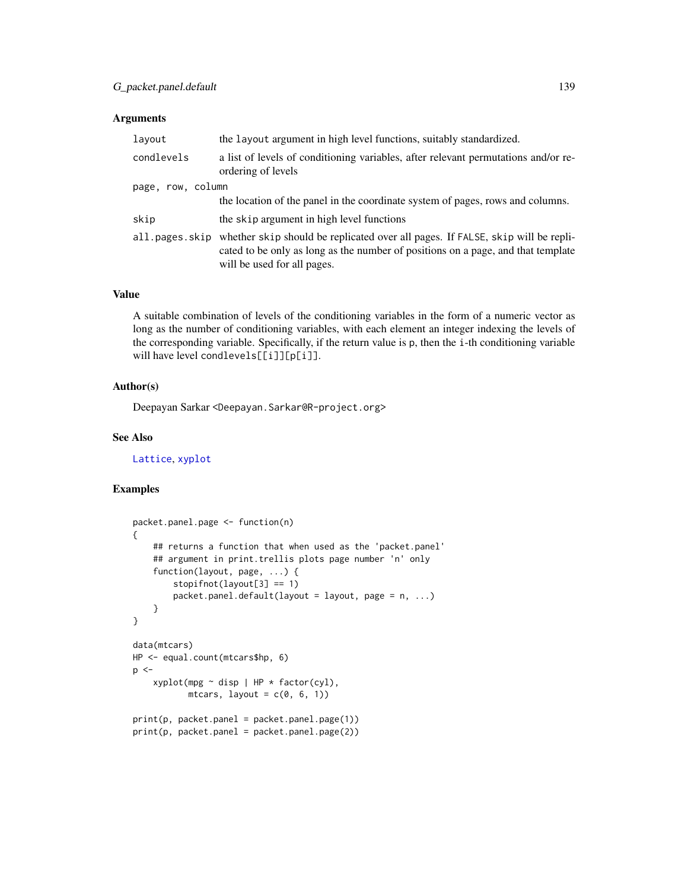### Arguments

| | |
|---|---|
| `layout` | the `layout` argument in high level functions, suitably standardized. |
| `condlevels` | a list of levels of conditioning variables, after relevant permutations and/or reordering of levels |
| `page, row, column` | the location of the panel in the coordinate system of pages, rows and columns. |
| `skip` | the `skip` argument in high level functions |
| `all.pages.skip` | whether `skip` should be replicated over all pages. If `FALSE`, `skip` will be replicated to be only as long as the number of positions on a page, and that template will be used for all pages. |

### Value

A suitable combination of levels of the conditioning variables in the form of a numeric vector as long as the number of conditioning variables, with each element an integer indexing the levels of the corresponding variable. Specifically, if the return value is `p`, then the `i`-th conditioning variable will have level `condlevels[[i]][p[i]]`.

### Author(s)

Deepayan Sarkar <Deepayan.Sarkar@R-project.org>

### See Also

`Lattice`, `xyplot`

### Examples

```
packet.panel.page <- function(n)
{
    ## returns a function that when used as the 'packet.panel'
    ## argument in print.trellis plots page number 'n' only
    function(layout, page, ...) {
        stopifnot(layout[3] == 1)
        packet.panel.default(layout = layout, page = n, ...)
    }
}

data(mtcars)
HP <- equal.count(mtcars$hp, 6)
p <-
    xyplot(mpg ~ disp | HP * factor(cyl),
           mtcars, layout = c(0, 6, 1))

print(p, packet.panel = packet.panel.page(1))
print(p, packet.panel = packet.panel.page(2))
```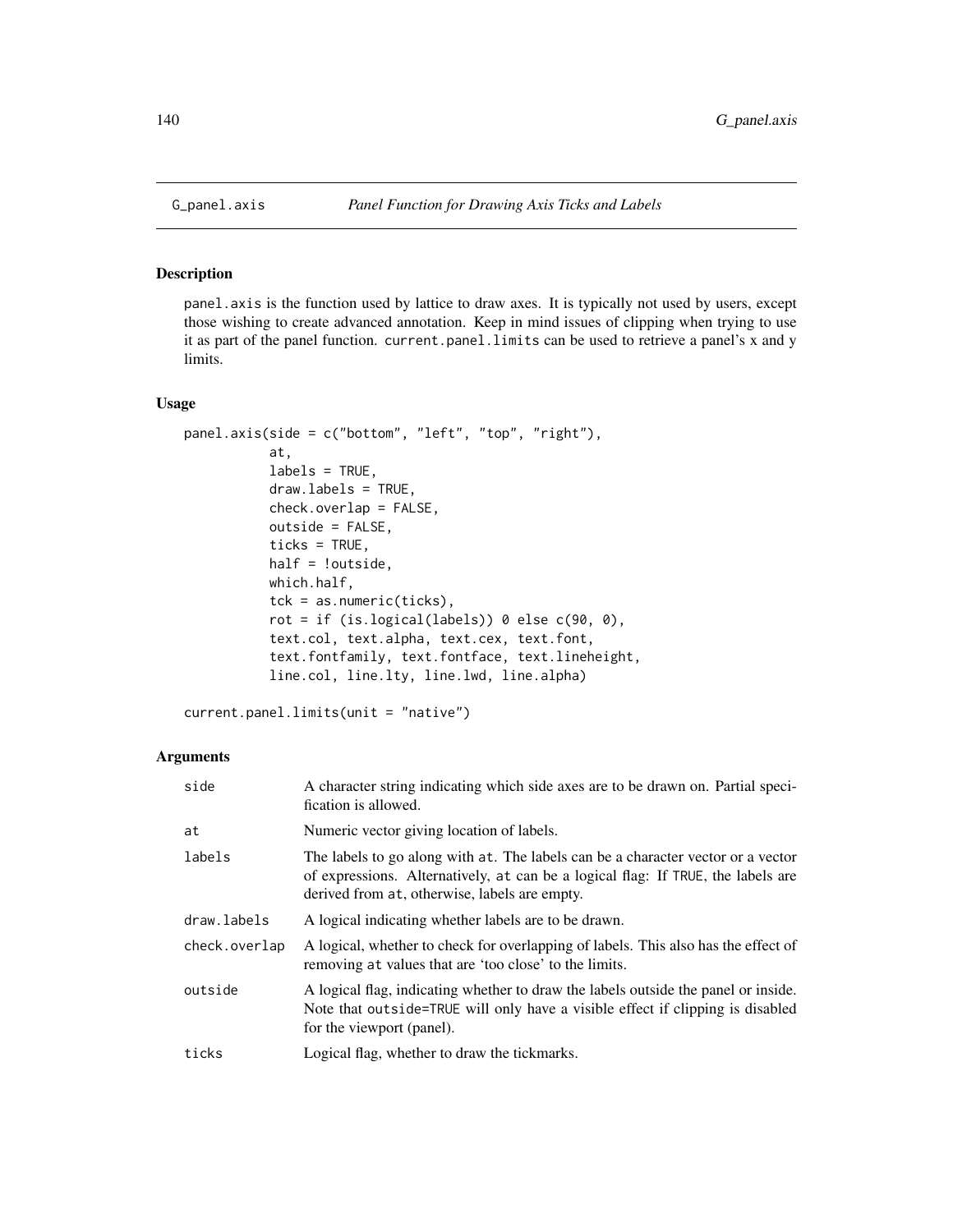G_panel.axis — *Panel Function for Drawing Axis Ticks and Labels*

## Description

panel.axis is the function used by lattice to draw axes. It is typically not used by users, except those wishing to create advanced annotation. Keep in mind issues of clipping when trying to use it as part of the panel function. current.panel.limits can be used to retrieve a panel's x and y limits.

## Usage

```
panel.axis(side = c("bottom", "left", "top", "right"),
           at,
           labels = TRUE,
           draw.labels = TRUE,
           check.overlap = FALSE,
           outside = FALSE,
           ticks = TRUE,
           half = !outside,
           which.half,
           tck = as.numeric(ticks),
           rot = if (is.logical(labels)) 0 else c(90, 0),
           text.col, text.alpha, text.cex, text.font,
           text.fontfamily, text.fontface, text.lineheight,
           line.col, line.lty, line.lwd, line.alpha)

current.panel.limits(unit = "native")
```

## Arguments

| | |
|---|---|
| side | A character string indicating which side axes are to be drawn on. Partial specification is allowed. |
| at | Numeric vector giving location of labels. |
| labels | The labels to go along with at. The labels can be a character vector or a vector of expressions. Alternatively, at can be a logical flag: If TRUE, the labels are derived from at, otherwise, labels are empty. |
| draw.labels | A logical indicating whether labels are to be drawn. |
| check.overlap | A logical, whether to check for overlapping of labels. This also has the effect of removing at values that are 'too close' to the limits. |
| outside | A logical flag, indicating whether to draw the labels outside the panel or inside. Note that outside=TRUE will only have a visible effect if clipping is disabled for the viewport (panel). |
| ticks | Logical flag, whether to draw the tickmarks. |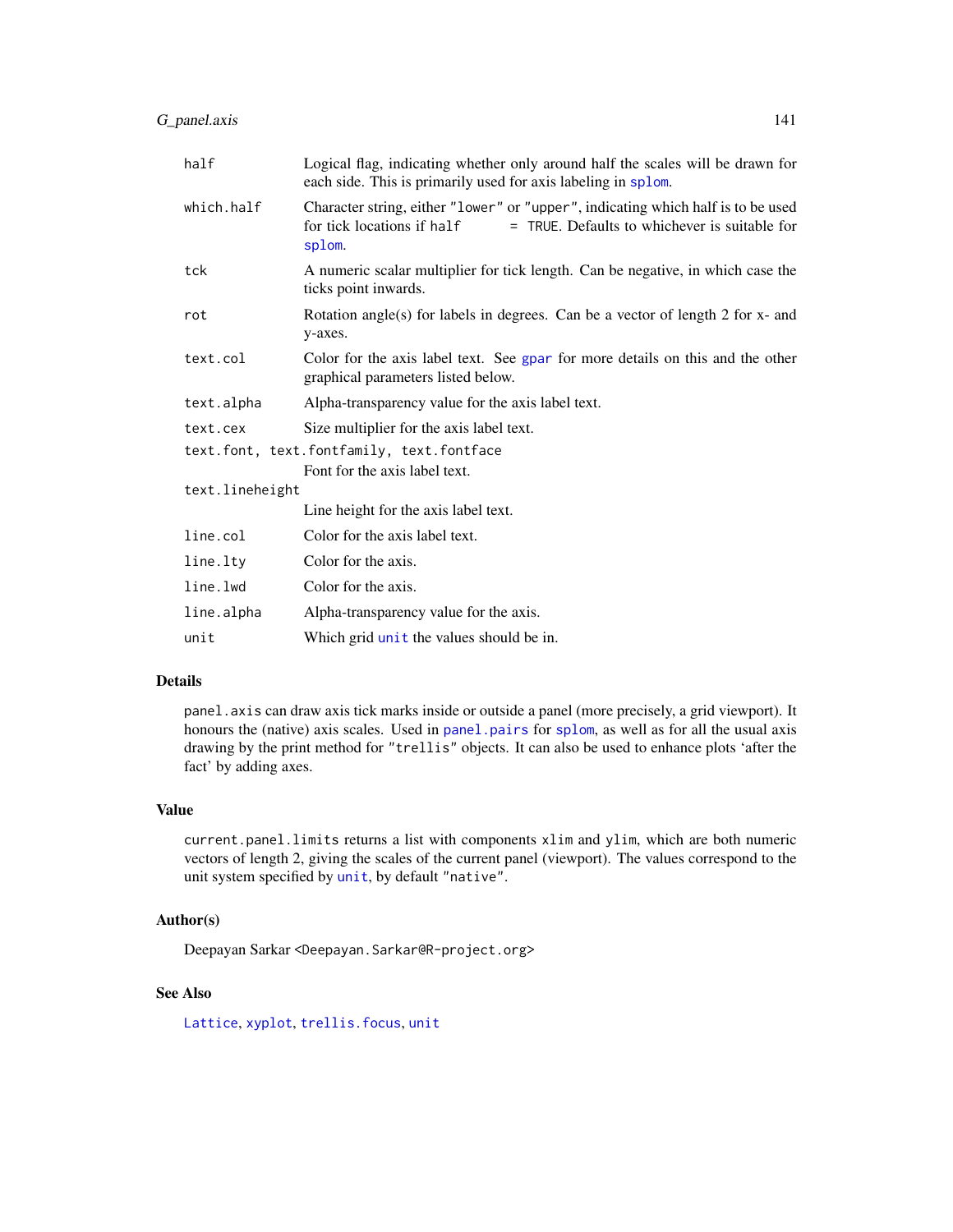| | |
|---|---|
| `half` | Logical flag, indicating whether only around half the scales will be drawn for each side. This is primarily used for axis labeling in `splom`. |
| `which.half` | Character string, either `"lower"` or `"upper"`, indicating which half is to be used for tick locations if `half = TRUE`. Defaults to whichever is suitable for `splom`. |
| `tck` | A numeric scalar multiplier for tick length. Can be negative, in which case the ticks point inwards. |
| `rot` | Rotation angle(s) for labels in degrees. Can be a vector of length 2 for x- and y-axes. |
| `text.col` | Color for the axis label text. See `gpar` for more details on this and the other graphical parameters listed below. |
| `text.alpha` | Alpha-transparency value for the axis label text. |
| `text.cex` | Size multiplier for the axis label text. |
| `text.font, text.fontfamily, text.fontface` | Font for the axis label text. |
| `text.lineheight` | Line height for the axis label text. |
| `line.col` | Color for the axis label text. |
| `line.lty` | Color for the axis. |
| `line.lwd` | Color for the axis. |
| `line.alpha` | Alpha-transparency value for the axis. |
| `unit` | Which grid `unit` the values should be in. |

## Details

`panel.axis` can draw axis tick marks inside or outside a panel (more precisely, a grid viewport). It honours the (native) axis scales. Used in `panel.pairs` for `splom`, as well as for all the usual axis drawing by the print method for `"trellis"` objects. It can also be used to enhance plots 'after the fact' by adding axes.

## Value

`current.panel.limits` returns a list with components `xlim` and `ylim`, which are both numeric vectors of length 2, giving the scales of the current panel (viewport). The values correspond to the unit system specified by `unit`, by default `"native"`.

## Author(s)

Deepayan Sarkar <Deepayan.Sarkar@R-project.org>

## See Also

`Lattice`, `xyplot`, `trellis.focus`, `unit`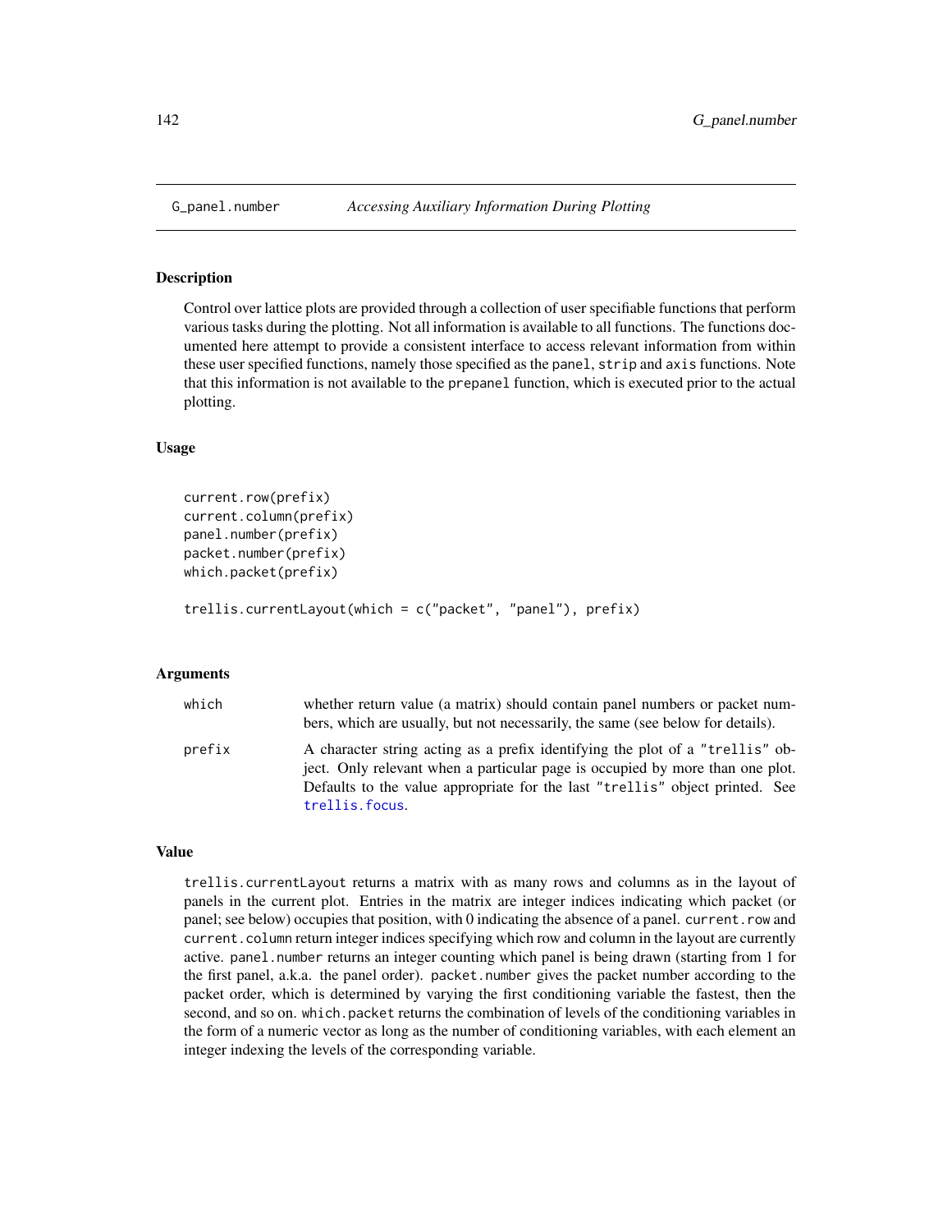G_panel.number *Accessing Auxiliary Information During Plotting*

## Description

Control over lattice plots are provided through a collection of user specifiable functions that perform various tasks during the plotting. Not all information is available to all functions. The functions documented here attempt to provide a consistent interface to access relevant information from within these user specified functions, namely those specified as the `panel`, `strip` and `axis` functions. Note that this information is not available to the `prepanel` function, which is executed prior to the actual plotting.

## Usage

```
current.row(prefix)
current.column(prefix)
panel.number(prefix)
packet.number(prefix)
which.packet(prefix)

trellis.currentLayout(which = c("packet", "panel"), prefix)
```

## Arguments

| | |
|---|---|
| `which` | whether return value (a matrix) should contain panel numbers or packet numbers, which are usually, but not necessarily, the same (see below for details). |
| `prefix` | A character string acting as a prefix identifying the plot of a `"trellis"` object. Only relevant when a particular page is occupied by more than one plot. Defaults to the value appropriate for the last `"trellis"` object printed. See `trellis.focus`. |

## Value

`trellis.currentLayout` returns a matrix with as many rows and columns as in the layout of panels in the current plot. Entries in the matrix are integer indices indicating which packet (or panel; see below) occupies that position, with 0 indicating the absence of a panel. `current.row` and `current.column` return integer indices specifying which row and column in the layout are currently active. `panel.number` returns an integer counting which panel is being drawn (starting from 1 for the first panel, a.k.a. the panel order). `packet.number` gives the packet number according to the packet order, which is determined by varying the first conditioning variable the fastest, then the second, and so on. `which.packet` returns the combination of levels of the conditioning variables in the form of a numeric vector as long as the number of conditioning variables, with each element an integer indexing the levels of the corresponding variable.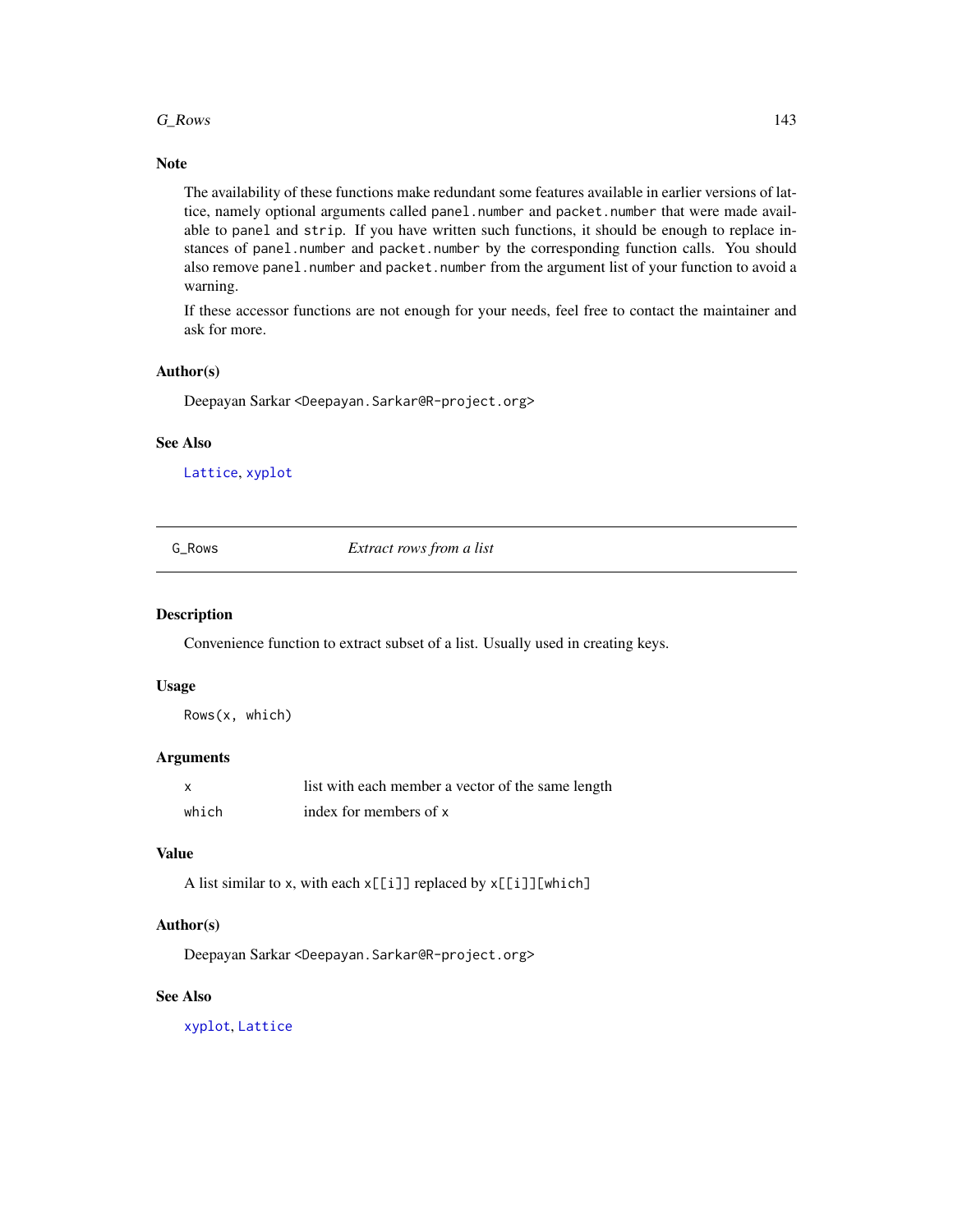### Note

The availability of these functions make redundant some features available in earlier versions of lattice, namely optional arguments called `panel.number` and `packet.number` that were made available to `panel` and `strip`. If you have written such functions, it should be enough to replace instances of `panel.number` and `packet.number` by the corresponding function calls. You should also remove `panel.number` and `packet.number` from the argument list of your function to avoid a warning.

If these accessor functions are not enough for your needs, feel free to contact the maintainer and ask for more.

### Author(s)

Deepayan Sarkar <Deepayan.Sarkar@R-project.org>

### See Also

`Lattice`, `xyplot`

---

## G_Rows — *Extract rows from a list*

### Description

Convenience function to extract subset of a list. Usually used in creating keys.

### Usage

```
Rows(x, which)
```

### Arguments

| | |
|---|---|
| `x` | list with each member a vector of the same length |
| `which` | index for members of `x` |

### Value

A list similar to `x`, with each `x[[i]]` replaced by `x[[i]][which]`

### Author(s)

Deepayan Sarkar <Deepayan.Sarkar@R-project.org>

### See Also

`xyplot`, `Lattice`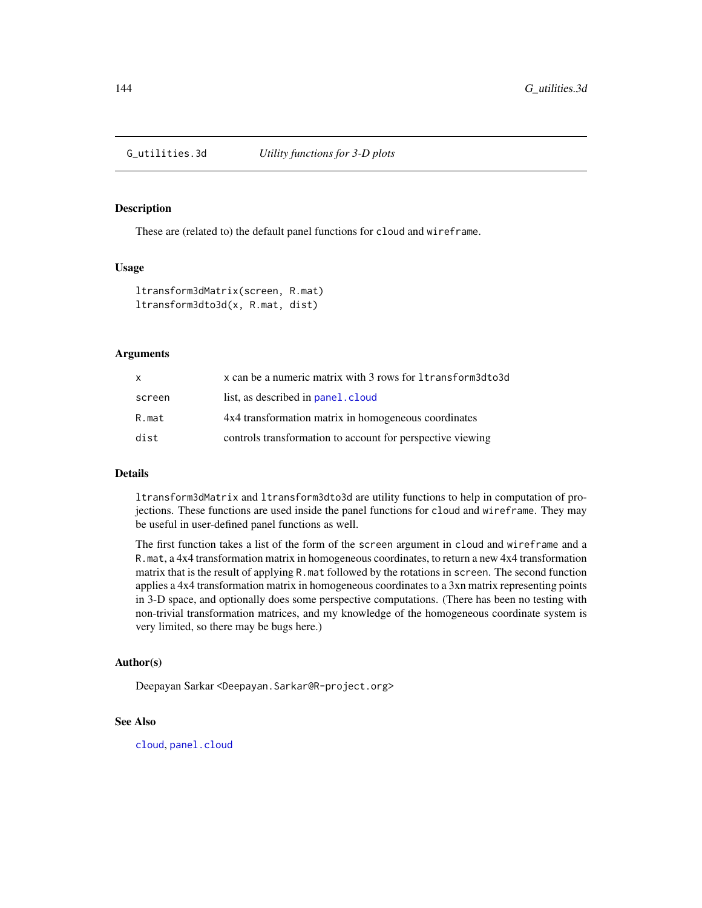G_utilities.3d — *Utility functions for 3-D plots*

## Description

These are (related to) the default panel functions for `cloud` and `wireframe`.

## Usage

```
ltransform3dMatrix(screen, R.mat)
ltransform3dto3d(x, R.mat, dist)
```

## Arguments

| | |
|---|---|
| `x` | `x` can be a numeric matrix with 3 rows for `ltransform3dto3d` |
| `screen` | list, as described in `panel.cloud` |
| `R.mat` | 4x4 transformation matrix in homogeneous coordinates |
| `dist` | controls transformation to account for perspective viewing |

## Details

`ltransform3dMatrix` and `ltransform3dto3d` are utility functions to help in computation of projections. These functions are used inside the panel functions for `cloud` and `wireframe`. They may be useful in user-defined panel functions as well.

The first function takes a list of the form of the `screen` argument in `cloud` and `wireframe` and a `R.mat`, a 4x4 transformation matrix in homogeneous coordinates, to return a new 4x4 transformation matrix that is the result of applying `R.mat` followed by the rotations in `screen`. The second function applies a 4x4 transformation matrix in homogeneous coordinates to a 3xn matrix representing points in 3-D space, and optionally does some perspective computations. (There has been no testing with non-trivial transformation matrices, and my knowledge of the homogeneous coordinate system is very limited, so there may be bugs here.)

## Author(s)

Deepayan Sarkar <`Deepayan.Sarkar@R-project.org`>

## See Also

`cloud`, `panel.cloud`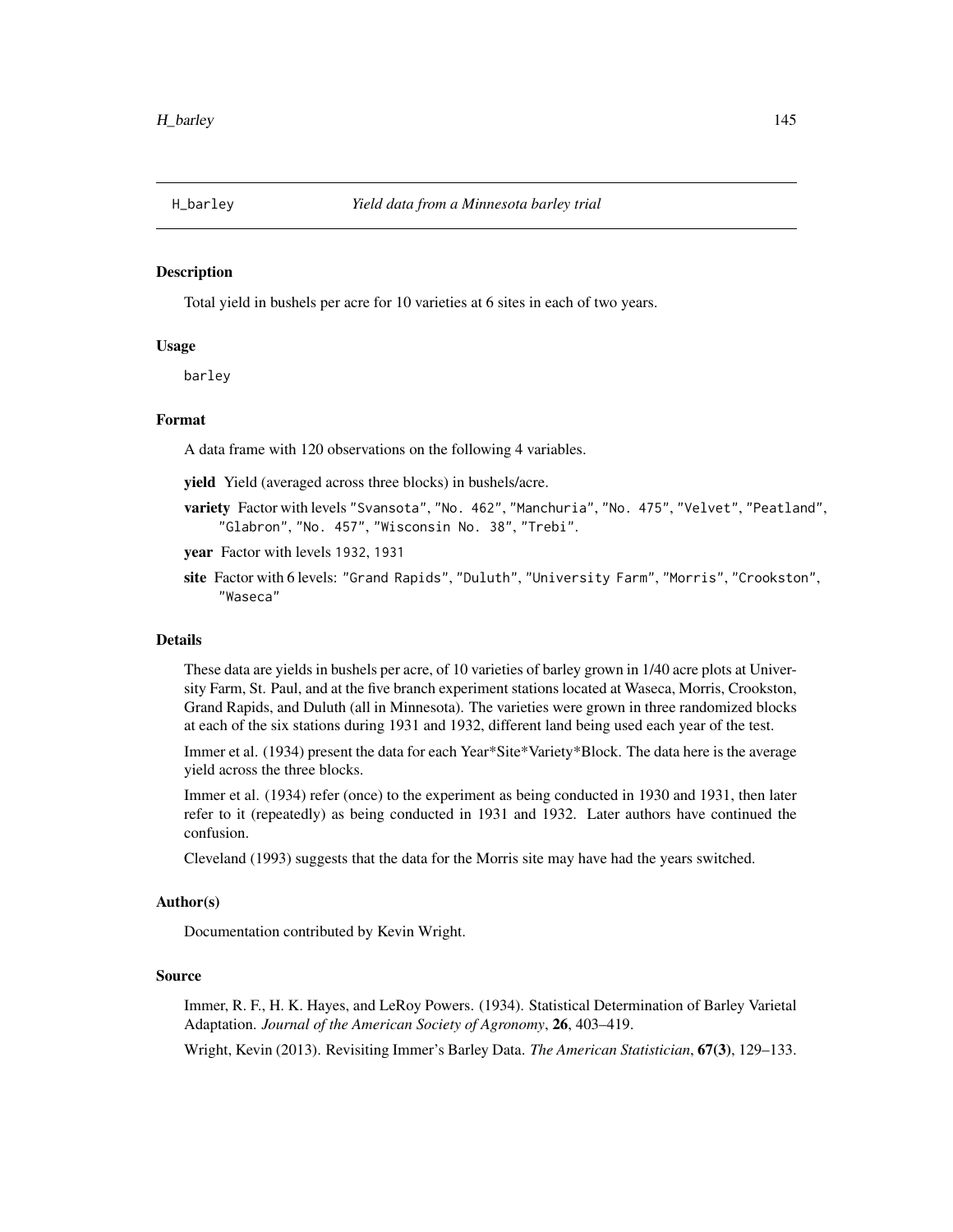## H_barley — *Yield data from a Minnesota barley trial*

### Description

Total yield in bushels per acre for 10 varieties at 6 sites in each of two years.

### Usage

```
barley
```

### Format

A data frame with 120 observations on the following 4 variables.

**yield** Yield (averaged across three blocks) in bushels/acre.

**variety** Factor with levels "Svansota", "No. 462", "Manchuria", "No. 475", "Velvet", "Peatland", "Glabron", "No. 457", "Wisconsin No. 38", "Trebi".

**year** Factor with levels 1932, 1931

**site** Factor with 6 levels: "Grand Rapids", "Duluth", "University Farm", "Morris", "Crookston", "Waseca"

### Details

These data are yields in bushels per acre, of 10 varieties of barley grown in 1/40 acre plots at University Farm, St. Paul, and at the five branch experiment stations located at Waseca, Morris, Crookston, Grand Rapids, and Duluth (all in Minnesota). The varieties were grown in three randomized blocks at each of the six stations during 1931 and 1932, different land being used each year of the test.

Immer et al. (1934) present the data for each Year*Site*Variety*Block. The data here is the average yield across the three blocks.

Immer et al. (1934) refer (once) to the experiment as being conducted in 1930 and 1931, then later refer to it (repeatedly) as being conducted in 1931 and 1932. Later authors have continued the confusion.

Cleveland (1993) suggests that the data for the Morris site may have had the years switched.

### Author(s)

Documentation contributed by Kevin Wright.

### Source

Immer, R. F., H. K. Hayes, and LeRoy Powers. (1934). Statistical Determination of Barley Varietal Adaptation. *Journal of the American Society of Agronomy*, **26**, 403–419.

Wright, Kevin (2013). Revisiting Immer's Barley Data. *The American Statistician*, **67(3)**, 129–133.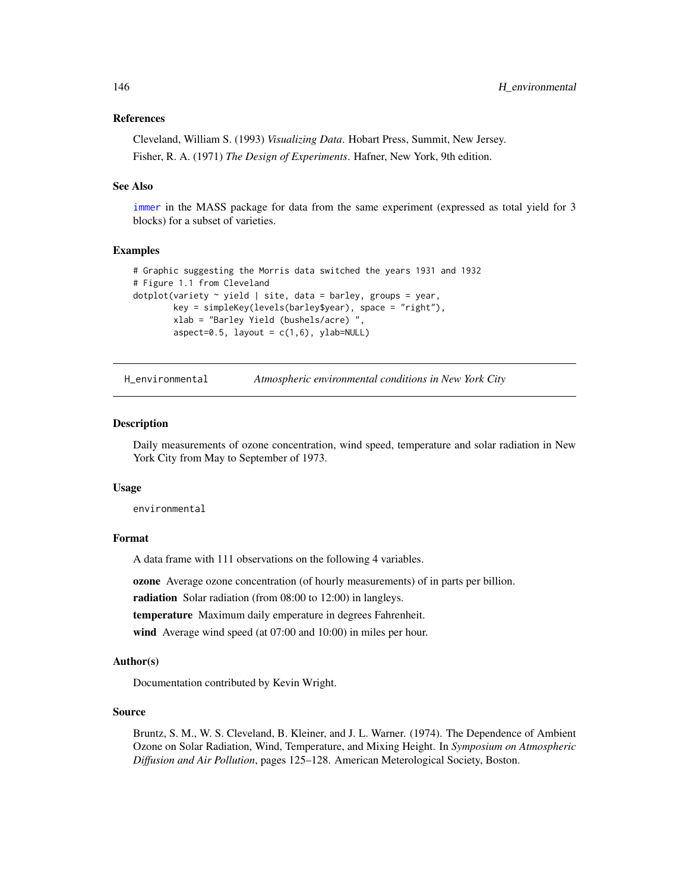### References

Cleveland, William S. (1993) *Visualizing Data*. Hobart Press, Summit, New Jersey.

Fisher, R. A. (1971) *The Design of Experiments*. Hafner, New York, 9th edition.

### See Also

immer in the MASS package for data from the same experiment (expressed as total yield for 3 blocks) for a subset of varieties.

### Examples

```
# Graphic suggesting the Morris data switched the years 1931 and 1932
# Figure 1.1 from Cleveland
dotplot(variety ~ yield | site, data = barley, groups = year,
        key = simpleKey(levels(barley$year), space = "right"),
        xlab = "Barley Yield (bushels/acre) ",
        aspect=0.5, layout = c(1,6), ylab=NULL)
```

---

## H_environmental    *Atmospheric environmental conditions in New York City*

### Description

Daily measurements of ozone concentration, wind speed, temperature and solar radiation in New York City from May to September of 1973.

### Usage

```
environmental
```

### Format

A data frame with 111 observations on the following 4 variables.

**ozone** Average ozone concentration (of hourly measurements) of in parts per billion.

**radiation** Solar radiation (from 08:00 to 12:00) in langleys.

**temperature** Maximum daily emperature in degrees Fahrenheit.

**wind** Average wind speed (at 07:00 and 10:00) in miles per hour.

### Author(s)

Documentation contributed by Kevin Wright.

### Source

Bruntz, S. M., W. S. Cleveland, B. Kleiner, and J. L. Warner. (1974). The Dependence of Ambient Ozone on Solar Radiation, Wind, Temperature, and Mixing Height. In *Symposium on Atmospheric Diffusion and Air Pollution*, pages 125–128. American Meterological Society, Boston.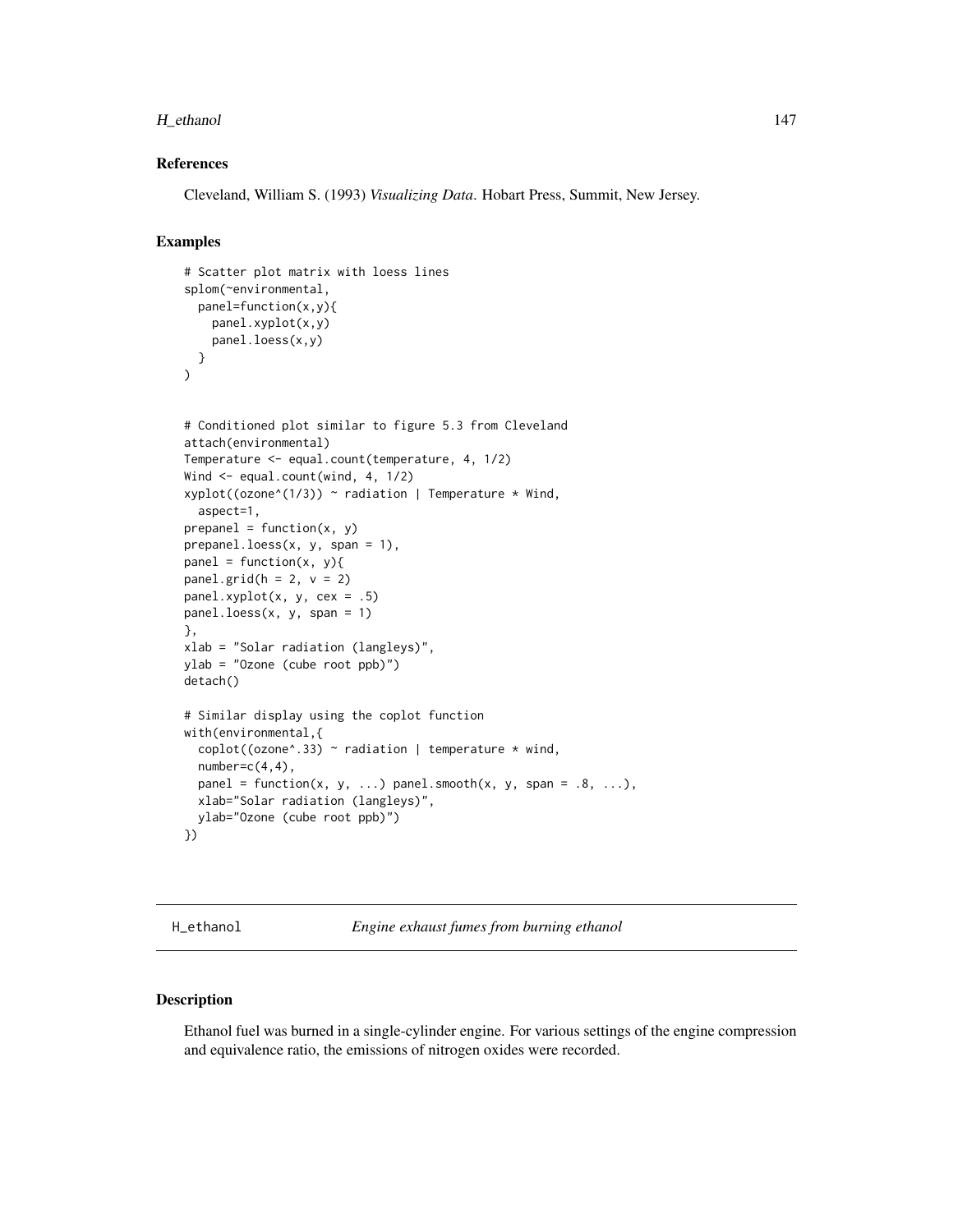## References

Cleveland, William S. (1993) *Visualizing Data*. Hobart Press, Summit, New Jersey.

## Examples

```
# Scatter plot matrix with loess lines
splom(~environmental,
  panel=function(x,y){
    panel.xyplot(x,y)
    panel.loess(x,y)
  }
)


# Conditioned plot similar to figure 5.3 from Cleveland
attach(environmental)
Temperature <- equal.count(temperature, 4, 1/2)
Wind <- equal.count(wind, 4, 1/2)
xyplot((ozone^(1/3)) ~ radiation | Temperature * Wind,
  aspect=1,
prepanel = function(x, y)
prepanel.loess(x, y, span = 1),
panel = function(x, y){
panel.grid(h = 2, v = 2)
panel.xyplot(x, y, cex = .5)
panel.loess(x, y, span = 1)
},
xlab = "Solar radiation (langleys)",
ylab = "Ozone (cube root ppb)")
detach()

# Similar display using the coplot function
with(environmental,{
  coplot((ozone^.33) ~ radiation | temperature * wind,
  number=c(4,4),
  panel = function(x, y, ...) panel.smooth(x, y, span = .8, ...),
  xlab="Solar radiation (langleys)",
  ylab="Ozone (cube root ppb)")
})
```

---

# H_ethanol — *Engine exhaust fumes from burning ethanol*

## Description

Ethanol fuel was burned in a single-cylinder engine. For various settings of the engine compression and equivalence ratio, the emissions of nitrogen oxides were recorded.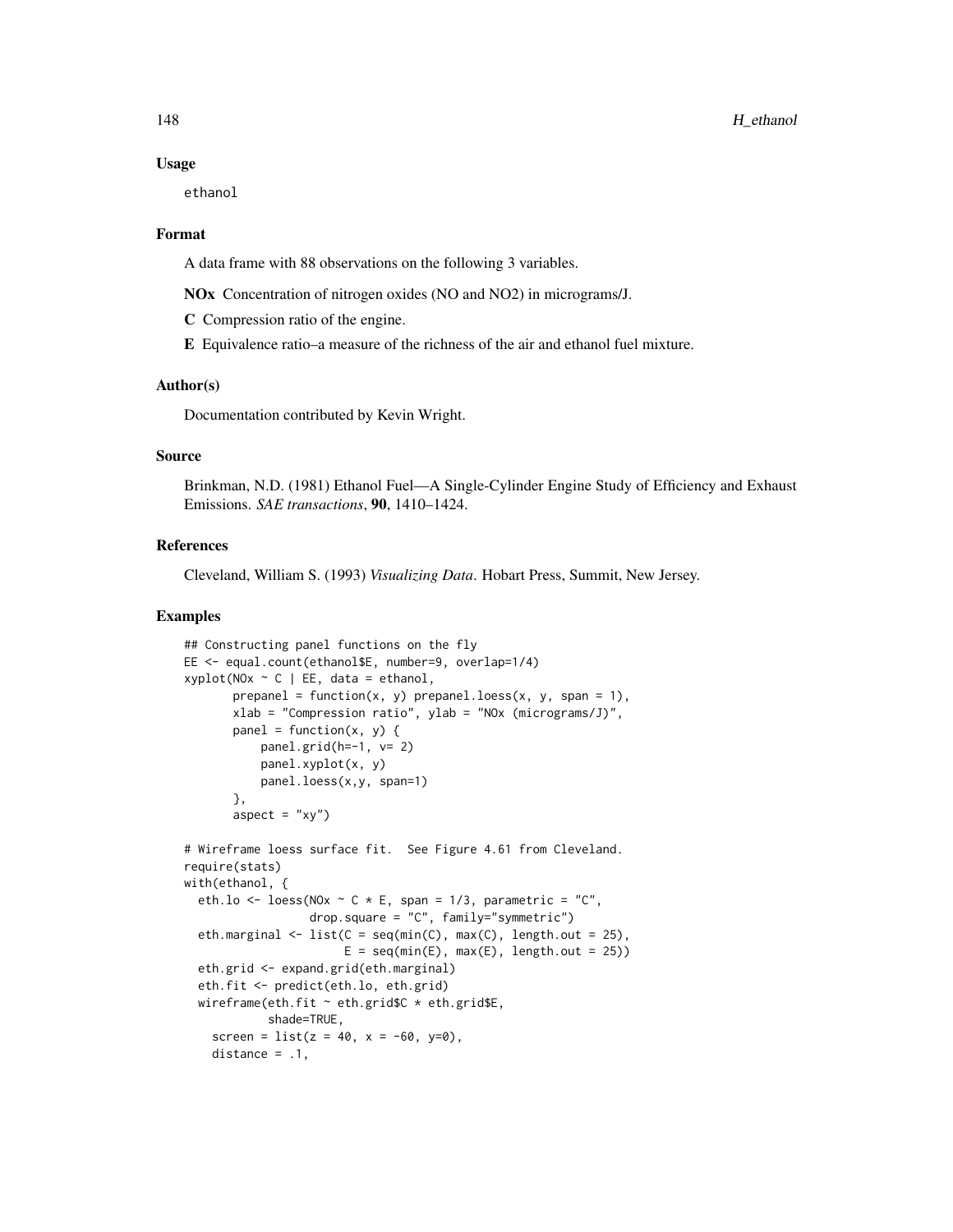## Usage

```
ethanol
```

## Format

A data frame with 88 observations on the following 3 variables.

**NOx** Concentration of nitrogen oxides (NO and NO2) in micrograms/J.

**C** Compression ratio of the engine.

**E** Equivalence ratio–a measure of the richness of the air and ethanol fuel mixture.

## Author(s)

Documentation contributed by Kevin Wright.

## Source

Brinkman, N.D. (1981) Ethanol Fuel—A Single-Cylinder Engine Study of Efficiency and Exhaust Emissions. *SAE transactions*, **90**, 1410–1424.

## References

Cleveland, William S. (1993) *Visualizing Data*. Hobart Press, Summit, New Jersey.

## Examples

```
## Constructing panel functions on the fly
EE <- equal.count(ethanol$E, number=9, overlap=1/4)
xyplot(NOx ~ C | EE, data = ethanol,
       prepanel = function(x, y) prepanel.loess(x, y, span = 1),
       xlab = "Compression ratio", ylab = "NOx (micrograms/J)",
       panel = function(x, y) {
           panel.grid(h=-1, v= 2)
           panel.xyplot(x, y)
           panel.loess(x,y, span=1)
       },
       aspect = "xy")

# Wireframe loess surface fit.  See Figure 4.61 from Cleveland.
require(stats)
with(ethanol, {
  eth.lo <- loess(NOx ~ C * E, span = 1/3, parametric = "C",
                  drop.square = "C", family="symmetric")
  eth.marginal <- list(C = seq(min(C), max(C), length.out = 25),
                       E = seq(min(E), max(E), length.out = 25))
  eth.grid <- expand.grid(eth.marginal)
  eth.fit <- predict(eth.lo, eth.grid)
  wireframe(eth.fit ~ eth.grid$C * eth.grid$E,
            shade=TRUE,
    screen = list(z = 40, x = -60, y=0),
    distance = .1,
```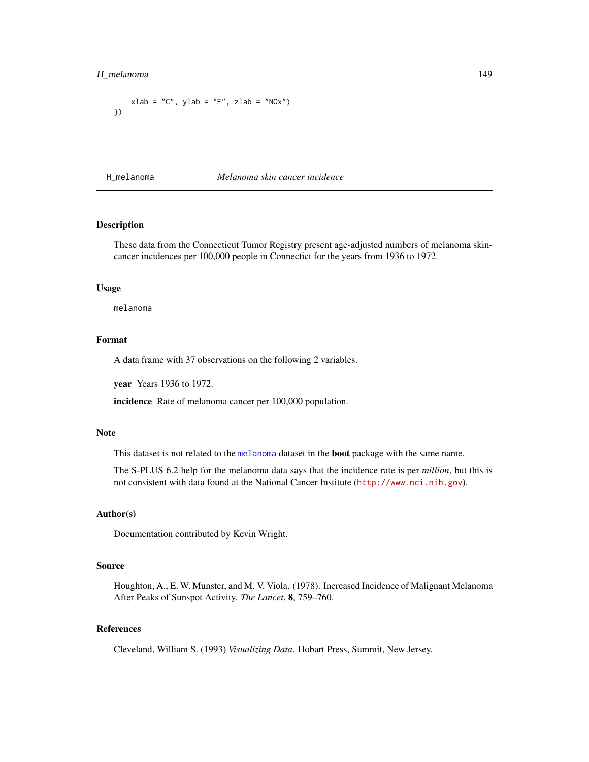```
    xlab = "C", ylab = "E", zlab = "NOx")
})
```

---

## H_melanoma *Melanoma skin cancer incidence*

---

### Description

These data from the Connecticut Tumor Registry present age-adjusted numbers of melanoma skin-cancer incidences per 100,000 people in Connectict for the years from 1936 to 1972.

### Usage

```
melanoma
```

### Format

A data frame with 37 observations on the following 2 variables.

**year** Years 1936 to 1972.

**incidence** Rate of melanoma cancer per 100,000 population.

### Note

This dataset is not related to the `melanoma` dataset in the **boot** package with the same name.

The S-PLUS 6.2 help for the melanoma data says that the incidence rate is per *million*, but this is not consistent with data found at the National Cancer Institute (`http://www.nci.nih.gov`).

### Author(s)

Documentation contributed by Kevin Wright.

### Source

Houghton, A., E. W. Munster, and M. V. Viola. (1978). Increased Incidence of Malignant Melanoma After Peaks of Sunspot Activity. *The Lancet*, **8**, 759–760.

### References

Cleveland, William S. (1993) *Visualizing Data*. Hobart Press, Summit, New Jersey.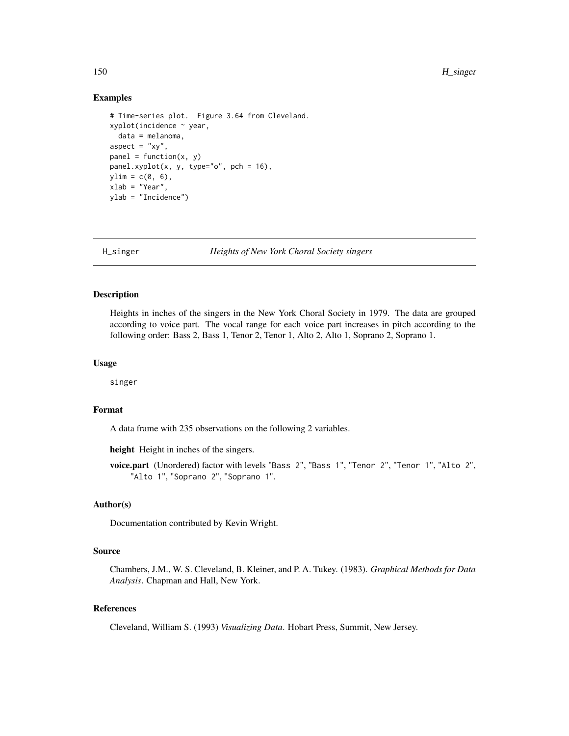## Examples

```
# Time-series plot.  Figure 3.64 from Cleveland.
xyplot(incidence ~ year,
  data = melanoma,
aspect = "xy",
panel = function(x, y)
panel.xyplot(x, y, type="o", pch = 16),
ylim = c(0, 6),
xlab = "Year",
ylab = "Incidence")
```

---

# H_singer — *Heights of New York Choral Society singers*

---

## Description

Heights in inches of the singers in the New York Choral Society in 1979. The data are grouped according to voice part. The vocal range for each voice part increases in pitch according to the following order: Bass 2, Bass 1, Tenor 2, Tenor 1, Alto 2, Alto 1, Soprano 2, Soprano 1.

## Usage

```
singer
```

## Format

A data frame with 235 observations on the following 2 variables.

**height** Height in inches of the singers.

**voice.part** (Unordered) factor with levels "Bass 2", "Bass 1", "Tenor 2", "Tenor 1", "Alto 2", "Alto 1", "Soprano 2", "Soprano 1".

## Author(s)

Documentation contributed by Kevin Wright.

## Source

Chambers, J.M., W. S. Cleveland, B. Kleiner, and P. A. Tukey. (1983). *Graphical Methods for Data Analysis*. Chapman and Hall, New York.

## References

Cleveland, William S. (1993) *Visualizing Data*. Hobart Press, Summit, New Jersey.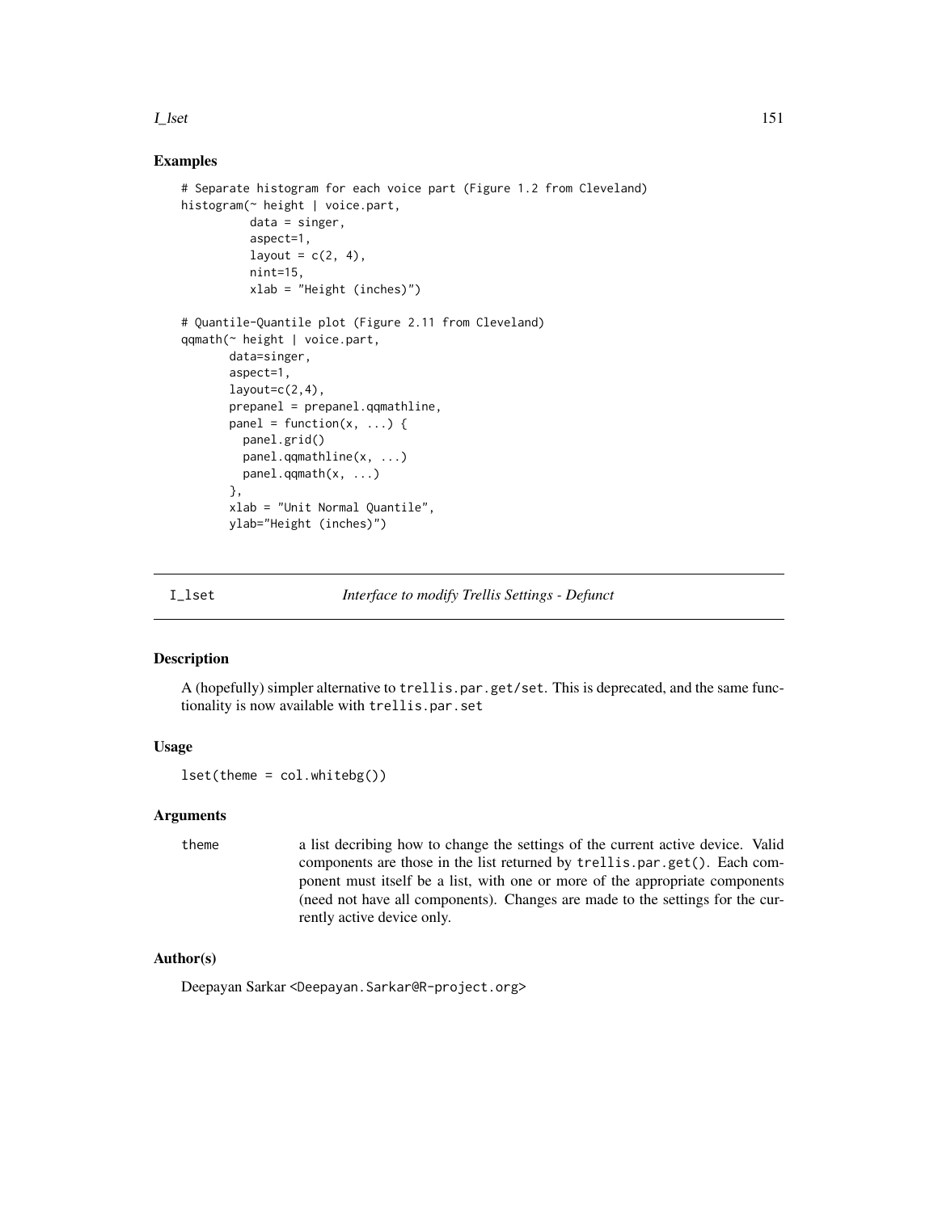## Examples

```
# Separate histogram for each voice part (Figure 1.2 from Cleveland)
histogram(~ height | voice.part,
          data = singer,
          aspect=1,
          layout = c(2, 4),
          nint=15,
          xlab = "Height (inches)")

# Quantile-Quantile plot (Figure 2.11 from Cleveland)
qqmath(~ height | voice.part,
       data=singer,
       aspect=1,
       layout=c(2,4),
       prepanel = prepanel.qqmathline,
       panel = function(x, ...) {
         panel.grid()
         panel.qqmathline(x, ...)
         panel.qqmath(x, ...)
       },
       xlab = "Unit Normal Quantile",
       ylab="Height (inches)")
```

---

I_lset *Interface to modify Trellis Settings - Defunct*

---

## Description

A (hopefully) simpler alternative to `trellis.par.get/set`. This is deprecated, and the same functionality is now available with `trellis.par.set`

## Usage

```
lset(theme = col.whitebg())
```

## Arguments

| | |
|---|---|
| theme | a list decribing how to change the settings of the current active device. Valid components are those in the list returned by `trellis.par.get()`. Each component must itself be a list, with one or more of the appropriate components (need not have all components). Changes are made to the settings for the currently active device only. |

## Author(s)

Deepayan Sarkar <Deepayan.Sarkar@R-project.org>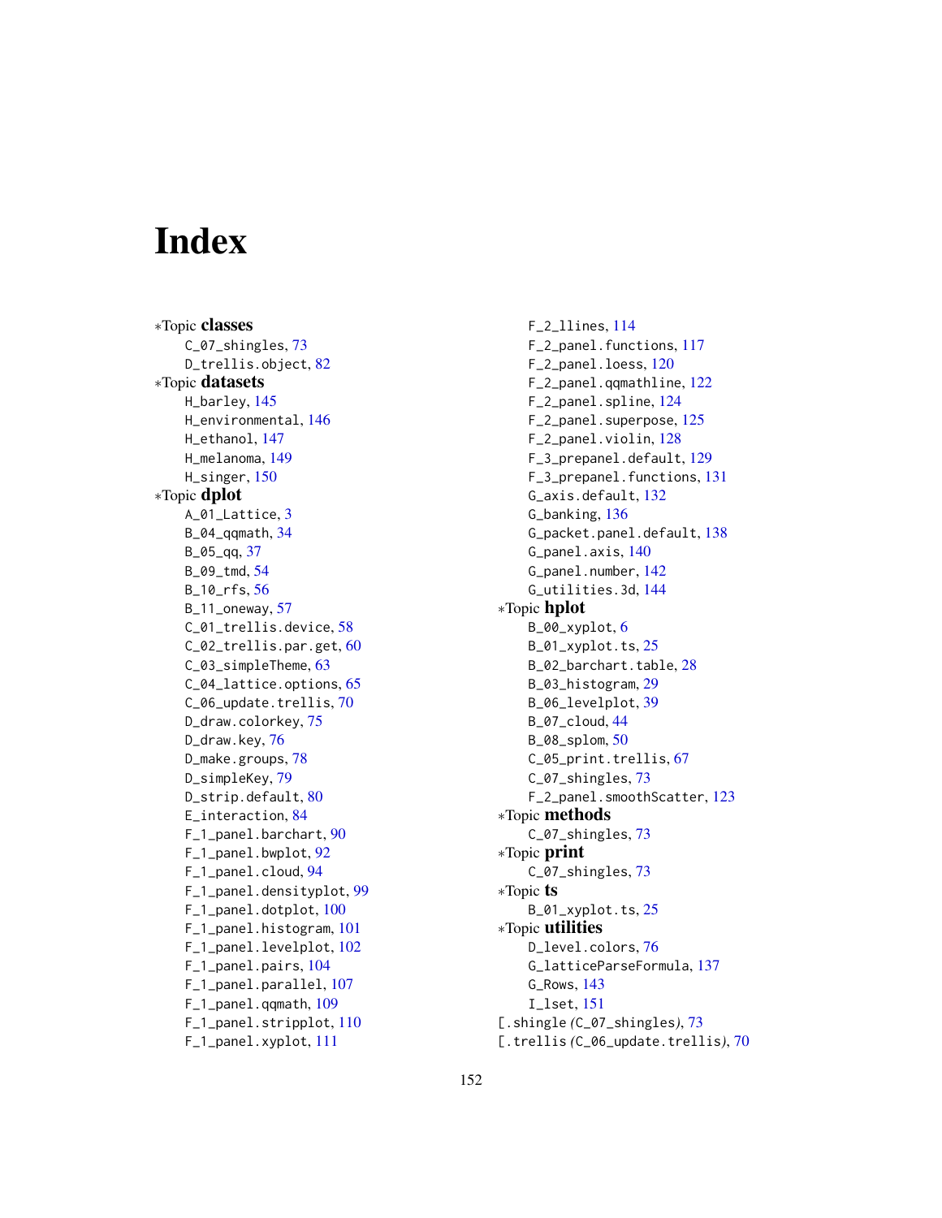# Index

*Topic **classes**
- C_07_shingles, 73
- D_trellis.object, 82

*Topic **datasets**
- H_barley, 145
- H_environmental, 146
- H_ethanol, 147
- H_melanoma, 149
- H_singer, 150

*Topic **dplot**
- A_01_Lattice, 3
- B_04_qqmath, 34
- B_05_qq, 37
- B_09_tmd, 54
- B_10_rfs, 56
- B_11_oneway, 57
- C_01_trellis.device, 58
- C_02_trellis.par.get, 60
- C_03_simpleTheme, 63
- C_04_lattice.options, 65
- C_06_update.trellis, 70
- D_draw.colorkey, 75
- D_draw.key, 76
- D_make.groups, 78
- D_simpleKey, 79
- D_strip.default, 80
- E_interaction, 84
- F_1_panel.barchart, 90
- F_1_panel.bwplot, 92
- F_1_panel.cloud, 94
- F_1_panel.densityplot, 99
- F_1_panel.dotplot, 100
- F_1_panel.histogram, 101
- F_1_panel.levelplot, 102
- F_1_panel.pairs, 104
- F_1_panel.parallel, 107
- F_1_panel.qqmath, 109
- F_1_panel.stripplot, 110
- F_1_panel.xyplot, 111
- F_2_llines, 114
- F_2_panel.functions, 117
- F_2_panel.loess, 120
- F_2_panel.qqmathline, 122
- F_2_panel.spline, 124
- F_2_panel.superpose, 125
- F_2_panel.violin, 128
- F_3_prepanel.default, 129
- F_3_prepanel.functions, 131
- G_axis.default, 132
- G_banking, 136
- G_packet.panel.default, 138
- G_panel.axis, 140
- G_panel.number, 142
- G_utilities.3d, 144

*Topic **hplot**
- B_00_xyplot, 6
- B_01_xyplot.ts, 25
- B_02_barchart.table, 28
- B_03_histogram, 29
- B_06_levelplot, 39
- B_07_cloud, 44
- B_08_splom, 50
- C_05_print.trellis, 67
- C_07_shingles, 73
- F_2_panel.smoothScatter, 123

*Topic **methods**
- C_07_shingles, 73

*Topic **print**
- C_07_shingles, 73

*Topic **ts**
- B_01_xyplot.ts, 25

*Topic **utilities**
- D_level.colors, 76
- G_latticeParseFormula, 137
- G_Rows, 143
- I_lset, 151

[.shingle *(*C_07_shingles*)*, 73
[.trellis *(*C_06_update.trellis*)*, 70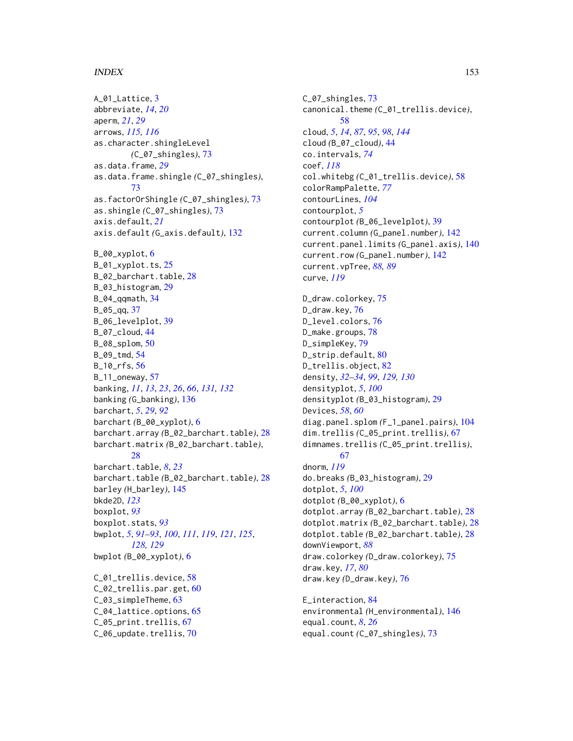A_01_Lattice, 3
abbreviate, *14*, *20*
aperm, *21*, *29*
arrows, *115, 116*
as.character.shingleLevel (C_07_shingles), 73
as.data.frame, *29*
as.data.frame.shingle (C_07_shingles), 73
as.factorOrShingle (C_07_shingles), 73
as.shingle (C_07_shingles), 73
axis.default, *21*
axis.default (G_axis.default), 132

B_00_xyplot, 6
B_01_xyplot.ts, 25
B_02_barchart.table, 28
B_03_histogram, 29
B_04_qqmath, 34
B_05_qq, 37
B_06_levelplot, 39
B_07_cloud, 44
B_08_splom, 50
B_09_tmd, 54
B_10_rfs, 56
B_11_oneway, 57
banking, *11*, *13*, *23*, *26*, *66*, *131, 132*
banking (G_banking), 136
barchart, *5*, *29*, *92*
barchart (B_00_xyplot), 6
barchart.array (B_02_barchart.table), 28
barchart.matrix (B_02_barchart.table), 28
barchart.table, *8*, *23*
barchart.table (B_02_barchart.table), 28
barley (H_barley), 145
bkde2D, *123*
boxplot, *93*
boxplot.stats, *93*
bwplot, *5*, *91–93*, *100*, *111*, *119*, *121*, *125*, *128, 129*
bwplot (B_00_xyplot), 6

C_01_trellis.device, 58
C_02_trellis.par.get, 60
C_03_simpleTheme, 63
C_04_lattice.options, 65
C_05_print.trellis, 67
C_06_update.trellis, 70
C_07_shingles, 73
canonical.theme (C_01_trellis.device), 58
cloud, *5*, *14*, *87*, *95*, *98*, *144*
cloud (B_07_cloud), 44
co.intervals, *74*
coef, *118*
col.whitebg (C_01_trellis.device), 58
colorRampPalette, *77*
contourLines, *104*
contourplot, *5*
contourplot (B_06_levelplot), 39
current.column (G_panel.number), 142
current.panel.limits (G_panel.axis), 140
current.row (G_panel.number), 142
current.vpTree, *88, 89*
curve, *119*

D_draw.colorkey, 75
D_draw.key, 76
D_level.colors, 76
D_make.groups, 78
D_simpleKey, 79
D_strip.default, 80
D_trellis.object, 82
density, *32–34*, *99*, *129, 130*
densityplot, *5*, *100*
densityplot (B_03_histogram), 29
Devices, *58*, *60*
diag.panel.splom (F_1_panel.pairs), 104
dim.trellis (C_05_print.trellis), 67
dimnames.trellis (C_05_print.trellis), 67
dnorm, *119*
do.breaks (B_03_histogram), 29
dotplot, *5*, *100*
dotplot (B_00_xyplot), 6
dotplot.array (B_02_barchart.table), 28
dotplot.matrix (B_02_barchart.table), 28
dotplot.table (B_02_barchart.table), 28
downViewport, *88*
draw.colorkey (D_draw.colorkey), 75
draw.key, *17*, *80*
draw.key (D_draw.key), 76

E_interaction, 84
environmental (H_environmental), 146
equal.count, *8*, *26*
equal.count (C_07_shingles), 73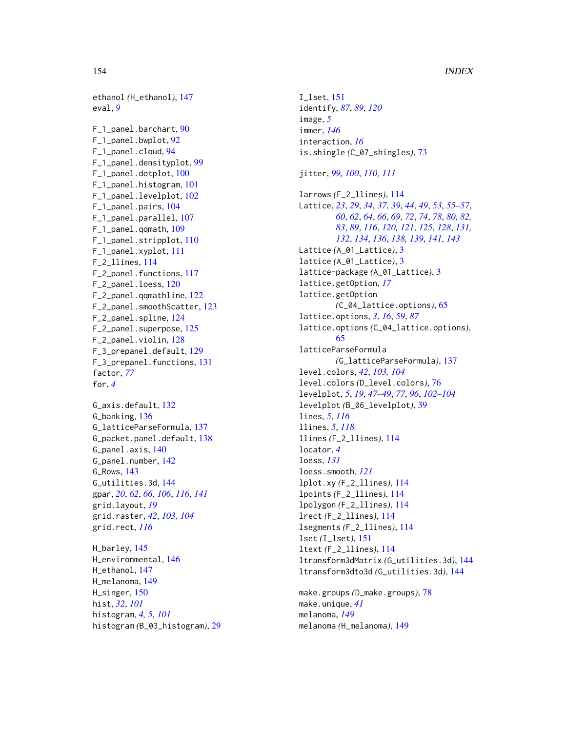ethanol *(*H_ethanol*)*, 147
eval, *9*

F_1_panel.barchart, 90
F_1_panel.bwplot, 92
F_1_panel.cloud, 94
F_1_panel.densityplot, 99
F_1_panel.dotplot, 100
F_1_panel.histogram, 101
F_1_panel.levelplot, 102
F_1_panel.pairs, 104
F_1_panel.parallel, 107
F_1_panel.qqmath, 109
F_1_panel.stripplot, 110
F_1_panel.xyplot, 111
F_2_llines, 114
F_2_panel.functions, 117
F_2_panel.loess, 120
F_2_panel.qqmathline, 122
F_2_panel.smoothScatter, 123
F_2_panel.spline, 124
F_2_panel.superpose, 125
F_2_panel.violin, 128
F_3_prepanel.default, 129
F_3_prepanel.functions, 131
factor, *77*
for, *4*

G_axis.default, 132
G_banking, 136
G_latticeParseFormula, 137
G_packet.panel.default, 138
G_panel.axis, 140
G_panel.number, 142
G_Rows, 143
G_utilities.3d, 144
gpar, *20*, *62*, *66*, *106*, *116*, *141*
grid.layout, *19*
grid.raster, *42*, *103, 104*
grid.rect, *116*

H_barley, 145
H_environmental, 146
H_ethanol, 147
H_melanoma, 149
H_singer, 150
hist, *32*, *101*
histogram, *4, 5*, *101*
histogram *(*B_03_histogram*)*, 29

I_lset, 151
identify, *87*, *89*, *120*
image, *5*
immer, *146*
interaction, *16*
is.shingle *(*C_07_shingles*)*, 73

jitter, *99, 100*, *110, 111*

larrows *(*F_2_llines*)*, 114
Lattice, *23*, *29*, *34*, *37*, *39*, *44*, *49*, *53*, *55–57*, *60*, *62*, *64*, *66*, *69*, *72*, *74*, *78*, *80*, *82, 83*, *89*, *116*, *120, 121*, *125*, *128*, *131, 132*, *134*, *136*, *138, 139*, *141*, *143*
Lattice *(*A_01_Lattice*)*, 3
lattice *(*A_01_Lattice*)*, 3
lattice-package *(*A_01_Lattice*)*, 3
lattice.getOption, *17*
lattice.getOption *(*C_04_lattice.options*)*, 65
lattice.options, *3*, *16*, *59*, *87*
lattice.options *(*C_04_lattice.options*)*, 65
latticeParseFormula *(*G_latticeParseFormula*)*, 137
level.colors, *42*, *103, 104*
level.colors *(*D_level.colors*)*, 76
levelplot, *5*, *19*, *47–49*, *77*, *96*, *102–104*
levelplot *(*B_06_levelplot*)*, 39
lines, *5*, *116*
llines, *5*, *118*
llines *(*F_2_llines*)*, 114
locator, *4*
loess, *131*
loess.smooth, *121*
lplot.xy *(*F_2_llines*)*, 114
lpoints *(*F_2_llines*)*, 114
lpolygon *(*F_2_llines*)*, 114
lrect *(*F_2_llines*)*, 114
lsegments *(*F_2_llines*)*, 114
lset *(*I_lset*)*, 151
ltext *(*F_2_llines*)*, 114
ltransform3dMatrix *(*G_utilities.3d*)*, 144
ltransform3dto3d *(*G_utilities.3d*)*, 144

make.groups *(*D_make.groups*)*, 78
make.unique, *41*
melanoma, *149*
melanoma *(*H_melanoma*)*, 149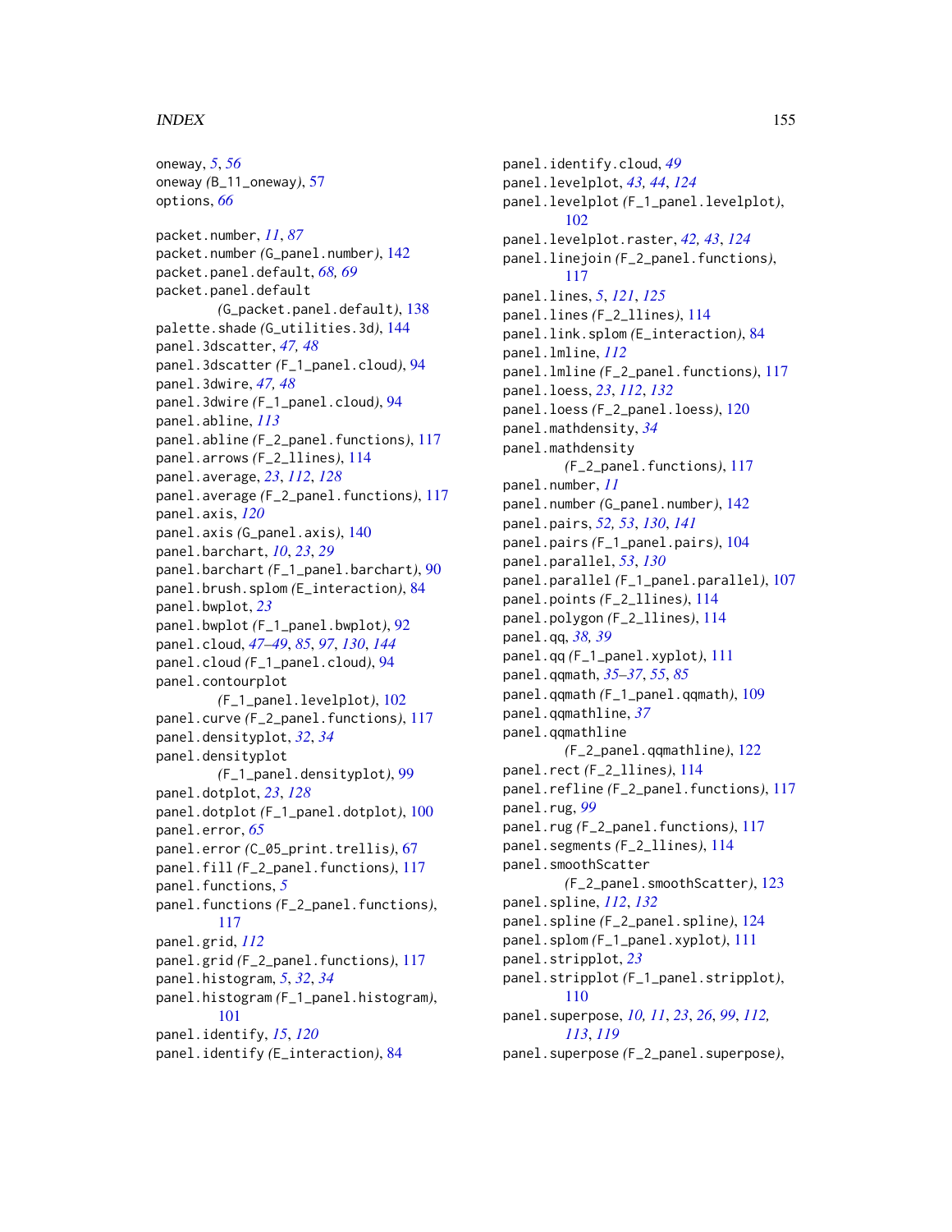oneway, *5*, *56*
oneway *(*B_11_oneway*)*, 57
options, *66*

packet.number, *11*, *87*
packet.number *(*G_panel.number*)*, 142
packet.panel.default, *68, 69*
packet.panel.default *(*G_packet.panel.default*)*, 138
palette.shade *(*G_utilities.3d*)*, 144
panel.3dscatter, *47, 48*
panel.3dscatter *(*F_1_panel.cloud*)*, 94
panel.3dwire, *47, 48*
panel.3dwire *(*F_1_panel.cloud*)*, 94
panel.abline, *113*
panel.abline *(*F_2_panel.functions*)*, 117
panel.arrows *(*F_2_llines*)*, 114
panel.average, *23*, *112*, *128*
panel.average *(*F_2_panel.functions*)*, 117
panel.axis, *120*
panel.axis *(*G_panel.axis*)*, 140
panel.barchart, *10*, *23*, *29*
panel.barchart *(*F_1_panel.barchart*)*, 90
panel.brush.splom *(*E_interaction*)*, 84
panel.bwplot, *23*
panel.bwplot *(*F_1_panel.bwplot*)*, 92
panel.cloud, *47–49*, *85*, *97*, *130*, *144*
panel.cloud *(*F_1_panel.cloud*)*, 94
panel.contourplot *(*F_1_panel.levelplot*)*, 102
panel.curve *(*F_2_panel.functions*)*, 117
panel.densityplot, *32*, *34*
panel.densityplot *(*F_1_panel.densityplot*)*, 99
panel.dotplot, *23*, *128*
panel.dotplot *(*F_1_panel.dotplot*)*, 100
panel.error, *65*
panel.error *(*C_05_print.trellis*)*, 67
panel.fill *(*F_2_panel.functions*)*, 117
panel.functions, *5*
panel.functions *(*F_2_panel.functions*)*, 117
panel.grid, *112*
panel.grid *(*F_2_panel.functions*)*, 117
panel.histogram, *5*, *32*, *34*
panel.histogram *(*F_1_panel.histogram*)*, 101
panel.identify, *15*, *120*
panel.identify *(*E_interaction*)*, 84
panel.identify.cloud, *49*
panel.levelplot, *43, 44*, *124*
panel.levelplot *(*F_1_panel.levelplot*)*, 102
panel.levelplot.raster, *42, 43*, *124*
panel.linejoin *(*F_2_panel.functions*)*, 117
panel.lines, *5*, *121*, *125*
panel.lines *(*F_2_llines*)*, 114
panel.link.splom *(*E_interaction*)*, 84
panel.lmline, *112*
panel.lmline *(*F_2_panel.functions*)*, 117
panel.loess, *23*, *112*, *132*
panel.loess *(*F_2_panel.loess*)*, 120
panel.mathdensity, *34*
panel.mathdensity *(*F_2_panel.functions*)*, 117
panel.number, *11*
panel.number *(*G_panel.number*)*, 142
panel.pairs, *52, 53*, *130*, *141*
panel.pairs *(*F_1_panel.pairs*)*, 104
panel.parallel, *53*, *130*
panel.parallel *(*F_1_panel.parallel*)*, 107
panel.points *(*F_2_llines*)*, 114
panel.polygon *(*F_2_llines*)*, 114
panel.qq, *38, 39*
panel.qq *(*F_1_panel.xyplot*)*, 111
panel.qqmath, *35–37*, *55*, *85*
panel.qqmath *(*F_1_panel.qqmath*)*, 109
panel.qqmathline, *37*
panel.qqmathline *(*F_2_panel.qqmathline*)*, 122
panel.rect *(*F_2_llines*)*, 114
panel.refline *(*F_2_panel.functions*)*, 117
panel.rug, *99*
panel.rug *(*F_2_panel.functions*)*, 117
panel.segments *(*F_2_llines*)*, 114
panel.smoothScatter *(*F_2_panel.smoothScatter*)*, 123
panel.spline, *112*, *132*
panel.spline *(*F_2_panel.spline*)*, 124
panel.splom *(*F_1_panel.xyplot*)*, 111
panel.stripplot, *23*
panel.stripplot *(*F_1_panel.stripplot*)*, 110
panel.superpose, *10, 11*, *23*, *26*, *99*, *112, 113*, *119*
panel.superpose *(*F_2_panel.superpose*)*,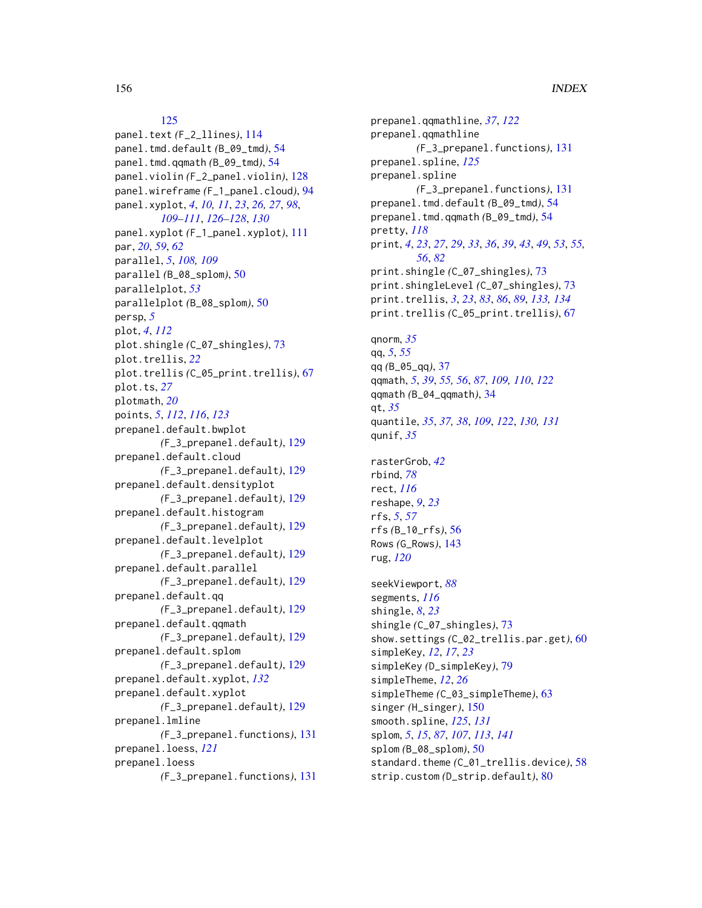125
panel.text *(F_2_llines)*, 114
panel.tmd.default *(B_09_tmd)*, 54
panel.tmd.qqmath *(B_09_tmd)*, 54
panel.violin *(F_2_panel.violin)*, 128
panel.wireframe *(F_1_panel.cloud)*, 94
panel.xyplot, *4*, *10, 11*, *23*, *26, 27*, *98*, *109–111*, *126–128*, *130*
panel.xyplot *(F_1_panel.xyplot)*, 111
par, *20*, *59*, *62*
parallel, *5*, *108, 109*
parallel *(B_08_splom)*, 50
parallelplot, *53*
parallelplot *(B_08_splom)*, 50
persp, *5*
plot, *4*, *112*
plot.shingle *(C_07_shingles)*, 73
plot.trellis, *22*
plot.trellis *(C_05_print.trellis)*, 67
plot.ts, *27*
plotmath, *20*
points, *5*, *112*, *116*, *123*
prepanel.default.bwplot *(F_3_prepanel.default)*, 129
prepanel.default.cloud *(F_3_prepanel.default)*, 129
prepanel.default.densityplot *(F_3_prepanel.default)*, 129
prepanel.default.histogram *(F_3_prepanel.default)*, 129
prepanel.default.levelplot *(F_3_prepanel.default)*, 129
prepanel.default.parallel *(F_3_prepanel.default)*, 129
prepanel.default.qq *(F_3_prepanel.default)*, 129
prepanel.default.qqmath *(F_3_prepanel.default)*, 129
prepanel.default.splom *(F_3_prepanel.default)*, 129
prepanel.default.xyplot, *132*
prepanel.default.xyplot *(F_3_prepanel.default)*, 129
prepanel.lmline *(F_3_prepanel.functions)*, 131
prepanel.loess, *121*
prepanel.loess *(F_3_prepanel.functions)*, 131
prepanel.qqmathline, *37*, *122*
prepanel.qqmathline *(F_3_prepanel.functions)*, 131
prepanel.spline, *125*
prepanel.spline *(F_3_prepanel.functions)*, 131
prepanel.tmd.default *(B_09_tmd)*, 54
prepanel.tmd.qqmath *(B_09_tmd)*, 54
pretty, *118*
print, *4*, *23*, *27*, *29*, *33*, *36*, *39*, *43*, *49*, *53*, *55, 56*, *82*
print.shingle *(C_07_shingles)*, 73
print.shingleLevel *(C_07_shingles)*, 73
print.trellis, *3*, *23*, *83*, *86*, *89*, *133, 134*
print.trellis *(C_05_print.trellis)*, 67

qnorm, *35*
qq, *5*, *55*
qq *(B_05_qq)*, 37
qqmath, *5*, *39*, *55, 56*, *87*, *109, 110*, *122*
qqmath *(B_04_qqmath)*, 34
qt, *35*
quantile, *35*, *37, 38*, *109*, *122*, *130, 131*
qunif, *35*

rasterGrob, *42*
rbind, *78*
rect, *116*
reshape, *9*, *23*
rfs, *5*, *57*
rfs *(B_10_rfs)*, 56
Rows *(G_Rows)*, 143
rug, *120*

seekViewport, *88*
segments, *116*
shingle, *8*, *23*
shingle *(C_07_shingles)*, 73
show.settings *(C_02_trellis.par.get)*, 60
simpleKey, *12*, *17*, *23*
simpleKey *(D_simpleKey)*, 79
simpleTheme, *12*, *26*
simpleTheme *(C_03_simpleTheme)*, 63
singer *(H_singer)*, 150
smooth.spline, *125*, *131*
splom, *5*, *15*, *87*, *107*, *113*, *141*
splom *(B_08_splom)*, 50
standard.theme *(C_01_trellis.device)*, 58
strip.custom *(D_strip.default)*, 80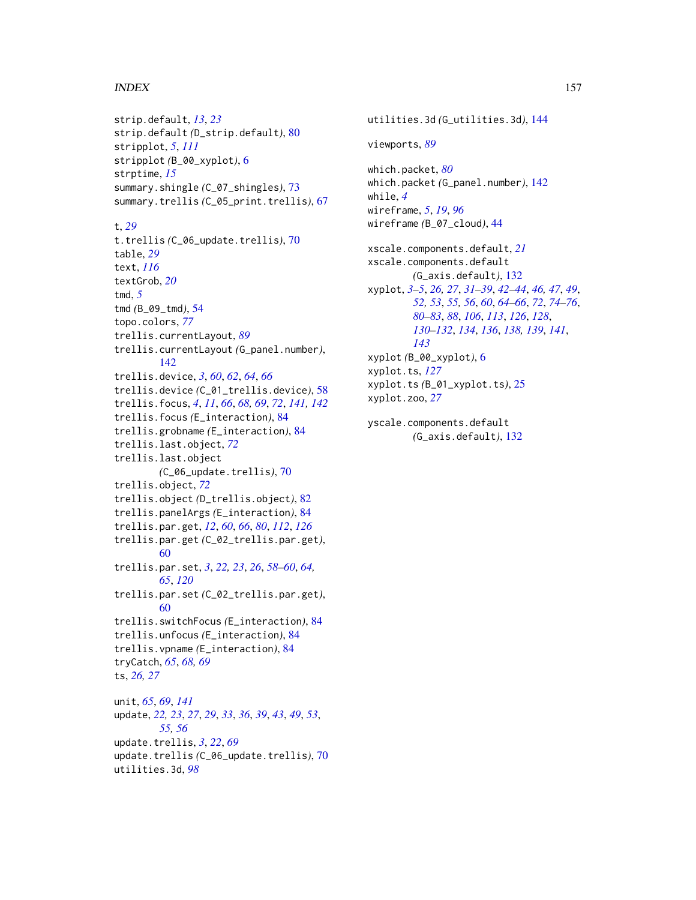strip.default, *13*, *23*
strip.default *(*D_strip.default*)*, 80
stripplot, *5*, *111*
stripplot *(*B_00_xyplot*)*, 6
strptime, *15*
summary.shingle *(*C_07_shingles*)*, 73
summary.trellis *(*C_05_print.trellis*)*, 67

t, *29*
t.trellis *(*C_06_update.trellis*)*, 70
table, *29*
text, *116*
textGrob, *20*
tmd, *5*
tmd *(*B_09_tmd*)*, 54
topo.colors, *77*
trellis.currentLayout, *89*
trellis.currentLayout *(*G_panel.number*)*, 142
trellis.device, *3*, *60*, *62*, *64*, *66*
trellis.device *(*C_01_trellis.device*)*, 58
trellis.focus, *4*, *11*, *66*, *68, 69*, *72*, *141, 142*
trellis.focus *(*E_interaction*)*, 84
trellis.grobname *(*E_interaction*)*, 84
trellis.last.object, *72*
trellis.last.object *(*C_06_update.trellis*)*, 70
trellis.object, *72*
trellis.object *(*D_trellis.object*)*, 82
trellis.panelArgs *(*E_interaction*)*, 84
trellis.par.get, *12*, *60*, *66*, *80*, *112*, *126*
trellis.par.get *(*C_02_trellis.par.get*)*, 60
trellis.par.set, *3*, *22, 23*, *26*, *58–60*, *64, 65*, *120*
trellis.par.set *(*C_02_trellis.par.get*)*, 60
trellis.switchFocus *(*E_interaction*)*, 84
trellis.unfocus *(*E_interaction*)*, 84
trellis.vpname *(*E_interaction*)*, 84
tryCatch, *65*, *68, 69*
ts, *26, 27*

unit, *65*, *69*, *141*
update, *22, 23*, *27*, *29*, *33*, *36*, *39*, *43*, *49*, *53*, *55, 56*
update.trellis, *3*, *22*, *69*
update.trellis *(*C_06_update.trellis*)*, 70
utilities.3d, *98*
utilities.3d *(*G_utilities.3d*)*, 144

viewports, *89*

which.packet, *80*
which.packet *(*G_panel.number*)*, 142
while, *4*
wireframe, *5*, *19*, *96*
wireframe *(*B_07_cloud*)*, 44

xscale.components.default, *21*
xscale.components.default *(*G_axis.default*)*, 132
xyplot, *3–5*, *26, 27*, *31–39*, *42–44*, *46, 47*, *49*, *52, 53*, *55, 56*, *60*, *64–66*, *72*, *74–76*, *80–83*, *88*, *106*, *113*, *126*, *128*, *130–132*, *134*, *136*, *138, 139*, *141*, *143*
xyplot *(*B_00_xyplot*)*, 6
xyplot.ts, *127*
xyplot.ts *(*B_01_xyplot.ts*)*, 25
xyplot.zoo, *27*

yscale.components.default *(*G_axis.default*)*, 132